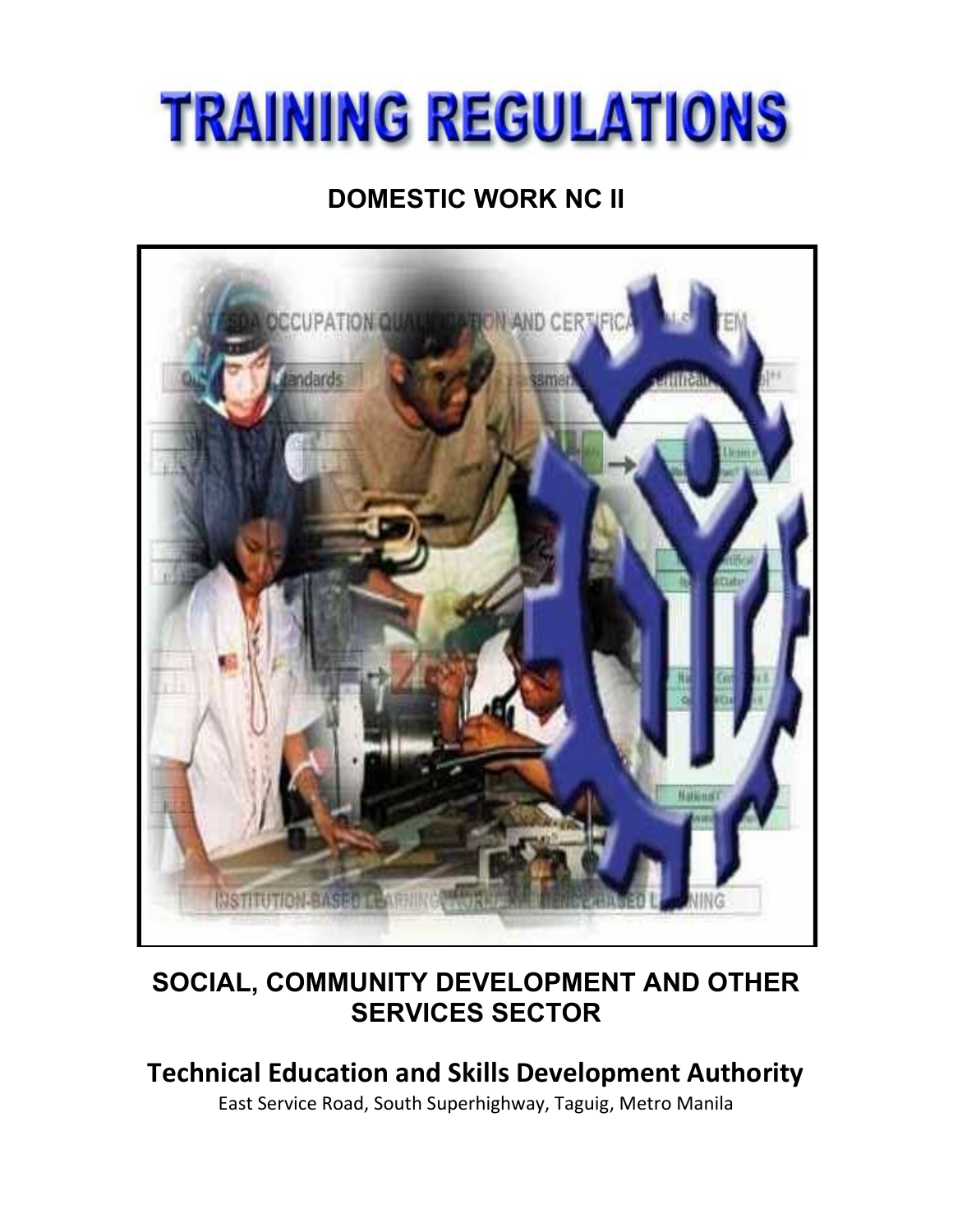# TRAINING REGULATIONS

## DOMESTIC WORK NC II

## SOCIAL, COMMUNITY DEVELOPMENT AND OTHER SERVICES SECTOR

**Technical Education and Skills Development Authority**

East Service Road, South Superhighway, Taguig, Metro Manila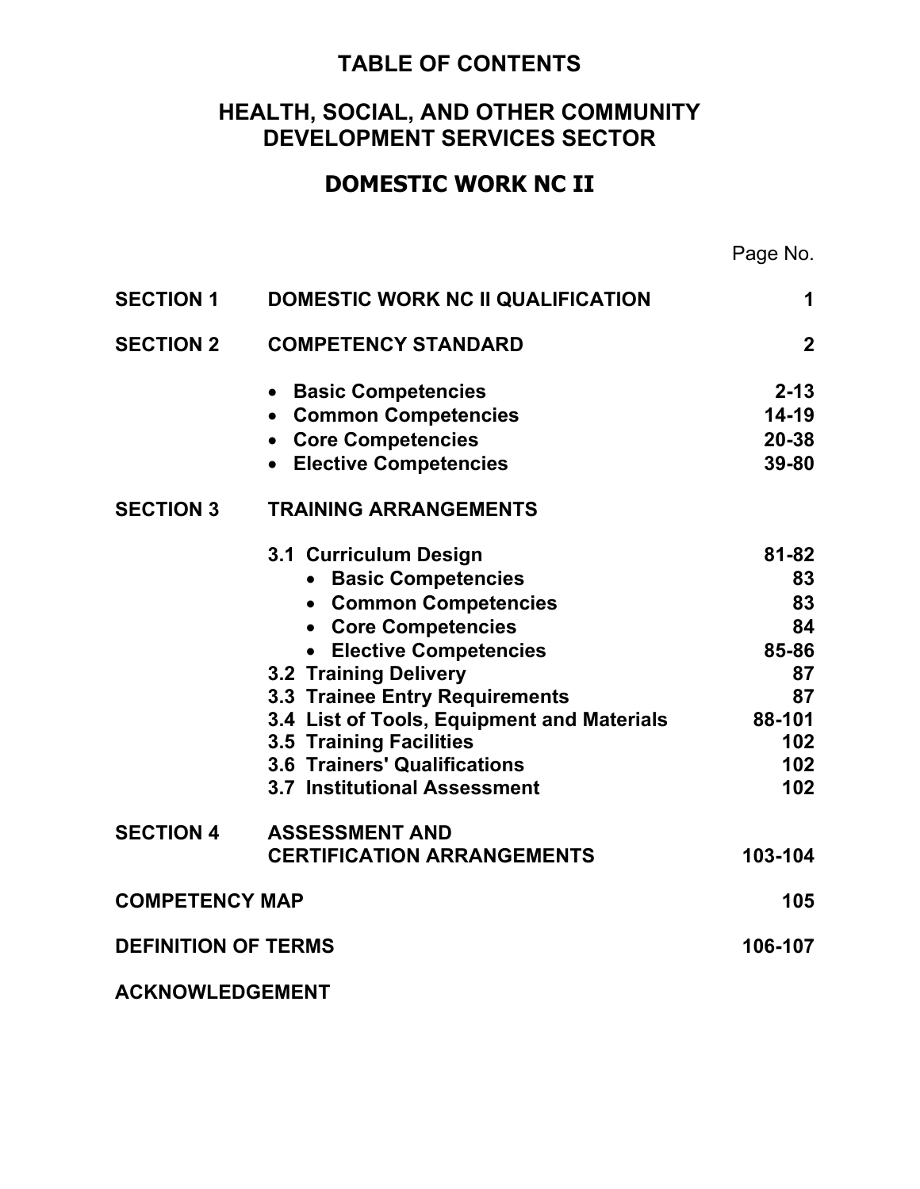# TABLE OF CONTENTS

## HEALTH, SOCIAL, AND OTHER COMMUNITY DEVELOPMENT SERVICES SECTOR

## DOMESTIC WORK NC II

| | | Page No. |
|---|---|---|
| **SECTION 1** | **DOMESTIC WORK NC II QUALIFICATION** | **1** |
| **SECTION 2** | **COMPETENCY STANDARD** | **2** |
| | • **Basic Competencies** | **2-13** |
| | • **Common Competencies** | **14-19** |
| | • **Core Competencies** | **20-38** |
| | • **Elective Competencies** | **39-80** |
| **SECTION 3** | **TRAINING ARRANGEMENTS** | |
| | **3.1 Curriculum Design** | **81-82** |
| | • **Basic Competencies** | **83** |
| | • **Common Competencies** | **83** |
| | • **Core Competencies** | **84** |
| | • **Elective Competencies** | **85-86** |
| | **3.2 Training Delivery** | **87** |
| | **3.3 Trainee Entry Requirements** | **87** |
| | **3.4 List of Tools, Equipment and Materials** | **88-101** |
| | **3.5 Training Facilities** | **102** |
| | **3.6 Trainers' Qualifications** | **102** |
| | **3.7 Institutional Assessment** | **102** |
| **SECTION 4** | **ASSESSMENT AND CERTIFICATION ARRANGEMENTS** | **103-104** |
| **COMPETENCY MAP** | | **105** |
| **DEFINITION OF TERMS** | | **106-107** |
| **ACKNOWLEDGEMENT** | | |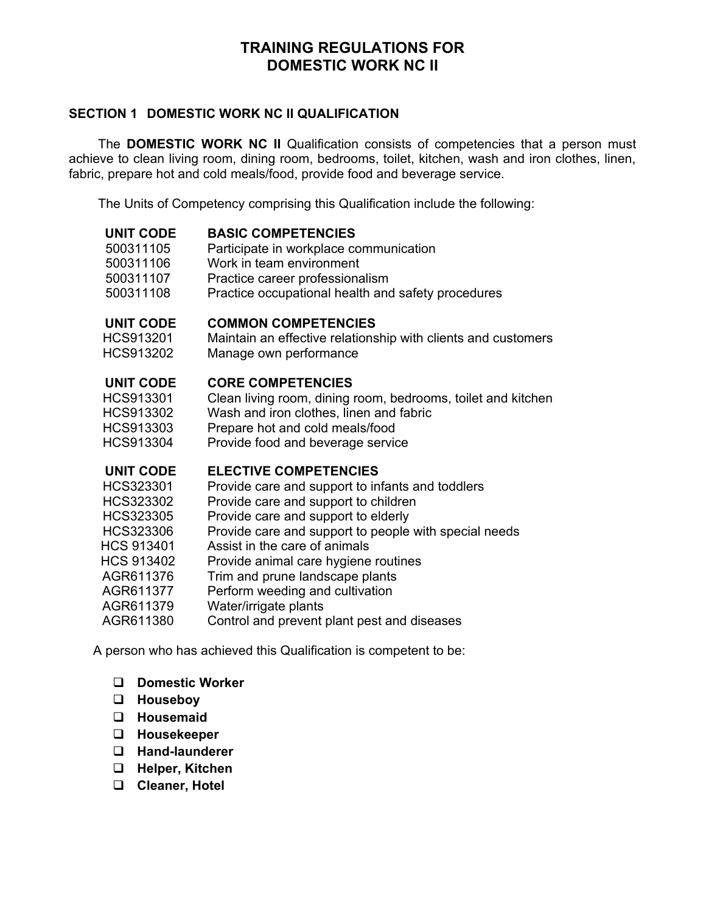# TRAINING REGULATIONS FOR DOMESTIC WORK NC II

## SECTION 1 DOMESTIC WORK NC II QUALIFICATION

The **DOMESTIC WORK NC II** Qualification consists of competencies that a person must achieve to clean living room, dining room, bedrooms, toilet, kitchen, wash and iron clothes, linen, fabric, prepare hot and cold meals/food, provide food and beverage service.

The Units of Competency comprising this Qualification include the following:

| UNIT CODE | BASIC COMPETENCIES |
|---|---|
| 500311105 | Participate in workplace communication |
| 500311106 | Work in team environment |
| 500311107 | Practice career professionalism |
| 500311108 | Practice occupational health and safety procedures |

| UNIT CODE | COMMON COMPETENCIES |
|---|---|
| HCS913201 | Maintain an effective relationship with clients and customers |
| HCS913202 | Manage own performance |

| UNIT CODE | CORE COMPETENCIES |
|---|---|
| HCS913301 | Clean living room, dining room, bedrooms, toilet and kitchen |
| HCS913302 | Wash and iron clothes, linen and fabric |
| HCS913303 | Prepare hot and cold meals/food |
| HCS913304 | Provide food and beverage service |

| UNIT CODE | ELECTIVE COMPETENCIES |
|---|---|
| HCS323301 | Provide care and support to infants and toddlers |
| HCS323302 | Provide care and support to children |
| HCS323305 | Provide care and support to elderly |
| HCS323306 | Provide care and support to people with special needs |
| HCS 913401 | Assist in the care of animals |
| HCS 913402 | Provide animal care hygiene routines |
| AGR611376 | Trim and prune landscape plants |
| AGR611377 | Perform weeding and cultivation |
| AGR611379 | Water/irrigate plants |
| AGR611380 | Control and prevent plant pest and diseases |

A person who has achieved this Qualification is competent to be:

- **Domestic Worker**
- **Houseboy**
- **Housemaid**
- **Housekeeper**
- **Hand-launderer**
- **Helper, Kitchen**
- **Cleaner, Hotel**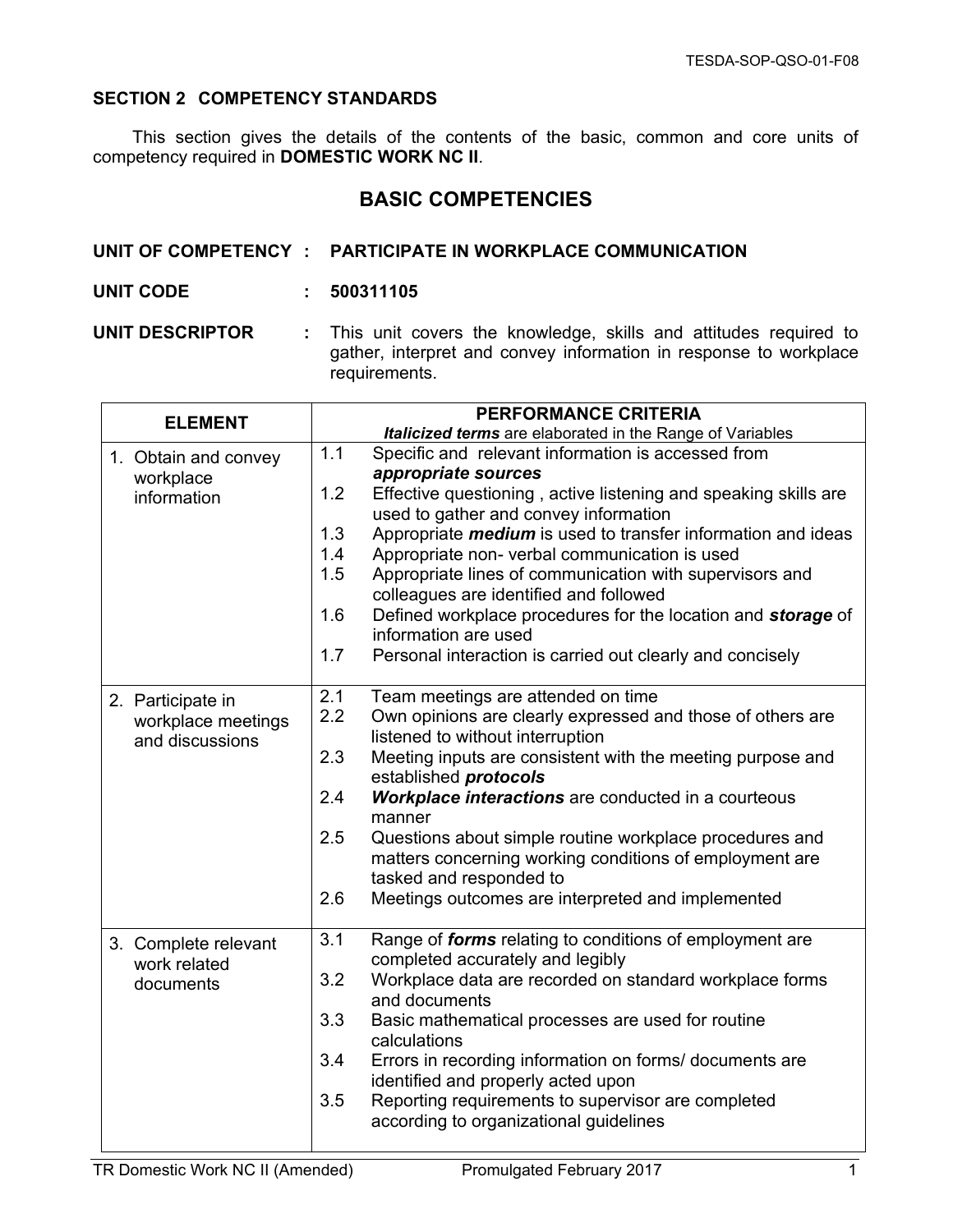## SECTION 2 COMPETENCY STANDARDS

This section gives the details of the contents of the basic, common and core units of competency required in **DOMESTIC WORK NC II**.

# BASIC COMPETENCIES

**UNIT OF COMPETENCY : PARTICIPATE IN WORKPLACE COMMUNICATION**

**UNIT CODE : 500311105**

**UNIT DESCRIPTOR :** This unit covers the knowledge, skills and attitudes required to gather, interpret and convey information in response to workplace requirements.

| ELEMENT | PERFORMANCE CRITERIA<br>***Italicized terms*** are elaborated in the Range of Variables |
|---|---|
| 1. Obtain and convey workplace information | 1.1 Specific and relevant information is accessed from ***appropriate sources***<br>1.2 Effective questioning , active listening and speaking skills are used to gather and convey information<br>1.3 Appropriate ***medium*** is used to transfer information and ideas<br>1.4 Appropriate non- verbal communication is used<br>1.5 Appropriate lines of communication with supervisors and colleagues are identified and followed<br>1.6 Defined workplace procedures for the location and ***storage*** of information are used<br>1.7 Personal interaction is carried out clearly and concisely |
| 2. Participate in workplace meetings and discussions | 2.1 Team meetings are attended on time<br>2.2 Own opinions are clearly expressed and those of others are listened to without interruption<br>2.3 Meeting inputs are consistent with the meeting purpose and established ***protocols***<br>2.4 ***Workplace interactions*** are conducted in a courteous manner<br>2.5 Questions about simple routine workplace procedures and matters concerning working conditions of employment are tasked and responded to<br>2.6 Meetings outcomes are interpreted and implemented |
| 3. Complete relevant work related documents | 3.1 Range of ***forms*** relating to conditions of employment are completed accurately and legibly<br>3.2 Workplace data are recorded on standard workplace forms and documents<br>3.3 Basic mathematical processes are used for routine calculations<br>3.4 Errors in recording information on forms/ documents are identified and properly acted upon<br>3.5 Reporting requirements to supervisor are completed according to organizational guidelines |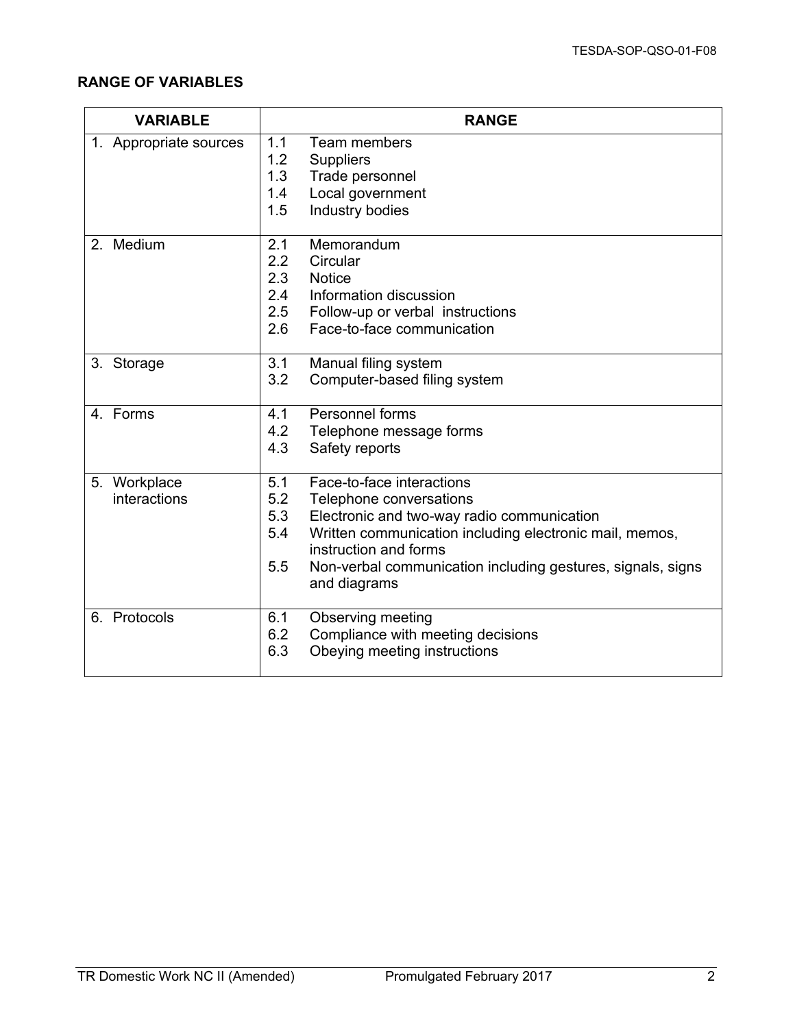## RANGE OF VARIABLES

| VARIABLE | RANGE |
|---|---|
| 1. Appropriate sources | 1.1 Team members<br>1.2 Suppliers<br>1.3 Trade personnel<br>1.4 Local government<br>1.5 Industry bodies |
| 2. Medium | 2.1 Memorandum<br>2.2 Circular<br>2.3 Notice<br>2.4 Information discussion<br>2.5 Follow-up or verbal instructions<br>2.6 Face-to-face communication |
| 3. Storage | 3.1 Manual filing system<br>3.2 Computer-based filing system |
| 4. Forms | 4.1 Personnel forms<br>4.2 Telephone message forms<br>4.3 Safety reports |
| 5. Workplace interactions | 5.1 Face-to-face interactions<br>5.2 Telephone conversations<br>5.3 Electronic and two-way radio communication<br>5.4 Written communication including electronic mail, memos, instruction and forms<br>5.5 Non-verbal communication including gestures, signals, signs and diagrams |
| 6. Protocols | 6.1 Observing meeting<br>6.2 Compliance with meeting decisions<br>6.3 Obeying meeting instructions |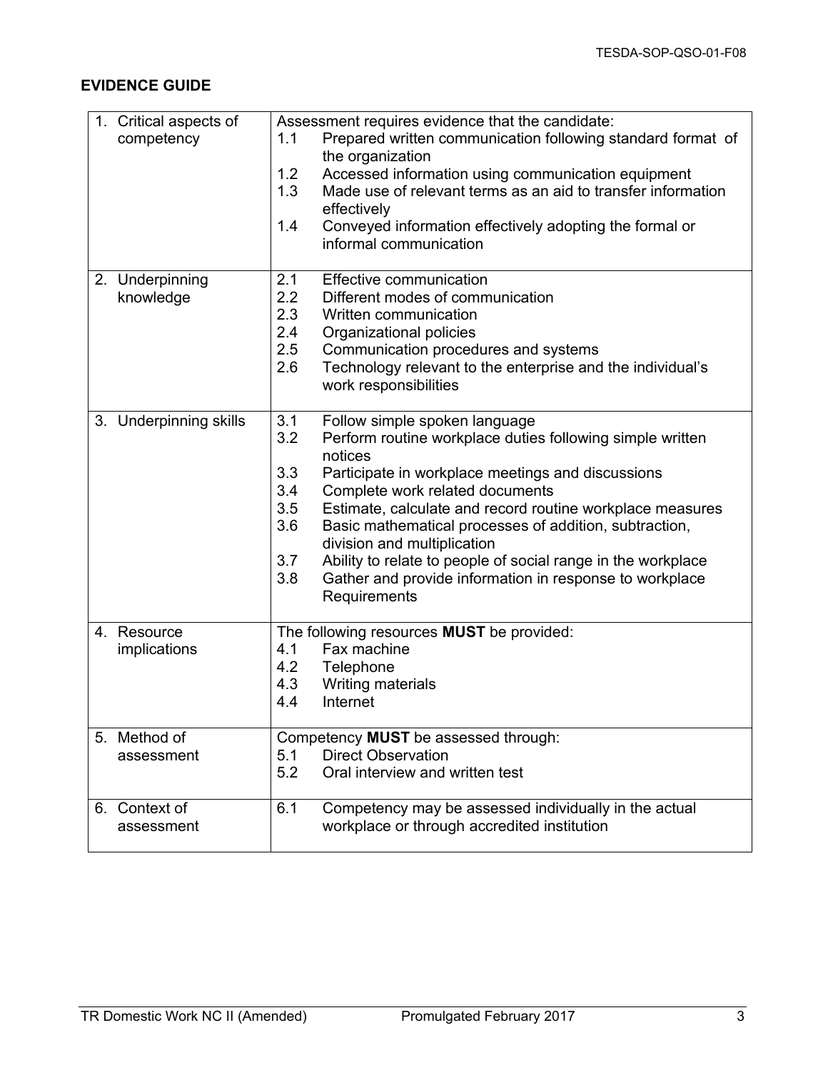## EVIDENCE GUIDE

| | |
|---|---|
| 1. Critical aspects of competency | Assessment requires evidence that the candidate:<br>1.1 Prepared written communication following standard format of the organization<br>1.2 Accessed information using communication equipment<br>1.3 Made use of relevant terms as an aid to transfer information effectively<br>1.4 Conveyed information effectively adopting the formal or informal communication |
| 2. Underpinning knowledge | 2.1 Effective communication<br>2.2 Different modes of communication<br>2.3 Written communication<br>2.4 Organizational policies<br>2.5 Communication procedures and systems<br>2.6 Technology relevant to the enterprise and the individual's work responsibilities |
| 3. Underpinning skills | 3.1 Follow simple spoken language<br>3.2 Perform routine workplace duties following simple written notices<br>3.3 Participate in workplace meetings and discussions<br>3.4 Complete work related documents<br>3.5 Estimate, calculate and record routine workplace measures<br>3.6 Basic mathematical processes of addition, subtraction, division and multiplication<br>3.7 Ability to relate to people of social range in the workplace<br>3.8 Gather and provide information in response to workplace Requirements |
| 4. Resource implications | The following resources **MUST** be provided:<br>4.1 Fax machine<br>4.2 Telephone<br>4.3 Writing materials<br>4.4 Internet |
| 5. Method of assessment | Competency **MUST** be assessed through:<br>5.1 Direct Observation<br>5.2 Oral interview and written test |
| 6. Context of assessment | 6.1 Competency may be assessed individually in the actual workplace or through accredited institution |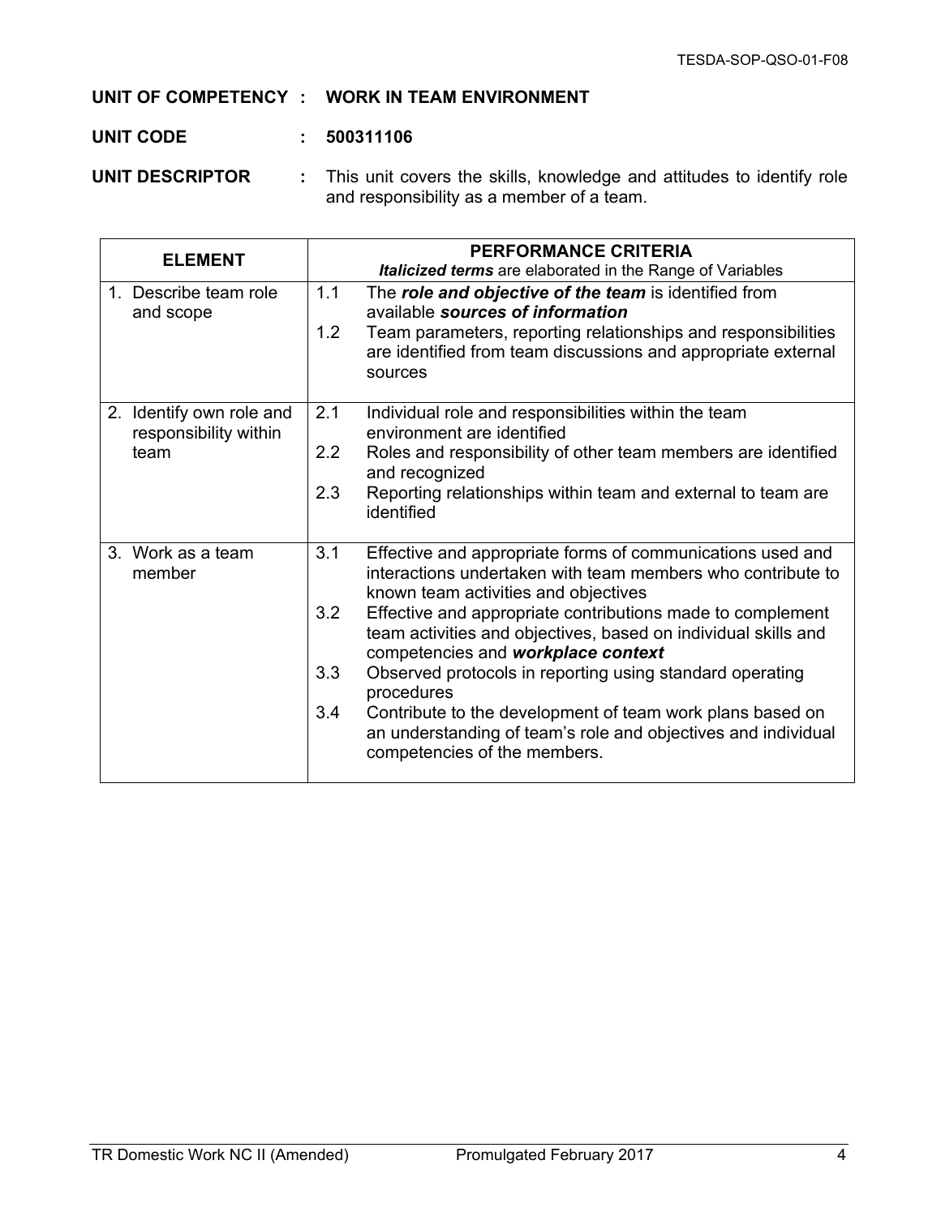**UNIT OF COMPETENCY : WORK IN TEAM ENVIRONMENT**

**UNIT CODE : 500311106**

**UNIT DESCRIPTOR :** This unit covers the skills, knowledge and attitudes to identify role and responsibility as a member of a team.

| ELEMENT | PERFORMANCE CRITERIA<br>***Italicized terms*** are elaborated in the Range of Variables |
|---|---|
| 1. Describe team role and scope | 1.1 The ***role and objective of the team*** is identified from available ***sources of information***<br>1.2 Team parameters, reporting relationships and responsibilities are identified from team discussions and appropriate external sources |
| 2. Identify own role and responsibility within team | 2.1 Individual role and responsibilities within the team environment are identified<br>2.2 Roles and responsibility of other team members are identified and recognized<br>2.3 Reporting relationships within team and external to team are identified |
| 3. Work as a team member | 3.1 Effective and appropriate forms of communications used and interactions undertaken with team members who contribute to known team activities and objectives<br>3.2 Effective and appropriate contributions made to complement team activities and objectives, based on individual skills and competencies and ***workplace context***<br>3.3 Observed protocols in reporting using standard operating procedures<br>3.4 Contribute to the development of team work plans based on an understanding of team's role and objectives and individual competencies of the members. |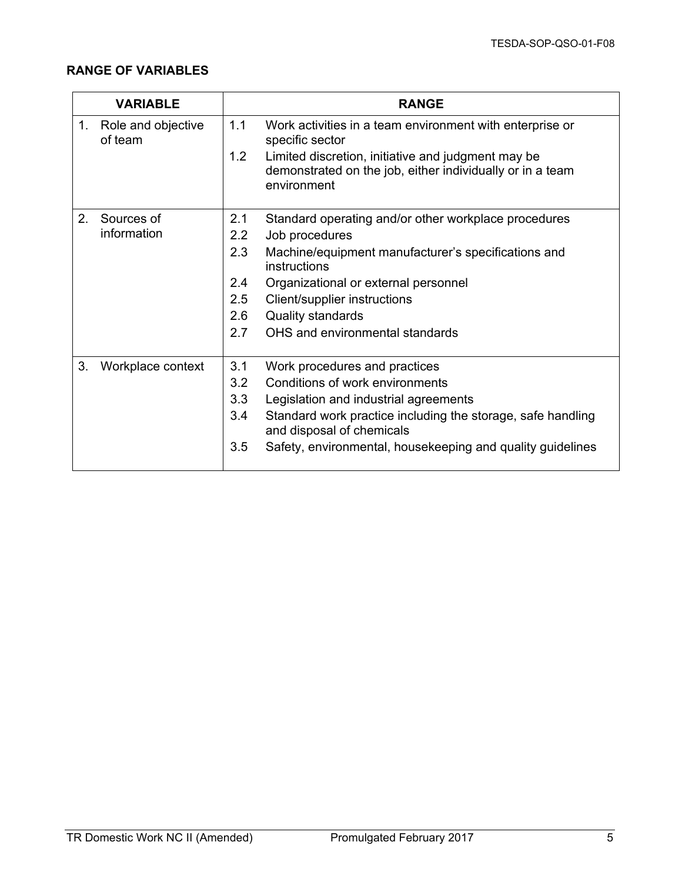**RANGE OF VARIABLES**

| VARIABLE | RANGE |
|---|---|
| 1. Role and objective of team | 1.1 Work activities in a team environment with enterprise or specific sector<br>1.2 Limited discretion, initiative and judgment may be demonstrated on the job, either individually or in a team environment |
| 2. Sources of information | 2.1 Standard operating and/or other workplace procedures<br>2.2 Job procedures<br>2.3 Machine/equipment manufacturer's specifications and instructions<br>2.4 Organizational or external personnel<br>2.5 Client/supplier instructions<br>2.6 Quality standards<br>2.7 OHS and environmental standards |
| 3. Workplace context | 3.1 Work procedures and practices<br>3.2 Conditions of work environments<br>3.3 Legislation and industrial agreements<br>3.4 Standard work practice including the storage, safe handling and disposal of chemicals<br>3.5 Safety, environmental, housekeeping and quality guidelines |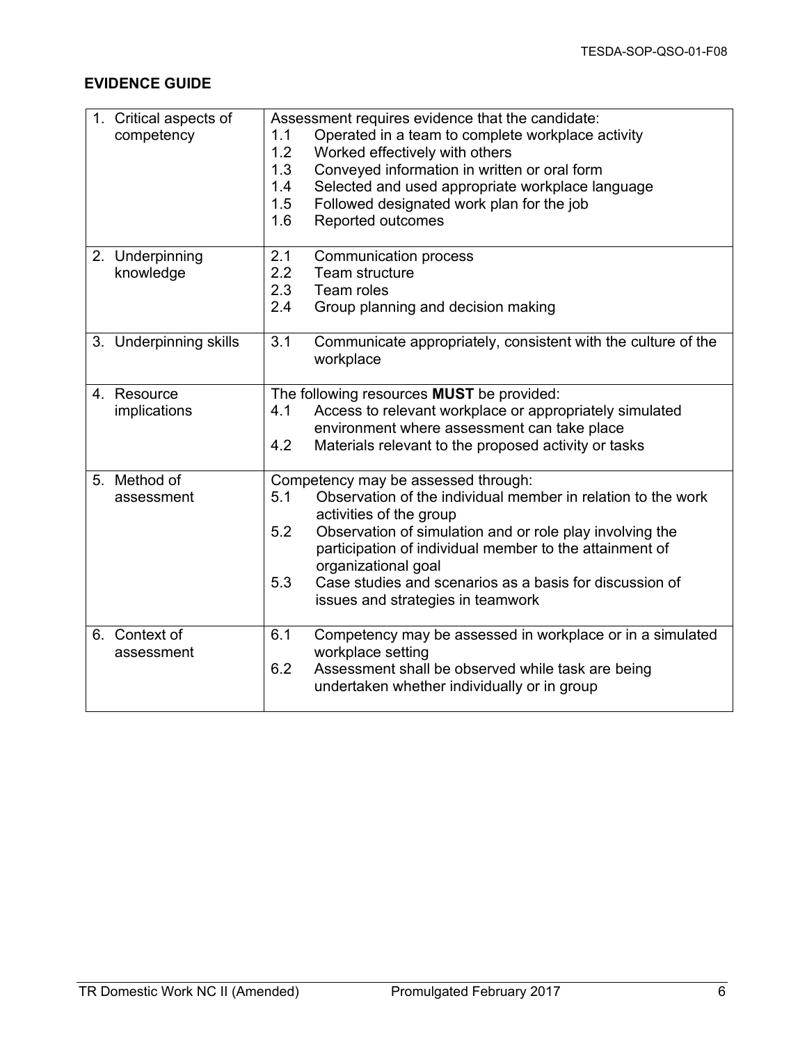**EVIDENCE GUIDE**

| | |
|---|---|
| 1. Critical aspects of competency | Assessment requires evidence that the candidate:<br>1.1 Operated in a team to complete workplace activity<br>1.2 Worked effectively with others<br>1.3 Conveyed information in written or oral form<br>1.4 Selected and used appropriate workplace language<br>1.5 Followed designated work plan for the job<br>1.6 Reported outcomes |
| 2. Underpinning knowledge | 2.1 Communication process<br>2.2 Team structure<br>2.3 Team roles<br>2.4 Group planning and decision making |
| 3. Underpinning skills | 3.1 Communicate appropriately, consistent with the culture of the workplace |
| 4. Resource implications | The following resources **MUST** be provided:<br>4.1 Access to relevant workplace or appropriately simulated environment where assessment can take place<br>4.2 Materials relevant to the proposed activity or tasks |
| 5. Method of assessment | Competency may be assessed through:<br>5.1 Observation of the individual member in relation to the work activities of the group<br>5.2 Observation of simulation and or role play involving the participation of individual member to the attainment of organizational goal<br>5.3 Case studies and scenarios as a basis for discussion of issues and strategies in teamwork |
| 6. Context of assessment | 6.1 Competency may be assessed in workplace or in a simulated workplace setting<br>6.2 Assessment shall be observed while task are being undertaken whether individually or in group |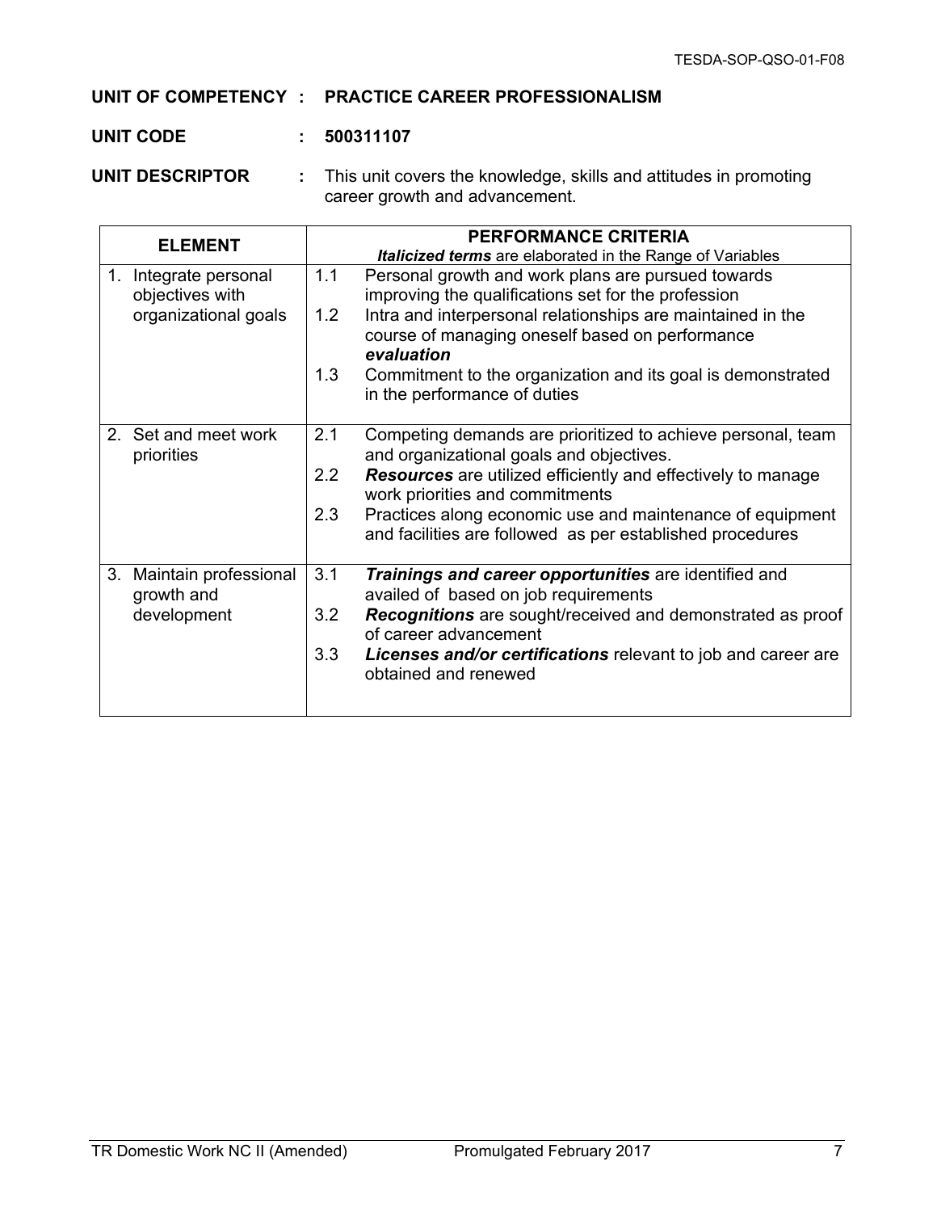**UNIT OF COMPETENCY : PRACTICE CAREER PROFESSIONALISM**

**UNIT CODE : 500311107**

**UNIT DESCRIPTOR :** This unit covers the knowledge, skills and attitudes in promoting career growth and advancement.

| ELEMENT | PERFORMANCE CRITERIA<br>***Italicized terms*** are elaborated in the Range of Variables |
|---|---|
| 1. Integrate personal objectives with organizational goals | 1.1 Personal growth and work plans are pursued towards improving the qualifications set for the profession<br>1.2 Intra and interpersonal relationships are maintained in the course of managing oneself based on performance ***evaluation***<br>1.3 Commitment to the organization and its goal is demonstrated in the performance of duties |
| 2. Set and meet work priorities | 2.1 Competing demands are prioritized to achieve personal, team and organizational goals and objectives.<br>2.2 ***Resources*** are utilized efficiently and effectively to manage work priorities and commitments<br>2.3 Practices along economic use and maintenance of equipment and facilities are followed as per established procedures |
| 3. Maintain professional growth and development | 3.1 ***Trainings and career opportunities*** are identified and availed of based on job requirements<br>3.2 ***Recognitions*** are sought/received and demonstrated as proof of career advancement<br>3.3 ***Licenses and/or certifications*** relevant to job and career are obtained and renewed |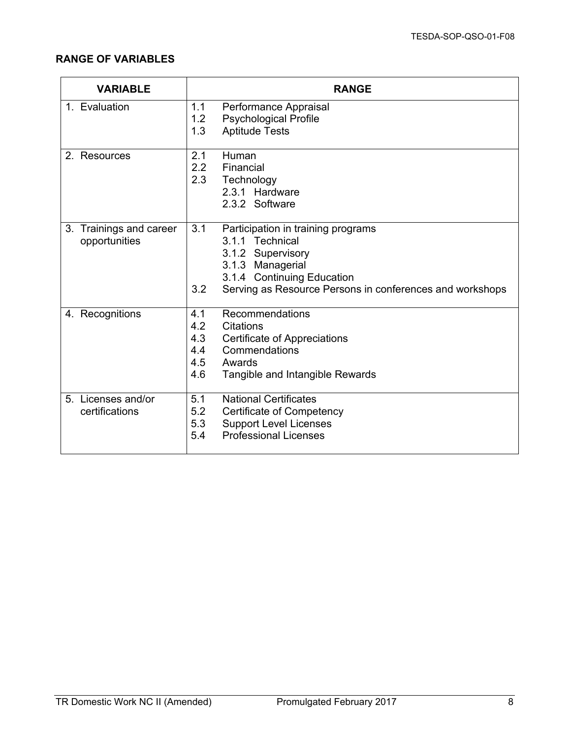**RANGE OF VARIABLES**

| VARIABLE | RANGE |
|---|---|
| 1. Evaluation | 1.1 Performance Appraisal<br>1.2 Psychological Profile<br>1.3 Aptitude Tests |
| 2. Resources | 2.1 Human<br>2.2 Financial<br>2.3 Technology<br>2.3.1 Hardware<br>2.3.2 Software |
| 3. Trainings and career opportunities | 3.1 Participation in training programs<br>3.1.1 Technical<br>3.1.2 Supervisory<br>3.1.3 Managerial<br>3.1.4 Continuing Education<br>3.2 Serving as Resource Persons in conferences and workshops |
| 4. Recognitions | 4.1 Recommendations<br>4.2 Citations<br>4.3 Certificate of Appreciations<br>4.4 Commendations<br>4.5 Awards<br>4.6 Tangible and Intangible Rewards |
| 5. Licenses and/or certifications | 5.1 National Certificates<br>5.2 Certificate of Competency<br>5.3 Support Level Licenses<br>5.4 Professional Licenses |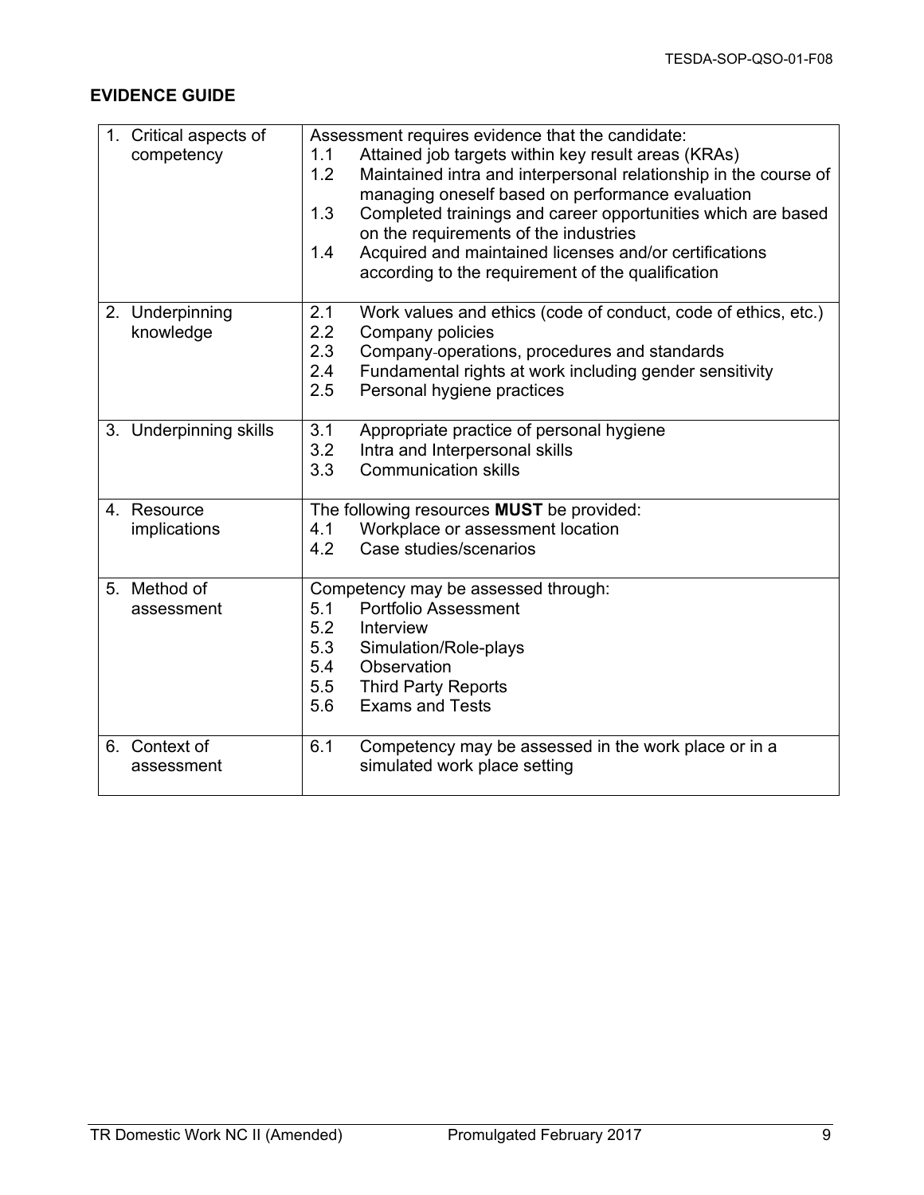**EVIDENCE GUIDE**

| | |
|---|---|
| 1. Critical aspects of competency | Assessment requires evidence that the candidate:<br>1.1 Attained job targets within key result areas (KRAs)<br>1.2 Maintained intra and interpersonal relationship in the course of managing oneself based on performance evaluation<br>1.3 Completed trainings and career opportunities which are based on the requirements of the industries<br>1.4 Acquired and maintained licenses and/or certifications according to the requirement of the qualification |
| 2. Underpinning knowledge | 2.1 Work values and ethics (code of conduct, code of ethics, etc.)<br>2.2 Company policies<br>2.3 Company operations, procedures and standards<br>2.4 Fundamental rights at work including gender sensitivity<br>2.5 Personal hygiene practices |
| 3. Underpinning skills | 3.1 Appropriate practice of personal hygiene<br>3.2 Intra and Interpersonal skills<br>3.3 Communication skills |
| 4. Resource implications | The following resources **MUST** be provided:<br>4.1 Workplace or assessment location<br>4.2 Case studies/scenarios |
| 5. Method of assessment | Competency may be assessed through:<br>5.1 Portfolio Assessment<br>5.2 Interview<br>5.3 Simulation/Role-plays<br>5.4 Observation<br>5.5 Third Party Reports<br>5.6 Exams and Tests |
| 6. Context of assessment | 6.1 Competency may be assessed in the work place or in a simulated work place setting |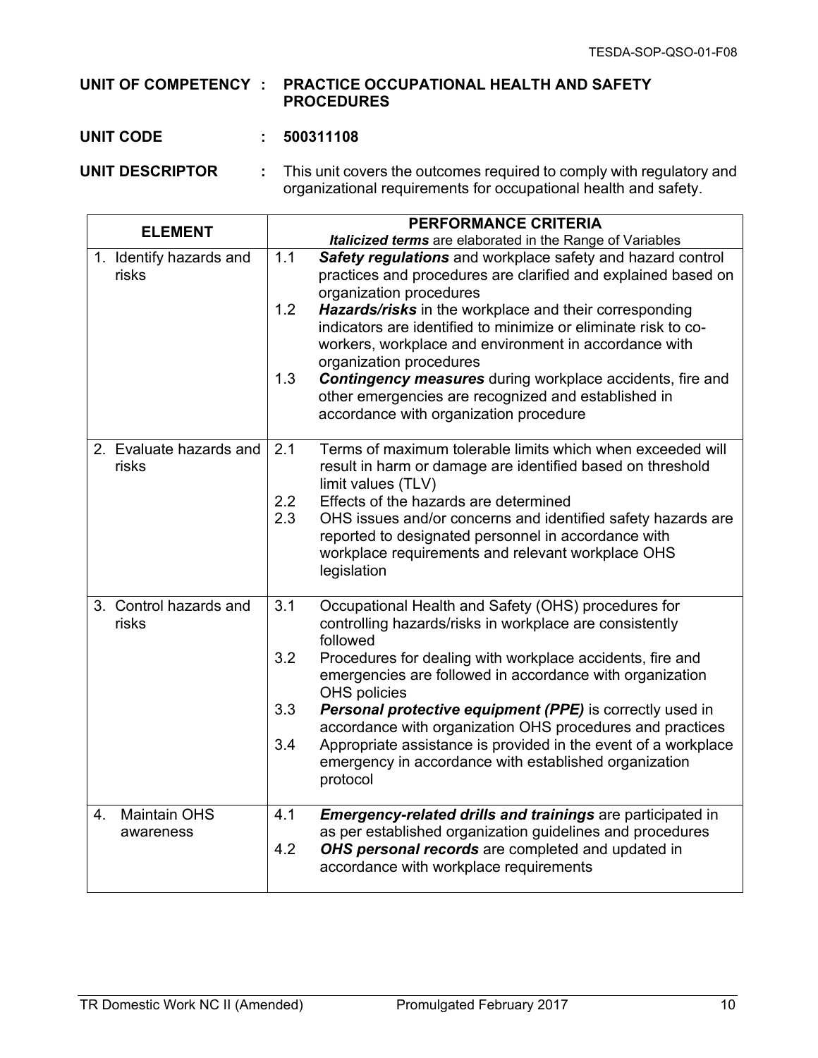**UNIT OF COMPETENCY : PRACTICE OCCUPATIONAL HEALTH AND SAFETY PROCEDURES**

**UNIT CODE : 500311108**

**UNIT DESCRIPTOR :** This unit covers the outcomes required to comply with regulatory and organizational requirements for occupational health and safety.

| ELEMENT | PERFORMANCE CRITERIA<br>***Italicized terms*** are elaborated in the Range of Variables |
|---|---|
| 1. Identify hazards and risks | 1.1 ***Safety regulations*** and workplace safety and hazard control practices and procedures are clarified and explained based on organization procedures<br>1.2 ***Hazards/risks*** in the workplace and their corresponding indicators are identified to minimize or eliminate risk to co-workers, workplace and environment in accordance with organization procedures<br>1.3 ***Contingency measures*** during workplace accidents, fire and other emergencies are recognized and established in accordance with organization procedure |
| 2. Evaluate hazards and risks | 2.1 Terms of maximum tolerable limits which when exceeded will result in harm or damage are identified based on threshold limit values (TLV)<br>2.2 Effects of the hazards are determined<br>2.3 OHS issues and/or concerns and identified safety hazards are reported to designated personnel in accordance with workplace requirements and relevant workplace OHS legislation |
| 3. Control hazards and risks | 3.1 Occupational Health and Safety (OHS) procedures for controlling hazards/risks in workplace are consistently followed<br>3.2 Procedures for dealing with workplace accidents, fire and emergencies are followed in accordance with organization OHS policies<br>3.3 ***Personal protective equipment (PPE)*** is correctly used in accordance with organization OHS procedures and practices<br>3.4 Appropriate assistance is provided in the event of a workplace emergency in accordance with established organization protocol |
| 4. Maintain OHS awareness | 4.1 ***Emergency-related drills and trainings*** are participated in as per established organization guidelines and procedures<br>4.2 ***OHS personal records*** are completed and updated in accordance with workplace requirements |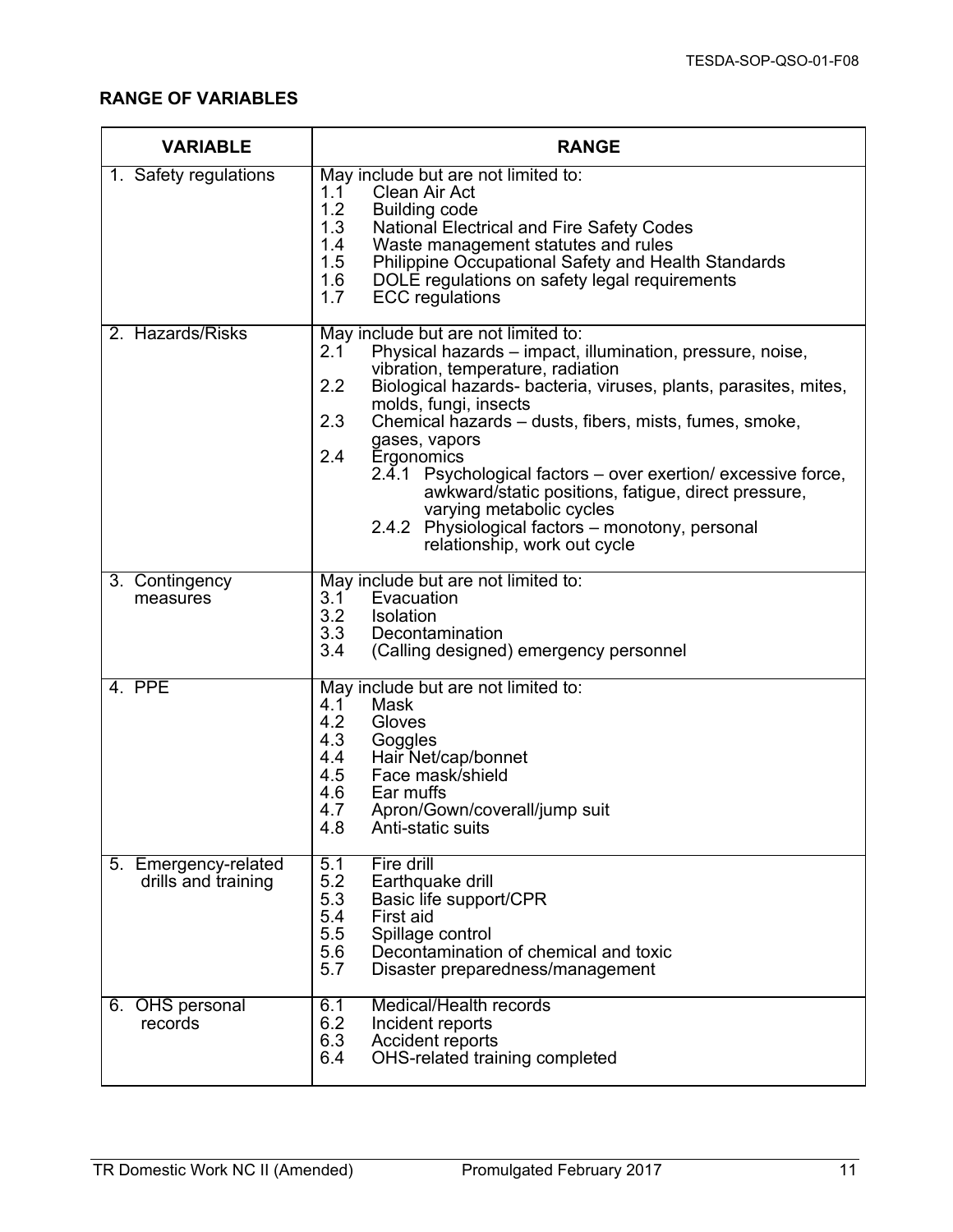## RANGE OF VARIABLES

| VARIABLE | RANGE |
|---|---|
| 1. Safety regulations | May include but are not limited to:<br>1.1 Clean Air Act<br>1.2 Building code<br>1.3 National Electrical and Fire Safety Codes<br>1.4 Waste management statutes and rules<br>1.5 Philippine Occupational Safety and Health Standards<br>1.6 DOLE regulations on safety legal requirements<br>1.7 ECC regulations |
| 2. Hazards/Risks | May include but are not limited to:<br>2.1 Physical hazards – impact, illumination, pressure, noise, vibration, temperature, radiation<br>2.2 Biological hazards- bacteria, viruses, plants, parasites, mites, molds, fungi, insects<br>2.3 Chemical hazards – dusts, fibers, mists, fumes, smoke, gases, vapors<br>2.4 Ergonomics<br>2.4.1 Psychological factors – over exertion/ excessive force, awkward/static positions, fatigue, direct pressure, varying metabolic cycles<br>2.4.2 Physiological factors – monotony, personal relationship, work out cycle |
| 3. Contingency measures | May include but are not limited to:<br>3.1 Evacuation<br>3.2 Isolation<br>3.3 Decontamination<br>3.4 (Calling designed) emergency personnel |
| 4. PPE | May include but are not limited to:<br>4.1 Mask<br>4.2 Gloves<br>4.3 Goggles<br>4.4 Hair Net/cap/bonnet<br>4.5 Face mask/shield<br>4.6 Ear muffs<br>4.7 Apron/Gown/coverall/jump suit<br>4.8 Anti-static suits |
| 5. Emergency-related drills and training | 5.1 Fire drill<br>5.2 Earthquake drill<br>5.3 Basic life support/CPR<br>5.4 First aid<br>5.5 Spillage control<br>5.6 Decontamination of chemical and toxic<br>5.7 Disaster preparedness/management |
| 6. OHS personal records | 6.1 Medical/Health records<br>6.2 Incident reports<br>6.3 Accident reports<br>6.4 OHS-related training completed |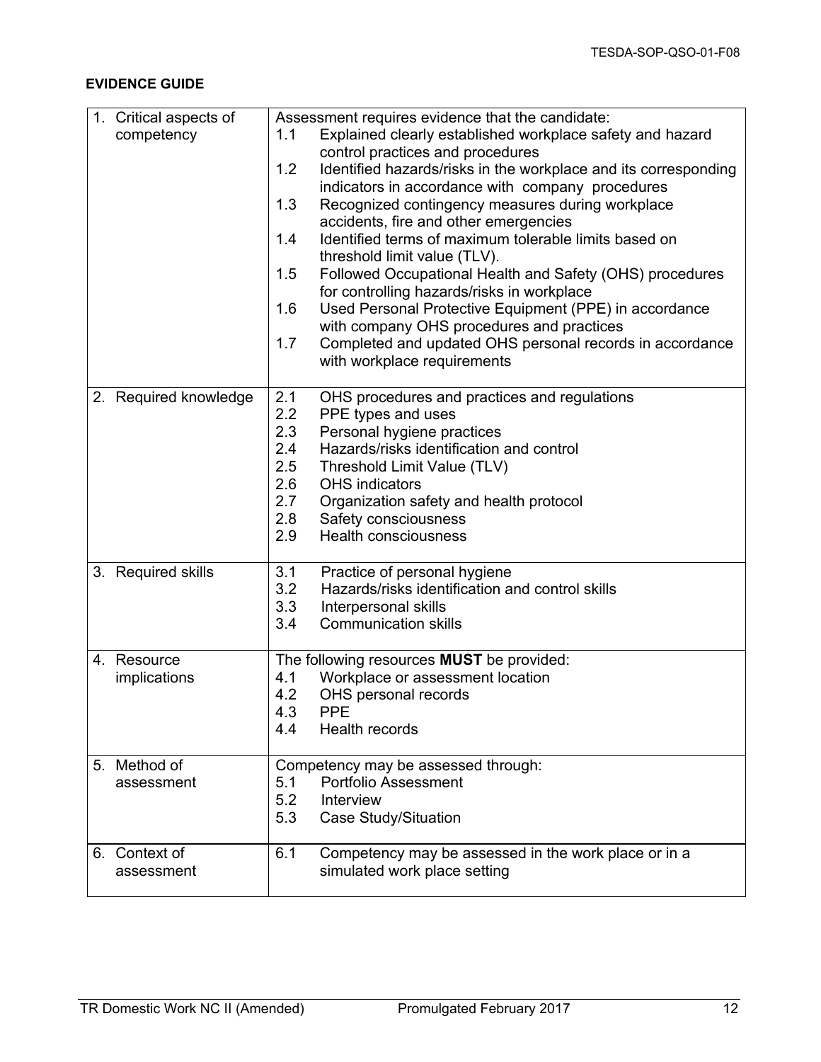**EVIDENCE GUIDE**

| | |
|---|---|
| 1. Critical aspects of competency | Assessment requires evidence that the candidate:<br>1.1 Explained clearly established workplace safety and hazard control practices and procedures<br>1.2 Identified hazards/risks in the workplace and its corresponding indicators in accordance with company procedures<br>1.3 Recognized contingency measures during workplace accidents, fire and other emergencies<br>1.4 Identified terms of maximum tolerable limits based on threshold limit value (TLV).<br>1.5 Followed Occupational Health and Safety (OHS) procedures for controlling hazards/risks in workplace<br>1.6 Used Personal Protective Equipment (PPE) in accordance with company OHS procedures and practices<br>1.7 Completed and updated OHS personal records in accordance with workplace requirements |
| 2. Required knowledge | 2.1 OHS procedures and practices and regulations<br>2.2 PPE types and uses<br>2.3 Personal hygiene practices<br>2.4 Hazards/risks identification and control<br>2.5 Threshold Limit Value (TLV)<br>2.6 OHS indicators<br>2.7 Organization safety and health protocol<br>2.8 Safety consciousness<br>2.9 Health consciousness |
| 3. Required skills | 3.1 Practice of personal hygiene<br>3.2 Hazards/risks identification and control skills<br>3.3 Interpersonal skills<br>3.4 Communication skills |
| 4. Resource implications | The following resources **MUST** be provided:<br>4.1 Workplace or assessment location<br>4.2 OHS personal records<br>4.3 PPE<br>4.4 Health records |
| 5. Method of assessment | Competency may be assessed through:<br>5.1 Portfolio Assessment<br>5.2 Interview<br>5.3 Case Study/Situation |
| 6. Context of assessment | 6.1 Competency may be assessed in the work place or in a simulated work place setting |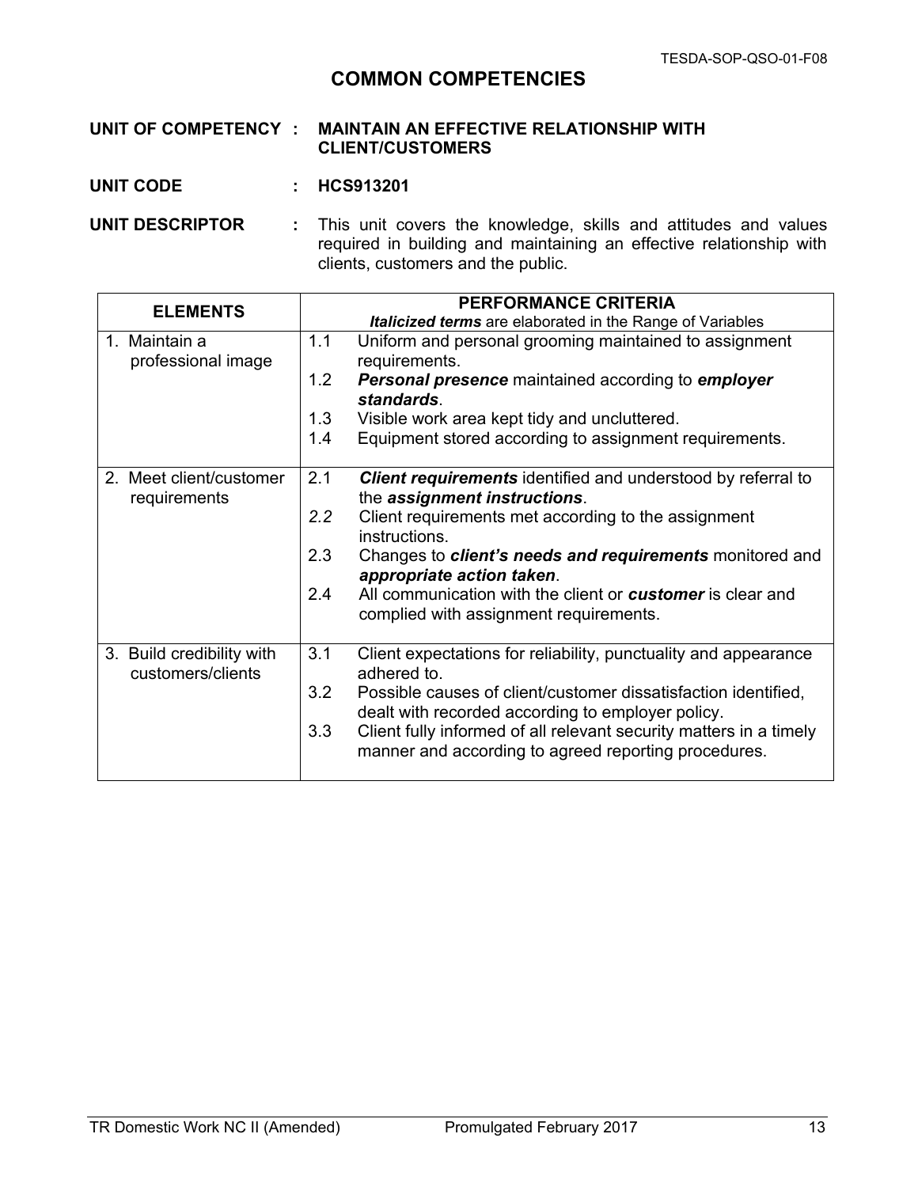# COMMON COMPETENCIES

**UNIT OF COMPETENCY :** **MAINTAIN AN EFFECTIVE RELATIONSHIP WITH CLIENT/CUSTOMERS**

**UNIT CODE :** **HCS913201**

**UNIT DESCRIPTOR :** This unit covers the knowledge, skills and attitudes and values required in building and maintaining an effective relationship with clients, customers and the public.

| ELEMENTS | PERFORMANCE CRITERIA<br>***Italicized terms*** are elaborated in the Range of Variables |
|---|---|
| 1. Maintain a professional image | 1.1 Uniform and personal grooming maintained to assignment requirements.<br>1.2 ***Personal presence*** maintained according to ***employer standards***.<br>1.3 Visible work area kept tidy and uncluttered.<br>1.4 Equipment stored according to assignment requirements. |
| 2. Meet client/customer requirements | 2.1 ***Client requirements*** identified and understood by referral to the ***assignment instructions***.<br>*2.2* Client requirements met according to the assignment instructions.<br>2.3 Changes to ***client's needs and requirements*** monitored and ***appropriate action taken***.<br>2.4 All communication with the client or ***customer*** is clear and complied with assignment requirements. |
| 3. Build credibility with customers/clients | 3.1 Client expectations for reliability, punctuality and appearance adhered to.<br>3.2 Possible causes of client/customer dissatisfaction identified, dealt with recorded according to employer policy.<br>3.3 Client fully informed of all relevant security matters in a timely manner and according to agreed reporting procedures. |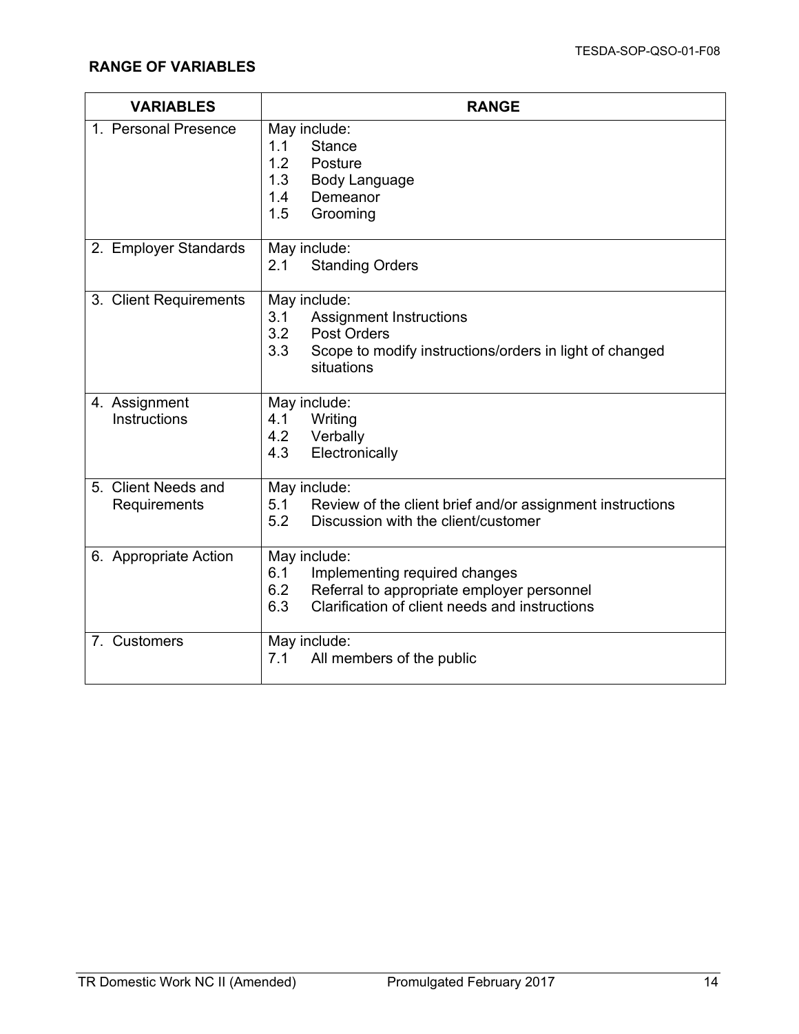## RANGE OF VARIABLES

| VARIABLES | RANGE |
| --- | --- |
| 1. Personal Presence | May include:<br>1.1 Stance<br>1.2 Posture<br>1.3 Body Language<br>1.4 Demeanor<br>1.5 Grooming |
| 2. Employer Standards | May include:<br>2.1 Standing Orders |
| 3. Client Requirements | May include:<br>3.1 Assignment Instructions<br>3.2 Post Orders<br>3.3 Scope to modify instructions/orders in light of changed situations |
| 4. Assignment Instructions | May include:<br>4.1 Writing<br>4.2 Verbally<br>4.3 Electronically |
| 5. Client Needs and Requirements | May include:<br>5.1 Review of the client brief and/or assignment instructions<br>5.2 Discussion with the client/customer |
| 6. Appropriate Action | May include:<br>6.1 Implementing required changes<br>6.2 Referral to appropriate employer personnel<br>6.3 Clarification of client needs and instructions |
| 7. Customers | May include:<br>7.1 All members of the public |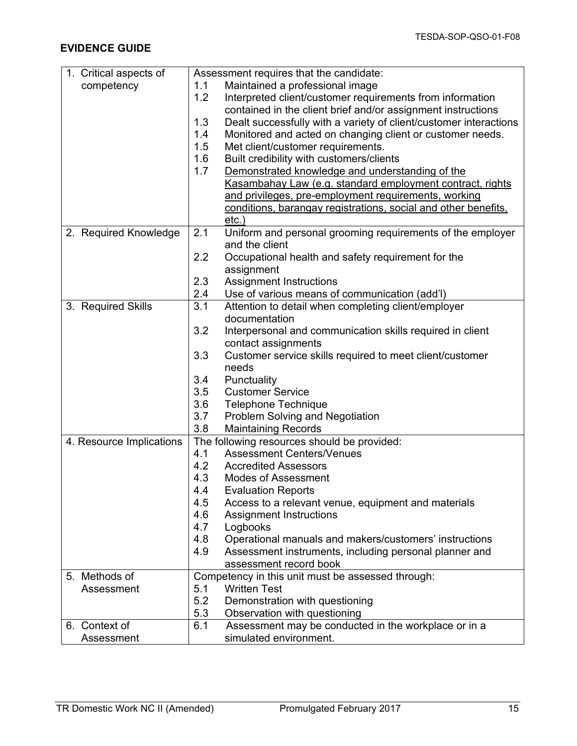**EVIDENCE GUIDE**

| | |
|---|---|
| 1. Critical aspects of competency | Assessment requires that the candidate:<br>1.1 Maintained a professional image<br>1.2 Interpreted client/customer requirements from information contained in the client brief and/or assignment instructions<br>1.3 Dealt successfully with a variety of client/customer interactions<br>1.4 Monitored and acted on changing client or customer needs.<br>1.5 Met client/customer requirements.<br>1.6 Built credibility with customers/clients<br>1.7 <u>Demonstrated knowledge and understanding of the Kasambahay Law (e.g. standard employment contract, rights and privileges, pre-employment requirements, working conditions, barangay registrations, social and other benefits, etc.)</u> |
| 2. Required Knowledge | 2.1 Uniform and personal grooming requirements of the employer and the client<br>2.2 Occupational health and safety requirement for the assignment<br>2.3 Assignment Instructions<br>2.4 Use of various means of communication (add'l) |
| 3. Required Skills | 3.1 Attention to detail when completing client/employer documentation<br>3.2 Interpersonal and communication skills required in client contact assignments<br>3.3 Customer service skills required to meet client/customer needs<br>3.4 Punctuality<br>3.5 Customer Service<br>3.6 Telephone Technique<br>3.7 Problem Solving and Negotiation<br>3.8 Maintaining Records |
| 4. Resource Implications | The following resources should be provided:<br>4.1 Assessment Centers/Venues<br>4.2 Accredited Assessors<br>4.3 Modes of Assessment<br>4.4 Evaluation Reports<br>4.5 Access to a relevant venue, equipment and materials<br>4.6 Assignment Instructions<br>4.7 Logbooks<br>4.8 Operational manuals and makers/customers' instructions<br>4.9 Assessment instruments, including personal planner and assessment record book |
| 5. Methods of Assessment | Competency in this unit must be assessed through:<br>5.1 Written Test<br>5.2 Demonstration with questioning<br>5.3 Observation with questioning |
| 6. Context of Assessment | 6.1 Assessment may be conducted in the workplace or in a simulated environment. |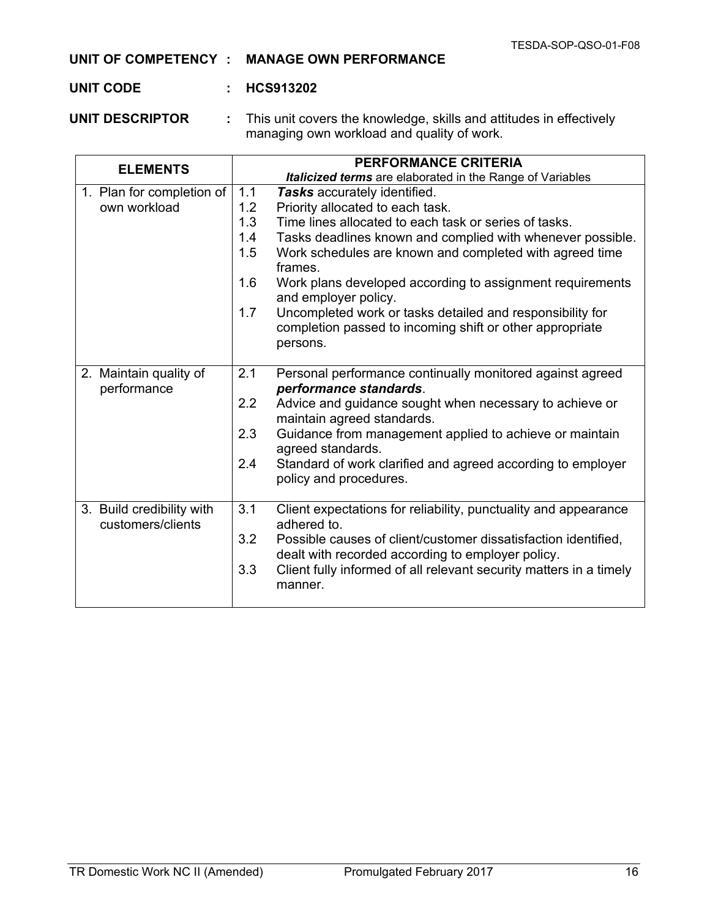**UNIT OF COMPETENCY : MANAGE OWN PERFORMANCE**

**UNIT CODE : HCS913202**

**UNIT DESCRIPTOR :** This unit covers the knowledge, skills and attitudes in effectively managing own workload and quality of work.

| ELEMENTS | PERFORMANCE CRITERIA<br>***Italicized terms*** are elaborated in the Range of Variables |
|---|---|
| 1. Plan for completion of own workload | 1.1 ***Tasks*** accurately identified.<br>1.2 Priority allocated to each task.<br>1.3 Time lines allocated to each task or series of tasks.<br>1.4 Tasks deadlines known and complied with whenever possible.<br>1.5 Work schedules are known and completed with agreed time frames.<br>1.6 Work plans developed according to assignment requirements and employer policy.<br>1.7 Uncompleted work or tasks detailed and responsibility for completion passed to incoming shift or other appropriate persons. |
| 2. Maintain quality of performance | 2.1 Personal performance continually monitored against agreed ***performance standards***.<br>2.2 Advice and guidance sought when necessary to achieve or maintain agreed standards.<br>2.3 Guidance from management applied to achieve or maintain agreed standards.<br>2.4 Standard of work clarified and agreed according to employer policy and procedures. |
| 3. Build credibility with customers/clients | 3.1 Client expectations for reliability, punctuality and appearance adhered to.<br>3.2 Possible causes of client/customer dissatisfaction identified, dealt with recorded according to employer policy.<br>3.3 Client fully informed of all relevant security matters in a timely manner. |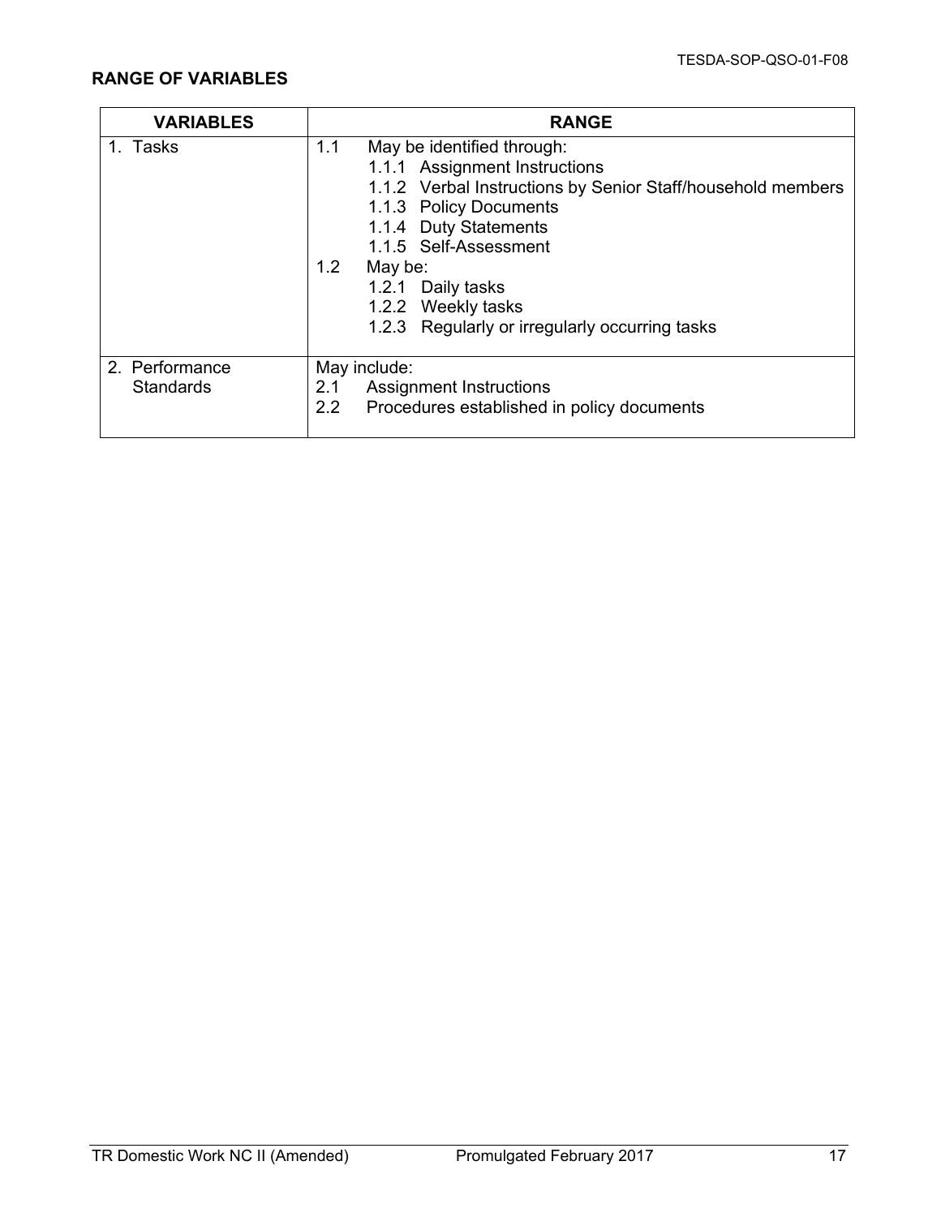**RANGE OF VARIABLES**

| VARIABLES | RANGE |
|---|---|
| 1. Tasks | 1.1 May be identified through:<br>1.1.1 Assignment Instructions<br>1.1.2 Verbal Instructions by Senior Staff/household members<br>1.1.3 Policy Documents<br>1.1.4 Duty Statements<br>1.1.5 Self-Assessment<br>1.2 May be:<br>1.2.1 Daily tasks<br>1.2.2 Weekly tasks<br>1.2.3 Regularly or irregularly occurring tasks |
| 2. Performance Standards | May include:<br>2.1 Assignment Instructions<br>2.2 Procedures established in policy documents |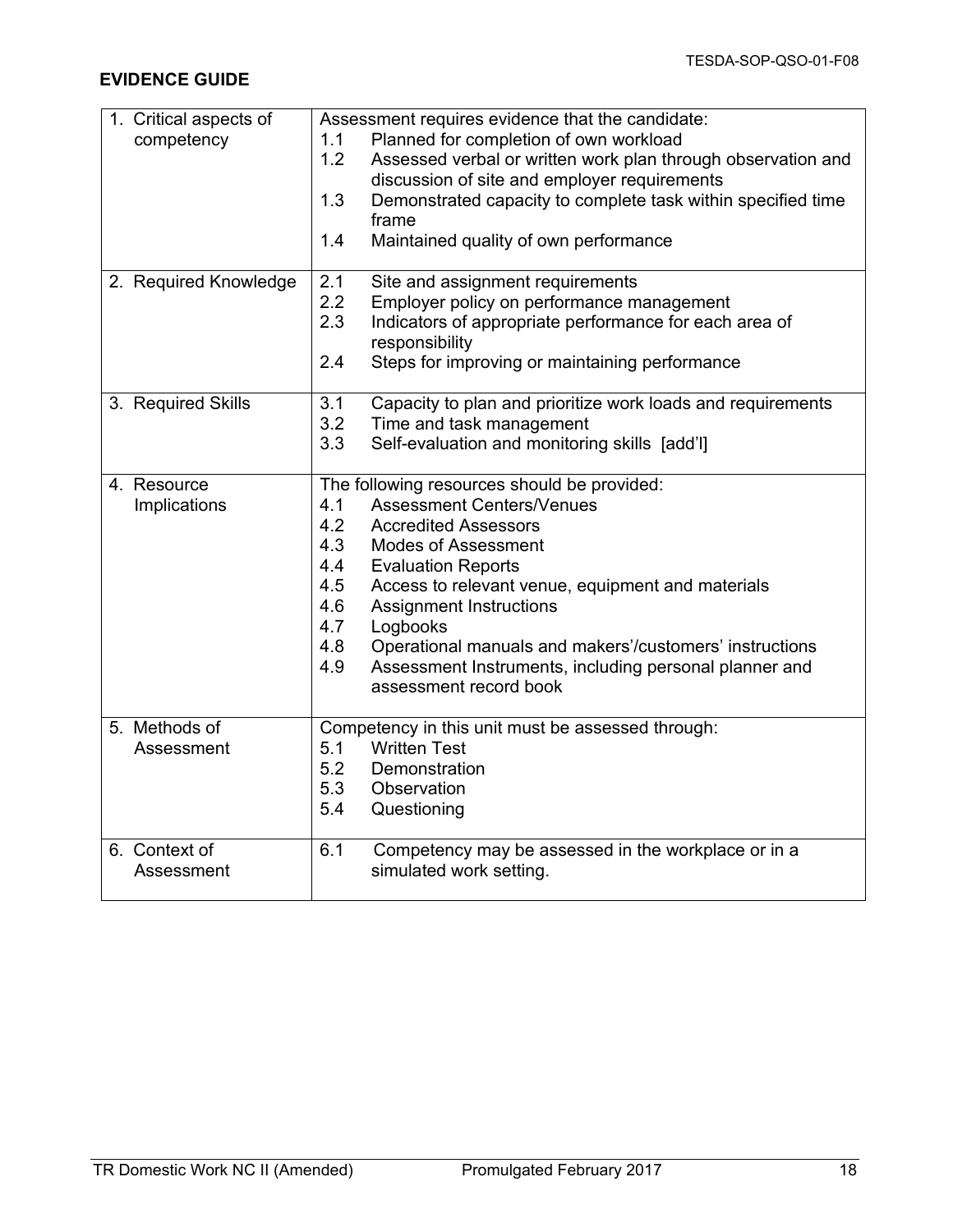**EVIDENCE GUIDE**

| | |
|---|---|
| 1. Critical aspects of competency | Assessment requires evidence that the candidate:<br>1.1 Planned for completion of own workload<br>1.2 Assessed verbal or written work plan through observation and discussion of site and employer requirements<br>1.3 Demonstrated capacity to complete task within specified time frame<br>1.4 Maintained quality of own performance |
| 2. Required Knowledge | 2.1 Site and assignment requirements<br>2.2 Employer policy on performance management<br>2.3 Indicators of appropriate performance for each area of responsibility<br>2.4 Steps for improving or maintaining performance |
| 3. Required Skills | 3.1 Capacity to plan and prioritize work loads and requirements<br>3.2 Time and task management<br>3.3 Self-evaluation and monitoring skills [add'l] |
| 4. Resource Implications | The following resources should be provided:<br>4.1 Assessment Centers/Venues<br>4.2 Accredited Assessors<br>4.3 Modes of Assessment<br>4.4 Evaluation Reports<br>4.5 Access to relevant venue, equipment and materials<br>4.6 Assignment Instructions<br>4.7 Logbooks<br>4.8 Operational manuals and makers'/customers' instructions<br>4.9 Assessment Instruments, including personal planner and assessment record book |
| 5. Methods of Assessment | Competency in this unit must be assessed through:<br>5.1 Written Test<br>5.2 Demonstration<br>5.3 Observation<br>5.4 Questioning |
| 6. Context of Assessment | 6.1 Competency may be assessed in the workplace or in a simulated work setting. |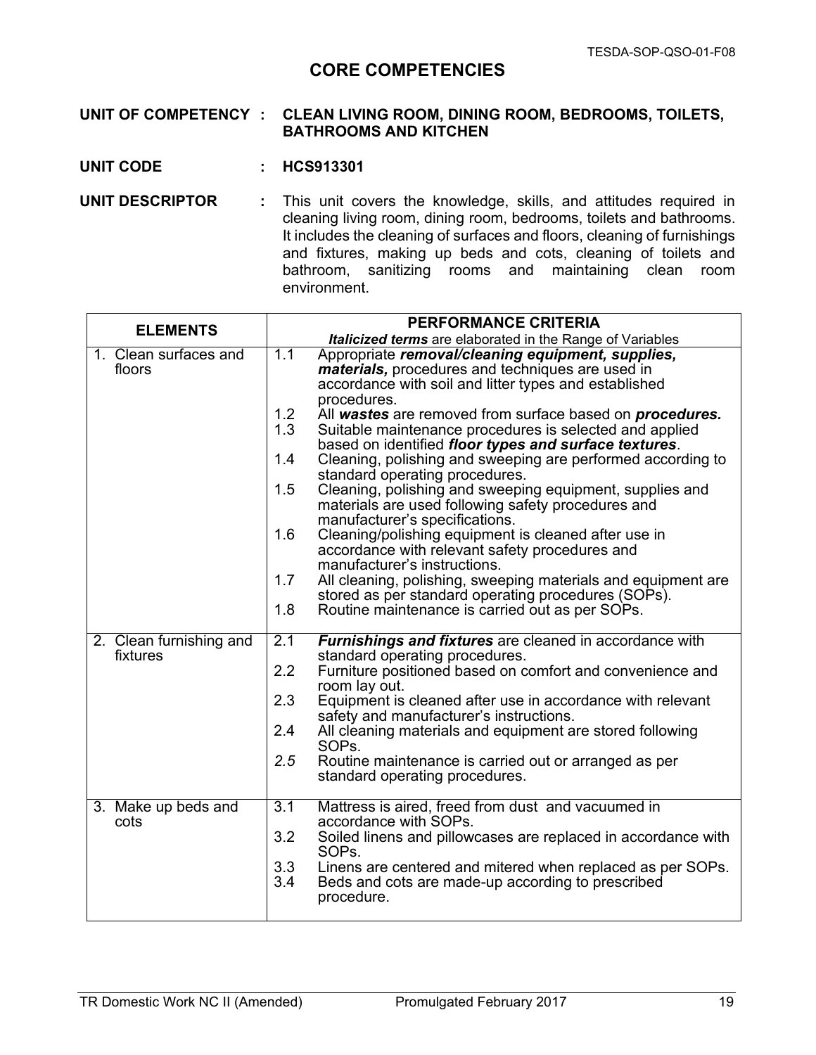## CORE COMPETENCIES

**UNIT OF COMPETENCY : CLEAN LIVING ROOM, DINING ROOM, BEDROOMS, TOILETS, BATHROOMS AND KITCHEN**

**UNIT CODE : HCS913301**

**UNIT DESCRIPTOR :** This unit covers the knowledge, skills, and attitudes required in cleaning living room, dining room, bedrooms, toilets and bathrooms. It includes the cleaning of surfaces and floors, cleaning of furnishings and fixtures, making up beds and cots, cleaning of toilets and bathroom, sanitizing rooms and maintaining clean room environment.

| ELEMENTS | PERFORMANCE CRITERIA<br>***Italicized terms*** are elaborated in the Range of Variables |
|---|---|
| 1. Clean surfaces and floors | 1.1 Appropriate ***removal/cleaning equipment, supplies, materials,*** procedures and techniques are used in accordance with soil and litter types and established procedures.<br>1.2 All ***wastes*** are removed from surface based on ***procedures.***<br>1.3 Suitable maintenance procedures is selected and applied based on identified ***floor types and surface textures***.<br>1.4 Cleaning, polishing and sweeping are performed according to standard operating procedures.<br>1.5 Cleaning, polishing and sweeping equipment, supplies and materials are used following safety procedures and manufacturer's specifications.<br>1.6 Cleaning/polishing equipment is cleaned after use in accordance with relevant safety procedures and manufacturer's instructions.<br>1.7 All cleaning, polishing, sweeping materials and equipment are stored as per standard operating procedures (SOPs).<br>1.8 Routine maintenance is carried out as per SOPs. |
| 2. Clean furnishing and fixtures | 2.1 ***Furnishings and fixtures*** are cleaned in accordance with standard operating procedures.<br>2.2 Furniture positioned based on comfort and convenience and room lay out.<br>2.3 Equipment is cleaned after use in accordance with relevant safety and manufacturer's instructions.<br>2.4 All cleaning materials and equipment are stored following SOPs.<br>*2.5* Routine maintenance is carried out or arranged as per standard operating procedures. |
| 3. Make up beds and cots | 3.1 Mattress is aired, freed from dust and vacuumed in accordance with SOPs.<br>3.2 Soiled linens and pillowcases are replaced in accordance with SOPs.<br>3.3 Linens are centered and mitered when replaced as per SOPs.<br>3.4 Beds and cots are made-up according to prescribed procedure. |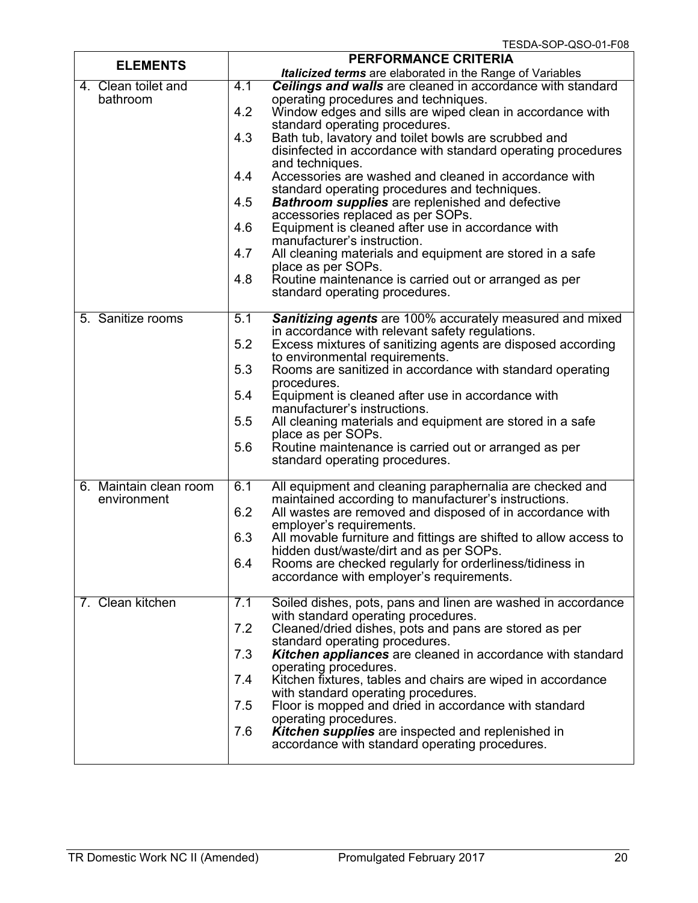| ELEMENTS | PERFORMANCE CRITERIA<br>***Italicized terms*** are elaborated in the Range of Variables |
| --- | --- |
| 4. Clean toilet and bathroom | 4.1 ***Ceilings and walls*** are cleaned in accordance with standard operating procedures and techniques.<br>4.2 Window edges and sills are wiped clean in accordance with standard operating procedures.<br>4.3 Bath tub, lavatory and toilet bowls are scrubbed and disinfected in accordance with standard operating procedures and techniques.<br>4.4 Accessories are washed and cleaned in accordance with standard operating procedures and techniques.<br>4.5 ***Bathroom supplies*** are replenished and defective accessories replaced as per SOPs.<br>4.6 Equipment is cleaned after use in accordance with manufacturer's instruction.<br>4.7 All cleaning materials and equipment are stored in a safe place as per SOPs.<br>4.8 Routine maintenance is carried out or arranged as per standard operating procedures. |
| 5. Sanitize rooms | 5.1 ***Sanitizing agents*** are 100% accurately measured and mixed in accordance with relevant safety regulations.<br>5.2 Excess mixtures of sanitizing agents are disposed according to environmental requirements.<br>5.3 Rooms are sanitized in accordance with standard operating procedures.<br>5.4 Equipment is cleaned after use in accordance with manufacturer's instructions.<br>5.5 All cleaning materials and equipment are stored in a safe place as per SOPs.<br>5.6 Routine maintenance is carried out or arranged as per standard operating procedures. |
| 6. Maintain clean room environment | 6.1 All equipment and cleaning paraphernalia are checked and maintained according to manufacturer's instructions.<br>6.2 All wastes are removed and disposed of in accordance with employer's requirements.<br>6.3 All movable furniture and fittings are shifted to allow access to hidden dust/waste/dirt and as per SOPs.<br>6.4 Rooms are checked regularly for orderliness/tidiness in accordance with employer's requirements. |
| 7. Clean kitchen | 7.1 Soiled dishes, pots, pans and linen are washed in accordance with standard operating procedures.<br>7.2 Cleaned/dried dishes, pots and pans are stored as per standard operating procedures.<br>7.3 ***Kitchen appliances*** are cleaned in accordance with standard operating procedures.<br>7.4 Kitchen fixtures, tables and chairs are wiped in accordance with standard operating procedures.<br>7.5 Floor is mopped and dried in accordance with standard operating procedures.<br>7.6 ***Kitchen supplies*** are inspected and replenished in accordance with standard operating procedures. |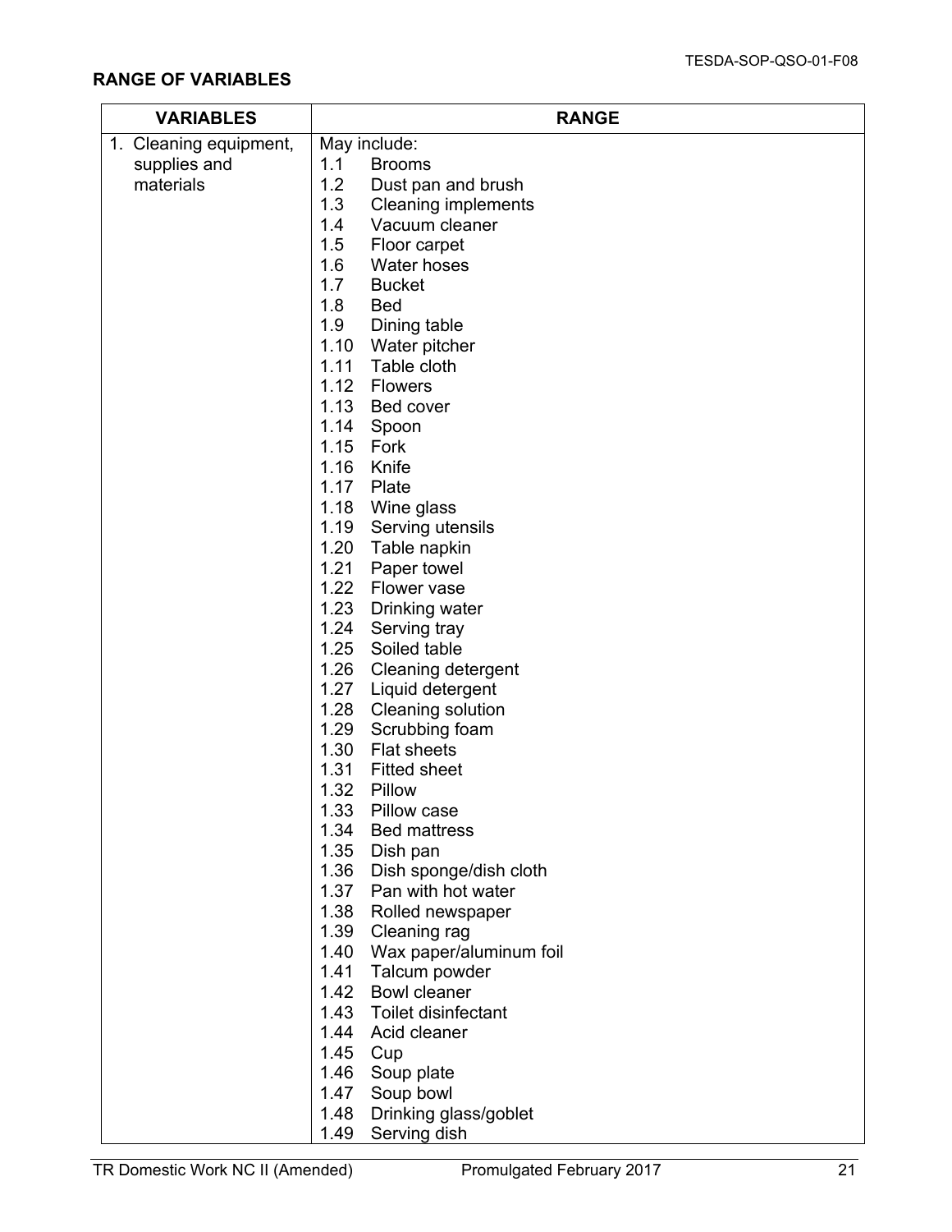## RANGE OF VARIABLES

| VARIABLES | RANGE |
|---|---|
| 1. Cleaning equipment, supplies and materials | May include:<br>1.1 Brooms<br>1.2 Dust pan and brush<br>1.3 Cleaning implements<br>1.4 Vacuum cleaner<br>1.5 Floor carpet<br>1.6 Water hoses<br>1.7 Bucket<br>1.8 Bed<br>1.9 Dining table<br>1.10 Water pitcher<br>1.11 Table cloth<br>1.12 Flowers<br>1.13 Bed cover<br>1.14 Spoon<br>1.15 Fork<br>1.16 Knife<br>1.17 Plate<br>1.18 Wine glass<br>1.19 Serving utensils<br>1.20 Table napkin<br>1.21 Paper towel<br>1.22 Flower vase<br>1.23 Drinking water<br>1.24 Serving tray<br>1.25 Soiled table<br>1.26 Cleaning detergent<br>1.27 Liquid detergent<br>1.28 Cleaning solution<br>1.29 Scrubbing foam<br>1.30 Flat sheets<br>1.31 Fitted sheet<br>1.32 Pillow<br>1.33 Pillow case<br>1.34 Bed mattress<br>1.35 Dish pan<br>1.36 Dish sponge/dish cloth<br>1.37 Pan with hot water<br>1.38 Rolled newspaper<br>1.39 Cleaning rag<br>1.40 Wax paper/aluminum foil<br>1.41 Talcum powder<br>1.42 Bowl cleaner<br>1.43 Toilet disinfectant<br>1.44 Acid cleaner<br>1.45 Cup<br>1.46 Soup plate<br>1.47 Soup bowl<br>1.48 Drinking glass/goblet<br>1.49 Serving dish |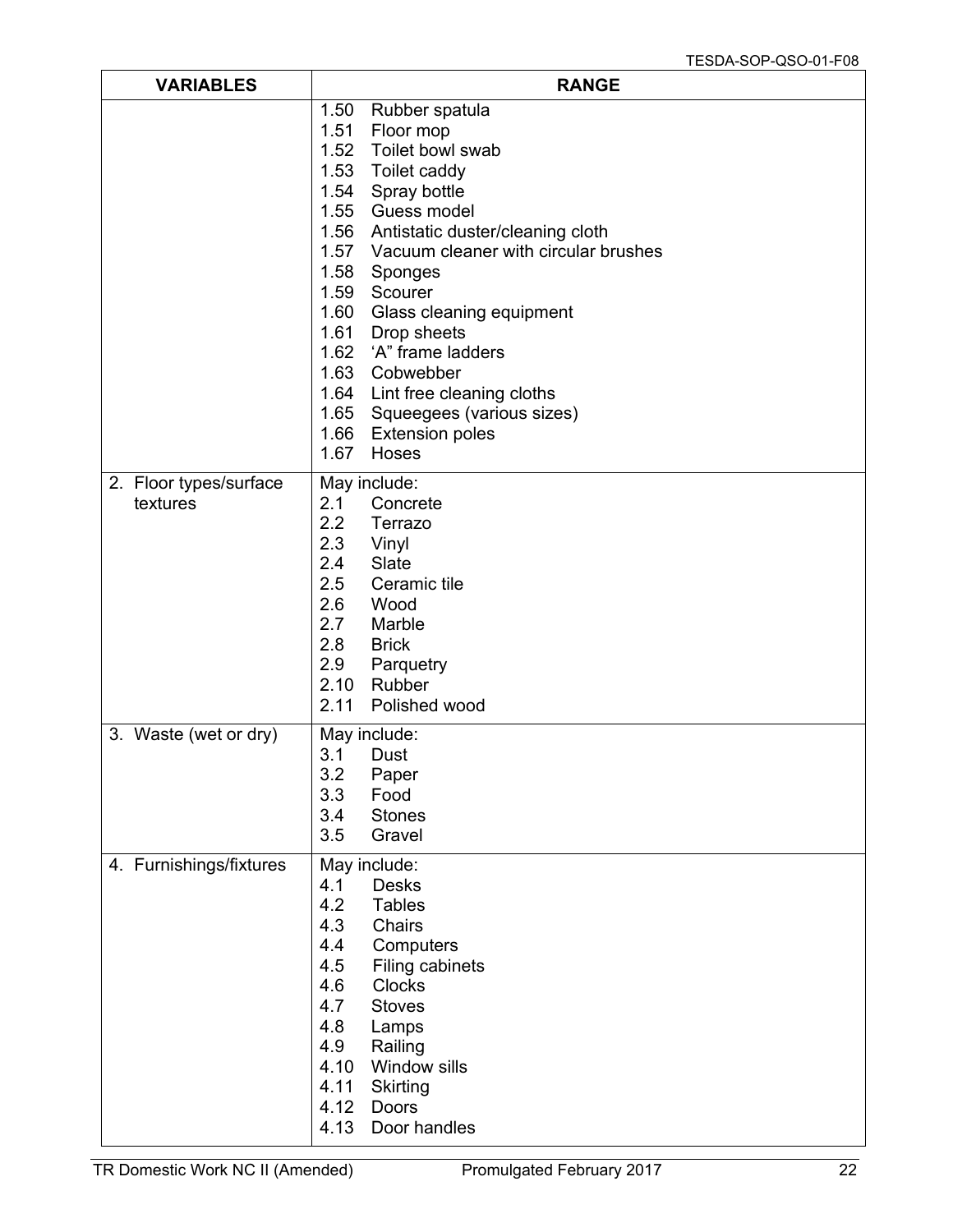| VARIABLES | RANGE |
| --- | --- |
| | 1.50 Rubber spatula<br>1.51 Floor mop<br>1.52 Toilet bowl swab<br>1.53 Toilet caddy<br>1.54 Spray bottle<br>1.55 Guess model<br>1.56 Antistatic duster/cleaning cloth<br>1.57 Vacuum cleaner with circular brushes<br>1.58 Sponges<br>1.59 Scourer<br>1.60 Glass cleaning equipment<br>1.61 Drop sheets<br>1.62 'A" frame ladders<br>1.63 Cobwebber<br>1.64 Lint free cleaning cloths<br>1.65 Squeegees (various sizes)<br>1.66 Extension poles<br>1.67 Hoses |
| 2. Floor types/surface textures | May include:<br>2.1 Concrete<br>2.2 Terrazo<br>2.3 Vinyl<br>2.4 Slate<br>2.5 Ceramic tile<br>2.6 Wood<br>2.7 Marble<br>2.8 Brick<br>2.9 Parquetry<br>2.10 Rubber<br>2.11 Polished wood |
| 3. Waste (wet or dry) | May include:<br>3.1 Dust<br>3.2 Paper<br>3.3 Food<br>3.4 Stones<br>3.5 Gravel |
| 4. Furnishings/fixtures | May include:<br>4.1 Desks<br>4.2 Tables<br>4.3 Chairs<br>4.4 Computers<br>4.5 Filing cabinets<br>4.6 Clocks<br>4.7 Stoves<br>4.8 Lamps<br>4.9 Railing<br>4.10 Window sills<br>4.11 Skirting<br>4.12 Doors<br>4.13 Door handles |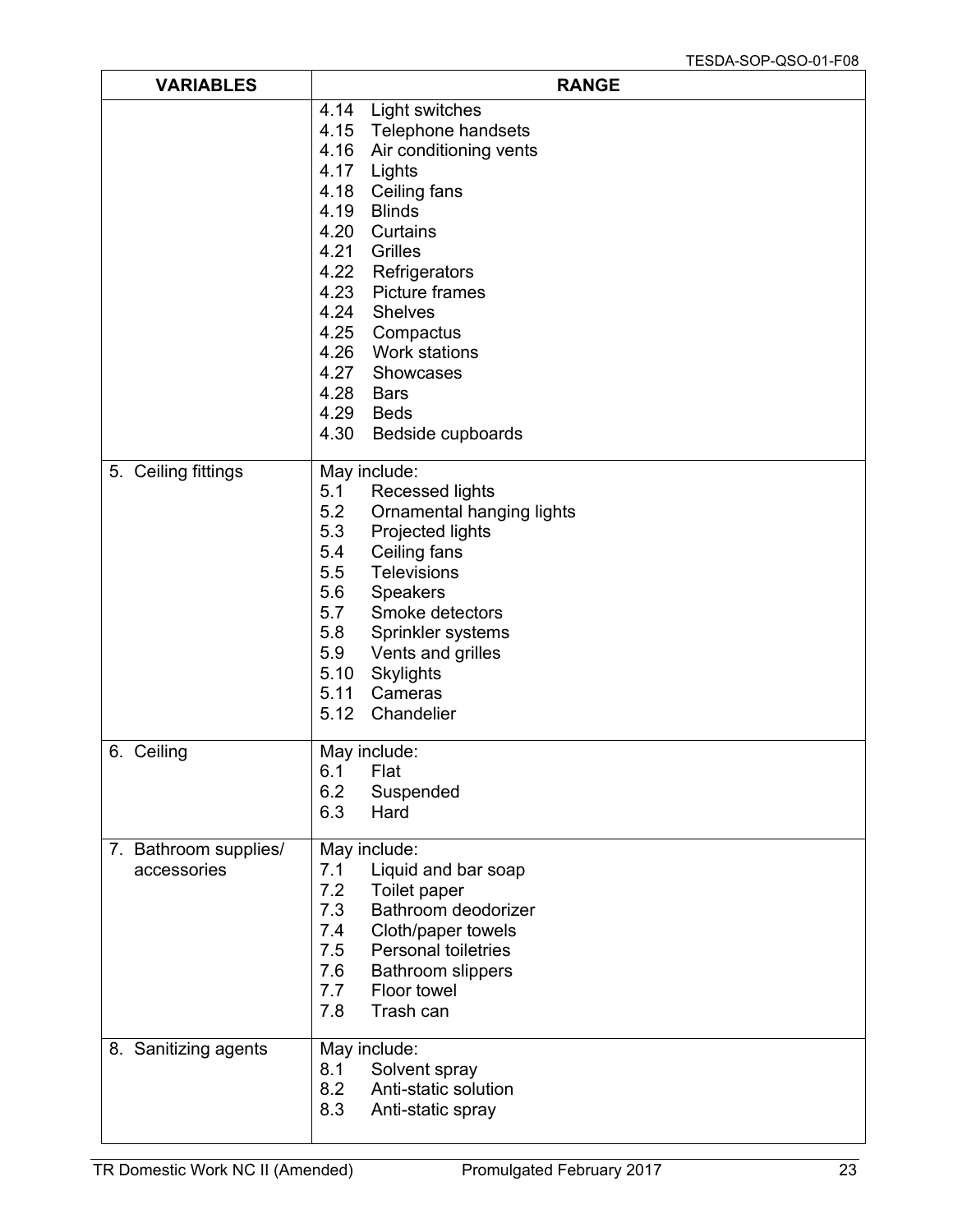| VARIABLES | RANGE |
|---|---|
| | 4.14 Light switches<br>4.15 Telephone handsets<br>4.16 Air conditioning vents<br>4.17 Lights<br>4.18 Ceiling fans<br>4.19 Blinds<br>4.20 Curtains<br>4.21 Grilles<br>4.22 Refrigerators<br>4.23 Picture frames<br>4.24 Shelves<br>4.25 Compactus<br>4.26 Work stations<br>4.27 Showcases<br>4.28 Bars<br>4.29 Beds<br>4.30 Bedside cupboards |
| 5. Ceiling fittings | May include:<br>5.1 Recessed lights<br>5.2 Ornamental hanging lights<br>5.3 Projected lights<br>5.4 Ceiling fans<br>5.5 Televisions<br>5.6 Speakers<br>5.7 Smoke detectors<br>5.8 Sprinkler systems<br>5.9 Vents and grilles<br>5.10 Skylights<br>5.11 Cameras<br>5.12 Chandelier |
| 6. Ceiling | May include:<br>6.1 Flat<br>6.2 Suspended<br>6.3 Hard |
| 7. Bathroom supplies/ accessories | May include:<br>7.1 Liquid and bar soap<br>7.2 Toilet paper<br>7.3 Bathroom deodorizer<br>7.4 Cloth/paper towels<br>7.5 Personal toiletries<br>7.6 Bathroom slippers<br>7.7 Floor towel<br>7.8 Trash can |
| 8. Sanitizing agents | May include:<br>8.1 Solvent spray<br>8.2 Anti-static solution<br>8.3 Anti-static spray |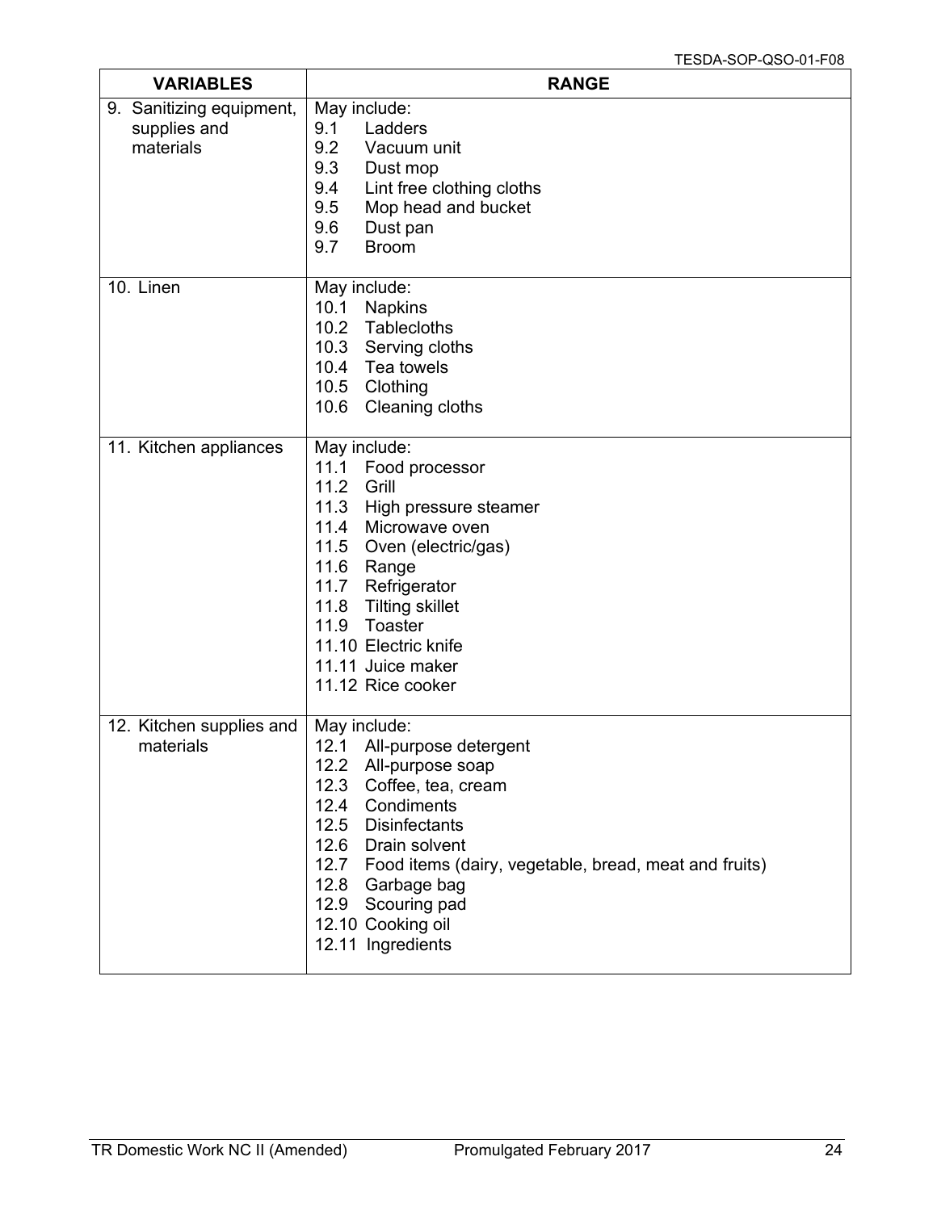| VARIABLES | RANGE |
|---|---|
| 9. Sanitizing equipment, supplies and materials | May include:<br>9.1 Ladders<br>9.2 Vacuum unit<br>9.3 Dust mop<br>9.4 Lint free clothing cloths<br>9.5 Mop head and bucket<br>9.6 Dust pan<br>9.7 Broom |
| 10. Linen | May include:<br>10.1 Napkins<br>10.2 Tablecloths<br>10.3 Serving cloths<br>10.4 Tea towels<br>10.5 Clothing<br>10.6 Cleaning cloths |
| 11. Kitchen appliances | May include:<br>11.1 Food processor<br>11.2 Grill<br>11.3 High pressure steamer<br>11.4 Microwave oven<br>11.5 Oven (electric/gas)<br>11.6 Range<br>11.7 Refrigerator<br>11.8 Tilting skillet<br>11.9 Toaster<br>11.10 Electric knife<br>11.11 Juice maker<br>11.12 Rice cooker |
| 12. Kitchen supplies and materials | May include:<br>12.1 All-purpose detergent<br>12.2 All-purpose soap<br>12.3 Coffee, tea, cream<br>12.4 Condiments<br>12.5 Disinfectants<br>12.6 Drain solvent<br>12.7 Food items (dairy, vegetable, bread, meat and fruits)<br>12.8 Garbage bag<br>12.9 Scouring pad<br>12.10 Cooking oil<br>12.11 Ingredients |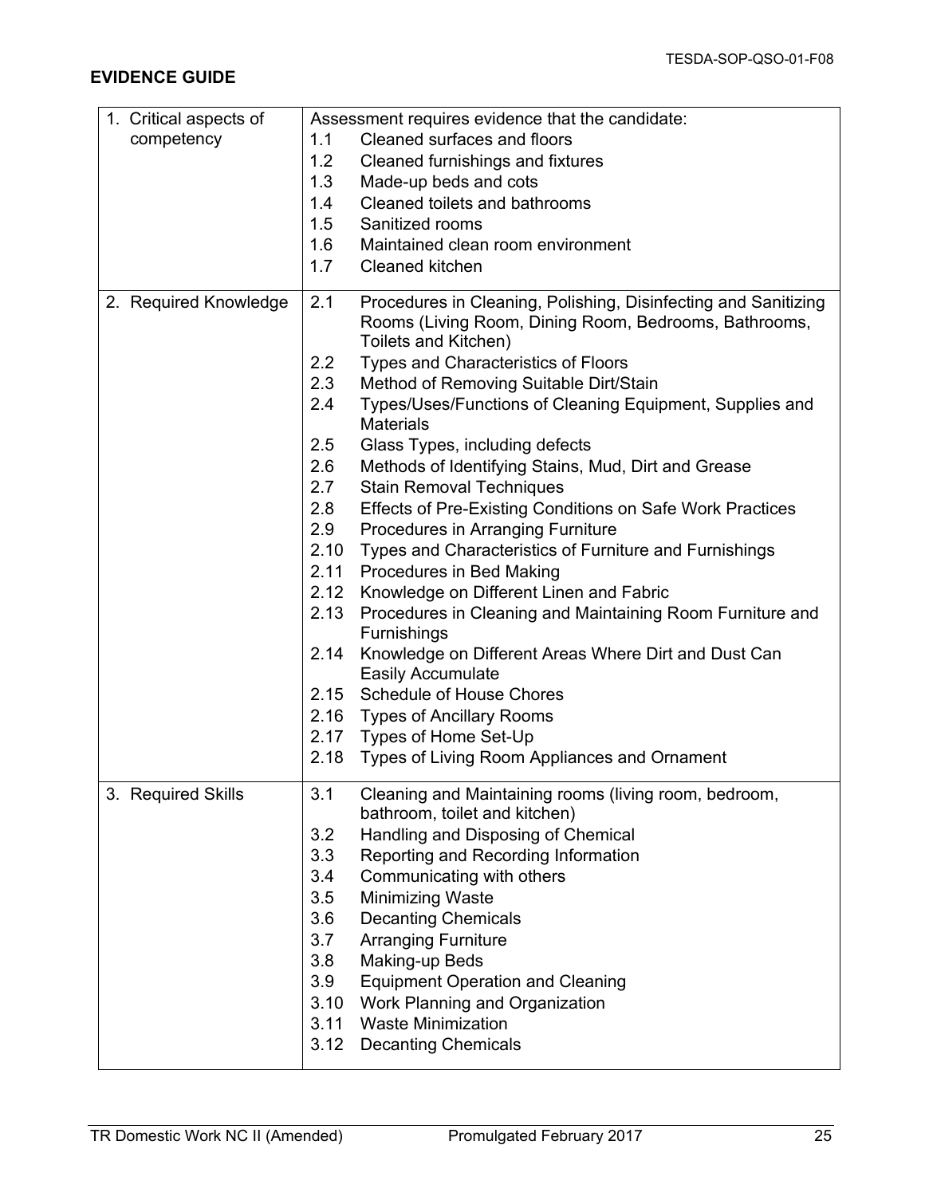**EVIDENCE GUIDE**

| | |
|---|---|
| 1. Critical aspects of competency | Assessment requires evidence that the candidate:<br>1.1 Cleaned surfaces and floors<br>1.2 Cleaned furnishings and fixtures<br>1.3 Made-up beds and cots<br>1.4 Cleaned toilets and bathrooms<br>1.5 Sanitized rooms<br>1.6 Maintained clean room environment<br>1.7 Cleaned kitchen |
| 2. Required Knowledge | 2.1 Procedures in Cleaning, Polishing, Disinfecting and Sanitizing Rooms (Living Room, Dining Room, Bedrooms, Bathrooms, Toilets and Kitchen)<br>2.2 Types and Characteristics of Floors<br>2.3 Method of Removing Suitable Dirt/Stain<br>2.4 Types/Uses/Functions of Cleaning Equipment, Supplies and Materials<br>2.5 Glass Types, including defects<br>2.6 Methods of Identifying Stains, Mud, Dirt and Grease<br>2.7 Stain Removal Techniques<br>2.8 Effects of Pre-Existing Conditions on Safe Work Practices<br>2.9 Procedures in Arranging Furniture<br>2.10 Types and Characteristics of Furniture and Furnishings<br>2.11 Procedures in Bed Making<br>2.12 Knowledge on Different Linen and Fabric<br>2.13 Procedures in Cleaning and Maintaining Room Furniture and Furnishings<br>2.14 Knowledge on Different Areas Where Dirt and Dust Can Easily Accumulate<br>2.15 Schedule of House Chores<br>2.16 Types of Ancillary Rooms<br>2.17 Types of Home Set-Up<br>2.18 Types of Living Room Appliances and Ornament |
| 3. Required Skills | 3.1 Cleaning and Maintaining rooms (living room, bedroom, bathroom, toilet and kitchen)<br>3.2 Handling and Disposing of Chemical<br>3.3 Reporting and Recording Information<br>3.4 Communicating with others<br>3.5 Minimizing Waste<br>3.6 Decanting Chemicals<br>3.7 Arranging Furniture<br>3.8 Making-up Beds<br>3.9 Equipment Operation and Cleaning<br>3.10 Work Planning and Organization<br>3.11 Waste Minimization<br>3.12 Decanting Chemicals |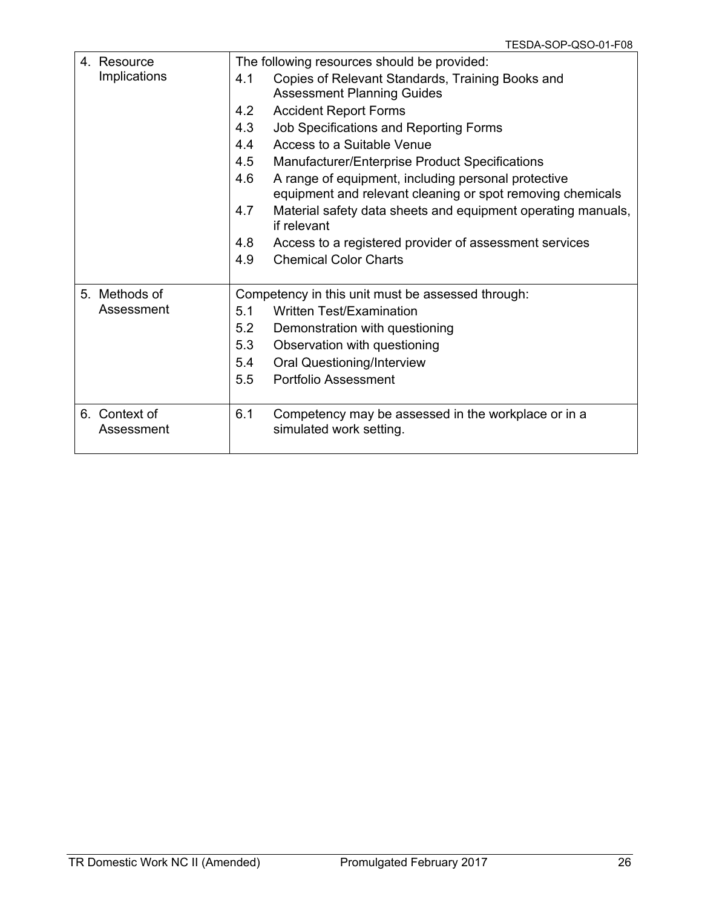| | |
|---|---|
| 4. Resource Implications | The following resources should be provided:<br>4.1 Copies of Relevant Standards, Training Books and Assessment Planning Guides<br>4.2 Accident Report Forms<br>4.3 Job Specifications and Reporting Forms<br>4.4 Access to a Suitable Venue<br>4.5 Manufacturer/Enterprise Product Specifications<br>4.6 A range of equipment, including personal protective equipment and relevant cleaning or spot removing chemicals<br>4.7 Material safety data sheets and equipment operating manuals, if relevant<br>4.8 Access to a registered provider of assessment services<br>4.9 Chemical Color Charts |
| 5. Methods of Assessment | Competency in this unit must be assessed through:<br>5.1 Written Test/Examination<br>5.2 Demonstration with questioning<br>5.3 Observation with questioning<br>5.4 Oral Questioning/Interview<br>5.5 Portfolio Assessment |
| 6. Context of Assessment | 6.1 Competency may be assessed in the workplace or in a simulated work setting. |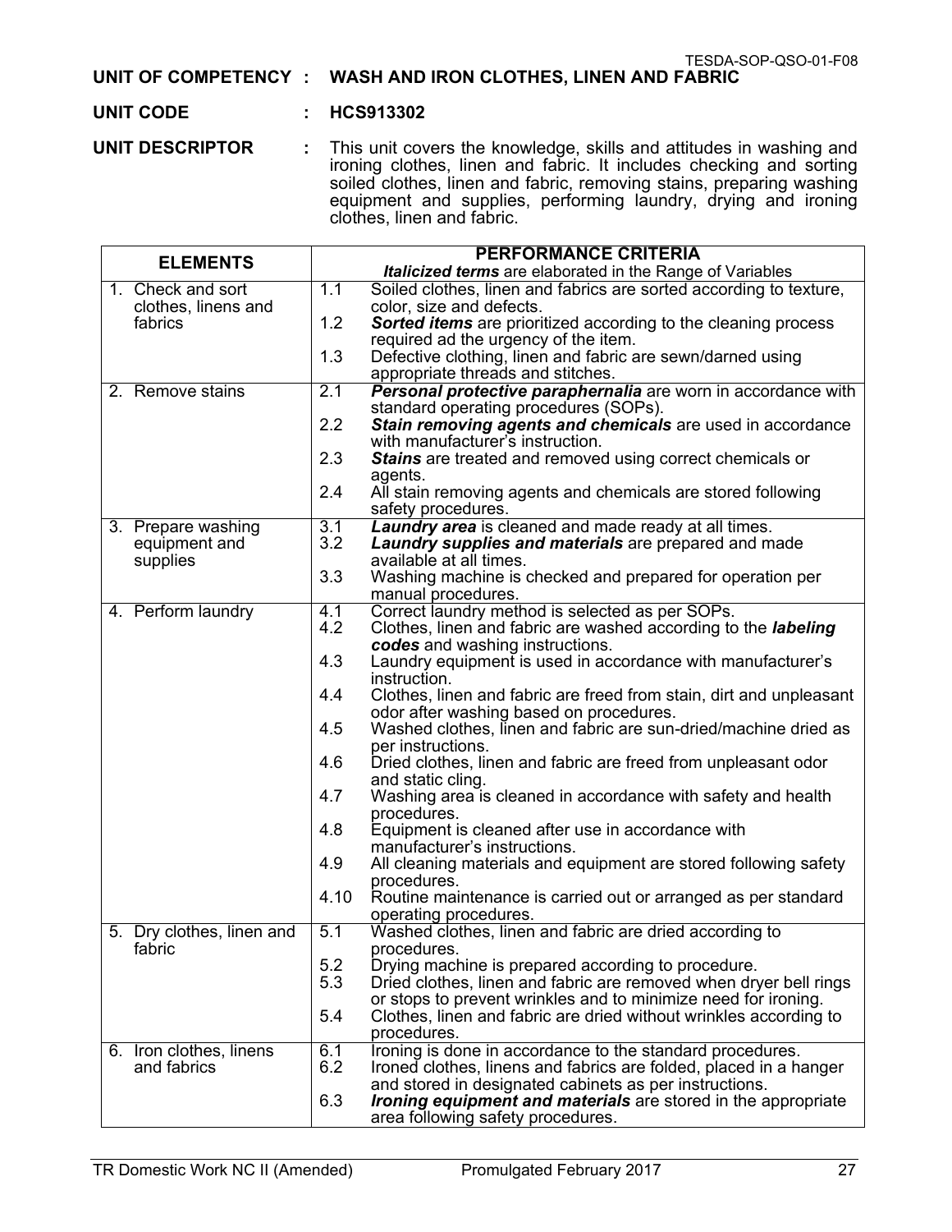TESDA-SOP-QSO-01-F08

**UNIT OF COMPETENCY : WASH AND IRON CLOTHES, LINEN AND FABRIC**

**UNIT CODE : HCS913302**

**UNIT DESCRIPTOR :** This unit covers the knowledge, skills and attitudes in washing and ironing clothes, linen and fabric. It includes checking and sorting soiled clothes, linen and fabric, removing stains, preparing washing equipment and supplies, performing laundry, drying and ironing clothes, linen and fabric.

| ELEMENTS | PERFORMANCE CRITERIA<br>***Italicized terms*** are elaborated in the Range of Variables |
|---|---|
| 1. Check and sort clothes, linens and fabrics | 1.1 Soiled clothes, linen and fabrics are sorted according to texture, color, size and defects.<br>1.2 ***Sorted items*** are prioritized according to the cleaning process required ad the urgency of the item.<br>1.3 Defective clothing, linen and fabric are sewn/darned using appropriate threads and stitches. |
| 2. Remove stains | 2.1 ***Personal protective paraphernalia*** are worn in accordance with standard operating procedures (SOPs).<br>2.2 ***Stain removing agents and chemicals*** are used in accordance with manufacturer's instruction.<br>2.3 ***Stains*** are treated and removed using correct chemicals or agents.<br>2.4 All stain removing agents and chemicals are stored following safety procedures. |
| 3. Prepare washing equipment and supplies | 3.1 ***Laundry area*** is cleaned and made ready at all times.<br>3.2 ***Laundry supplies and materials*** are prepared and made available at all times.<br>3.3 Washing machine is checked and prepared for operation per manual procedures. |
| 4. Perform laundry | 4.1 Correct laundry method is selected as per SOPs.<br>4.2 Clothes, linen and fabric are washed according to the ***labeling codes*** and washing instructions.<br>4.3 Laundry equipment is used in accordance with manufacturer's instruction.<br>4.4 Clothes, linen and fabric are freed from stain, dirt and unpleasant odor after washing based on procedures.<br>4.5 Washed clothes, linen and fabric are sun-dried/machine dried as per instructions.<br>4.6 Dried clothes, linen and fabric are freed from unpleasant odor and static cling.<br>4.7 Washing area is cleaned in accordance with safety and health procedures.<br>4.8 Equipment is cleaned after use in accordance with manufacturer's instructions.<br>4.9 All cleaning materials and equipment are stored following safety procedures.<br>4.10 Routine maintenance is carried out or arranged as per standard operating procedures. |
| 5. Dry clothes, linen and fabric | 5.1 Washed clothes, linen and fabric are dried according to procedures.<br>5.2 Drying machine is prepared according to procedure.<br>5.3 Dried clothes, linen and fabric are removed when dryer bell rings or stops to prevent wrinkles and to minimize need for ironing.<br>5.4 Clothes, linen and fabric are dried without wrinkles according to procedures. |
| 6. Iron clothes, linens and fabrics | 6.1 Ironing is done in accordance to the standard procedures.<br>6.2 Ironed clothes, linens and fabrics are folded, placed in a hanger and stored in designated cabinets as per instructions.<br>6.3 ***Ironing equipment and materials*** are stored in the appropriate area following safety procedures. |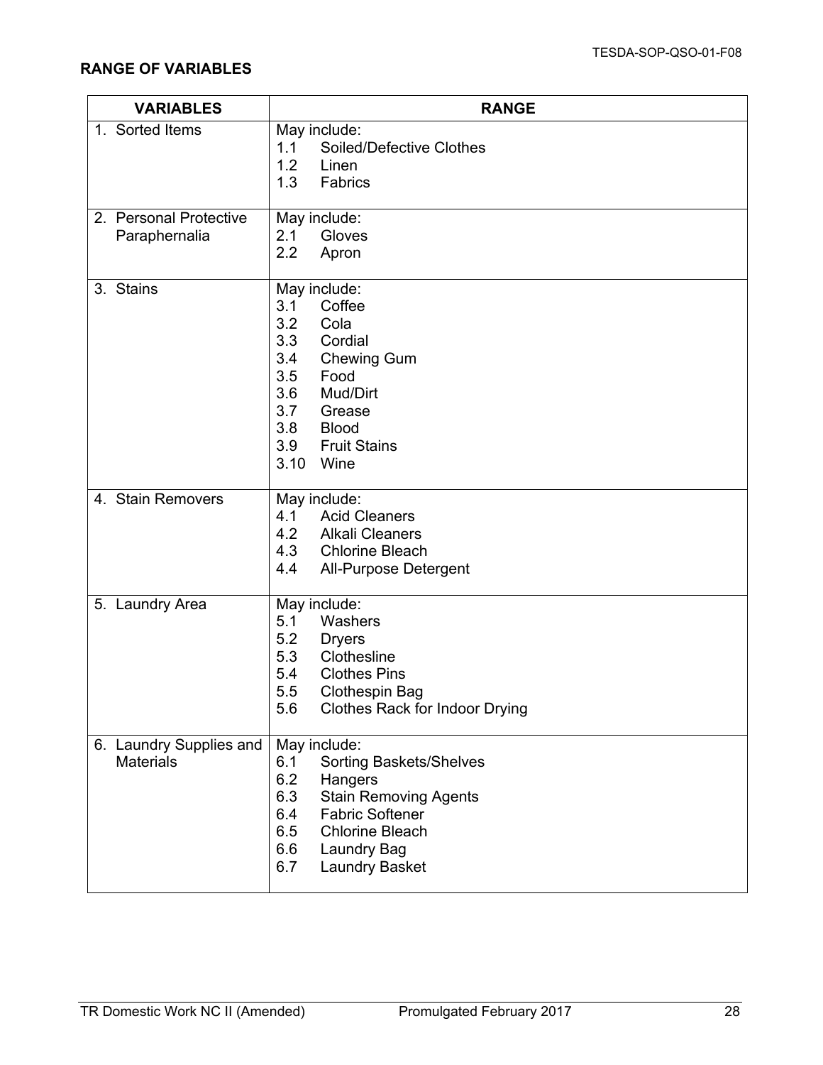## RANGE OF VARIABLES

| VARIABLES | RANGE |
|---|---|
| 1. Sorted Items | May include:<br>1.1 Soiled/Defective Clothes<br>1.2 Linen<br>1.3 Fabrics |
| 2. Personal Protective Paraphernalia | May include:<br>2.1 Gloves<br>2.2 Apron |
| 3. Stains | May include:<br>3.1 Coffee<br>3.2 Cola<br>3.3 Cordial<br>3.4 Chewing Gum<br>3.5 Food<br>3.6 Mud/Dirt<br>3.7 Grease<br>3.8 Blood<br>3.9 Fruit Stains<br>3.10 Wine |
| 4. Stain Removers | May include:<br>4.1 Acid Cleaners<br>4.2 Alkali Cleaners<br>4.3 Chlorine Bleach<br>4.4 All-Purpose Detergent |
| 5. Laundry Area | May include:<br>5.1 Washers<br>5.2 Dryers<br>5.3 Clothesline<br>5.4 Clothes Pins<br>5.5 Clothespin Bag<br>5.6 Clothes Rack for Indoor Drying |
| 6. Laundry Supplies and Materials | May include:<br>6.1 Sorting Baskets/Shelves<br>6.2 Hangers<br>6.3 Stain Removing Agents<br>6.4 Fabric Softener<br>6.5 Chlorine Bleach<br>6.6 Laundry Bag<br>6.7 Laundry Basket |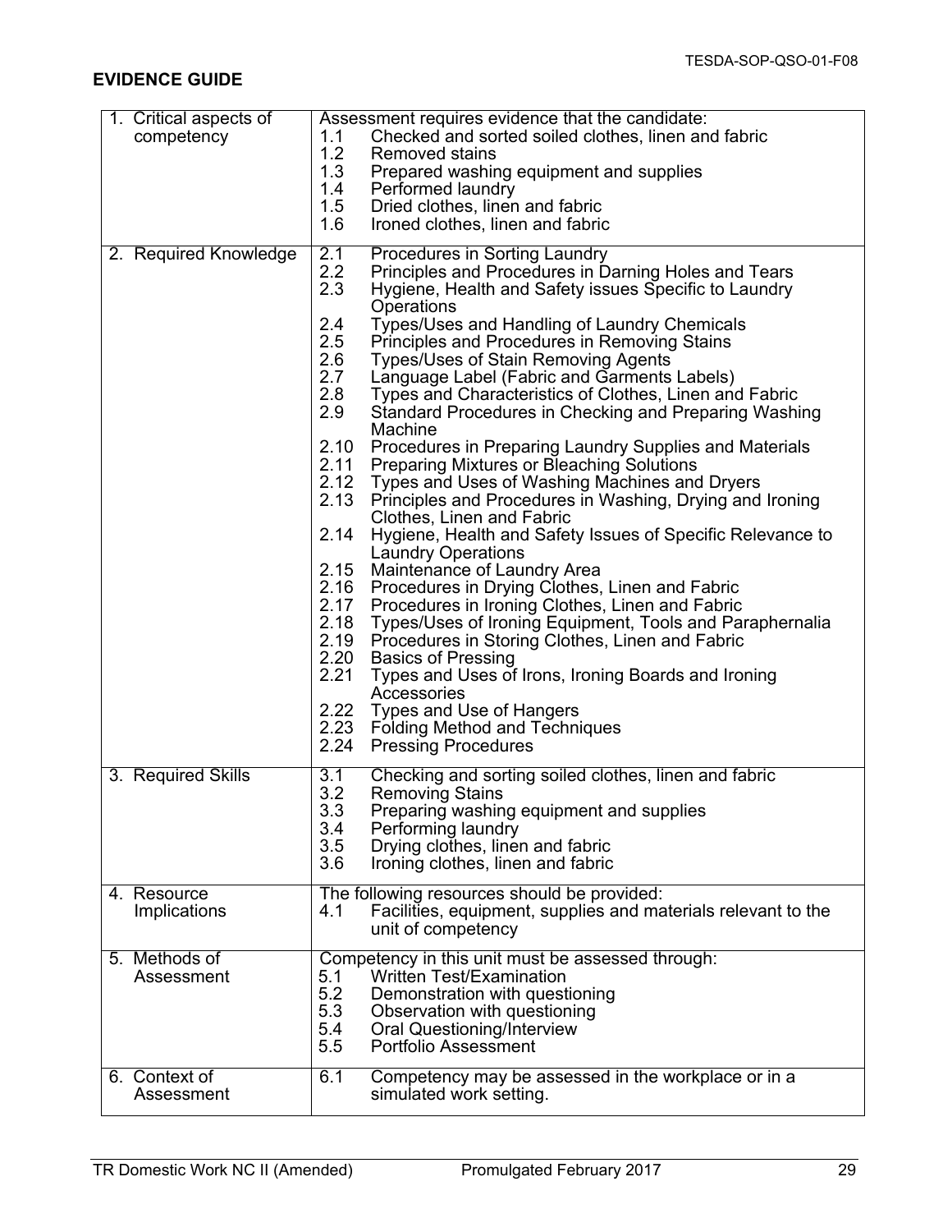**EVIDENCE GUIDE**

| | |
|---|---|
| 1. Critical aspects of competency | Assessment requires evidence that the candidate:<br>1.1 Checked and sorted soiled clothes, linen and fabric<br>1.2 Removed stains<br>1.3 Prepared washing equipment and supplies<br>1.4 Performed laundry<br>1.5 Dried clothes, linen and fabric<br>1.6 Ironed clothes, linen and fabric |
| 2. Required Knowledge | 2.1 Procedures in Sorting Laundry<br>2.2 Principles and Procedures in Darning Holes and Tears<br>2.3 Hygiene, Health and Safety issues Specific to Laundry Operations<br>2.4 Types/Uses and Handling of Laundry Chemicals<br>2.5 Principles and Procedures in Removing Stains<br>2.6 Types/Uses of Stain Removing Agents<br>2.7 Language Label (Fabric and Garments Labels)<br>2.8 Types and Characteristics of Clothes, Linen and Fabric<br>2.9 Standard Procedures in Checking and Preparing Washing Machine<br>2.10 Procedures in Preparing Laundry Supplies and Materials<br>2.11 Preparing Mixtures or Bleaching Solutions<br>2.12 Types and Uses of Washing Machines and Dryers<br>2.13 Principles and Procedures in Washing, Drying and Ironing Clothes, Linen and Fabric<br>2.14 Hygiene, Health and Safety Issues of Specific Relevance to Laundry Operations<br>2.15 Maintenance of Laundry Area<br>2.16 Procedures in Drying Clothes, Linen and Fabric<br>2.17 Procedures in Ironing Clothes, Linen and Fabric<br>2.18 Types/Uses of Ironing Equipment, Tools and Paraphernalia<br>2.19 Procedures in Storing Clothes, Linen and Fabric<br>2.20 Basics of Pressing<br>2.21 Types and Uses of Irons, Ironing Boards and Ironing Accessories<br>2.22 Types and Use of Hangers<br>2.23 Folding Method and Techniques<br>2.24 Pressing Procedures |
| 3. Required Skills | 3.1 Checking and sorting soiled clothes, linen and fabric<br>3.2 Removing Stains<br>3.3 Preparing washing equipment and supplies<br>3.4 Performing laundry<br>3.5 Drying clothes, linen and fabric<br>3.6 Ironing clothes, linen and fabric |
| 4. Resource Implications | The following resources should be provided:<br>4.1 Facilities, equipment, supplies and materials relevant to the unit of competency |
| 5. Methods of Assessment | Competency in this unit must be assessed through:<br>5.1 Written Test/Examination<br>5.2 Demonstration with questioning<br>5.3 Observation with questioning<br>5.4 Oral Questioning/Interview<br>5.5 Portfolio Assessment |
| 6. Context of Assessment | 6.1 Competency may be assessed in the workplace or in a simulated work setting. |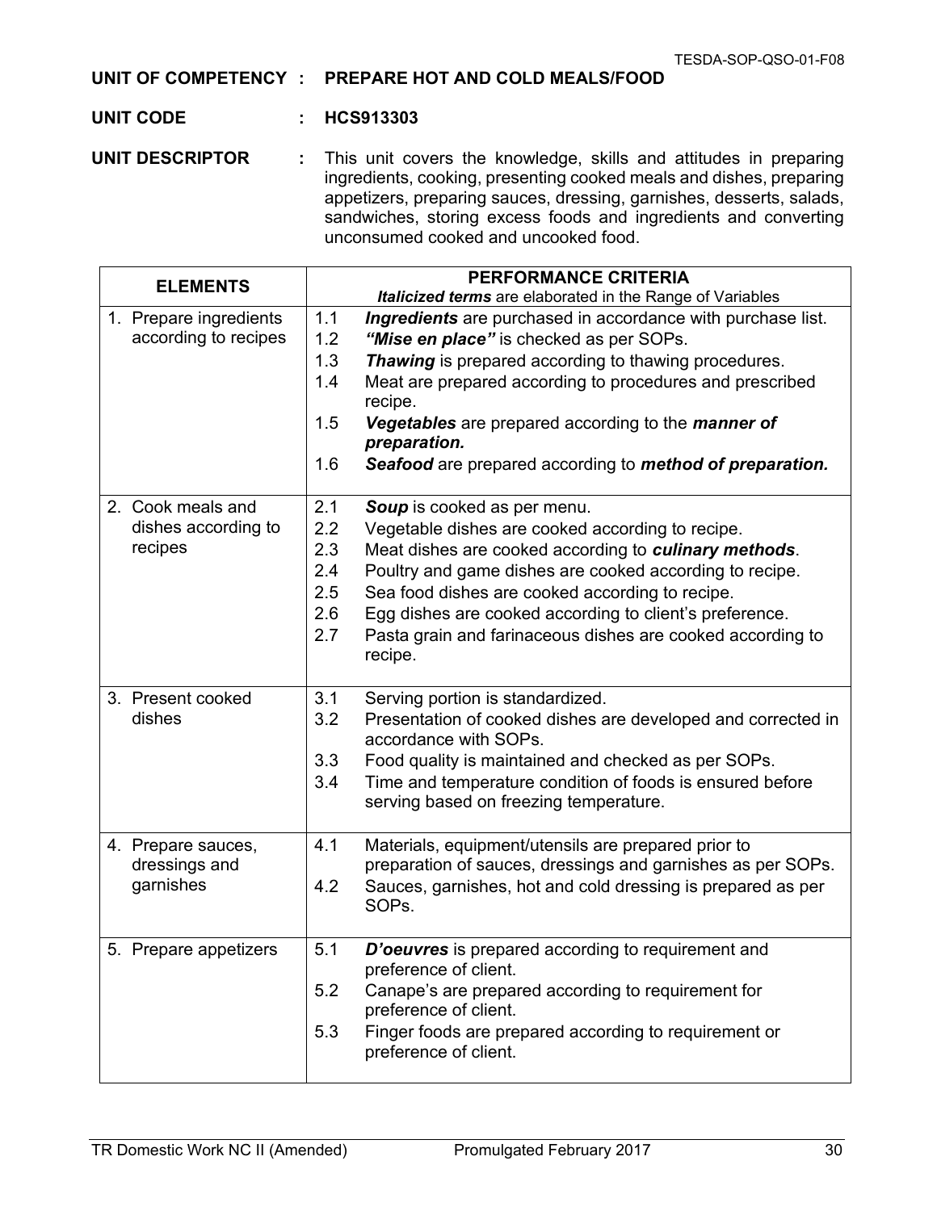**UNIT OF COMPETENCY : PREPARE HOT AND COLD MEALS/FOOD**

**UNIT CODE : HCS913303**

**UNIT DESCRIPTOR :** This unit covers the knowledge, skills and attitudes in preparing ingredients, cooking, presenting cooked meals and dishes, preparing appetizers, preparing sauces, dressing, garnishes, desserts, salads, sandwiches, storing excess foods and ingredients and converting unconsumed cooked and uncooked food.

| ELEMENTS | PERFORMANCE CRITERIA<br>***Italicized terms*** are elaborated in the Range of Variables |
|---|---|
| 1. Prepare ingredients according to recipes | 1.1 ***Ingredients*** are purchased in accordance with purchase list.<br>1.2 ***"Mise en place"*** is checked as per SOPs.<br>1.3 ***Thawing*** is prepared according to thawing procedures.<br>1.4 Meat are prepared according to procedures and prescribed recipe.<br>1.5 ***Vegetables*** are prepared according to the ***manner of preparation.***<br>1.6 ***Seafood*** are prepared according to ***method of preparation.*** |
| 2. Cook meals and dishes according to recipes | 2.1 ***Soup*** is cooked as per menu.<br>2.2 Vegetable dishes are cooked according to recipe.<br>2.3 Meat dishes are cooked according to ***culinary methods***.<br>2.4 Poultry and game dishes are cooked according to recipe.<br>2.5 Sea food dishes are cooked according to recipe.<br>2.6 Egg dishes are cooked according to client's preference.<br>2.7 Pasta grain and farinaceous dishes are cooked according to recipe. |
| 3. Present cooked dishes | 3.1 Serving portion is standardized.<br>3.2 Presentation of cooked dishes are developed and corrected in accordance with SOPs.<br>3.3 Food quality is maintained and checked as per SOPs.<br>3.4 Time and temperature condition of foods is ensured before serving based on freezing temperature. |
| 4. Prepare sauces, dressings and garnishes | 4.1 Materials, equipment/utensils are prepared prior to preparation of sauces, dressings and garnishes as per SOPs.<br>4.2 Sauces, garnishes, hot and cold dressing is prepared as per SOPs. |
| 5. Prepare appetizers | 5.1 ***D'oeuvres*** is prepared according to requirement and preference of client.<br>5.2 Canape's are prepared according to requirement for preference of client.<br>5.3 Finger foods are prepared according to requirement or preference of client. |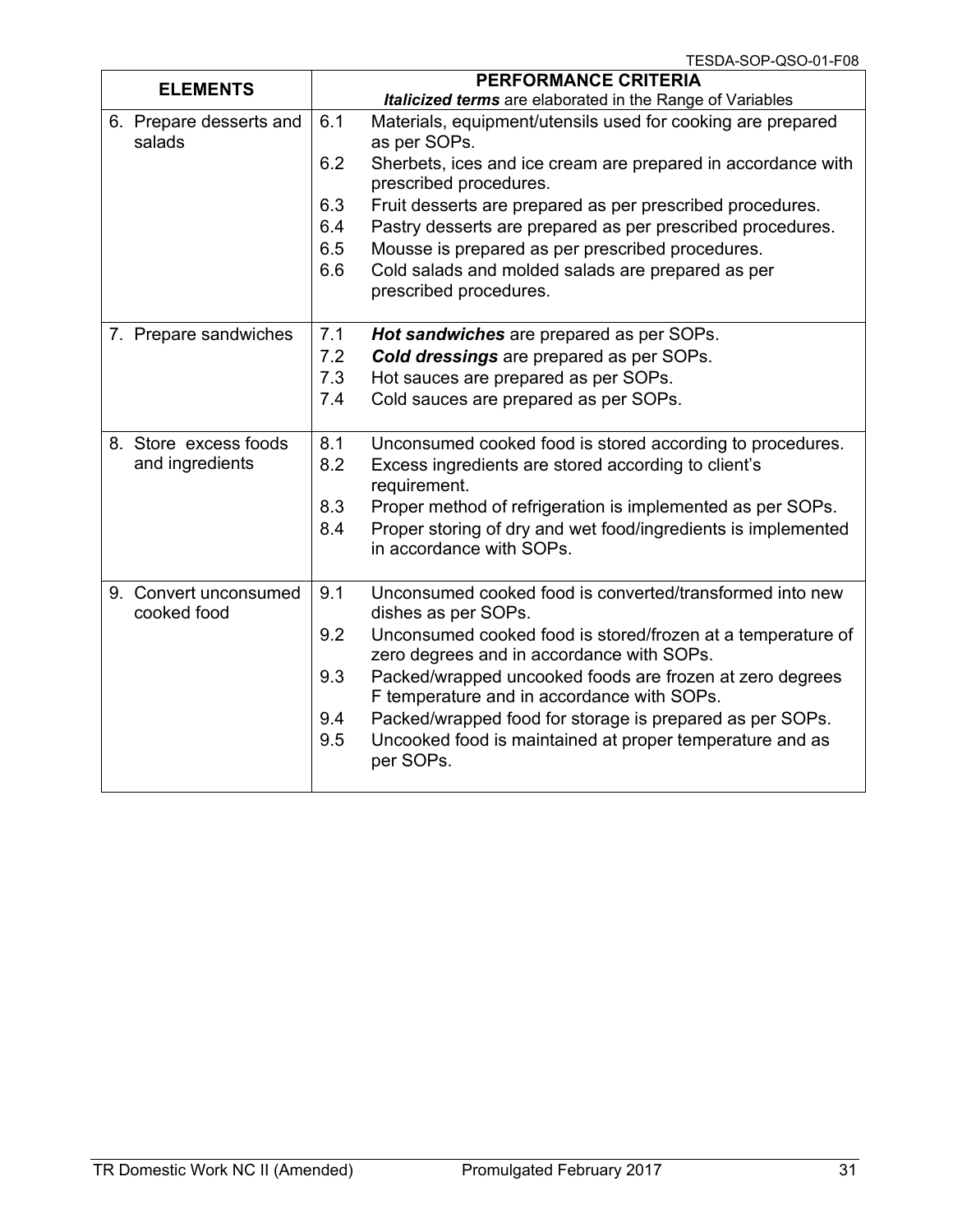| ELEMENTS | PERFORMANCE CRITERIA<br>***Italicized terms*** are elaborated in the Range of Variables |
|---|---|
| 6. Prepare desserts and salads | 6.1 Materials, equipment/utensils used for cooking are prepared as per SOPs.<br>6.2 Sherbets, ices and ice cream are prepared in accordance with prescribed procedures.<br>6.3 Fruit desserts are prepared as per prescribed procedures.<br>6.4 Pastry desserts are prepared as per prescribed procedures.<br>6.5 Mousse is prepared as per prescribed procedures.<br>6.6 Cold salads and molded salads are prepared as per prescribed procedures. |
| 7. Prepare sandwiches | 7.1 ***Hot sandwiches*** are prepared as per SOPs.<br>7.2 ***Cold dressings*** are prepared as per SOPs.<br>7.3 Hot sauces are prepared as per SOPs.<br>7.4 Cold sauces are prepared as per SOPs. |
| 8. Store excess foods and ingredients | 8.1 Unconsumed cooked food is stored according to procedures.<br>8.2 Excess ingredients are stored according to client's requirement.<br>8.3 Proper method of refrigeration is implemented as per SOPs.<br>8.4 Proper storing of dry and wet food/ingredients is implemented in accordance with SOPs. |
| 9. Convert unconsumed cooked food | 9.1 Unconsumed cooked food is converted/transformed into new dishes as per SOPs.<br>9.2 Unconsumed cooked food is stored/frozen at a temperature of zero degrees and in accordance with SOPs.<br>9.3 Packed/wrapped uncooked foods are frozen at zero degrees F temperature and in accordance with SOPs.<br>9.4 Packed/wrapped food for storage is prepared as per SOPs.<br>9.5 Uncooked food is maintained at proper temperature and as per SOPs. |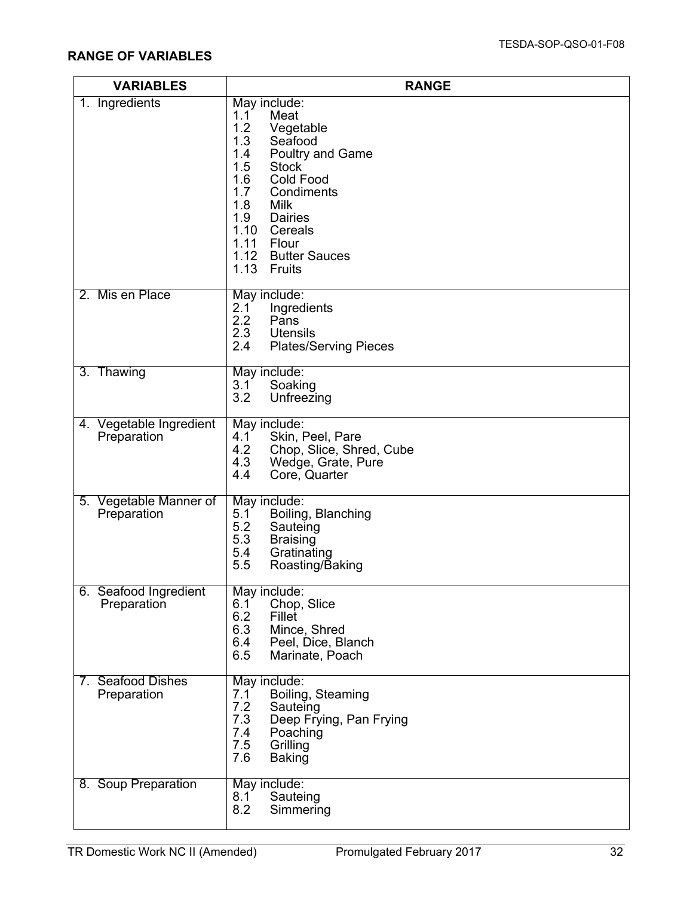## RANGE OF VARIABLES

| VARIABLES | RANGE |
|---|---|
| 1. Ingredients | May include:<br>1.1 Meat<br>1.2 Vegetable<br>1.3 Seafood<br>1.4 Poultry and Game<br>1.5 Stock<br>1.6 Cold Food<br>1.7 Condiments<br>1.8 Milk<br>1.9 Dairies<br>1.10 Cereals<br>1.11 Flour<br>1.12 Butter Sauces<br>1.13 Fruits |
| 2. Mis en Place | May include:<br>2.1 Ingredients<br>2.2 Pans<br>2.3 Utensils<br>2.4 Plates/Serving Pieces |
| 3. Thawing | May include:<br>3.1 Soaking<br>3.2 Unfreezing |
| 4. Vegetable Ingredient Preparation | May include:<br>4.1 Skin, Peel, Pare<br>4.2 Chop, Slice, Shred, Cube<br>4.3 Wedge, Grate, Pure<br>4.4 Core, Quarter |
| 5. Vegetable Manner of Preparation | May include:<br>5.1 Boiling, Blanching<br>5.2 Sauteing<br>5.3 Braising<br>5.4 Gratinating<br>5.5 Roasting/Baking |
| 6. Seafood Ingredient Preparation | May include:<br>6.1 Chop, Slice<br>6.2 Fillet<br>6.3 Mince, Shred<br>6.4 Peel, Dice, Blanch<br>6.5 Marinate, Poach |
| 7. Seafood Dishes Preparation | May include:<br>7.1 Boiling, Steaming<br>7.2 Sauteing<br>7.3 Deep Frying, Pan Frying<br>7.4 Poaching<br>7.5 Grilling<br>7.6 Baking |
| 8. Soup Preparation | May include:<br>8.1 Sauteing<br>8.2 Simmering |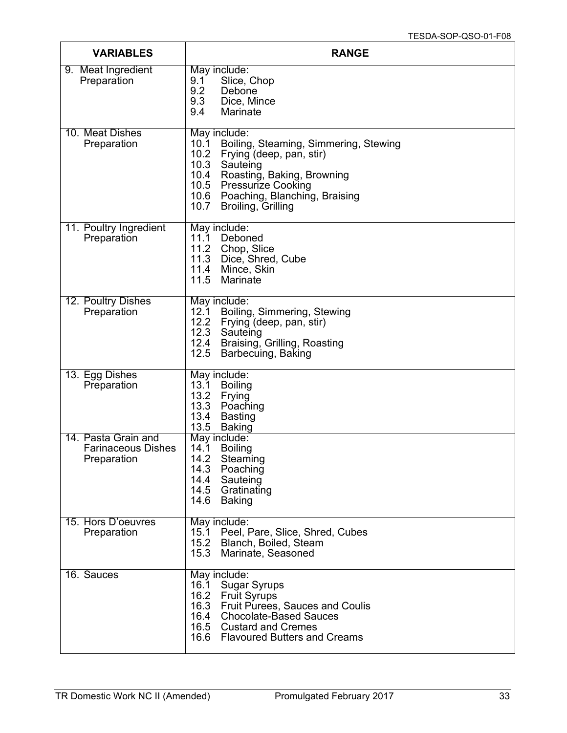| VARIABLES | RANGE |
|---|---|
| 9. Meat Ingredient Preparation | May include:<br>9.1 Slice, Chop<br>9.2 Debone<br>9.3 Dice, Mince<br>9.4 Marinate |
| 10. Meat Dishes Preparation | May include:<br>10.1 Boiling, Steaming, Simmering, Stewing<br>10.2 Frying (deep, pan, stir)<br>10.3 Sauteing<br>10.4 Roasting, Baking, Browning<br>10.5 Pressurize Cooking<br>10.6 Poaching, Blanching, Braising<br>10.7 Broiling, Grilling |
| 11. Poultry Ingredient Preparation | May include:<br>11.1 Deboned<br>11.2 Chop, Slice<br>11.3 Dice, Shred, Cube<br>11.4 Mince, Skin<br>11.5 Marinate |
| 12. Poultry Dishes Preparation | May include:<br>12.1 Boiling, Simmering, Stewing<br>12.2 Frying (deep, pan, stir)<br>12.3 Sauteing<br>12.4 Braising, Grilling, Roasting<br>12.5 Barbecuing, Baking |
| 13. Egg Dishes Preparation | May include:<br>13.1 Boiling<br>13.2 Frying<br>13.3 Poaching<br>13.4 Basting<br>13.5 Baking |
| 14. Pasta Grain and Farinaceous Dishes Preparation | May include:<br>14.1 Boiling<br>14.2 Steaming<br>14.3 Poaching<br>14.4 Sauteing<br>14.5 Gratinating<br>14.6 Baking |
| 15. Hors D'oeuvres Preparation | May include:<br>15.1 Peel, Pare, Slice, Shred, Cubes<br>15.2 Blanch, Boiled, Steam<br>15.3 Marinate, Seasoned |
| 16. Sauces | May include:<br>16.1 Sugar Syrups<br>16.2 Fruit Syrups<br>16.3 Fruit Purees, Sauces and Coulis<br>16.4 Chocolate-Based Sauces<br>16.5 Custard and Cremes<br>16.6 Flavoured Butters and Creams |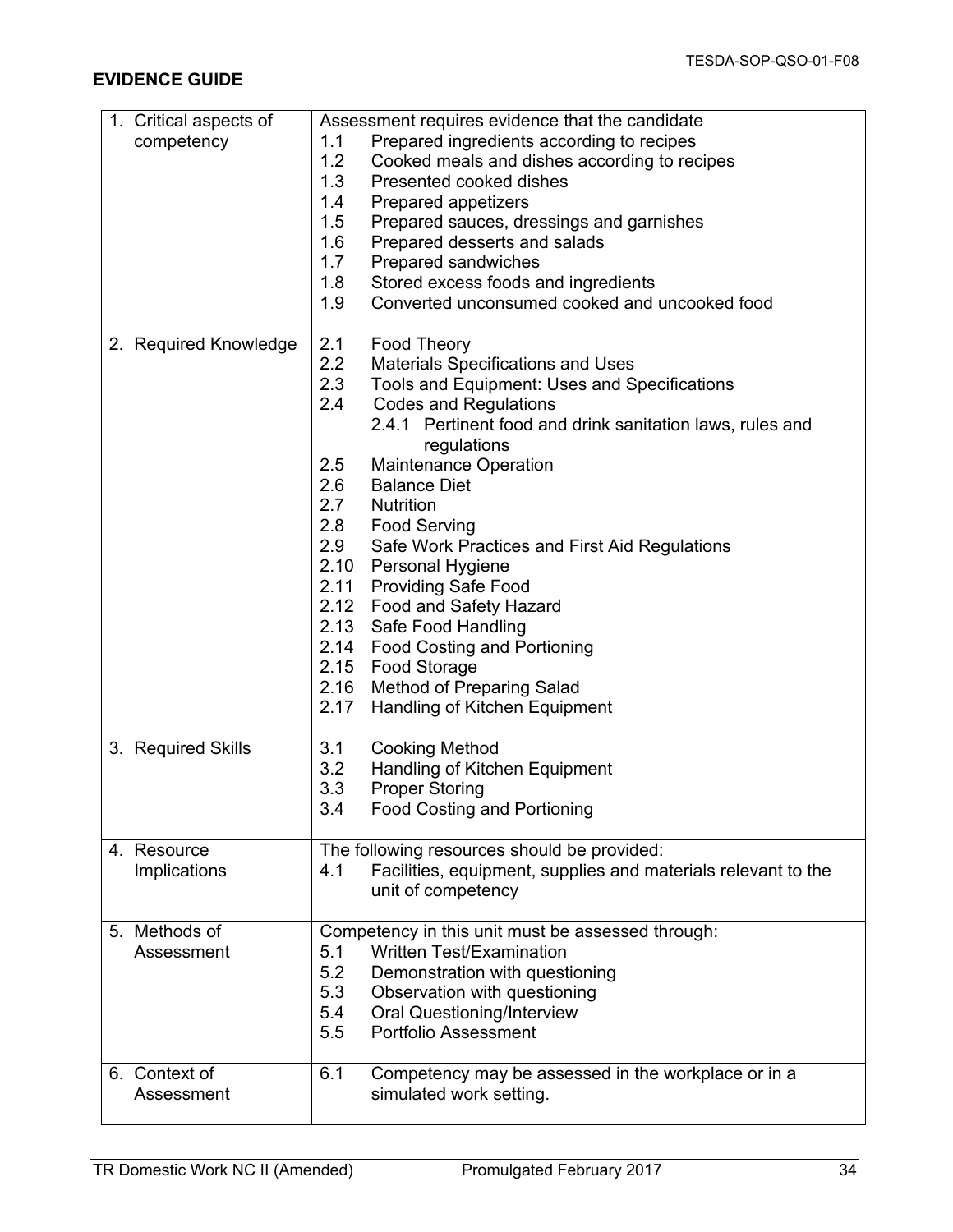## EVIDENCE GUIDE

| | |
|---|---|
| 1. Critical aspects of competency | Assessment requires evidence that the candidate<br>1.1 Prepared ingredients according to recipes<br>1.2 Cooked meals and dishes according to recipes<br>1.3 Presented cooked dishes<br>1.4 Prepared appetizers<br>1.5 Prepared sauces, dressings and garnishes<br>1.6 Prepared desserts and salads<br>1.7 Prepared sandwiches<br>1.8 Stored excess foods and ingredients<br>1.9 Converted unconsumed cooked and uncooked food |
| 2. Required Knowledge | 2.1 Food Theory<br>2.2 Materials Specifications and Uses<br>2.3 Tools and Equipment: Uses and Specifications<br>2.4 Codes and Regulations<br>2.4.1 Pertinent food and drink sanitation laws, rules and regulations<br>2.5 Maintenance Operation<br>2.6 Balance Diet<br>2.7 Nutrition<br>2.8 Food Serving<br>2.9 Safe Work Practices and First Aid Regulations<br>2.10 Personal Hygiene<br>2.11 Providing Safe Food<br>2.12 Food and Safety Hazard<br>2.13 Safe Food Handling<br>2.14 Food Costing and Portioning<br>2.15 Food Storage<br>2.16 Method of Preparing Salad<br>2.17 Handling of Kitchen Equipment |
| 3. Required Skills | 3.1 Cooking Method<br>3.2 Handling of Kitchen Equipment<br>3.3 Proper Storing<br>3.4 Food Costing and Portioning |
| 4. Resource Implications | The following resources should be provided:<br>4.1 Facilities, equipment, supplies and materials relevant to the unit of competency |
| 5. Methods of Assessment | Competency in this unit must be assessed through:<br>5.1 Written Test/Examination<br>5.2 Demonstration with questioning<br>5.3 Observation with questioning<br>5.4 Oral Questioning/Interview<br>5.5 Portfolio Assessment |
| 6. Context of Assessment | 6.1 Competency may be assessed in the workplace or in a simulated work setting. |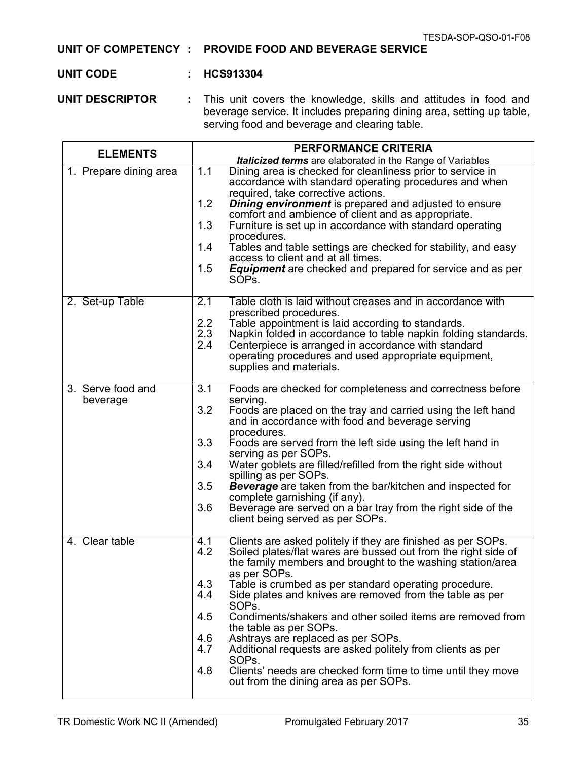**UNIT OF COMPETENCY : PROVIDE FOOD AND BEVERAGE SERVICE**

**UNIT CODE : HCS913304**

**UNIT DESCRIPTOR :** This unit covers the knowledge, skills and attitudes in food and beverage service. It includes preparing dining area, setting up table, serving food and beverage and clearing table.

| ELEMENTS | PERFORMANCE CRITERIA<br>***Italicized terms*** are elaborated in the Range of Variables |
|---|---|
| 1. Prepare dining area | 1.1 Dining area is checked for cleanliness prior to service in accordance with standard operating procedures and when required, take corrective actions.<br>1.2 ***Dining environment*** is prepared and adjusted to ensure comfort and ambience of client and as appropriate.<br>1.3 Furniture is set up in accordance with standard operating procedures.<br>1.4 Tables and table settings are checked for stability, and easy access to client and at all times.<br>1.5 ***Equipment*** are checked and prepared for service and as per SOPs. |
| 2. Set-up Table | 2.1 Table cloth is laid without creases and in accordance with prescribed procedures.<br>2.2 Table appointment is laid according to standards.<br>2.3 Napkin folded in accordance to table napkin folding standards.<br>2.4 Centerpiece is arranged in accordance with standard operating procedures and used appropriate equipment, supplies and materials. |
| 3. Serve food and beverage | 3.1 Foods are checked for completeness and correctness before serving.<br>3.2 Foods are placed on the tray and carried using the left hand and in accordance with food and beverage serving procedures.<br>3.3 Foods are served from the left side using the left hand in serving as per SOPs.<br>3.4 Water goblets are filled/refilled from the right side without spilling as per SOPs.<br>3.5 ***Beverage*** are taken from the bar/kitchen and inspected for complete garnishing (if any).<br>3.6 Beverage are served on a bar tray from the right side of the client being served as per SOPs. |
| 4. Clear table | 4.1 Clients are asked politely if they are finished as per SOPs.<br>4.2 Soiled plates/flat wares are bussed out from the right side of the family members and brought to the washing station/area as per SOPs.<br>4.3 Table is crumbed as per standard operating procedure.<br>4.4 Side plates and knives are removed from the table as per SOPs.<br>4.5 Condiments/shakers and other soiled items are removed from the table as per SOPs.<br>4.6 Ashtrays are replaced as per SOPs.<br>4.7 Additional requests are asked politely from clients as per SOPs.<br>4.8 Clients' needs are checked form time to time until they move out from the dining area as per SOPs. |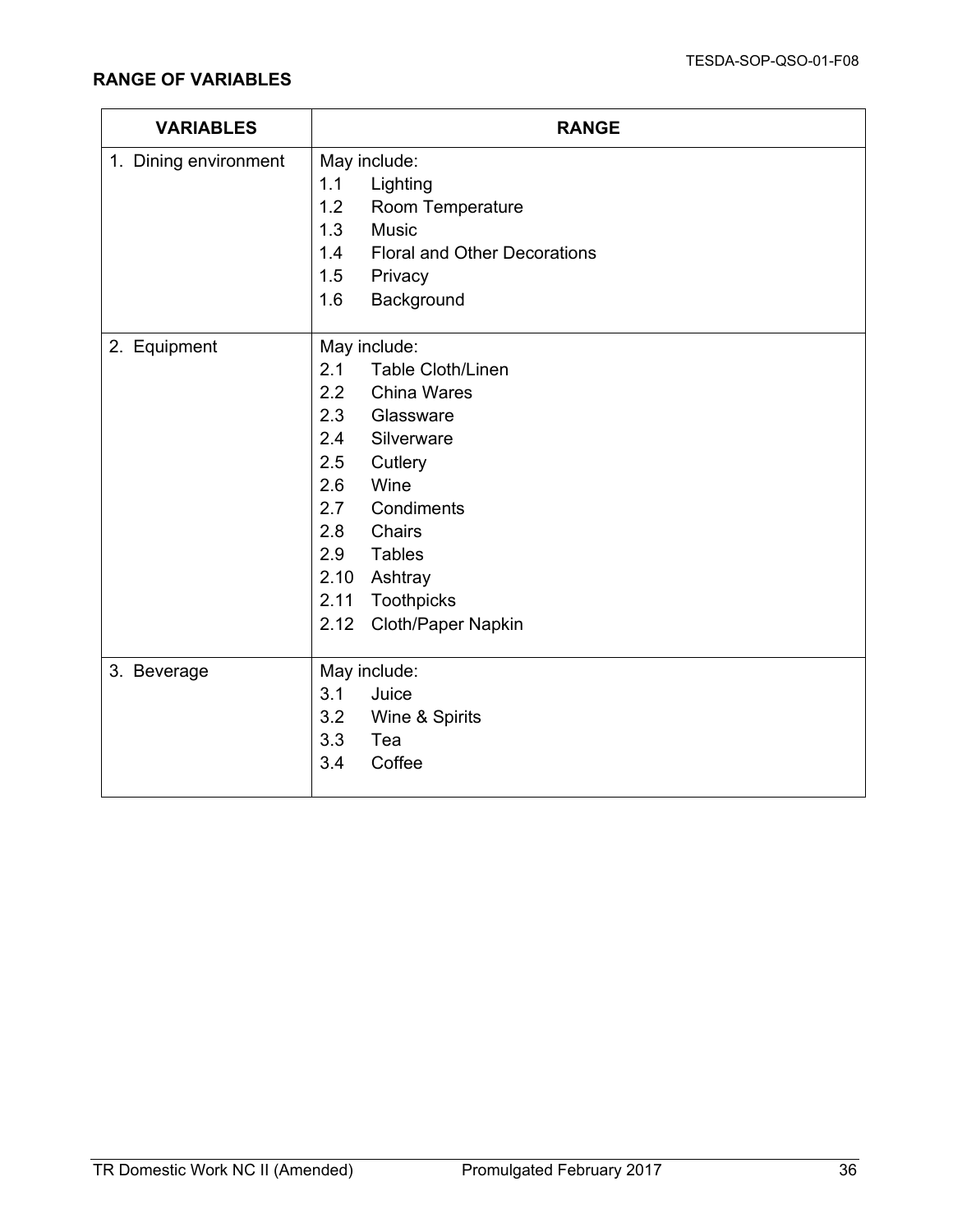**RANGE OF VARIABLES**

| VARIABLES | RANGE |
|---|---|
| 1. Dining environment | May include:<br>1.1 Lighting<br>1.2 Room Temperature<br>1.3 Music<br>1.4 Floral and Other Decorations<br>1.5 Privacy<br>1.6 Background |
| 2. Equipment | May include:<br>2.1 Table Cloth/Linen<br>2.2 China Wares<br>2.3 Glassware<br>2.4 Silverware<br>2.5 Cutlery<br>2.6 Wine<br>2.7 Condiments<br>2.8 Chairs<br>2.9 Tables<br>2.10 Ashtray<br>2.11 Toothpicks<br>2.12 Cloth/Paper Napkin |
| 3. Beverage | May include:<br>3.1 Juice<br>3.2 Wine & Spirits<br>3.3 Tea<br>3.4 Coffee |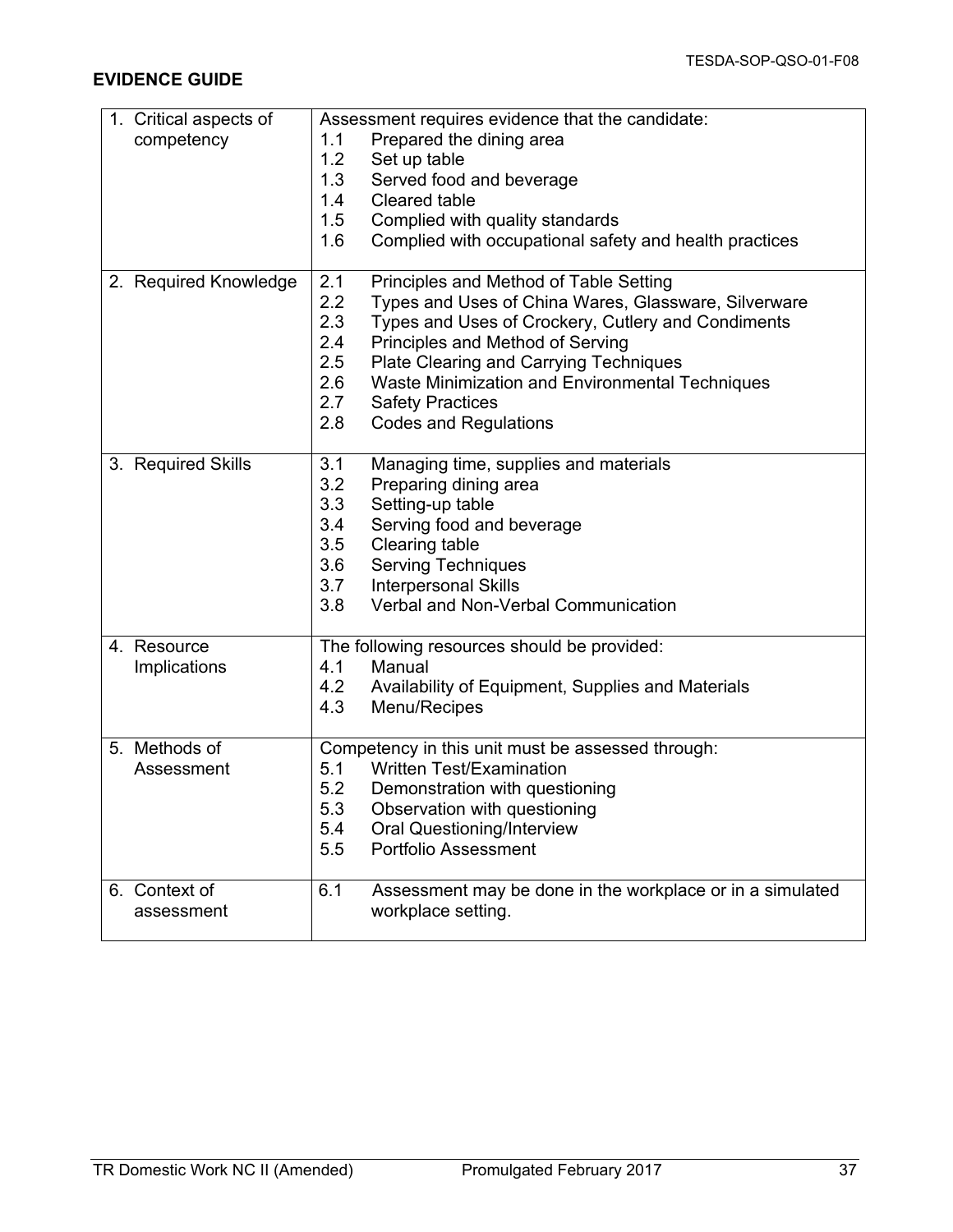## EVIDENCE GUIDE

| | |
|---|---|
| 1. Critical aspects of competency | Assessment requires evidence that the candidate:<br>1.1 Prepared the dining area<br>1.2 Set up table<br>1.3 Served food and beverage<br>1.4 Cleared table<br>1.5 Complied with quality standards<br>1.6 Complied with occupational safety and health practices |
| 2. Required Knowledge | 2.1 Principles and Method of Table Setting<br>2.2 Types and Uses of China Wares, Glassware, Silverware<br>2.3 Types and Uses of Crockery, Cutlery and Condiments<br>2.4 Principles and Method of Serving<br>2.5 Plate Clearing and Carrying Techniques<br>2.6 Waste Minimization and Environmental Techniques<br>2.7 Safety Practices<br>2.8 Codes and Regulations |
| 3. Required Skills | 3.1 Managing time, supplies and materials<br>3.2 Preparing dining area<br>3.3 Setting-up table<br>3.4 Serving food and beverage<br>3.5 Clearing table<br>3.6 Serving Techniques<br>3.7 Interpersonal Skills<br>3.8 Verbal and Non-Verbal Communication |
| 4. Resource Implications | The following resources should be provided:<br>4.1 Manual<br>4.2 Availability of Equipment, Supplies and Materials<br>4.3 Menu/Recipes |
| 5. Methods of Assessment | Competency in this unit must be assessed through:<br>5.1 Written Test/Examination<br>5.2 Demonstration with questioning<br>5.3 Observation with questioning<br>5.4 Oral Questioning/Interview<br>5.5 Portfolio Assessment |
| 6. Context of assessment | 6.1 Assessment may be done in the workplace or in a simulated workplace setting. |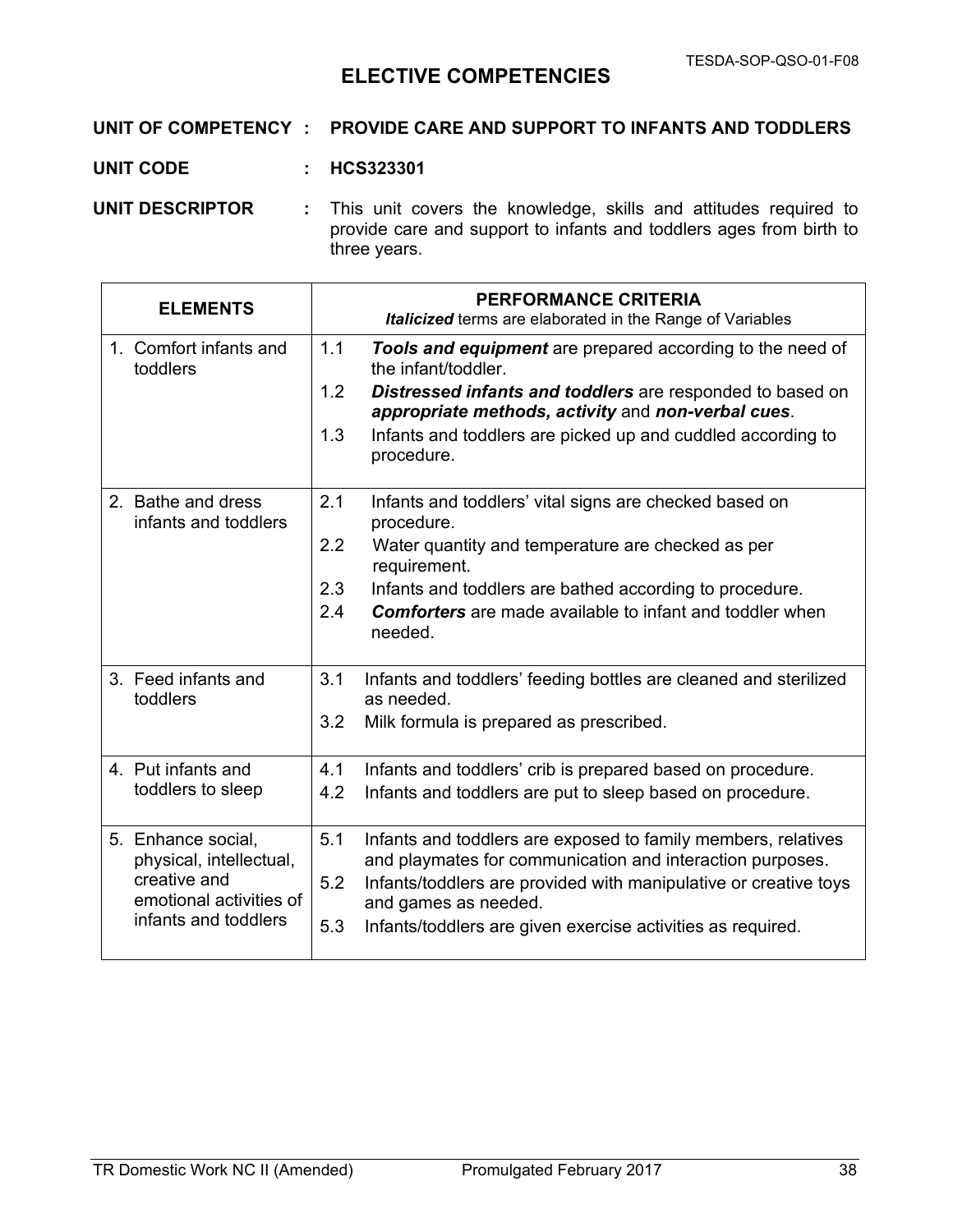## ELECTIVE COMPETENCIES

**UNIT OF COMPETENCY : PROVIDE CARE AND SUPPORT TO INFANTS AND TODDLERS**

**UNIT CODE : HCS323301**

**UNIT DESCRIPTOR :** This unit covers the knowledge, skills and attitudes required to provide care and support to infants and toddlers ages from birth to three years.

| ELEMENTS | PERFORMANCE CRITERIA<br>***Italicized*** terms are elaborated in the Range of Variables |
|---|---|
| 1. Comfort infants and toddlers | 1.1 ***Tools and equipment*** are prepared according to the need of the infant/toddler.<br>1.2 ***Distressed infants and toddlers*** are responded to based on ***appropriate methods, activity*** and ***non-verbal cues***.<br>1.3 Infants and toddlers are picked up and cuddled according to procedure. |
| 2. Bathe and dress infants and toddlers | 2.1 Infants and toddlers' vital signs are checked based on procedure.<br>2.2 Water quantity and temperature are checked as per requirement.<br>2.3 Infants and toddlers are bathed according to procedure.<br>2.4 ***Comforters*** are made available to infant and toddler when needed. |
| 3. Feed infants and toddlers | 3.1 Infants and toddlers' feeding bottles are cleaned and sterilized as needed.<br>3.2 Milk formula is prepared as prescribed. |
| 4. Put infants and toddlers to sleep | 4.1 Infants and toddlers' crib is prepared based on procedure.<br>4.2 Infants and toddlers are put to sleep based on procedure. |
| 5. Enhance social, physical, intellectual, creative and emotional activities of infants and toddlers | 5.1 Infants and toddlers are exposed to family members, relatives and playmates for communication and interaction purposes.<br>5.2 Infants/toddlers are provided with manipulative or creative toys and games as needed.<br>5.3 Infants/toddlers are given exercise activities as required. |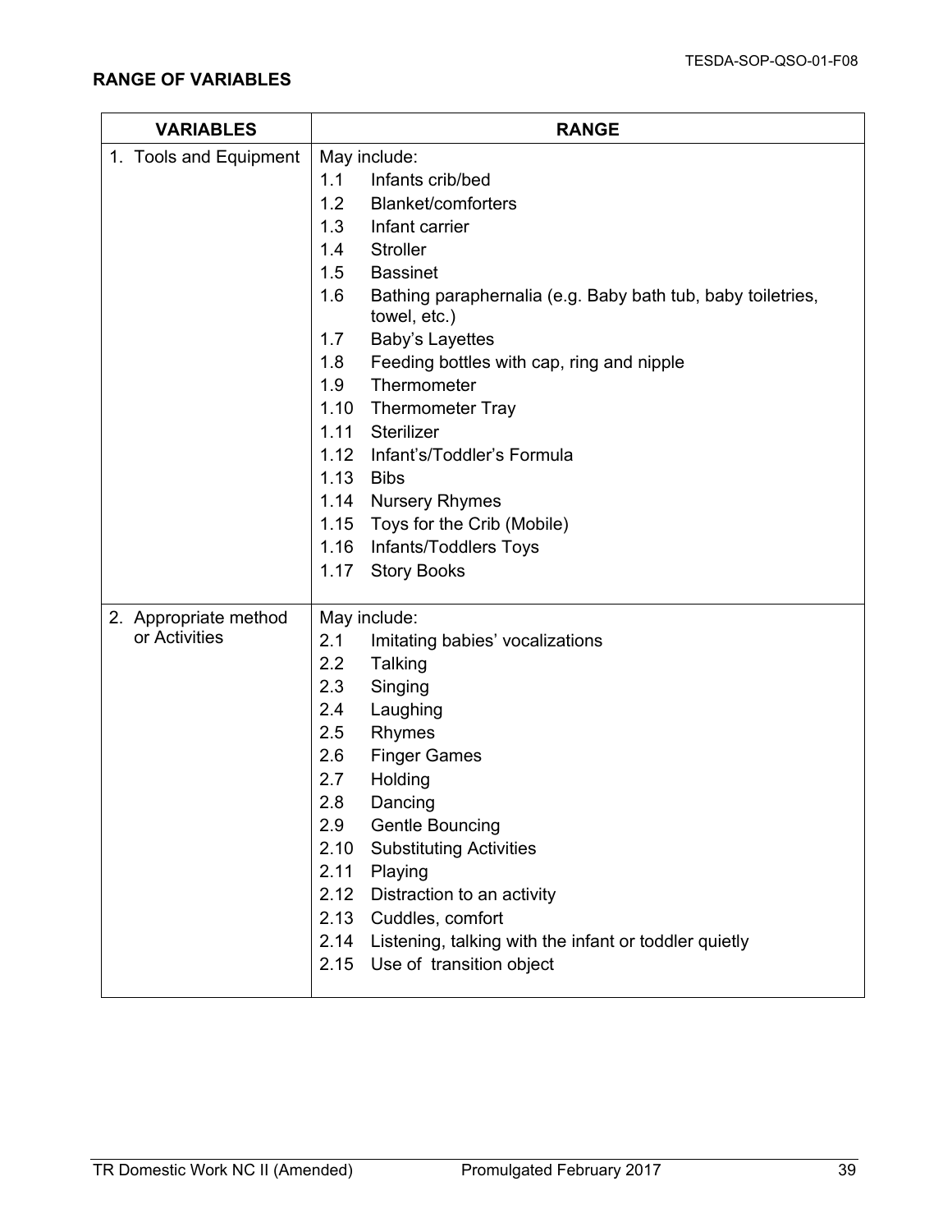## RANGE OF VARIABLES

| VARIABLES | RANGE |
|---|---|
| 1. Tools and Equipment | May include:<br>1.1 Infants crib/bed<br>1.2 Blanket/comforters<br>1.3 Infant carrier<br>1.4 Stroller<br>1.5 Bassinet<br>1.6 Bathing paraphernalia (e.g. Baby bath tub, baby toiletries, towel, etc.)<br>1.7 Baby's Layettes<br>1.8 Feeding bottles with cap, ring and nipple<br>1.9 Thermometer<br>1.10 Thermometer Tray<br>1.11 Sterilizer<br>1.12 Infant's/Toddler's Formula<br>1.13 Bibs<br>1.14 Nursery Rhymes<br>1.15 Toys for the Crib (Mobile)<br>1.16 Infants/Toddlers Toys<br>1.17 Story Books |
| 2. Appropriate method or Activities | May include:<br>2.1 Imitating babies' vocalizations<br>2.2 Talking<br>2.3 Singing<br>2.4 Laughing<br>2.5 Rhymes<br>2.6 Finger Games<br>2.7 Holding<br>2.8 Dancing<br>2.9 Gentle Bouncing<br>2.10 Substituting Activities<br>2.11 Playing<br>2.12 Distraction to an activity<br>2.13 Cuddles, comfort<br>2.14 Listening, talking with the infant or toddler quietly<br>2.15 Use of transition object |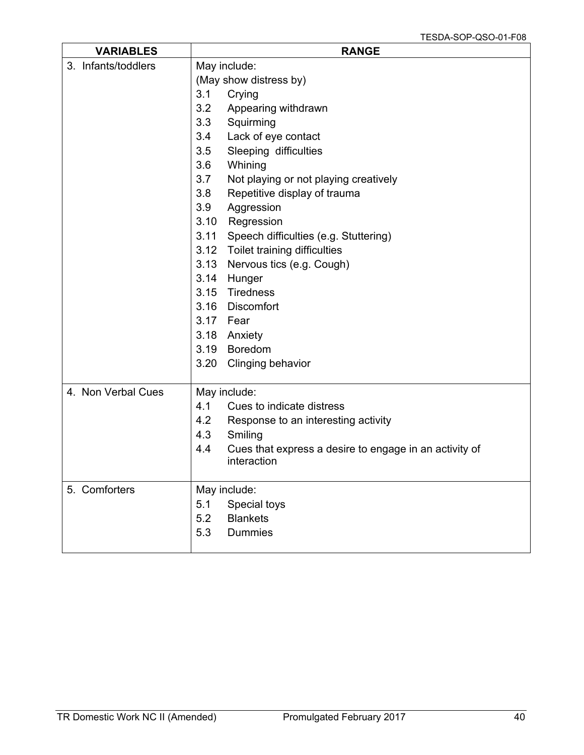| VARIABLES | RANGE |
|---|---|
| 3. Infants/toddlers | May include:<br>(May show distress by)<br>3.1 Crying<br>3.2 Appearing withdrawn<br>3.3 Squirming<br>3.4 Lack of eye contact<br>3.5 Sleeping difficulties<br>3.6 Whining<br>3.7 Not playing or not playing creatively<br>3.8 Repetitive display of trauma<br>3.9 Aggression<br>3.10 Regression<br>3.11 Speech difficulties (e.g. Stuttering)<br>3.12 Toilet training difficulties<br>3.13 Nervous tics (e.g. Cough)<br>3.14 Hunger<br>3.15 Tiredness<br>3.16 Discomfort<br>3.17 Fear<br>3.18 Anxiety<br>3.19 Boredom<br>3.20 Clinging behavior |
| 4. Non Verbal Cues | May include:<br>4.1 Cues to indicate distress<br>4.2 Response to an interesting activity<br>4.3 Smiling<br>4.4 Cues that express a desire to engage in an activity of interaction |
| 5. Comforters | May include:<br>5.1 Special toys<br>5.2 Blankets<br>5.3 Dummies |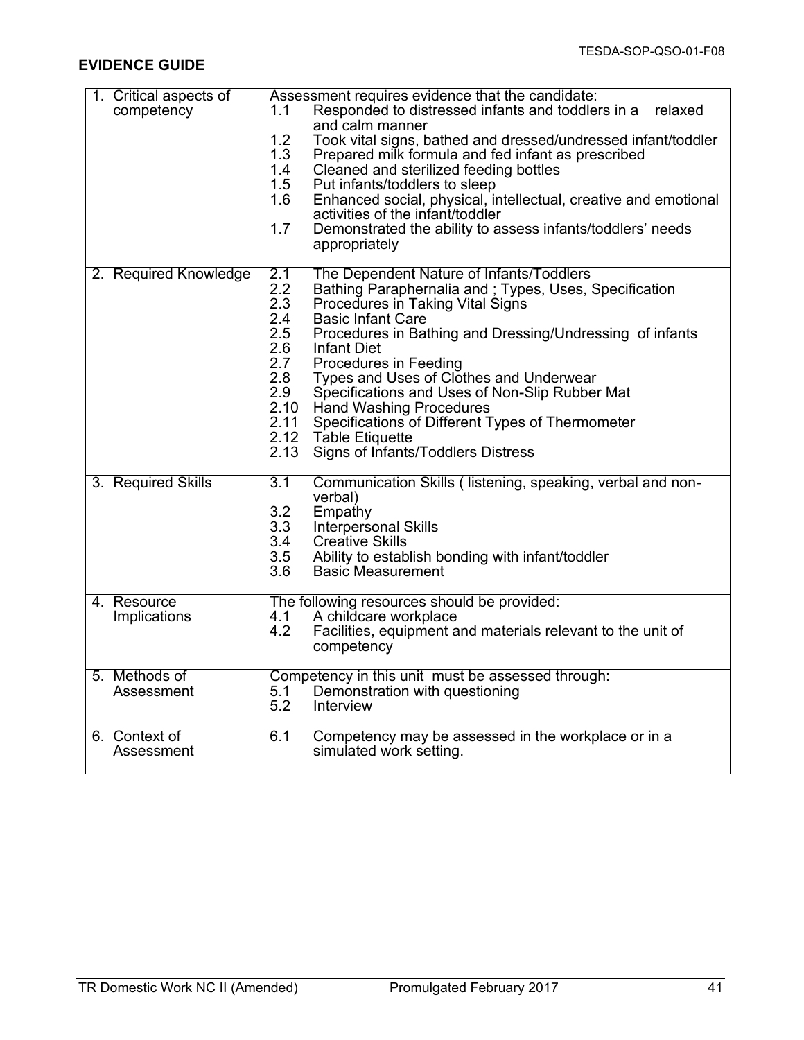## EVIDENCE GUIDE

| | |
|---|---|
| 1. Critical aspects of competency | Assessment requires evidence that the candidate:<br>1.1 Responded to distressed infants and toddlers in a relaxed and calm manner<br>1.2 Took vital signs, bathed and dressed/undressed infant/toddler<br>1.3 Prepared milk formula and fed infant as prescribed<br>1.4 Cleaned and sterilized feeding bottles<br>1.5 Put infants/toddlers to sleep<br>1.6 Enhanced social, physical, intellectual, creative and emotional activities of the infant/toddler<br>1.7 Demonstrated the ability to assess infants/toddlers' needs appropriately |
| 2. Required Knowledge | 2.1 The Dependent Nature of Infants/Toddlers<br>2.2 Bathing Paraphernalia and ; Types, Uses, Specification<br>2.3 Procedures in Taking Vital Signs<br>2.4 Basic Infant Care<br>2.5 Procedures in Bathing and Dressing/Undressing of infants<br>2.6 Infant Diet<br>2.7 Procedures in Feeding<br>2.8 Types and Uses of Clothes and Underwear<br>2.9 Specifications and Uses of Non-Slip Rubber Mat<br>2.10 Hand Washing Procedures<br>2.11 Specifications of Different Types of Thermometer<br>2.12 Table Etiquette<br>2.13 Signs of Infants/Toddlers Distress |
| 3. Required Skills | 3.1 Communication Skills ( listening, speaking, verbal and non-verbal)<br>3.2 Empathy<br>3.3 Interpersonal Skills<br>3.4 Creative Skills<br>3.5 Ability to establish bonding with infant/toddler<br>3.6 Basic Measurement |
| 4. Resource Implications | The following resources should be provided:<br>4.1 A childcare workplace<br>4.2 Facilities, equipment and materials relevant to the unit of competency |
| 5. Methods of Assessment | Competency in this unit must be assessed through:<br>5.1 Demonstration with questioning<br>5.2 Interview |
| 6. Context of Assessment | 6.1 Competency may be assessed in the workplace or in a simulated work setting. |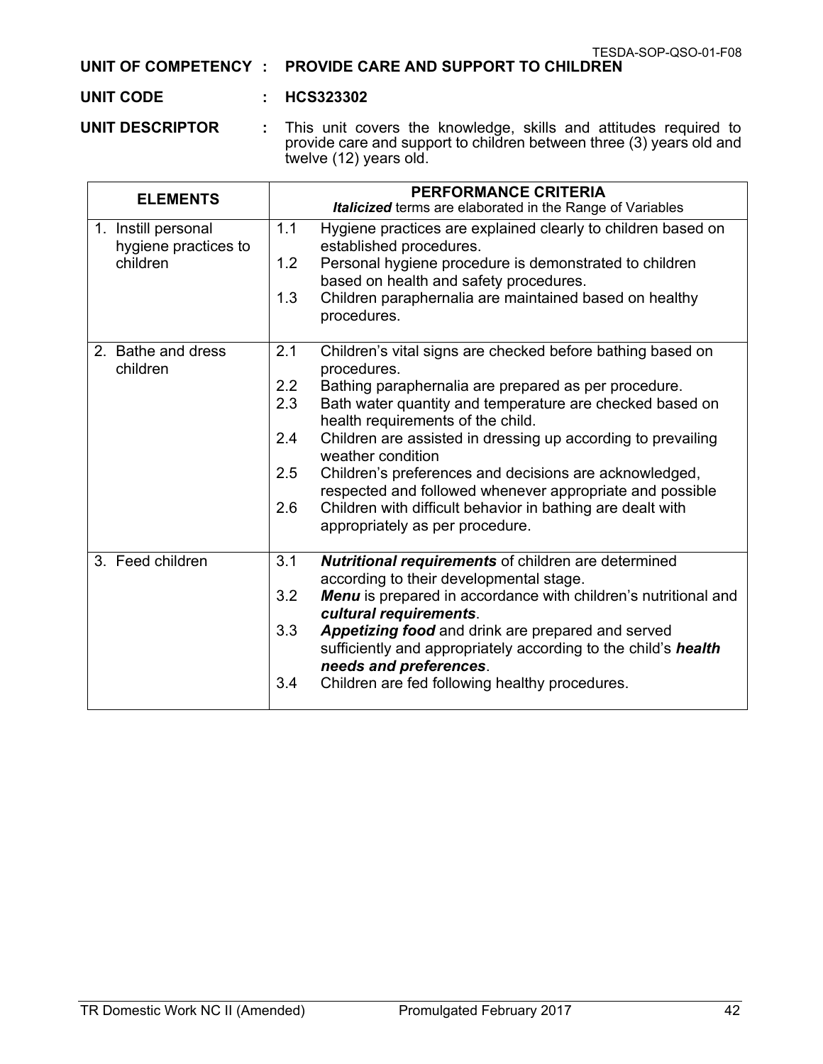**UNIT OF COMPETENCY : PROVIDE CARE AND SUPPORT TO CHILDREN**

**UNIT CODE : HCS323302**

**UNIT DESCRIPTOR :** This unit covers the knowledge, skills and attitudes required to provide care and support to children between three (3) years old and twelve (12) years old.

| ELEMENTS | PERFORMANCE CRITERIA<br>***Italicized*** terms are elaborated in the Range of Variables |
|---|---|
| 1. Instill personal hygiene practices to children | 1.1 Hygiene practices are explained clearly to children based on established procedures.<br>1.2 Personal hygiene procedure is demonstrated to children based on health and safety procedures.<br>1.3 Children paraphernalia are maintained based on healthy procedures. |
| 2. Bathe and dress children | 2.1 Children's vital signs are checked before bathing based on procedures.<br>2.2 Bathing paraphernalia are prepared as per procedure.<br>2.3 Bath water quantity and temperature are checked based on health requirements of the child.<br>2.4 Children are assisted in dressing up according to prevailing weather condition<br>2.5 Children's preferences and decisions are acknowledged, respected and followed whenever appropriate and possible<br>2.6 Children with difficult behavior in bathing are dealt with appropriately as per procedure. |
| 3. Feed children | 3.1 ***Nutritional requirements*** of children are determined according to their developmental stage.<br>3.2 ***Menu*** is prepared in accordance with children's nutritional and ***cultural requirements***.<br>3.3 ***Appetizing food*** and drink are prepared and served sufficiently and appropriately according to the child's ***health needs and preferences***.<br>3.4 Children are fed following healthy procedures. |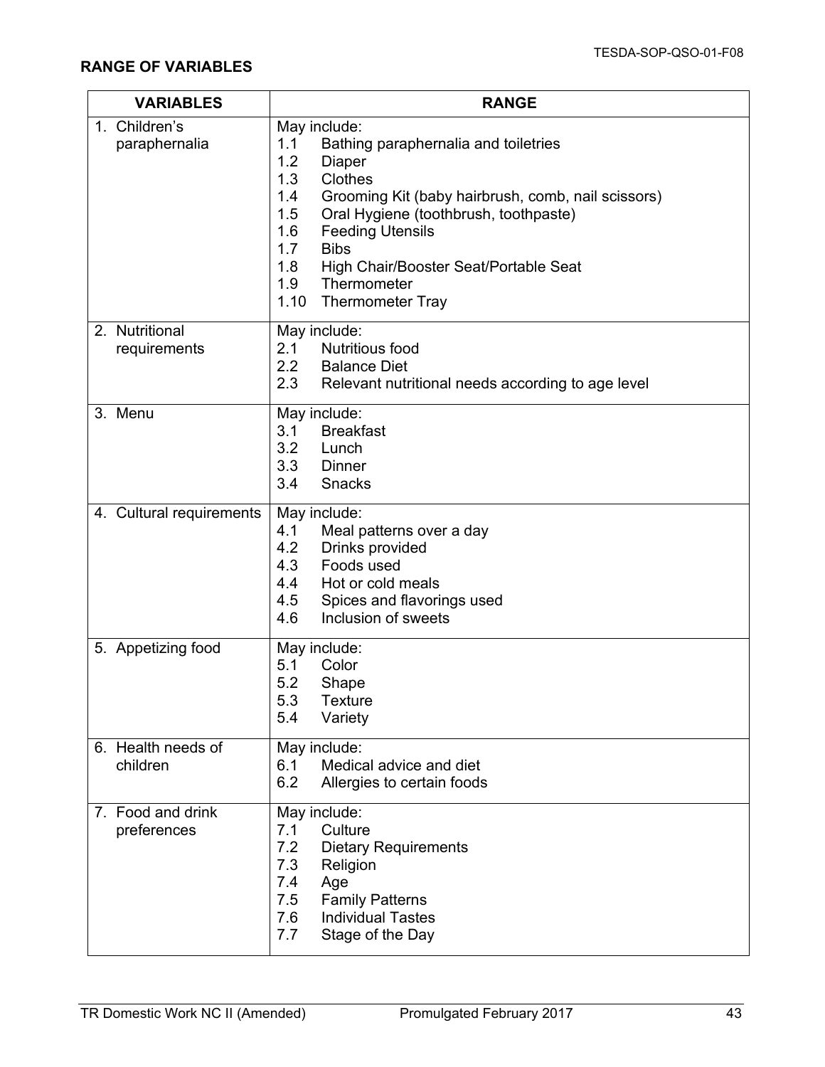**RANGE OF VARIABLES**

| VARIABLES | RANGE |
|---|---|
| 1. Children's paraphernalia | May include:<br>1.1 Bathing paraphernalia and toiletries<br>1.2 Diaper<br>1.3 Clothes<br>1.4 Grooming Kit (baby hairbrush, comb, nail scissors)<br>1.5 Oral Hygiene (toothbrush, toothpaste)<br>1.6 Feeding Utensils<br>1.7 Bibs<br>1.8 High Chair/Booster Seat/Portable Seat<br>1.9 Thermometer<br>1.10 Thermometer Tray |
| 2. Nutritional requirements | May include:<br>2.1 Nutritious food<br>2.2 Balance Diet<br>2.3 Relevant nutritional needs according to age level |
| 3. Menu | May include:<br>3.1 Breakfast<br>3.2 Lunch<br>3.3 Dinner<br>3.4 Snacks |
| 4. Cultural requirements | May include:<br>4.1 Meal patterns over a day<br>4.2 Drinks provided<br>4.3 Foods used<br>4.4 Hot or cold meals<br>4.5 Spices and flavorings used<br>4.6 Inclusion of sweets |
| 5. Appetizing food | May include:<br>5.1 Color<br>5.2 Shape<br>5.3 Texture<br>5.4 Variety |
| 6. Health needs of children | May include:<br>6.1 Medical advice and diet<br>6.2 Allergies to certain foods |
| 7. Food and drink preferences | May include:<br>7.1 Culture<br>7.2 Dietary Requirements<br>7.3 Religion<br>7.4 Age<br>7.5 Family Patterns<br>7.6 Individual Tastes<br>7.7 Stage of the Day |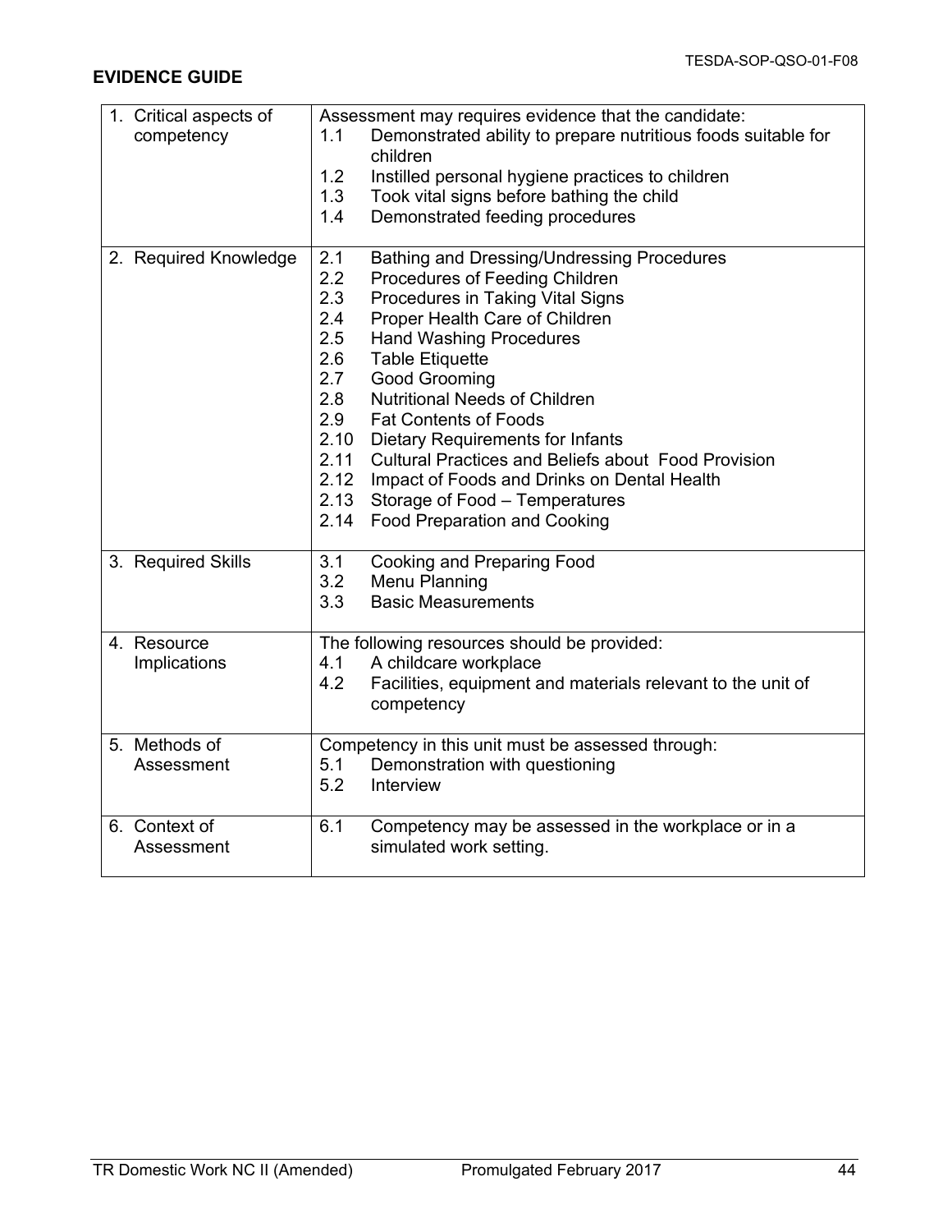**EVIDENCE GUIDE**

| | |
|---|---|
| 1. Critical aspects of competency | Assessment may requires evidence that the candidate:<br>1.1 Demonstrated ability to prepare nutritious foods suitable for children<br>1.2 Instilled personal hygiene practices to children<br>1.3 Took vital signs before bathing the child<br>1.4 Demonstrated feeding procedures |
| 2. Required Knowledge | 2.1 Bathing and Dressing/Undressing Procedures<br>2.2 Procedures of Feeding Children<br>2.3 Procedures in Taking Vital Signs<br>2.4 Proper Health Care of Children<br>2.5 Hand Washing Procedures<br>2.6 Table Etiquette<br>2.7 Good Grooming<br>2.8 Nutritional Needs of Children<br>2.9 Fat Contents of Foods<br>2.10 Dietary Requirements for Infants<br>2.11 Cultural Practices and Beliefs about Food Provision<br>2.12 Impact of Foods and Drinks on Dental Health<br>2.13 Storage of Food – Temperatures<br>2.14 Food Preparation and Cooking |
| 3. Required Skills | 3.1 Cooking and Preparing Food<br>3.2 Menu Planning<br>3.3 Basic Measurements |
| 4. Resource Implications | The following resources should be provided:<br>4.1 A childcare workplace<br>4.2 Facilities, equipment and materials relevant to the unit of competency |
| 5. Methods of Assessment | Competency in this unit must be assessed through:<br>5.1 Demonstration with questioning<br>5.2 Interview |
| 6. Context of Assessment | 6.1 Competency may be assessed in the workplace or in a simulated work setting. |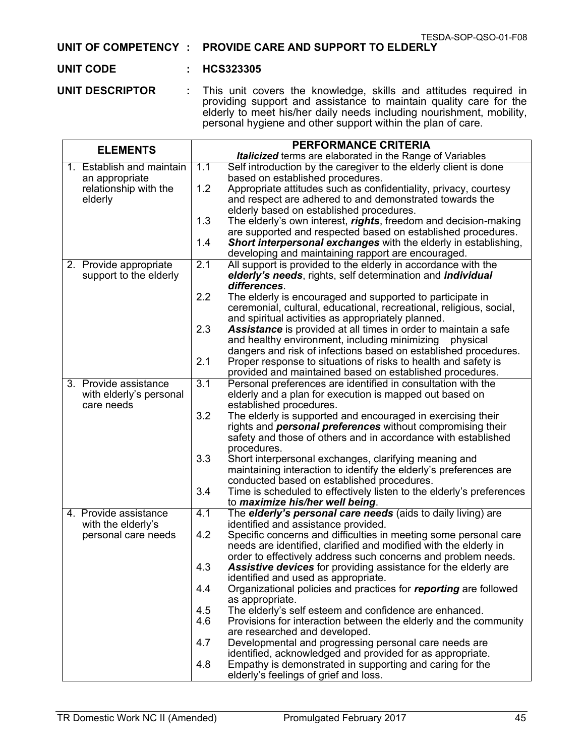**UNIT OF COMPETENCY : PROVIDE CARE AND SUPPORT TO ELDERLY**

**UNIT CODE : HCS323305**

**UNIT DESCRIPTOR :** This unit covers the knowledge, skills and attitudes required in providing support and assistance to maintain quality care for the elderly to meet his/her daily needs including nourishment, mobility, personal hygiene and other support within the plan of care.

| ELEMENTS | PERFORMANCE CRITERIA<br>***Italicized*** terms are elaborated in the Range of Variables |
|---|---|
| 1. Establish and maintain an appropriate relationship with the elderly | 1.1 Self introduction by the caregiver to the elderly client is done based on established procedures.<br>1.2 Appropriate attitudes such as confidentiality, privacy, courtesy and respect are adhered to and demonstrated towards the elderly based on established procedures.<br>1.3 The elderly's own interest, ***rights***, freedom and decision-making are supported and respected based on established procedures.<br>1.4 ***Short interpersonal exchanges*** with the elderly in establishing, developing and maintaining rapport are encouraged. |
| 2. Provide appropriate support to the elderly | 2.1 All support is provided to the elderly in accordance with the ***elderly's needs***, rights, self determination and ***individual differences***.<br>2.2 The elderly is encouraged and supported to participate in ceremonial, cultural, educational, recreational, religious, social, and spiritual activities as appropriately planned.<br>2.3 ***Assistance*** is provided at all times in order to maintain a safe and healthy environment, including minimizing physical dangers and risk of infections based on established procedures.<br>2.1 Proper response to situations of risks to health and safety is provided and maintained based on established procedures. |
| 3. Provide assistance with elderly's personal care needs | 3.1 Personal preferences are identified in consultation with the elderly and a plan for execution is mapped out based on established procedures.<br>3.2 The elderly is supported and encouraged in exercising their rights and ***personal preferences*** without compromising their safety and those of others and in accordance with established procedures.<br>3.3 Short interpersonal exchanges, clarifying meaning and maintaining interaction to identify the elderly's preferences are conducted based on established procedures.<br>3.4 Time is scheduled to effectively listen to the elderly's preferences to ***maximize his/her well being***. |
| 4. Provide assistance with the elderly's personal care needs | 4.1 The ***elderly's personal care needs*** (aids to daily living) are identified and assistance provided.<br>4.2 Specific concerns and difficulties in meeting some personal care needs are identified, clarified and modified with the elderly in order to effectively address such concerns and problem needs.<br>4.3 ***Assistive devices*** for providing assistance for the elderly are identified and used as appropriate.<br>4.4 Organizational policies and practices for ***reporting*** are followed as appropriate.<br>4.5 The elderly's self esteem and confidence are enhanced.<br>4.6 Provisions for interaction between the elderly and the community are researched and developed.<br>4.7 Developmental and progressing personal care needs are identified, acknowledged and provided for as appropriate.<br>4.8 Empathy is demonstrated in supporting and caring for the elderly's feelings of grief and loss. |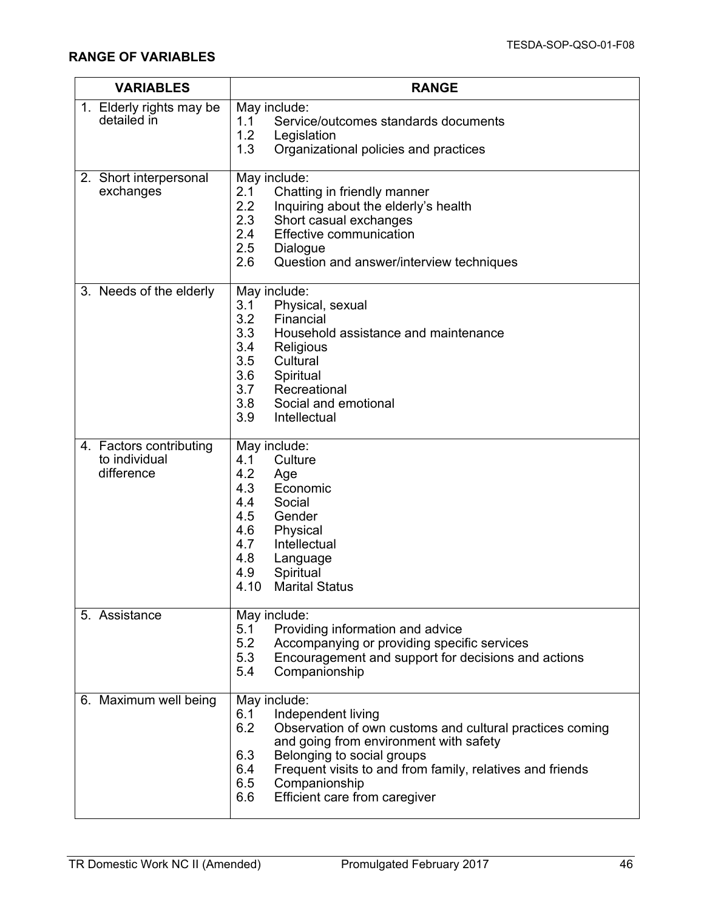## RANGE OF VARIABLES

| VARIABLES | RANGE |
|---|---|
| 1. Elderly rights may be detailed in | May include:<br>1.1 Service/outcomes standards documents<br>1.2 Legislation<br>1.3 Organizational policies and practices |
| 2. Short interpersonal exchanges | May include:<br>2.1 Chatting in friendly manner<br>2.2 Inquiring about the elderly's health<br>2.3 Short casual exchanges<br>2.4 Effective communication<br>2.5 Dialogue<br>2.6 Question and answer/interview techniques |
| 3. Needs of the elderly | May include:<br>3.1 Physical, sexual<br>3.2 Financial<br>3.3 Household assistance and maintenance<br>3.4 Religious<br>3.5 Cultural<br>3.6 Spiritual<br>3.7 Recreational<br>3.8 Social and emotional<br>3.9 Intellectual |
| 4. Factors contributing to individual difference | May include:<br>4.1 Culture<br>4.2 Age<br>4.3 Economic<br>4.4 Social<br>4.5 Gender<br>4.6 Physical<br>4.7 Intellectual<br>4.8 Language<br>4.9 Spiritual<br>4.10 Marital Status |
| 5. Assistance | May include:<br>5.1 Providing information and advice<br>5.2 Accompanying or providing specific services<br>5.3 Encouragement and support for decisions and actions<br>5.4 Companionship |
| 6. Maximum well being | May include:<br>6.1 Independent living<br>6.2 Observation of own customs and cultural practices coming and going from environment with safety<br>6.3 Belonging to social groups<br>6.4 Frequent visits to and from family, relatives and friends<br>6.5 Companionship<br>6.6 Efficient care from caregiver |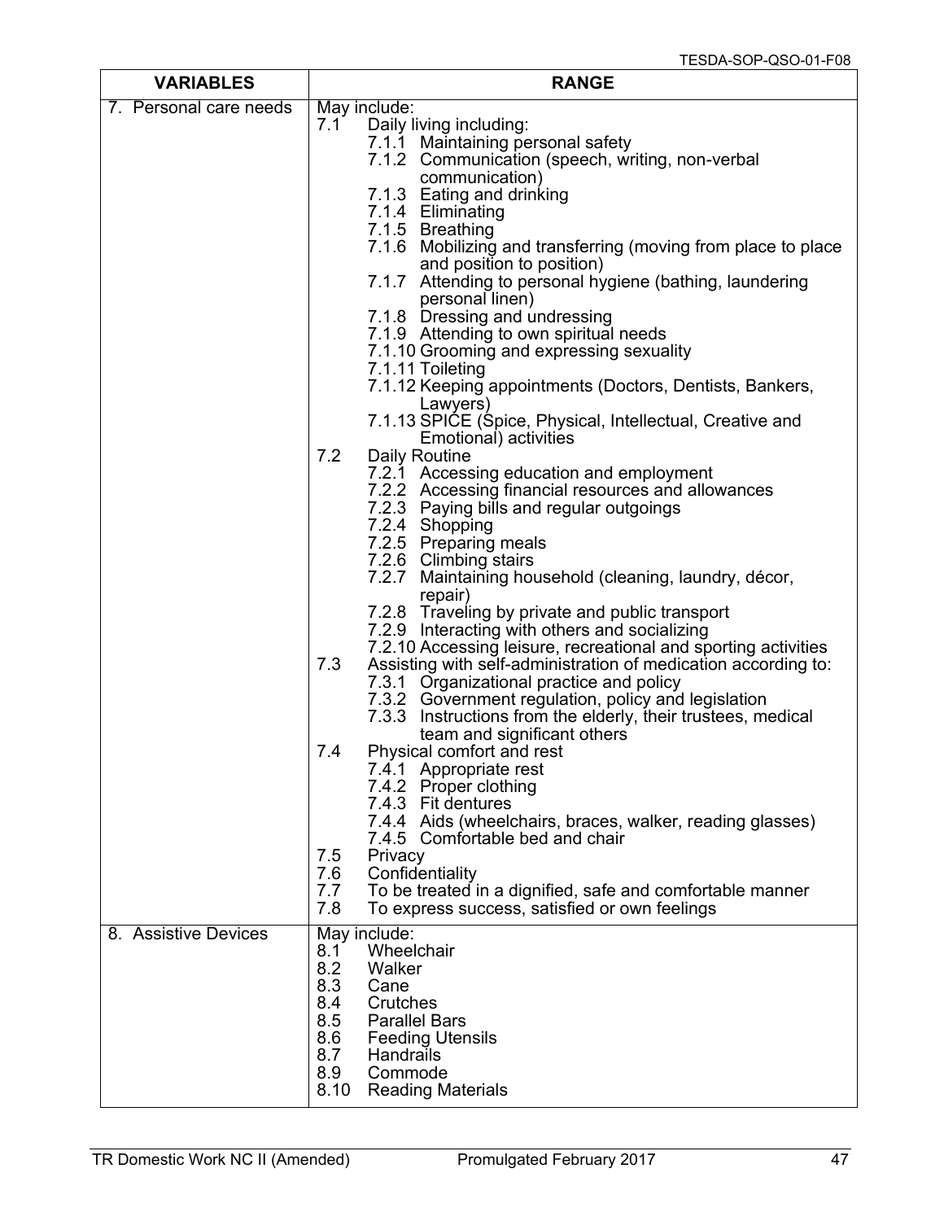| VARIABLES | RANGE |
| --- | --- |
| 7. Personal care needs | May include:<br>7.1 Daily living including:<br>7.1.1 Maintaining personal safety<br>7.1.2 Communication (speech, writing, non-verbal communication)<br>7.1.3 Eating and drinking<br>7.1.4 Eliminating<br>7.1.5 Breathing<br>7.1.6 Mobilizing and transferring (moving from place to place and position to position)<br>7.1.7 Attending to personal hygiene (bathing, laundering personal linen)<br>7.1.8 Dressing and undressing<br>7.1.9 Attending to own spiritual needs<br>7.1.10 Grooming and expressing sexuality<br>7.1.11 Toileting<br>7.1.12 Keeping appointments (Doctors, Dentists, Bankers, Lawyers)<br>7.1.13 SPICE (Spice, Physical, Intellectual, Creative and Emotional) activities<br>7.2 Daily Routine<br>7.2.1 Accessing education and employment<br>7.2.2 Accessing financial resources and allowances<br>7.2.3 Paying bills and regular outgoings<br>7.2.4 Shopping<br>7.2.5 Preparing meals<br>7.2.6 Climbing stairs<br>7.2.7 Maintaining household (cleaning, laundry, décor, repair)<br>7.2.8 Traveling by private and public transport<br>7.2.9 Interacting with others and socializing<br>7.2.10 Accessing leisure, recreational and sporting activities<br>7.3 Assisting with self-administration of medication according to:<br>7.3.1 Organizational practice and policy<br>7.3.2 Government regulation, policy and legislation<br>7.3.3 Instructions from the elderly, their trustees, medical team and significant others<br>7.4 Physical comfort and rest<br>7.4.1 Appropriate rest<br>7.4.2 Proper clothing<br>7.4.3 Fit dentures<br>7.4.4 Aids (wheelchairs, braces, walker, reading glasses)<br>7.4.5 Comfortable bed and chair<br>7.5 Privacy<br>7.6 Confidentiality<br>7.7 To be treated in a dignified, safe and comfortable manner<br>7.8 To express success, satisfied or own feelings |
| 8. Assistive Devices | May include:<br>8.1 Wheelchair<br>8.2 Walker<br>8.3 Cane<br>8.4 Crutches<br>8.5 Parallel Bars<br>8.6 Feeding Utensils<br>8.7 Handrails<br>8.9 Commode<br>8.10 Reading Materials |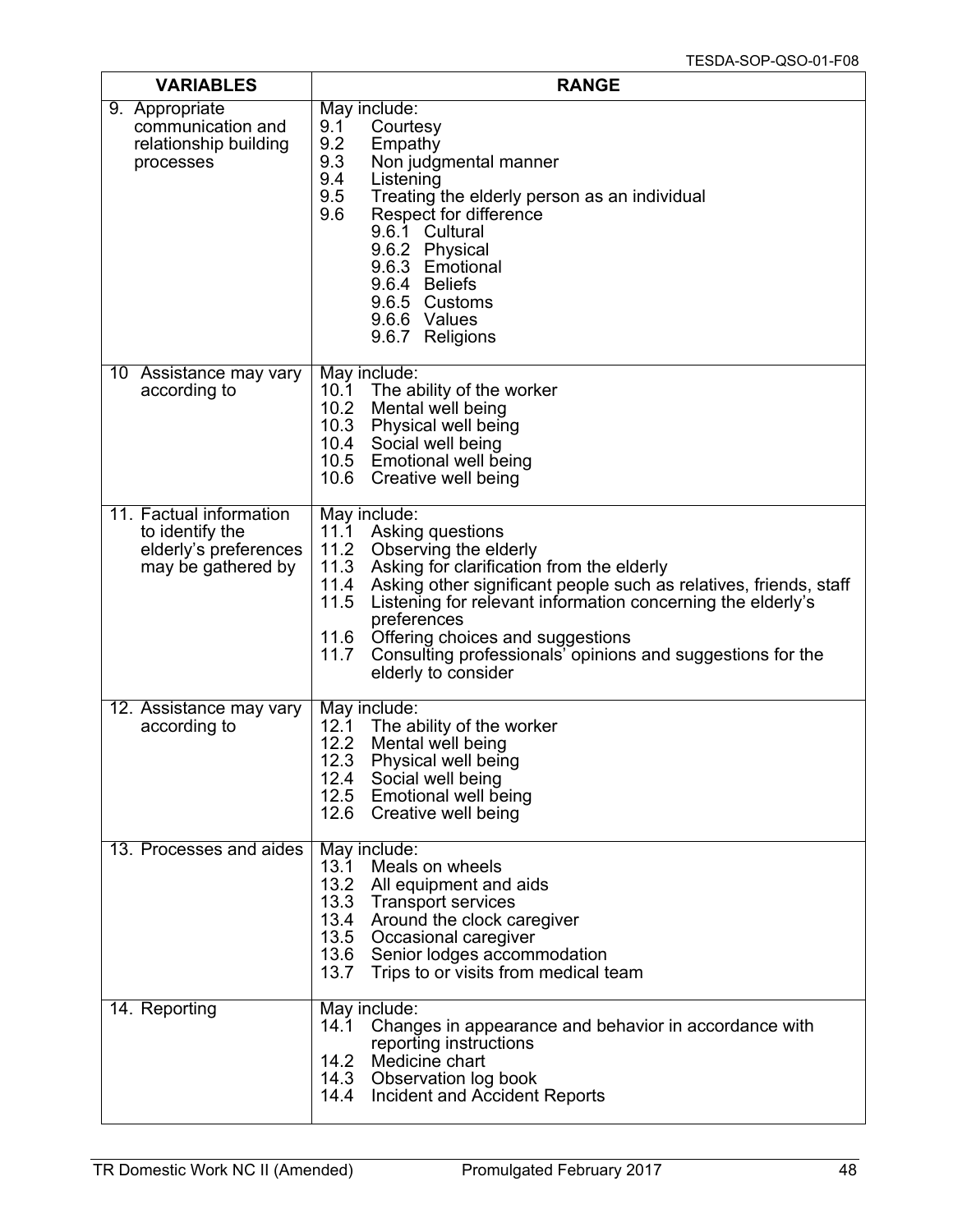| VARIABLES | RANGE |
|---|---|
| 9. Appropriate communication and relationship building processes | May include:<br>9.1 Courtesy<br>9.2 Empathy<br>9.3 Non judgmental manner<br>9.4 Listening<br>9.5 Treating the elderly person as an individual<br>9.6 Respect for difference<br>9.6.1 Cultural<br>9.6.2 Physical<br>9.6.3 Emotional<br>9.6.4 Beliefs<br>9.6.5 Customs<br>9.6.6 Values<br>9.6.7 Religions |
| 10 Assistance may vary according to | May include:<br>10.1 The ability of the worker<br>10.2 Mental well being<br>10.3 Physical well being<br>10.4 Social well being<br>10.5 Emotional well being<br>10.6 Creative well being |
| 11. Factual information to identify the elderly's preferences may be gathered by | May include:<br>11.1 Asking questions<br>11.2 Observing the elderly<br>11.3 Asking for clarification from the elderly<br>11.4 Asking other significant people such as relatives, friends, staff<br>11.5 Listening for relevant information concerning the elderly's preferences<br>11.6 Offering choices and suggestions<br>11.7 Consulting professionals' opinions and suggestions for the elderly to consider |
| 12. Assistance may vary according to | May include:<br>12.1 The ability of the worker<br>12.2 Mental well being<br>12.3 Physical well being<br>12.4 Social well being<br>12.5 Emotional well being<br>12.6 Creative well being |
| 13. Processes and aides | May include:<br>13.1 Meals on wheels<br>13.2 All equipment and aids<br>13.3 Transport services<br>13.4 Around the clock caregiver<br>13.5 Occasional caregiver<br>13.6 Senior lodges accommodation<br>13.7 Trips to or visits from medical team |
| 14. Reporting | May include:<br>14.1 Changes in appearance and behavior in accordance with reporting instructions<br>14.2 Medicine chart<br>14.3 Observation log book<br>14.4 Incident and Accident Reports |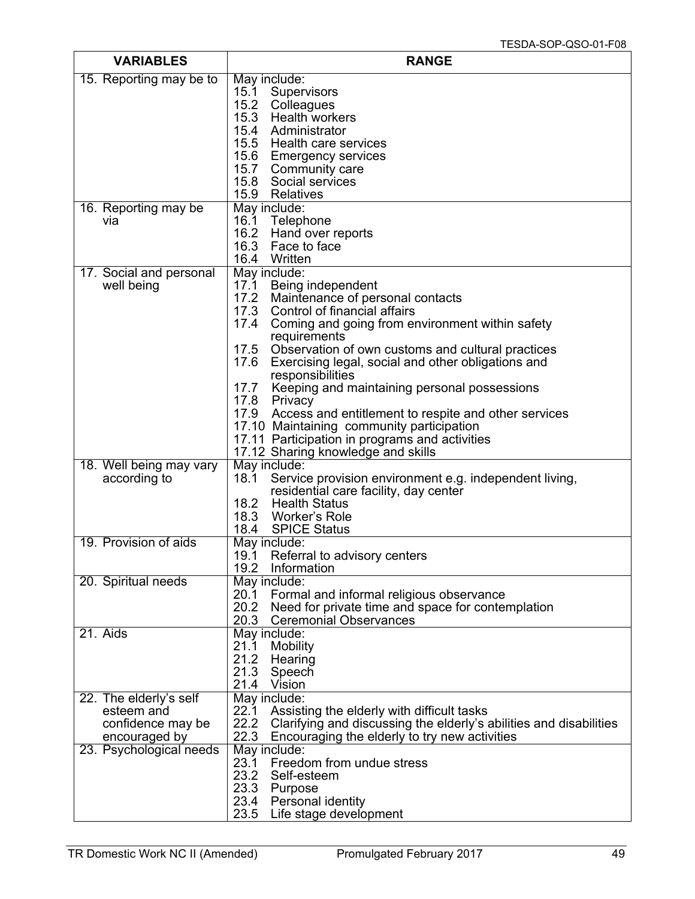| VARIABLES | RANGE |
|---|---|
| 15. Reporting may be to | May include:<br>15.1 Supervisors<br>15.2 Colleagues<br>15.3 Health workers<br>15.4 Administrator<br>15.5 Health care services<br>15.6 Emergency services<br>15.7 Community care<br>15.8 Social services<br>15.9 Relatives |
| 16. Reporting may be via | May include:<br>16.1 Telephone<br>16.2 Hand over reports<br>16.3 Face to face<br>16.4 Written |
| 17. Social and personal well being | May include:<br>17.1 Being independent<br>17.2 Maintenance of personal contacts<br>17.3 Control of financial affairs<br>17.4 Coming and going from environment within safety requirements<br>17.5 Observation of own customs and cultural practices<br>17.6 Exercising legal, social and other obligations and responsibilities<br>17.7 Keeping and maintaining personal possessions<br>17.8 Privacy<br>17.9 Access and entitlement to respite and other services<br>17.10 Maintaining community participation<br>17.11 Participation in programs and activities<br>17.12 Sharing knowledge and skills |
| 18. Well being may vary according to | May include:<br>18.1 Service provision environment e.g. independent living, residential care facility, day center<br>18.2 Health Status<br>18.3 Worker's Role<br>18.4 SPICE Status |
| 19. Provision of aids | May include:<br>19.1 Referral to advisory centers<br>19.2 Information |
| 20. Spiritual needs | May include:<br>20.1 Formal and informal religious observance<br>20.2 Need for private time and space for contemplation<br>20.3 Ceremonial Observances |
| 21. Aids | May include:<br>21.1 Mobility<br>21.2 Hearing<br>21.3 Speech<br>21.4 Vision |
| 22. The elderly's self esteem and confidence may be encouraged by | May include:<br>22.1 Assisting the elderly with difficult tasks<br>22.2 Clarifying and discussing the elderly's abilities and disabilities<br>22.3 Encouraging the elderly to try new activities |
| 23. Psychological needs | May include:<br>23.1 Freedom from undue stress<br>23.2 Self-esteem<br>23.3 Purpose<br>23.4 Personal identity<br>23.5 Life stage development |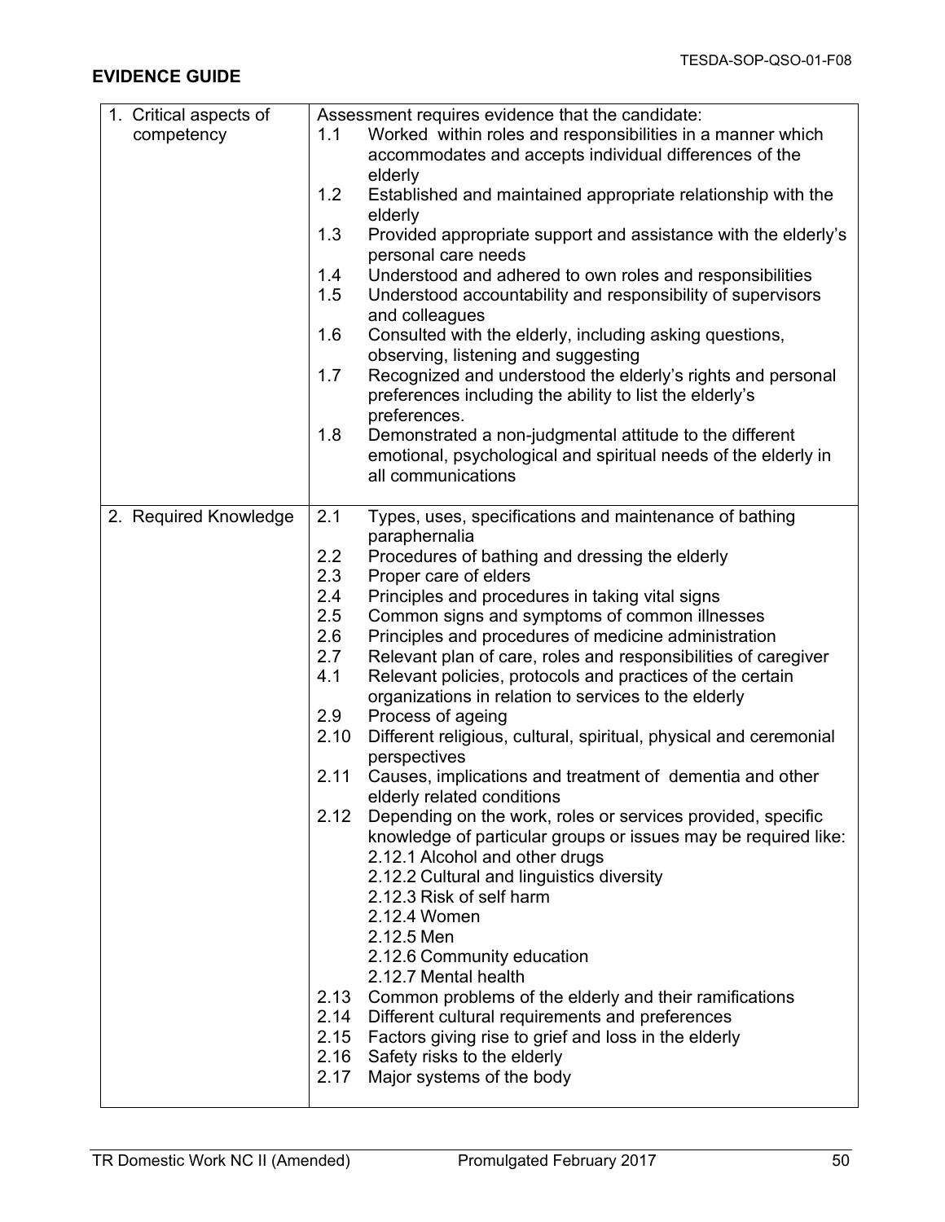**EVIDENCE GUIDE**

| | |
|---|---|
| 1. Critical aspects of competency | Assessment requires evidence that the candidate:<br>1.1 Worked within roles and responsibilities in a manner which accommodates and accepts individual differences of the elderly<br>1.2 Established and maintained appropriate relationship with the elderly<br>1.3 Provided appropriate support and assistance with the elderly's personal care needs<br>1.4 Understood and adhered to own roles and responsibilities<br>1.5 Understood accountability and responsibility of supervisors and colleagues<br>1.6 Consulted with the elderly, including asking questions, observing, listening and suggesting<br>1.7 Recognized and understood the elderly's rights and personal preferences including the ability to list the elderly's preferences.<br>1.8 Demonstrated a non-judgmental attitude to the different emotional, psychological and spiritual needs of the elderly in all communications |
| 2. Required Knowledge | 2.1 Types, uses, specifications and maintenance of bathing paraphernalia<br>2.2 Procedures of bathing and dressing the elderly<br>2.3 Proper care of elders<br>2.4 Principles and procedures in taking vital signs<br>2.5 Common signs and symptoms of common illnesses<br>2.6 Principles and procedures of medicine administration<br>2.7 Relevant plan of care, roles and responsibilities of caregiver<br>4.1 Relevant policies, protocols and practices of the certain organizations in relation to services to the elderly<br>2.9 Process of ageing<br>2.10 Different religious, cultural, spiritual, physical and ceremonial perspectives<br>2.11 Causes, implications and treatment of dementia and other elderly related conditions<br>2.12 Depending on the work, roles or services provided, specific knowledge of particular groups or issues may be required like:<br>2.12.1 Alcohol and other drugs<br>2.12.2 Cultural and linguistics diversity<br>2.12.3 Risk of self harm<br>2.12.4 Women<br>2.12.5 Men<br>2.12.6 Community education<br>2.12.7 Mental health<br>2.13 Common problems of the elderly and their ramifications<br>2.14 Different cultural requirements and preferences<br>2.15 Factors giving rise to grief and loss in the elderly<br>2.16 Safety risks to the elderly<br>2.17 Major systems of the body |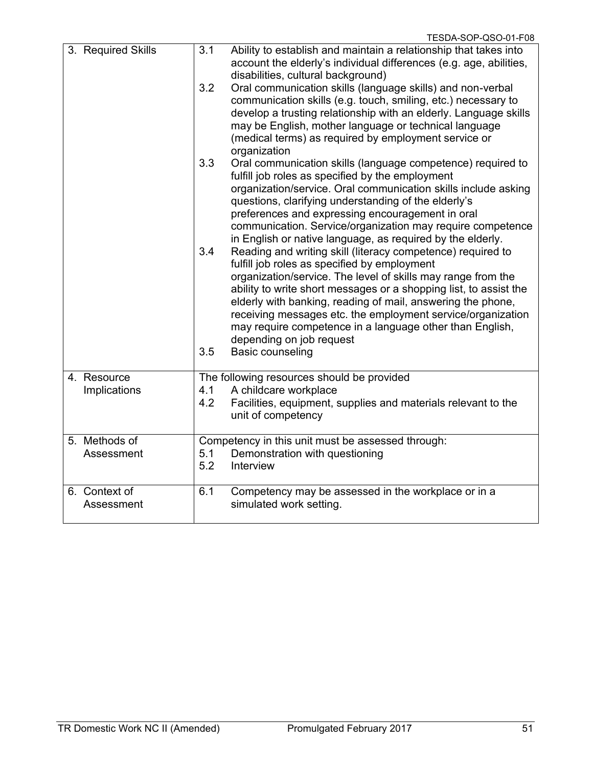| | |
|---|---|
| 3. Required Skills | 3.1 Ability to establish and maintain a relationship that takes into account the elderly's individual differences (e.g. age, abilities, disabilities, cultural background)<br>3.2 Oral communication skills (language skills) and non-verbal communication skills (e.g. touch, smiling, etc.) necessary to develop a trusting relationship with an elderly. Language skills may be English, mother language or technical language (medical terms) as required by employment service or organization<br>3.3 Oral communication skills (language competence) required to fulfill job roles as specified by the employment organization/service. Oral communication skills include asking questions, clarifying understanding of the elderly's preferences and expressing encouragement in oral communication. Service/organization may require competence in English or native language, as required by the elderly.<br>3.4 Reading and writing skill (literacy competence) required to fulfill job roles as specified by employment organization/service. The level of skills may range from the ability to write short messages or a shopping list, to assist the elderly with banking, reading of mail, answering the phone, receiving messages etc. the employment service/organization may require competence in a language other than English, depending on job request<br>3.5 Basic counseling |
| 4. Resource Implications | The following resources should be provided<br>4.1 A childcare workplace<br>4.2 Facilities, equipment, supplies and materials relevant to the unit of competency |
| 5. Methods of Assessment | Competency in this unit must be assessed through:<br>5.1 Demonstration with questioning<br>5.2 Interview |
| 6. Context of Assessment | 6.1 Competency may be assessed in the workplace or in a simulated work setting. |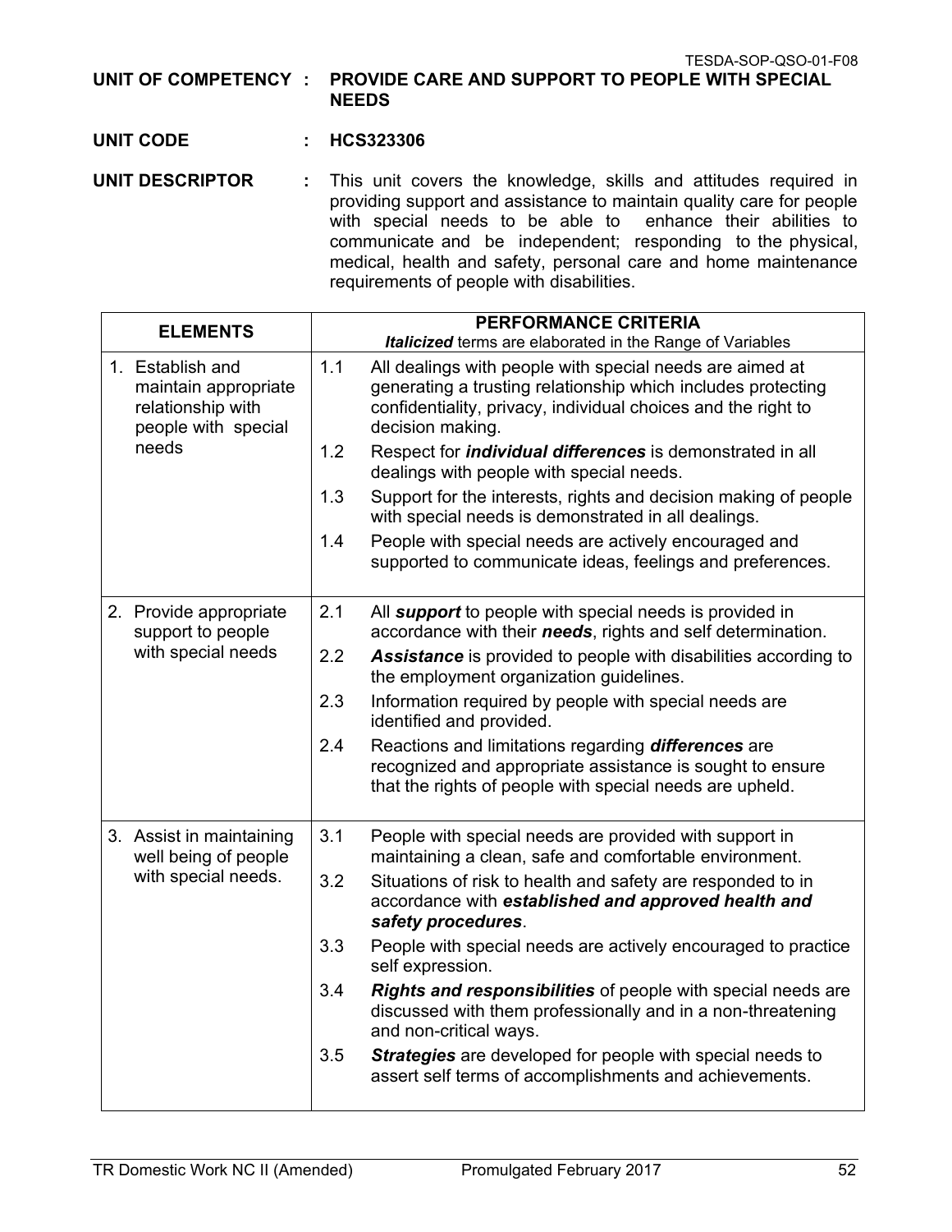TESDA-SOP-QSO-01-F08

**UNIT OF COMPETENCY : PROVIDE CARE AND SUPPORT TO PEOPLE WITH SPECIAL NEEDS**

**UNIT CODE : HCS323306**

**UNIT DESCRIPTOR :** This unit covers the knowledge, skills and attitudes required in providing support and assistance to maintain quality care for people with special needs to be able to enhance their abilities to communicate and be independent; responding to the physical, medical, health and safety, personal care and home maintenance requirements of people with disabilities.

| ELEMENTS | PERFORMANCE CRITERIA<br>***Italicized*** terms are elaborated in the Range of Variables |
|---|---|
| 1. Establish and maintain appropriate relationship with people with special needs | 1.1 All dealings with people with special needs are aimed at generating a trusting relationship which includes protecting confidentiality, privacy, individual choices and the right to decision making.<br>1.2 Respect for ***individual differences*** is demonstrated in all dealings with people with special needs.<br>1.3 Support for the interests, rights and decision making of people with special needs is demonstrated in all dealings.<br>1.4 People with special needs are actively encouraged and supported to communicate ideas, feelings and preferences. |
| 2. Provide appropriate support to people with special needs | 2.1 All ***support*** to people with special needs is provided in accordance with their ***needs***, rights and self determination.<br>2.2 ***Assistance*** is provided to people with disabilities according to the employment organization guidelines.<br>2.3 Information required by people with special needs are identified and provided.<br>2.4 Reactions and limitations regarding ***differences*** are recognized and appropriate assistance is sought to ensure that the rights of people with special needs are upheld. |
| 3. Assist in maintaining well being of people with special needs. | 3.1 People with special needs are provided with support in maintaining a clean, safe and comfortable environment.<br>3.2 Situations of risk to health and safety are responded to in accordance with ***established and approved health and safety procedures***.<br>3.3 People with special needs are actively encouraged to practice self expression.<br>3.4 ***Rights and responsibilities*** of people with special needs are discussed with them professionally and in a non-threatening and non-critical ways.<br>3.5 ***Strategies*** are developed for people with special needs to assert self terms of accomplishments and achievements. |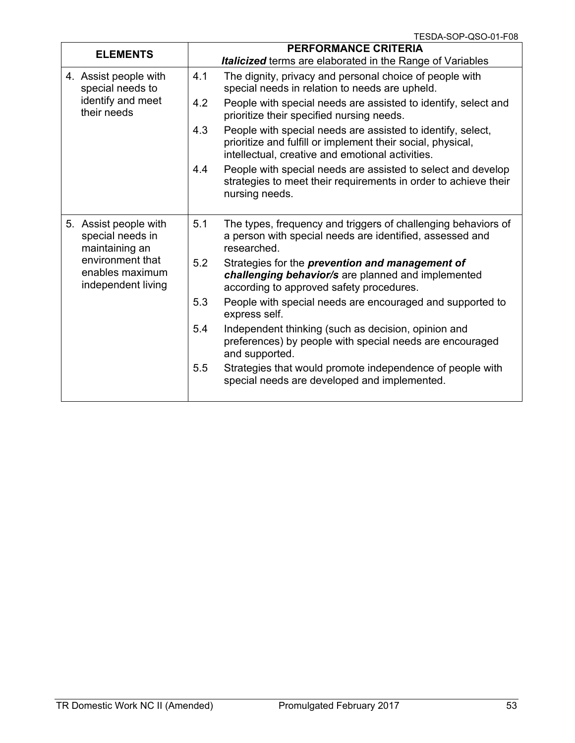| ELEMENTS | PERFORMANCE CRITERIA<br>***Italicized*** terms are elaborated in the Range of Variables |
|---|---|
| 4. Assist people with special needs to identify and meet their needs | 4.1 The dignity, privacy and personal choice of people with special needs in relation to needs are upheld.<br>4.2 People with special needs are assisted to identify, select and prioritize their specified nursing needs.<br>4.3 People with special needs are assisted to identify, select, prioritize and fulfill or implement their social, physical, intellectual, creative and emotional activities.<br>4.4 People with special needs are assisted to select and develop strategies to meet their requirements in order to achieve their nursing needs. |
| 5. Assist people with special needs in maintaining an environment that enables maximum independent living | 5.1 The types, frequency and triggers of challenging behaviors of a person with special needs are identified, assessed and researched.<br>5.2 Strategies for the ***prevention and management of challenging behavior/s*** are planned and implemented according to approved safety procedures.<br>5.3 People with special needs are encouraged and supported to express self.<br>5.4 Independent thinking (such as decision, opinion and preferences) by people with special needs are encouraged and supported.<br>5.5 Strategies that would promote independence of people with special needs are developed and implemented. |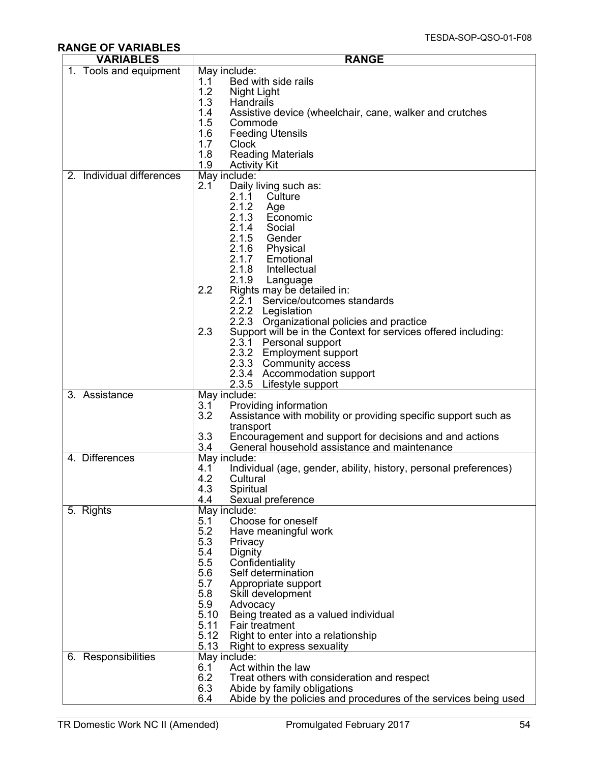**RANGE OF VARIABLES**

| VARIABLES | RANGE |
|---|---|
| 1. Tools and equipment | May include:<br>1.1 Bed with side rails<br>1.2 Night Light<br>1.3 Handrails<br>1.4 Assistive device (wheelchair, cane, walker and crutches<br>1.5 Commode<br>1.6 Feeding Utensils<br>1.7 Clock<br>1.8 Reading Materials<br>1.9 Activity Kit |
| 2. Individual differences | May include:<br>2.1 Daily living such as:<br>2.1.1 Culture<br>2.1.2 Age<br>2.1.3 Economic<br>2.1.4 Social<br>2.1.5 Gender<br>2.1.6 Physical<br>2.1.7 Emotional<br>2.1.8 Intellectual<br>2.1.9 Language<br>2.2 Rights may be detailed in:<br>2.2.1 Service/outcomes standards<br>2.2.2 Legislation<br>2.2.3 Organizational policies and practice<br>2.3 Support will be in the Context for services offered including:<br>2.3.1 Personal support<br>2.3.2 Employment support<br>2.3.3 Community access<br>2.3.4 Accommodation support<br>2.3.5 Lifestyle support |
| 3. Assistance | May include:<br>3.1 Providing information<br>3.2 Assistance with mobility or providing specific support such as transport<br>3.3 Encouragement and support for decisions and and actions<br>3.4 General household assistance and maintenance |
| 4. Differences | May include:<br>4.1 Individual (age, gender, ability, history, personal preferences)<br>4.2 Cultural<br>4.3 Spiritual<br>4.4 Sexual preference |
| 5. Rights | May include:<br>5.1 Choose for oneself<br>5.2 Have meaningful work<br>5.3 Privacy<br>5.4 Dignity<br>5.5 Confidentiality<br>5.6 Self determination<br>5.7 Appropriate support<br>5.8 Skill development<br>5.9 Advocacy<br>5.10 Being treated as a valued individual<br>5.11 Fair treatment<br>5.12 Right to enter into a relationship<br>5.13 Right to express sexuality |
| 6. Responsibilities | May include:<br>6.1 Act within the law<br>6.2 Treat others with consideration and respect<br>6.3 Abide by family obligations<br>6.4 Abide by the policies and procedures of the services being used |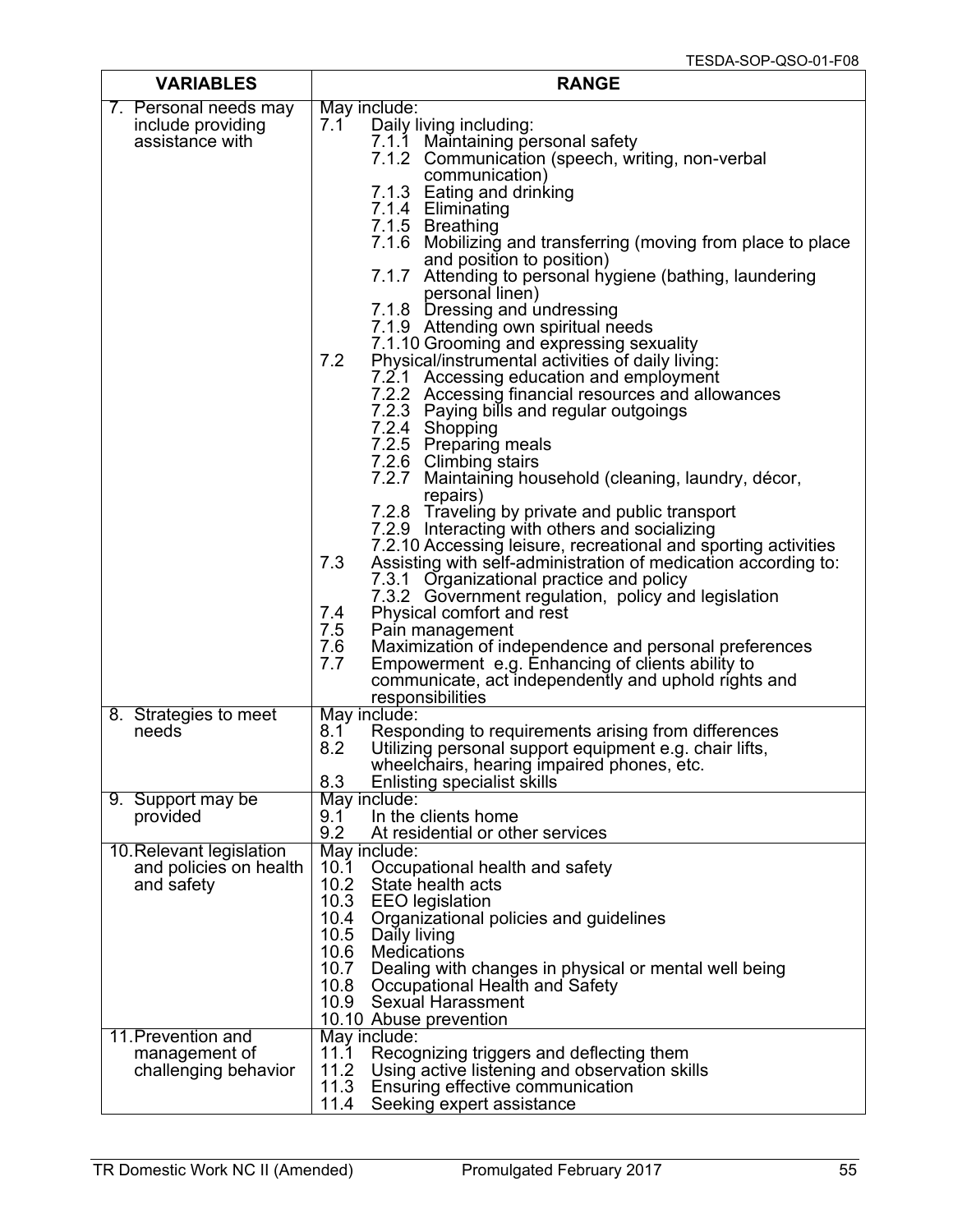| VARIABLES | RANGE |
|---|---|
| 7. Personal needs may include providing assistance with | May include:<br>7.1 Daily living including:<br>7.1.1 Maintaining personal safety<br>7.1.2 Communication (speech, writing, non-verbal communication)<br>7.1.3 Eating and drinking<br>7.1.4 Eliminating<br>7.1.5 Breathing<br>7.1.6 Mobilizing and transferring (moving from place to place and position to position)<br>7.1.7 Attending to personal hygiene (bathing, laundering personal linen)<br>7.1.8 Dressing and undressing<br>7.1.9 Attending own spiritual needs<br>7.1.10 Grooming and expressing sexuality<br>7.2 Physical/instrumental activities of daily living:<br>7.2.1 Accessing education and employment<br>7.2.2 Accessing financial resources and allowances<br>7.2.3 Paying bills and regular outgoings<br>7.2.4 Shopping<br>7.2.5 Preparing meals<br>7.2.6 Climbing stairs<br>7.2.7 Maintaining household (cleaning, laundry, décor, repairs)<br>7.2.8 Traveling by private and public transport<br>7.2.9 Interacting with others and socializing<br>7.2.10 Accessing leisure, recreational and sporting activities<br>7.3 Assisting with self-administration of medication according to:<br>7.3.1 Organizational practice and policy<br>7.3.2 Government regulation, policy and legislation<br>7.4 Physical comfort and rest<br>7.5 Pain management<br>7.6 Maximization of independence and personal preferences<br>7.7 Empowerment e.g. Enhancing of clients ability to communicate, act independently and uphold rights and responsibilities |
| 8. Strategies to meet needs | May include:<br>8.1 Responding to requirements arising from differences<br>8.2 Utilizing personal support equipment e.g. chair lifts, wheelchairs, hearing impaired phones, etc.<br>8.3 Enlisting specialist skills |
| 9. Support may be provided | May include:<br>9.1 In the clients home<br>9.2 At residential or other services |
| 10. Relevant legislation and policies on health and safety | May include:<br>10.1 Occupational health and safety<br>10.2 State health acts<br>10.3 EEO legislation<br>10.4 Organizational policies and guidelines<br>10.5 Daily living<br>10.6 Medications<br>10.7 Dealing with changes in physical or mental well being<br>10.8 Occupational Health and Safety<br>10.9 Sexual Harassment<br>10.10 Abuse prevention |
| 11. Prevention and management of challenging behavior | May include:<br>11.1 Recognizing triggers and deflecting them<br>11.2 Using active listening and observation skills<br>11.3 Ensuring effective communication<br>11.4 Seeking expert assistance |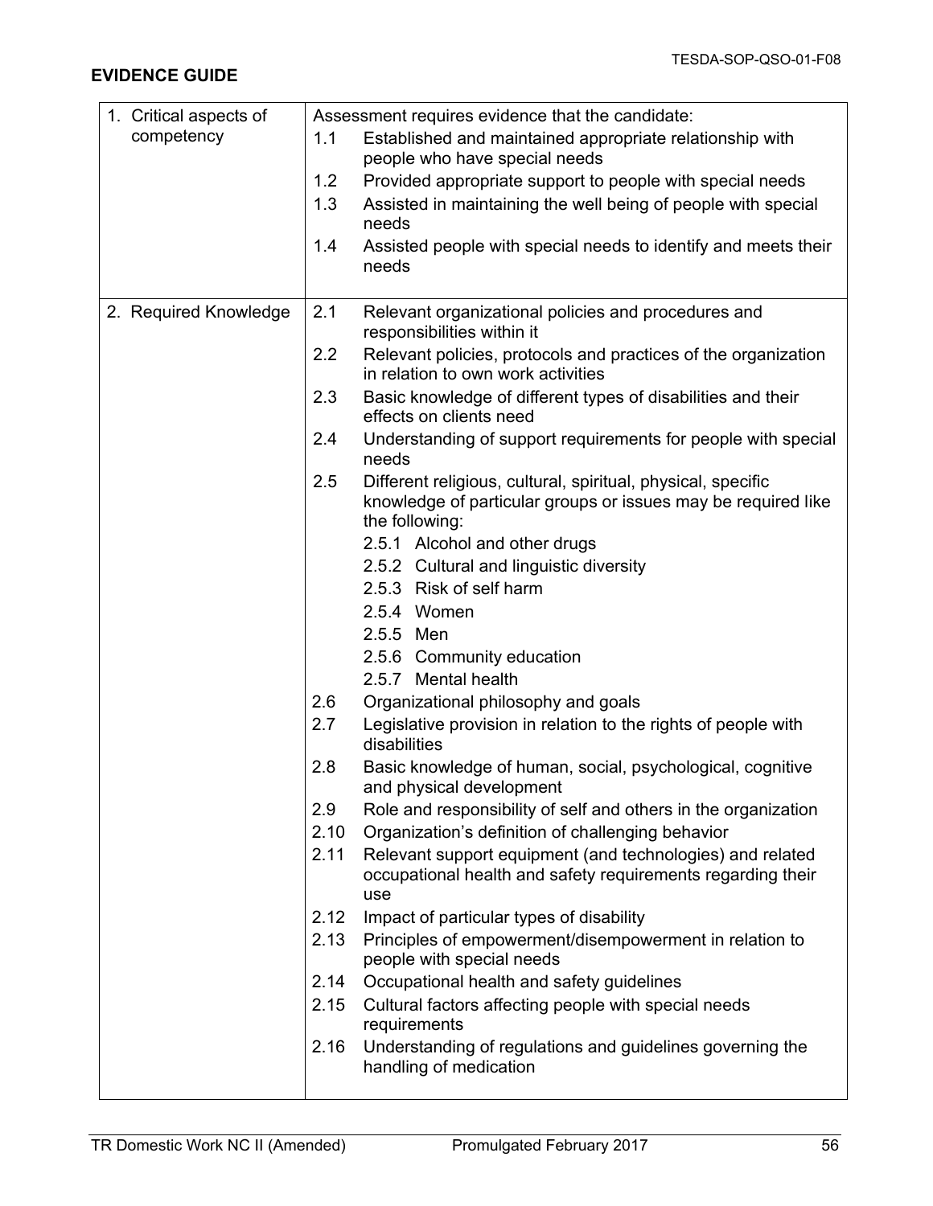**EVIDENCE GUIDE**

| | |
|---|---|
| 1. Critical aspects of competency | Assessment requires evidence that the candidate:<br>1.1 Established and maintained appropriate relationship with people who have special needs<br>1.2 Provided appropriate support to people with special needs<br>1.3 Assisted in maintaining the well being of people with special needs<br>1.4 Assisted people with special needs to identify and meets their needs |
| 2. Required Knowledge | 2.1 Relevant organizational policies and procedures and responsibilities within it<br>2.2 Relevant policies, protocols and practices of the organization in relation to own work activities<br>2.3 Basic knowledge of different types of disabilities and their effects on clients need<br>2.4 Understanding of support requirements for people with special needs<br>2.5 Different religious, cultural, spiritual, physical, specific knowledge of particular groups or issues may be required like the following:<br>2.5.1 Alcohol and other drugs<br>2.5.2 Cultural and linguistic diversity<br>2.5.3 Risk of self harm<br>2.5.4 Women<br>2.5.5 Men<br>2.5.6 Community education<br>2.5.7 Mental health<br>2.6 Organizational philosophy and goals<br>2.7 Legislative provision in relation to the rights of people with disabilities<br>2.8 Basic knowledge of human, social, psychological, cognitive and physical development<br>2.9 Role and responsibility of self and others in the organization<br>2.10 Organization's definition of challenging behavior<br>2.11 Relevant support equipment (and technologies) and related occupational health and safety requirements regarding their use<br>2.12 Impact of particular types of disability<br>2.13 Principles of empowerment/disempowerment in relation to people with special needs<br>2.14 Occupational health and safety guidelines<br>2.15 Cultural factors affecting people with special needs requirements<br>2.16 Understanding of regulations and guidelines governing the handling of medication |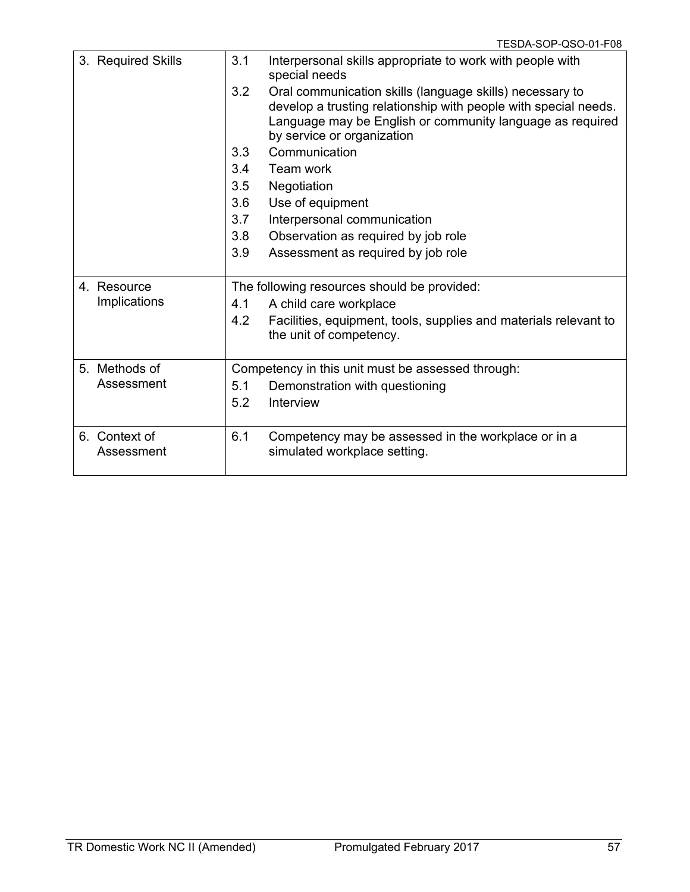| | |
|---|---|
| 3. Required Skills | 3.1 Interpersonal skills appropriate to work with people with special needs<br>3.2 Oral communication skills (language skills) necessary to develop a trusting relationship with people with special needs. Language may be English or community language as required by service or organization<br>3.3 Communication<br>3.4 Team work<br>3.5 Negotiation<br>3.6 Use of equipment<br>3.7 Interpersonal communication<br>3.8 Observation as required by job role<br>3.9 Assessment as required by job role |
| 4. Resource Implications | The following resources should be provided:<br>4.1 A child care workplace<br>4.2 Facilities, equipment, tools, supplies and materials relevant to the unit of competency. |
| 5. Methods of Assessment | Competency in this unit must be assessed through:<br>5.1 Demonstration with questioning<br>5.2 Interview |
| 6. Context of Assessment | 6.1 Competency may be assessed in the workplace or in a simulated workplace setting. |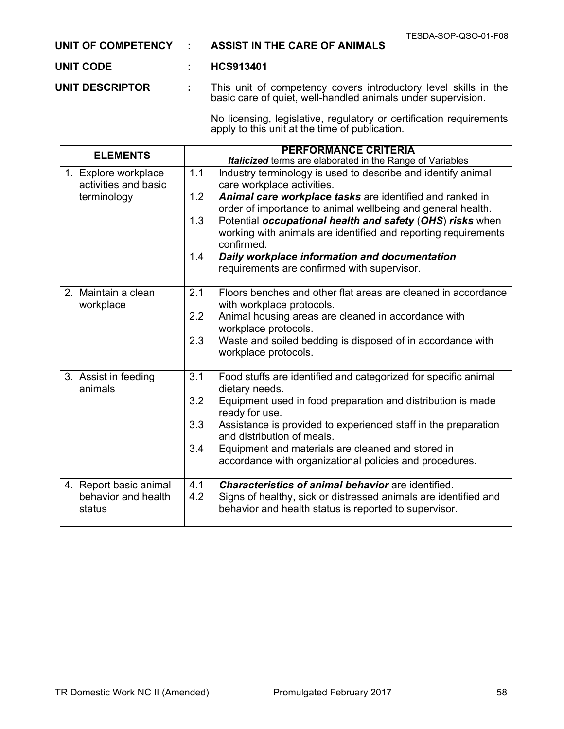**UNIT OF COMPETENCY : ASSIST IN THE CARE OF ANIMALS**

**UNIT CODE : HCS913401**

**UNIT DESCRIPTOR :** This unit of competency covers introductory level skills in the basic care of quiet, well-handled animals under supervision.

No licensing, legislative, regulatory or certification requirements apply to this unit at the time of publication.

| ELEMENTS | PERFORMANCE CRITERIA<br>***Italicized*** terms are elaborated in the Range of Variables |
|---|---|
| 1. Explore workplace activities and basic terminology | 1.1 Industry terminology is used to describe and identify animal care workplace activities.<br>1.2 ***Animal care workplace tasks*** are identified and ranked in order of importance to animal wellbeing and general health.<br>1.3 Potential ***occupational health and safety*** (***OHS***) ***risks*** when working with animals are identified and reporting requirements confirmed.<br>1.4 ***Daily workplace information and documentation*** requirements are confirmed with supervisor. |
| 2. Maintain a clean workplace | 2.1 Floors benches and other flat areas are cleaned in accordance with workplace protocols.<br>2.2 Animal housing areas are cleaned in accordance with workplace protocols.<br>2.3 Waste and soiled bedding is disposed of in accordance with workplace protocols. |
| 3. Assist in feeding animals | 3.1 Food stuffs are identified and categorized for specific animal dietary needs.<br>3.2 Equipment used in food preparation and distribution is made ready for use.<br>3.3 Assistance is provided to experienced staff in the preparation and distribution of meals.<br>3.4 Equipment and materials are cleaned and stored in accordance with organizational policies and procedures. |
| 4. Report basic animal behavior and health status | 4.1 ***Characteristics of animal behavior*** are identified.<br>4.2 Signs of healthy, sick or distressed animals are identified and behavior and health status is reported to supervisor. |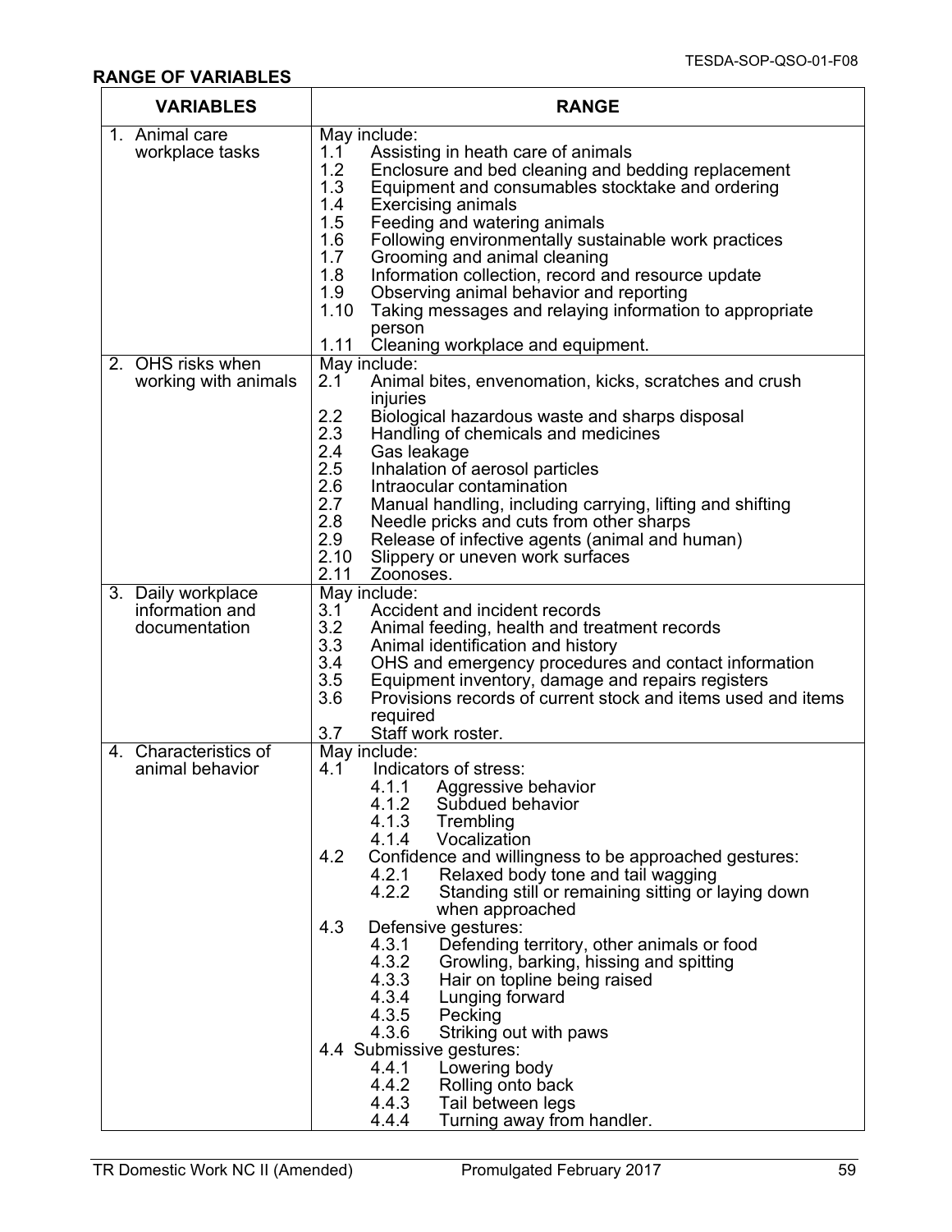## RANGE OF VARIABLES

| VARIABLES | RANGE |
|---|---|
| 1. Animal care workplace tasks | May include:<br>1.1 Assisting in heath care of animals<br>1.2 Enclosure and bed cleaning and bedding replacement<br>1.3 Equipment and consumables stocktake and ordering<br>1.4 Exercising animals<br>1.5 Feeding and watering animals<br>1.6 Following environmentally sustainable work practices<br>1.7 Grooming and animal cleaning<br>1.8 Information collection, record and resource update<br>1.9 Observing animal behavior and reporting<br>1.10 Taking messages and relaying information to appropriate person<br>1.11 Cleaning workplace and equipment. |
| 2. OHS risks when working with animals | May include:<br>2.1 Animal bites, envenomation, kicks, scratches and crush injuries<br>2.2 Biological hazardous waste and sharps disposal<br>2.3 Handling of chemicals and medicines<br>2.4 Gas leakage<br>2.5 Inhalation of aerosol particles<br>2.6 Intraocular contamination<br>2.7 Manual handling, including carrying, lifting and shifting<br>2.8 Needle pricks and cuts from other sharps<br>2.9 Release of infective agents (animal and human)<br>2.10 Slippery or uneven work surfaces<br>2.11 Zoonoses. |
| 3. Daily workplace information and documentation | May include:<br>3.1 Accident and incident records<br>3.2 Animal feeding, health and treatment records<br>3.3 Animal identification and history<br>3.4 OHS and emergency procedures and contact information<br>3.5 Equipment inventory, damage and repairs registers<br>3.6 Provisions records of current stock and items used and items required<br>3.7 Staff work roster. |
| 4. Characteristics of animal behavior | May include:<br>4.1 Indicators of stress:<br>4.1.1 Aggressive behavior<br>4.1.2 Subdued behavior<br>4.1.3 Trembling<br>4.1.4 Vocalization<br>4.2 Confidence and willingness to be approached gestures:<br>4.2.1 Relaxed body tone and tail wagging<br>4.2.2 Standing still or remaining sitting or laying down when approached<br>4.3 Defensive gestures:<br>4.3.1 Defending territory, other animals or food<br>4.3.2 Growling, barking, hissing and spitting<br>4.3.3 Hair on topline being raised<br>4.3.4 Lunging forward<br>4.3.5 Pecking<br>4.3.6 Striking out with paws<br>4.4 Submissive gestures:<br>4.4.1 Lowering body<br>4.4.2 Rolling onto back<br>4.4.3 Tail between legs<br>4.4.4 Turning away from handler. |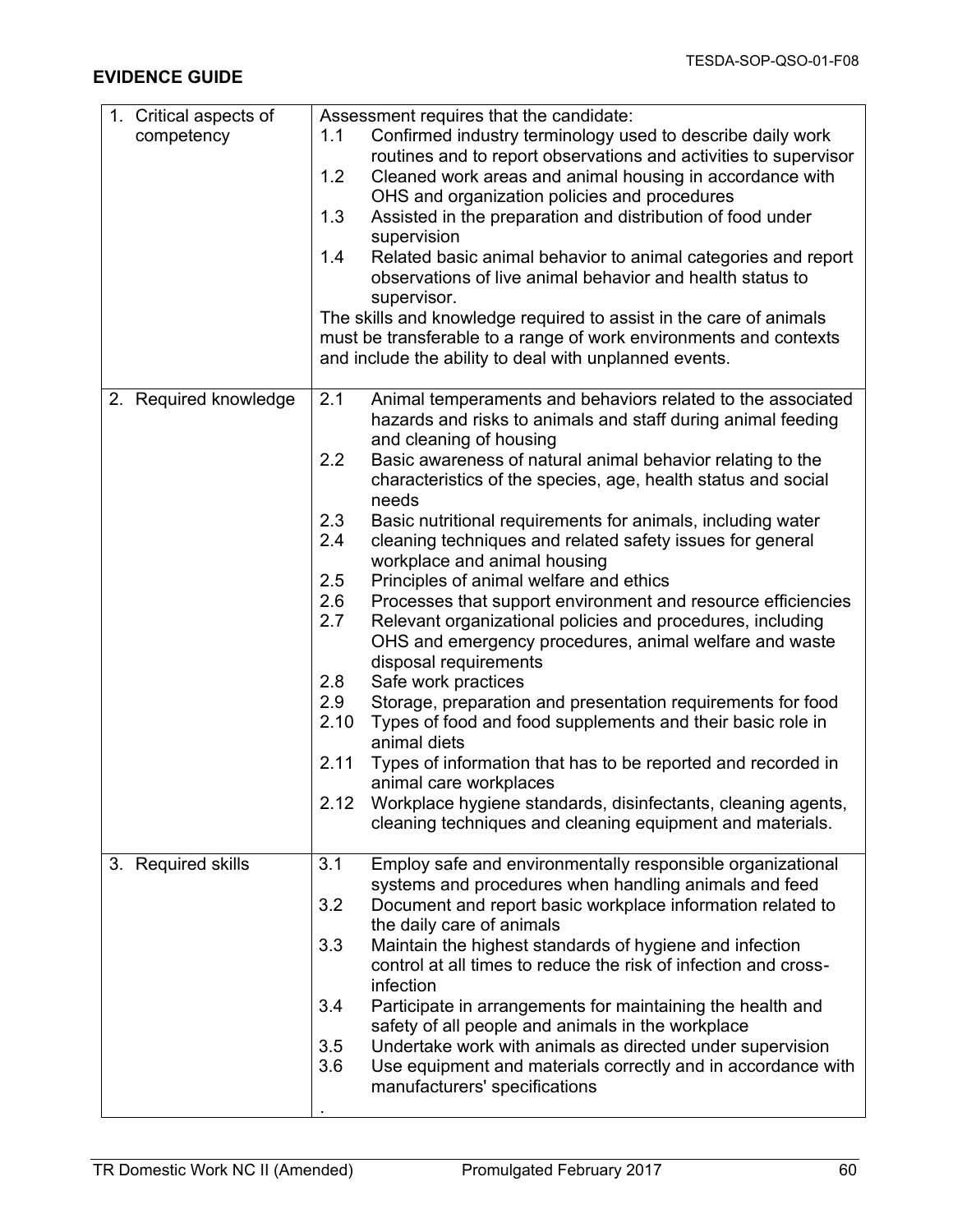**EVIDENCE GUIDE**

| | |
|---|---|
| 1. Critical aspects of competency | Assessment requires that the candidate:<br>1.1 Confirmed industry terminology used to describe daily work routines and to report observations and activities to supervisor<br>1.2 Cleaned work areas and animal housing in accordance with OHS and organization policies and procedures<br>1.3 Assisted in the preparation and distribution of food under supervision<br>1.4 Related basic animal behavior to animal categories and report observations of live animal behavior and health status to supervisor.<br>The skills and knowledge required to assist in the care of animals must be transferable to a range of work environments and contexts and include the ability to deal with unplanned events. |
| 2. Required knowledge | 2.1 Animal temperaments and behaviors related to the associated hazards and risks to animals and staff during animal feeding and cleaning of housing<br>2.2 Basic awareness of natural animal behavior relating to the characteristics of the species, age, health status and social needs<br>2.3 Basic nutritional requirements for animals, including water<br>2.4 cleaning techniques and related safety issues for general workplace and animal housing<br>2.5 Principles of animal welfare and ethics<br>2.6 Processes that support environment and resource efficiencies<br>2.7 Relevant organizational policies and procedures, including OHS and emergency procedures, animal welfare and waste disposal requirements<br>2.8 Safe work practices<br>2.9 Storage, preparation and presentation requirements for food<br>2.10 Types of food and food supplements and their basic role in animal diets<br>2.11 Types of information that has to be reported and recorded in animal care workplaces<br>2.12 Workplace hygiene standards, disinfectants, cleaning agents, cleaning techniques and cleaning equipment and materials. |
| 3. Required skills | 3.1 Employ safe and environmentally responsible organizational systems and procedures when handling animals and feed<br>3.2 Document and report basic workplace information related to the daily care of animals<br>3.3 Maintain the highest standards of hygiene and infection control at all times to reduce the risk of infection and cross-infection<br>3.4 Participate in arrangements for maintaining the health and safety of all people and animals in the workplace<br>3.5 Undertake work with animals as directed under supervision<br>3.6 Use equipment and materials correctly and in accordance with manufacturers' specifications<br>. |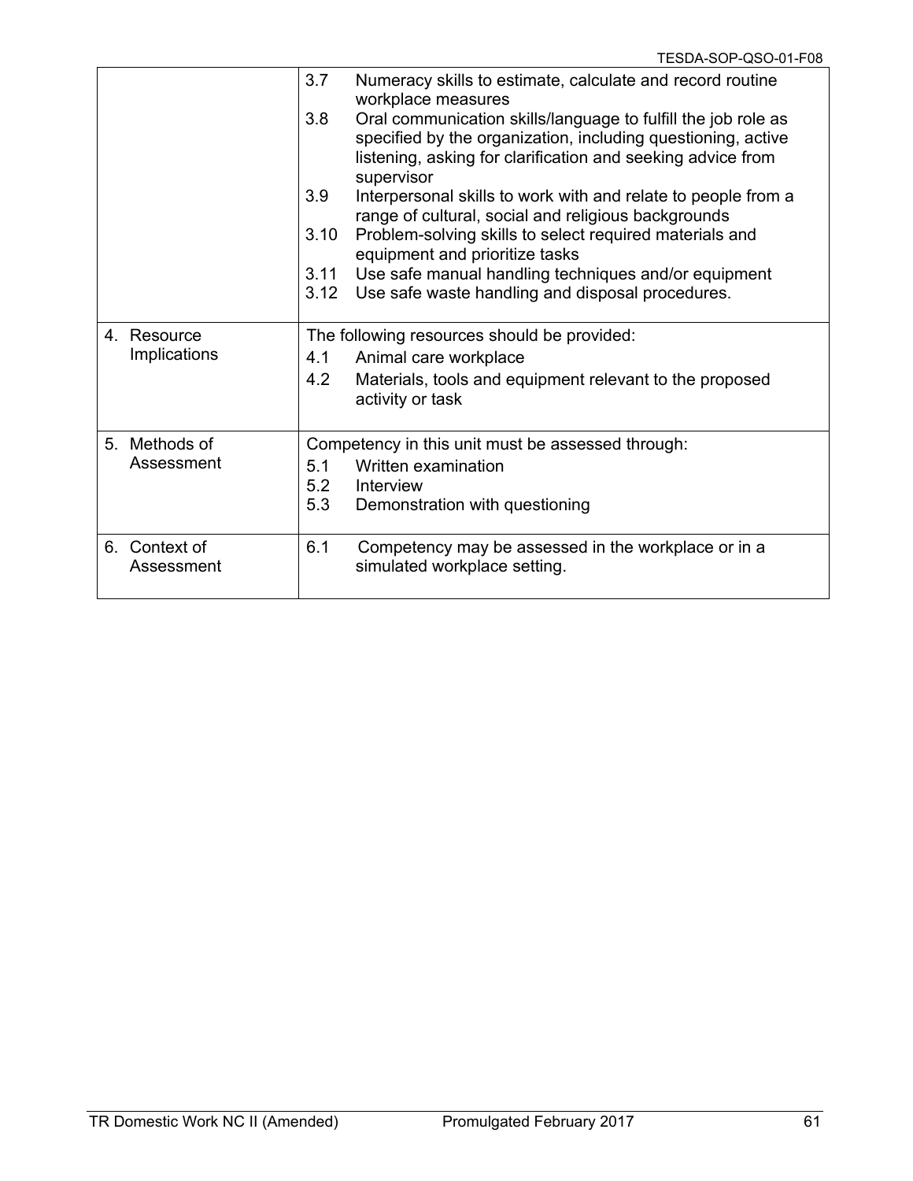| | |
|---|---|
| | 3.7 Numeracy skills to estimate, calculate and record routine workplace measures<br>3.8 Oral communication skills/language to fulfill the job role as specified by the organization, including questioning, active listening, asking for clarification and seeking advice from supervisor<br>3.9 Interpersonal skills to work with and relate to people from a range of cultural, social and religious backgrounds<br>3.10 Problem-solving skills to select required materials and equipment and prioritize tasks<br>3.11 Use safe manual handling techniques and/or equipment<br>3.12 Use safe waste handling and disposal procedures. |
| 4. Resource Implications | The following resources should be provided:<br>4.1 Animal care workplace<br>4.2 Materials, tools and equipment relevant to the proposed activity or task |
| 5. Methods of Assessment | Competency in this unit must be assessed through:<br>5.1 Written examination<br>5.2 Interview<br>5.3 Demonstration with questioning |
| 6. Context of Assessment | 6.1 Competency may be assessed in the workplace or in a simulated workplace setting. |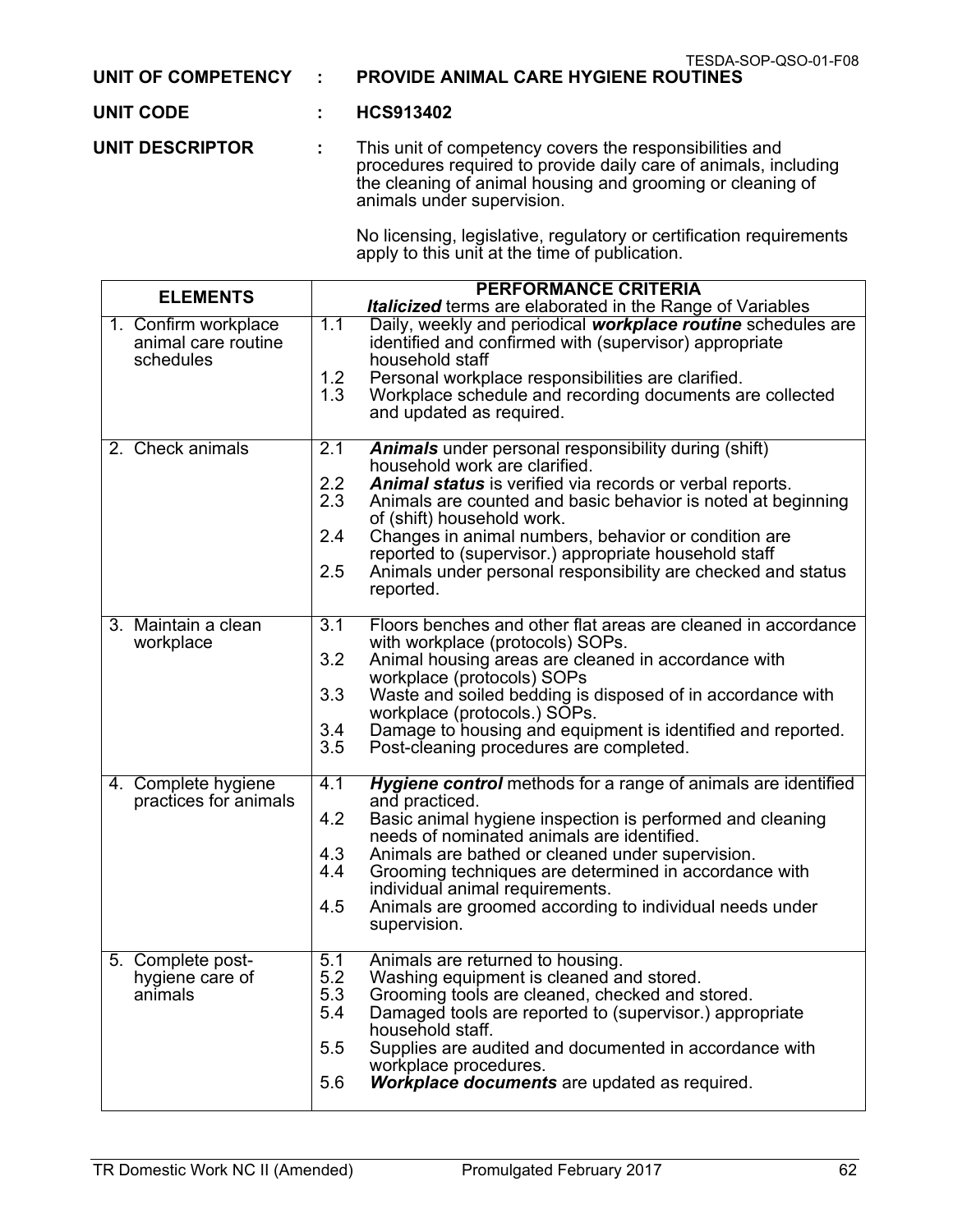**UNIT OF COMPETENCY : PROVIDE ANIMAL CARE HYGIENE ROUTINES**

**UNIT CODE : HCS913402**

**UNIT DESCRIPTOR :** This unit of competency covers the responsibilities and procedures required to provide daily care of animals, including the cleaning of animal housing and grooming or cleaning of animals under supervision.

No licensing, legislative, regulatory or certification requirements apply to this unit at the time of publication.

| ELEMENTS | PERFORMANCE CRITERIA<br>***Italicized*** terms are elaborated in the Range of Variables |
|---|---|
| 1. Confirm workplace animal care routine schedules | 1.1 Daily, weekly and periodical ***workplace routine*** schedules are identified and confirmed with (supervisor) appropriate household staff<br>1.2 Personal workplace responsibilities are clarified.<br>1.3 Workplace schedule and recording documents are collected and updated as required. |
| 2. Check animals | 2.1 ***Animals*** under personal responsibility during (shift) household work are clarified.<br>2.2 ***Animal status*** is verified via records or verbal reports.<br>2.3 Animals are counted and basic behavior is noted at beginning of (shift) household work.<br>2.4 Changes in animal numbers, behavior or condition are reported to (supervisor.) appropriate household staff<br>2.5 Animals under personal responsibility are checked and status reported. |
| 3. Maintain a clean workplace | 3.1 Floors benches and other flat areas are cleaned in accordance with workplace (protocols) SOPs.<br>3.2 Animal housing areas are cleaned in accordance with workplace (protocols) SOPs<br>3.3 Waste and soiled bedding is disposed of in accordance with workplace (protocols.) SOPs.<br>3.4 Damage to housing and equipment is identified and reported.<br>3.5 Post-cleaning procedures are completed. |
| 4. Complete hygiene practices for animals | 4.1 ***Hygiene control*** methods for a range of animals are identified and practiced.<br>4.2 Basic animal hygiene inspection is performed and cleaning needs of nominated animals are identified.<br>4.3 Animals are bathed or cleaned under supervision.<br>4.4 Grooming techniques are determined in accordance with individual animal requirements.<br>4.5 Animals are groomed according to individual needs under supervision. |
| 5. Complete post-hygiene care of animals | 5.1 Animals are returned to housing.<br>5.2 Washing equipment is cleaned and stored.<br>5.3 Grooming tools are cleaned, checked and stored.<br>5.4 Damaged tools are reported to (supervisor.) appropriate household staff.<br>5.5 Supplies are audited and documented in accordance with workplace procedures.<br>5.6 ***Workplace documents*** are updated as required. |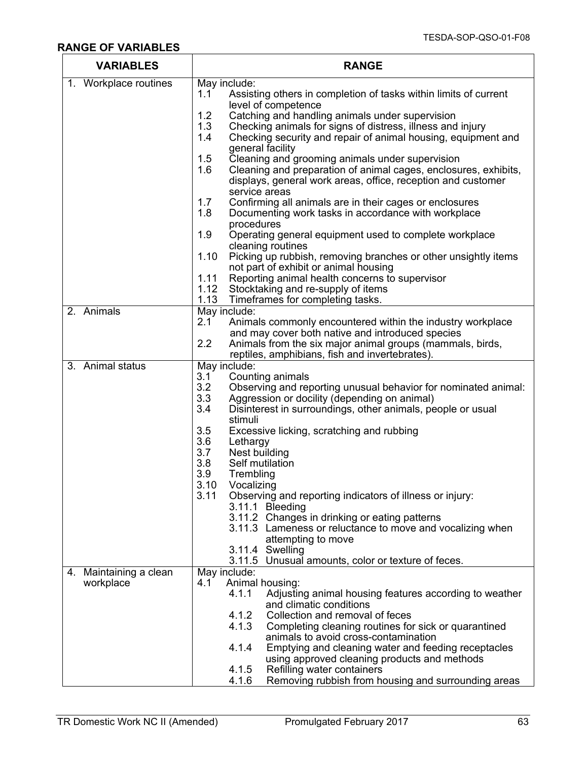## RANGE OF VARIABLES

| VARIABLES | RANGE |
|---|---|
| 1. Workplace routines | May include:<br>1.1 Assisting others in completion of tasks within limits of current level of competence<br>1.2 Catching and handling animals under supervision<br>1.3 Checking animals for signs of distress, illness and injury<br>1.4 Checking security and repair of animal housing, equipment and general facility<br>1.5 Cleaning and grooming animals under supervision<br>1.6 Cleaning and preparation of animal cages, enclosures, exhibits, displays, general work areas, office, reception and customer service areas<br>1.7 Confirming all animals are in their cages or enclosures<br>1.8 Documenting work tasks in accordance with workplace procedures<br>1.9 Operating general equipment used to complete workplace cleaning routines<br>1.10 Picking up rubbish, removing branches or other unsightly items not part of exhibit or animal housing<br>1.11 Reporting animal health concerns to supervisor<br>1.12 Stocktaking and re-supply of items<br>1.13 Timeframes for completing tasks. |
| 2. Animals | May include:<br>2.1 Animals commonly encountered within the industry workplace and may cover both native and introduced species<br>2.2 Animals from the six major animal groups (mammals, birds, reptiles, amphibians, fish and invertebrates). |
| 3. Animal status | May include:<br>3.1 Counting animals<br>3.2 Observing and reporting unusual behavior for nominated animal:<br>3.3 Aggression or docility (depending on animal)<br>3.4 Disinterest in surroundings, other animals, people or usual stimuli<br>3.5 Excessive licking, scratching and rubbing<br>3.6 Lethargy<br>3.7 Nest building<br>3.8 Self mutilation<br>3.9 Trembling<br>3.10 Vocalizing<br>3.11 Observing and reporting indicators of illness or injury:<br>3.11.1 Bleeding<br>3.11.2 Changes in drinking or eating patterns<br>3.11.3 Lameness or reluctance to move and vocalizing when attempting to move<br>3.11.4 Swelling<br>3.11.5 Unusual amounts, color or texture of feces. |
| 4. Maintaining a clean workplace | May include:<br>4.1 Animal housing:<br>4.1.1 Adjusting animal housing features according to weather and climatic conditions<br>4.1.2 Collection and removal of feces<br>4.1.3 Completing cleaning routines for sick or quarantined animals to avoid cross-contamination<br>4.1.4 Emptying and cleaning water and feeding receptacles using approved cleaning products and methods<br>4.1.5 Refilling water containers<br>4.1.6 Removing rubbish from housing and surrounding areas |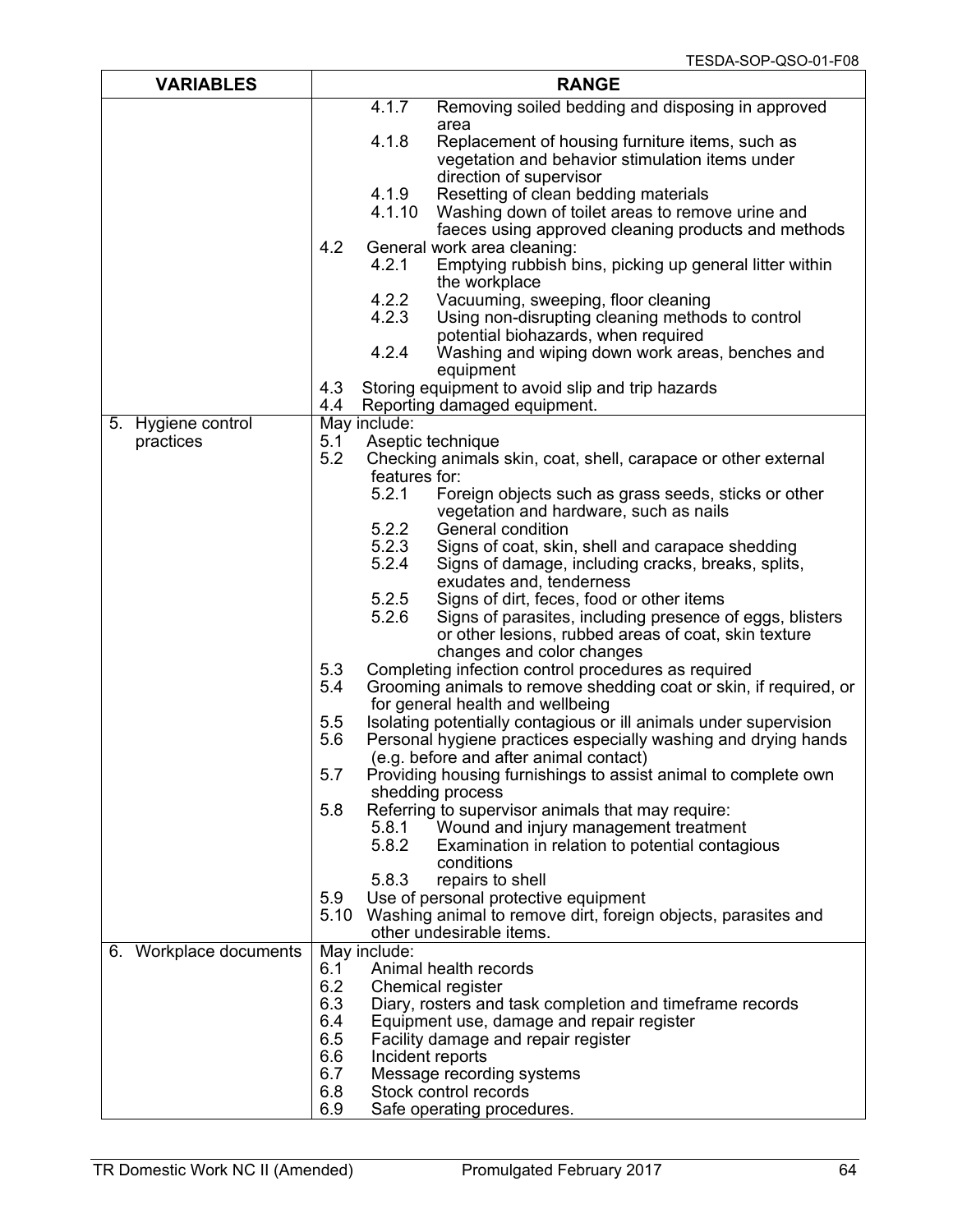| VARIABLES | RANGE |
|---|---|
| | 4.1.7 Removing soiled bedding and disposing in approved area<br>4.1.8 Replacement of housing furniture items, such as vegetation and behavior stimulation items under direction of supervisor<br>4.1.9 Resetting of clean bedding materials<br>4.1.10 Washing down of toilet areas to remove urine and faeces using approved cleaning products and methods<br>4.2 General work area cleaning:<br>4.2.1 Emptying rubbish bins, picking up general litter within the workplace<br>4.2.2 Vacuuming, sweeping, floor cleaning<br>4.2.3 Using non-disrupting cleaning methods to control potential biohazards, when required<br>4.2.4 Washing and wiping down work areas, benches and equipment<br>4.3 Storing equipment to avoid slip and trip hazards<br>4.4 Reporting damaged equipment. |
| 5. Hygiene control practices | May include:<br>5.1 Aseptic technique<br>5.2 Checking animals skin, coat, shell, carapace or other external features for:<br>5.2.1 Foreign objects such as grass seeds, sticks or other vegetation and hardware, such as nails<br>5.2.2 General condition<br>5.2.3 Signs of coat, skin, shell and carapace shedding<br>5.2.4 Signs of damage, including cracks, breaks, splits, exudates and, tenderness<br>5.2.5 Signs of dirt, feces, food or other items<br>5.2.6 Signs of parasites, including presence of eggs, blisters or other lesions, rubbed areas of coat, skin texture changes and color changes<br>5.3 Completing infection control procedures as required<br>5.4 Grooming animals to remove shedding coat or skin, if required, or for general health and wellbeing<br>5.5 Isolating potentially contagious or ill animals under supervision<br>5.6 Personal hygiene practices especially washing and drying hands (e.g. before and after animal contact)<br>5.7 Providing housing furnishings to assist animal to complete own shedding process<br>5.8 Referring to supervisor animals that may require:<br>5.8.1 Wound and injury management treatment<br>5.8.2 Examination in relation to potential contagious conditions<br>5.8.3 repairs to shell<br>5.9 Use of personal protective equipment<br>5.10 Washing animal to remove dirt, foreign objects, parasites and other undesirable items. |
| 6. Workplace documents | May include:<br>6.1 Animal health records<br>6.2 Chemical register<br>6.3 Diary, rosters and task completion and timeframe records<br>6.4 Equipment use, damage and repair register<br>6.5 Facility damage and repair register<br>6.6 Incident reports<br>6.7 Message recording systems<br>6.8 Stock control records<br>6.9 Safe operating procedures. |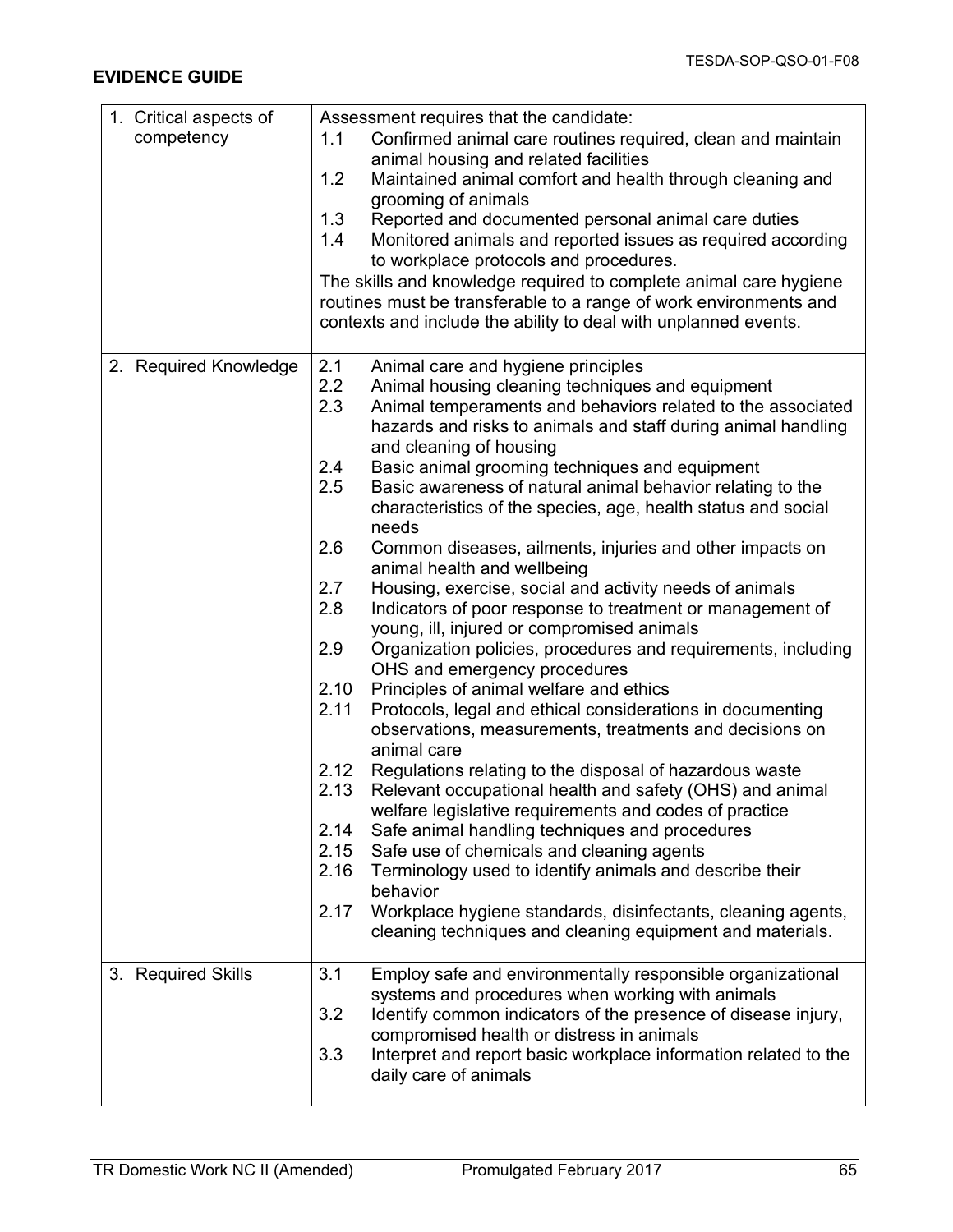**EVIDENCE GUIDE**

| | |
|---|---|
| 1. Critical aspects of competency | Assessment requires that the candidate:<br>1.1 Confirmed animal care routines required, clean and maintain animal housing and related facilities<br>1.2 Maintained animal comfort and health through cleaning and grooming of animals<br>1.3 Reported and documented personal animal care duties<br>1.4 Monitored animals and reported issues as required according to workplace protocols and procedures.<br>The skills and knowledge required to complete animal care hygiene routines must be transferable to a range of work environments and contexts and include the ability to deal with unplanned events. |
| 2. Required Knowledge | 2.1 Animal care and hygiene principles<br>2.2 Animal housing cleaning techniques and equipment<br>2.3 Animal temperaments and behaviors related to the associated hazards and risks to animals and staff during animal handling and cleaning of housing<br>2.4 Basic animal grooming techniques and equipment<br>2.5 Basic awareness of natural animal behavior relating to the characteristics of the species, age, health status and social needs<br>2.6 Common diseases, ailments, injuries and other impacts on animal health and wellbeing<br>2.7 Housing, exercise, social and activity needs of animals<br>2.8 Indicators of poor response to treatment or management of young, ill, injured or compromised animals<br>2.9 Organization policies, procedures and requirements, including OHS and emergency procedures<br>2.10 Principles of animal welfare and ethics<br>2.11 Protocols, legal and ethical considerations in documenting observations, measurements, treatments and decisions on animal care<br>2.12 Regulations relating to the disposal of hazardous waste<br>2.13 Relevant occupational health and safety (OHS) and animal welfare legislative requirements and codes of practice<br>2.14 Safe animal handling techniques and procedures<br>2.15 Safe use of chemicals and cleaning agents<br>2.16 Terminology used to identify animals and describe their behavior<br>2.17 Workplace hygiene standards, disinfectants, cleaning agents, cleaning techniques and cleaning equipment and materials. |
| 3. Required Skills | 3.1 Employ safe and environmentally responsible organizational systems and procedures when working with animals<br>3.2 Identify common indicators of the presence of disease injury, compromised health or distress in animals<br>3.3 Interpret and report basic workplace information related to the daily care of animals |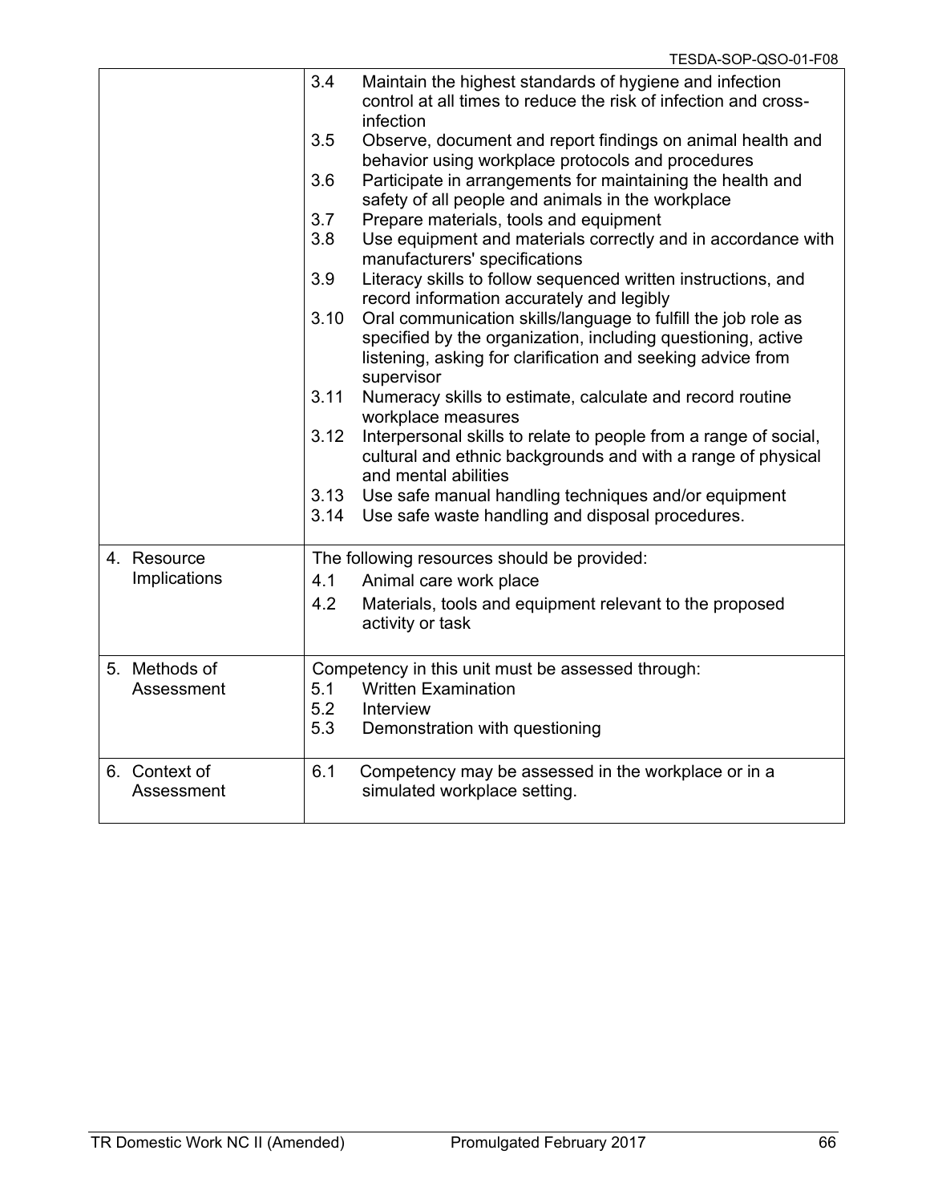| | |
|---|---|
| | 3.4 Maintain the highest standards of hygiene and infection control at all times to reduce the risk of infection and cross-infection<br>3.5 Observe, document and report findings on animal health and behavior using workplace protocols and procedures<br>3.6 Participate in arrangements for maintaining the health and safety of all people and animals in the workplace<br>3.7 Prepare materials, tools and equipment<br>3.8 Use equipment and materials correctly and in accordance with manufacturers' specifications<br>3.9 Literacy skills to follow sequenced written instructions, and record information accurately and legibly<br>3.10 Oral communication skills/language to fulfill the job role as specified by the organization, including questioning, active listening, asking for clarification and seeking advice from supervisor<br>3.11 Numeracy skills to estimate, calculate and record routine workplace measures<br>3.12 Interpersonal skills to relate to people from a range of social, cultural and ethnic backgrounds and with a range of physical and mental abilities<br>3.13 Use safe manual handling techniques and/or equipment<br>3.14 Use safe waste handling and disposal procedures. |
| 4. Resource Implications | The following resources should be provided:<br>4.1 Animal care work place<br>4.2 Materials, tools and equipment relevant to the proposed activity or task |
| 5. Methods of Assessment | Competency in this unit must be assessed through:<br>5.1 Written Examination<br>5.2 Interview<br>5.3 Demonstration with questioning |
| 6. Context of Assessment | 6.1 Competency may be assessed in the workplace or in a simulated workplace setting. |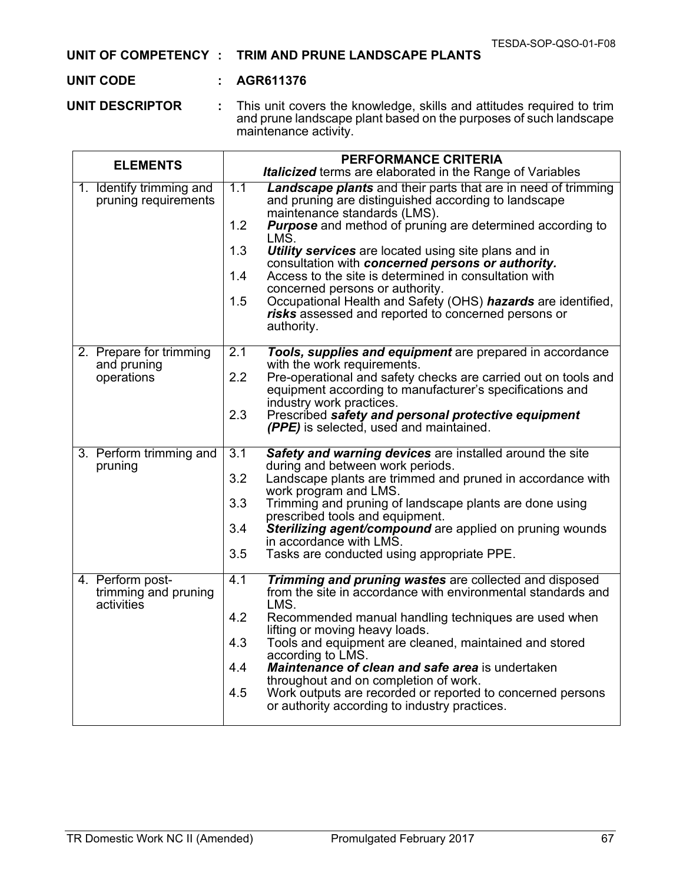**UNIT OF COMPETENCY : TRIM AND PRUNE LANDSCAPE PLANTS**

**UNIT CODE : AGR611376**

**UNIT DESCRIPTOR :** This unit covers the knowledge, skills and attitudes required to trim and prune landscape plant based on the purposes of such landscape maintenance activity.

| ELEMENTS | PERFORMANCE CRITERIA<br>***Italicized*** terms are elaborated in the Range of Variables |
|---|---|
| 1. Identify trimming and pruning requirements | 1.1 ***Landscape plants*** and their parts that are in need of trimming and pruning are distinguished according to landscape maintenance standards (LMS).<br>1.2 ***Purpose*** and method of pruning are determined according to LMS.<br>1.3 ***Utility services*** are located using site plans and in consultation with ***concerned persons or authority.***<br>1.4 Access to the site is determined in consultation with concerned persons or authority.<br>1.5 Occupational Health and Safety (OHS) ***hazards*** are identified, ***risks*** assessed and reported to concerned persons or authority. |
| 2. Prepare for trimming and pruning operations | 2.1 ***Tools, supplies and equipment*** are prepared in accordance with the work requirements.<br>2.2 Pre-operational and safety checks are carried out on tools and equipment according to manufacturer's specifications and industry work practices.<br>2.3 Prescribed ***safety and personal protective equipment (PPE)*** is selected, used and maintained. |
| 3. Perform trimming and pruning | 3.1 ***Safety and warning devices*** are installed around the site during and between work periods.<br>3.2 Landscape plants are trimmed and pruned in accordance with work program and LMS.<br>3.3 Trimming and pruning of landscape plants are done using prescribed tools and equipment.<br>3.4 ***Sterilizing agent/compound*** are applied on pruning wounds in accordance with LMS.<br>3.5 Tasks are conducted using appropriate PPE. |
| 4. Perform post-trimming and pruning activities | 4.1 ***Trimming and pruning wastes*** are collected and disposed from the site in accordance with environmental standards and LMS.<br>4.2 Recommended manual handling techniques are used when lifting or moving heavy loads.<br>4.3 Tools and equipment are cleaned, maintained and stored according to LMS.<br>4.4 ***Maintenance of clean and safe area*** is undertaken throughout and on completion of work.<br>4.5 Work outputs are recorded or reported to concerned persons or authority according to industry practices. |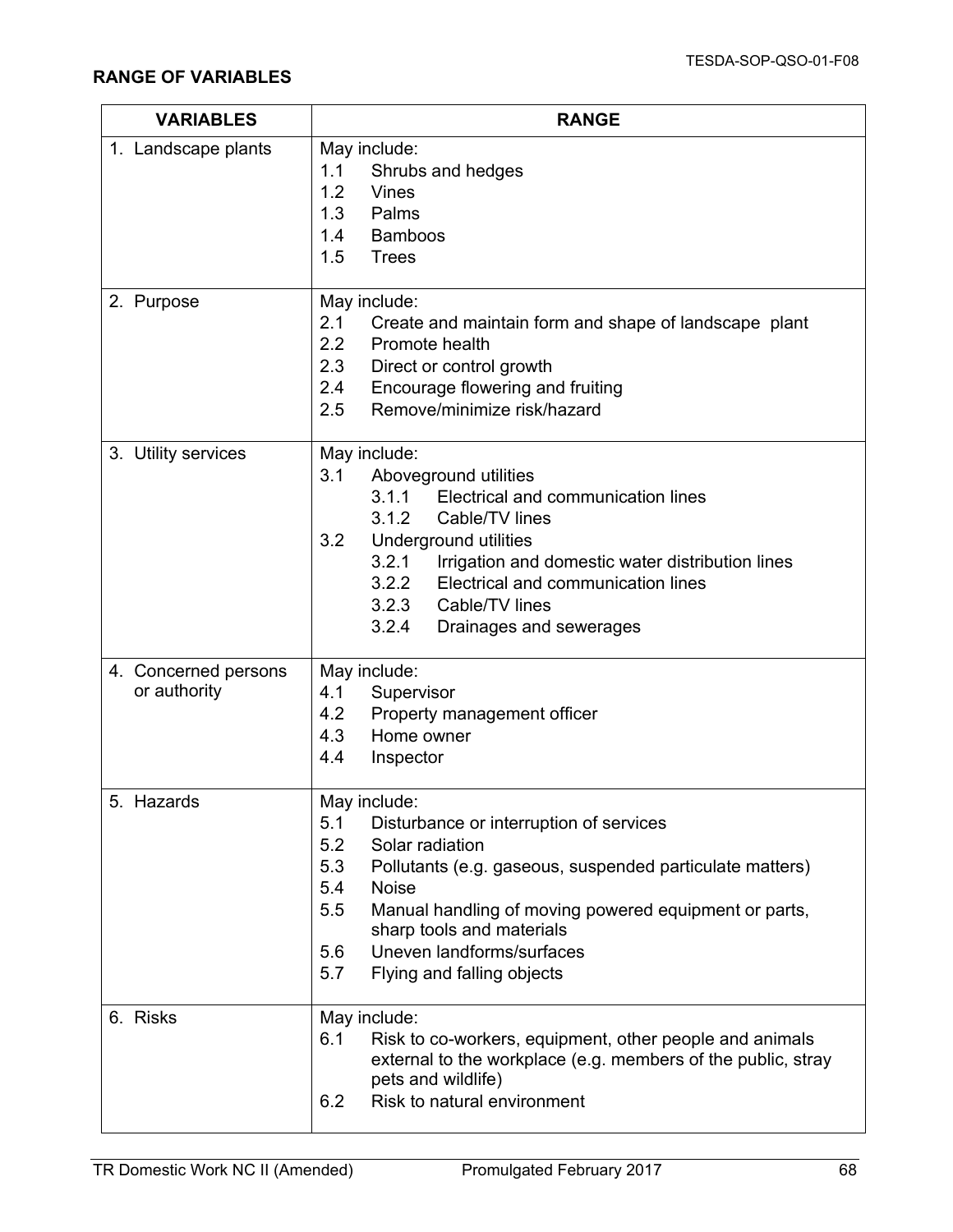## RANGE OF VARIABLES

| VARIABLES | RANGE |
|---|---|
| 1. Landscape plants | May include:<br>1.1 Shrubs and hedges<br>1.2 Vines<br>1.3 Palms<br>1.4 Bamboos<br>1.5 Trees |
| 2. Purpose | May include:<br>2.1 Create and maintain form and shape of landscape plant<br>2.2 Promote health<br>2.3 Direct or control growth<br>2.4 Encourage flowering and fruiting<br>2.5 Remove/minimize risk/hazard |
| 3. Utility services | May include:<br>3.1 Aboveground utilities<br>3.1.1 Electrical and communication lines<br>3.1.2 Cable/TV lines<br>3.2 Underground utilities<br>3.2.1 Irrigation and domestic water distribution lines<br>3.2.2 Electrical and communication lines<br>3.2.3 Cable/TV lines<br>3.2.4 Drainages and sewerages |
| 4. Concerned persons or authority | May include:<br>4.1 Supervisor<br>4.2 Property management officer<br>4.3 Home owner<br>4.4 Inspector |
| 5. Hazards | May include:<br>5.1 Disturbance or interruption of services<br>5.2 Solar radiation<br>5.3 Pollutants (e.g. gaseous, suspended particulate matters)<br>5.4 Noise<br>5.5 Manual handling of moving powered equipment or parts, sharp tools and materials<br>5.6 Uneven landforms/surfaces<br>5.7 Flying and falling objects |
| 6. Risks | May include:<br>6.1 Risk to co-workers, equipment, other people and animals external to the workplace (e.g. members of the public, stray pets and wildlife)<br>6.2 Risk to natural environment |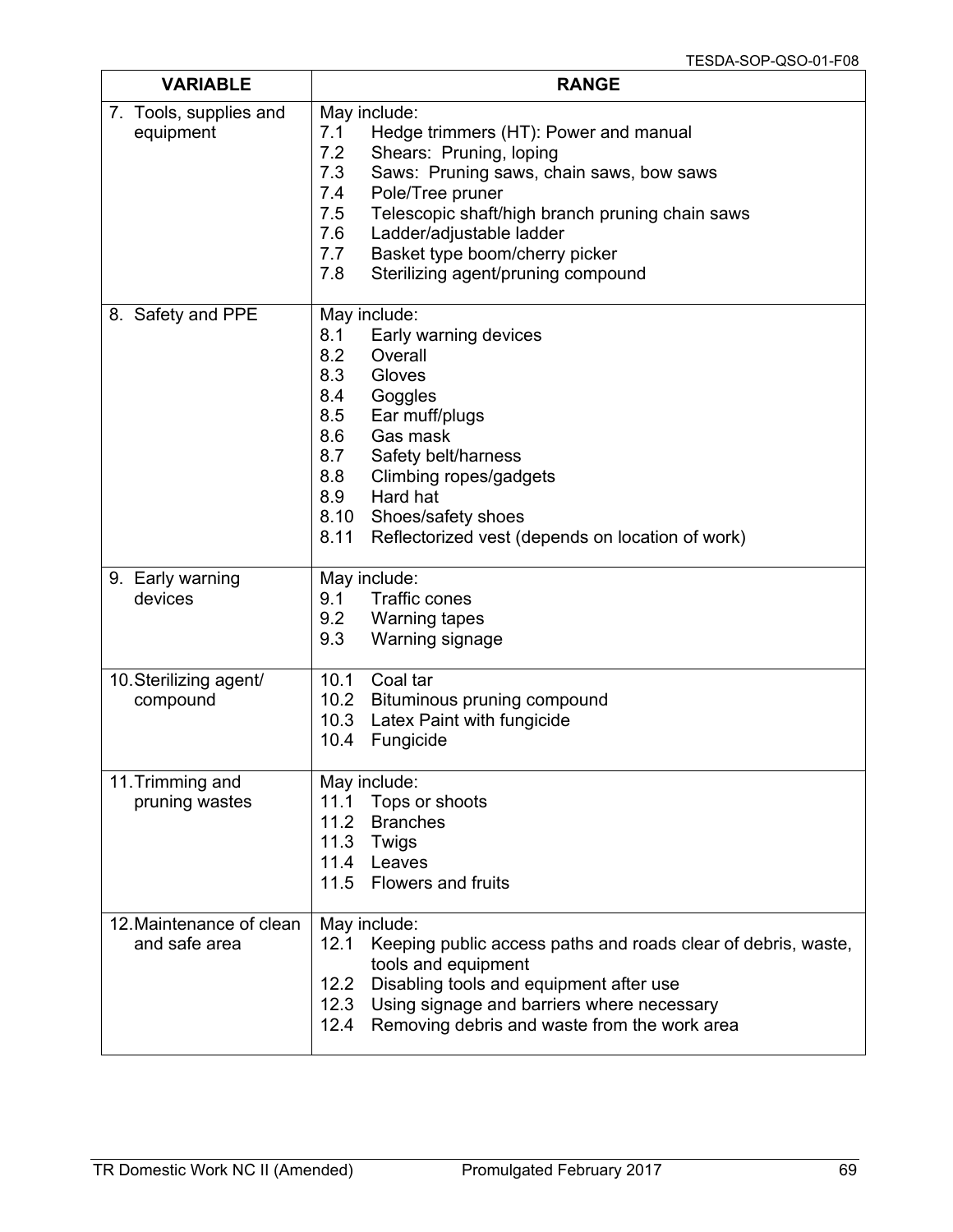| VARIABLE | RANGE |
|---|---|
| 7. Tools, supplies and equipment | May include:<br>7.1 Hedge trimmers (HT): Power and manual<br>7.2 Shears: Pruning, loping<br>7.3 Saws: Pruning saws, chain saws, bow saws<br>7.4 Pole/Tree pruner<br>7.5 Telescopic shaft/high branch pruning chain saws<br>7.6 Ladder/adjustable ladder<br>7.7 Basket type boom/cherry picker<br>7.8 Sterilizing agent/pruning compound |
| 8. Safety and PPE | May include:<br>8.1 Early warning devices<br>8.2 Overall<br>8.3 Gloves<br>8.4 Goggles<br>8.5 Ear muff/plugs<br>8.6 Gas mask<br>8.7 Safety belt/harness<br>8.8 Climbing ropes/gadgets<br>8.9 Hard hat<br>8.10 Shoes/safety shoes<br>8.11 Reflectorized vest (depends on location of work) |
| 9. Early warning devices | May include:<br>9.1 Traffic cones<br>9.2 Warning tapes<br>9.3 Warning signage |
| 10. Sterilizing agent/ compound | 10.1 Coal tar<br>10.2 Bituminous pruning compound<br>10.3 Latex Paint with fungicide<br>10.4 Fungicide |
| 11. Trimming and pruning wastes | May include:<br>11.1 Tops or shoots<br>11.2 Branches<br>11.3 Twigs<br>11.4 Leaves<br>11.5 Flowers and fruits |
| 12. Maintenance of clean and safe area | May include:<br>12.1 Keeping public access paths and roads clear of debris, waste, tools and equipment<br>12.2 Disabling tools and equipment after use<br>12.3 Using signage and barriers where necessary<br>12.4 Removing debris and waste from the work area |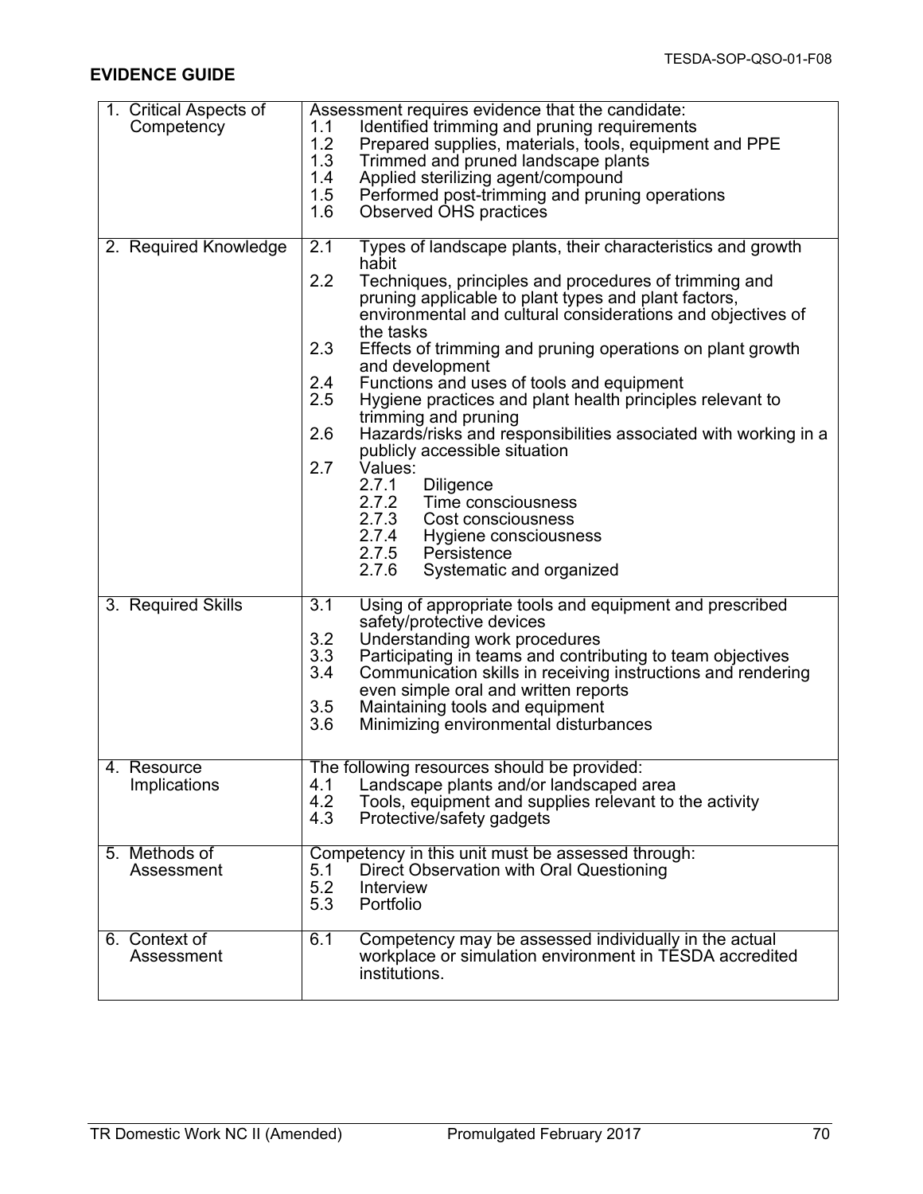## EVIDENCE GUIDE

| | |
|---|---|
| 1. Critical Aspects of Competency | Assessment requires evidence that the candidate:<br>1.1 Identified trimming and pruning requirements<br>1.2 Prepared supplies, materials, tools, equipment and PPE<br>1.3 Trimmed and pruned landscape plants<br>1.4 Applied sterilizing agent/compound<br>1.5 Performed post-trimming and pruning operations<br>1.6 Observed OHS practices |
| 2. Required Knowledge | 2.1 Types of landscape plants, their characteristics and growth habit<br>2.2 Techniques, principles and procedures of trimming and pruning applicable to plant types and plant factors, environmental and cultural considerations and objectives of the tasks<br>2.3 Effects of trimming and pruning operations on plant growth and development<br>2.4 Functions and uses of tools and equipment<br>2.5 Hygiene practices and plant health principles relevant to trimming and pruning<br>2.6 Hazards/risks and responsibilities associated with working in a publicly accessible situation<br>2.7 Values:<br>2.7.1 Diligence<br>2.7.2 Time consciousness<br>2.7.3 Cost consciousness<br>2.7.4 Hygiene consciousness<br>2.7.5 Persistence<br>2.7.6 Systematic and organized |
| 3. Required Skills | 3.1 Using of appropriate tools and equipment and prescribed safety/protective devices<br>3.2 Understanding work procedures<br>3.3 Participating in teams and contributing to team objectives<br>3.4 Communication skills in receiving instructions and rendering even simple oral and written reports<br>3.5 Maintaining tools and equipment<br>3.6 Minimizing environmental disturbances |
| 4. Resource Implications | The following resources should be provided:<br>4.1 Landscape plants and/or landscaped area<br>4.2 Tools, equipment and supplies relevant to the activity<br>4.3 Protective/safety gadgets |
| 5. Methods of Assessment | Competency in this unit must be assessed through:<br>5.1 Direct Observation with Oral Questioning<br>5.2 Interview<br>5.3 Portfolio |
| 6. Context of Assessment | 6.1 Competency may be assessed individually in the actual workplace or simulation environment in TESDA accredited institutions. |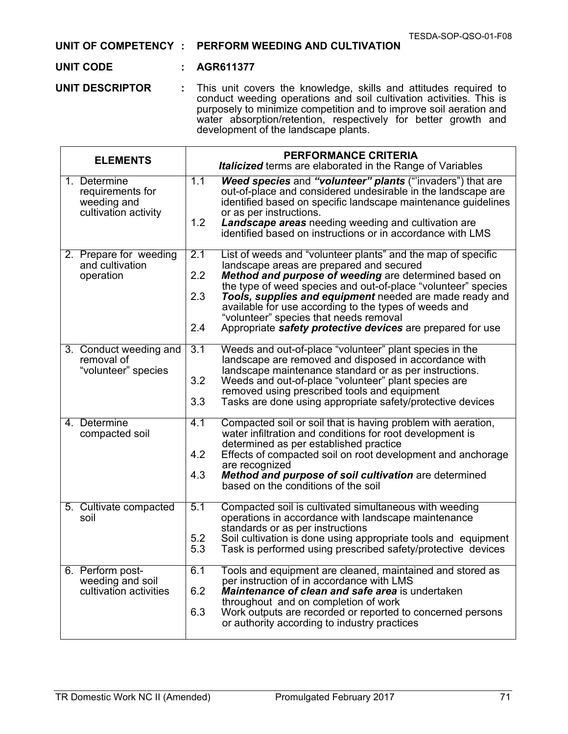**UNIT OF COMPETENCY : PERFORM WEEDING AND CULTIVATION**

**UNIT CODE : AGR611377**

**UNIT DESCRIPTOR :** This unit covers the knowledge, skills and attitudes required to conduct weeding operations and soil cultivation activities. This is purposely to minimize competition and to improve soil aeration and water absorption/retention, respectively for better growth and development of the landscape plants.

| ELEMENTS | PERFORMANCE CRITERIA<br>***Italicized*** terms are elaborated in the Range of Variables |
|---|---|
| 1. Determine requirements for weeding and cultivation activity | 1.1 ***Weed species*** and ***"volunteer" plants*** ("'invaders") that are out-of-place and considered undesirable in the landscape are identified based on specific landscape maintenance guidelines or as per instructions.<br>1.2 ***Landscape areas*** needing weeding and cultivation are identified based on instructions or in accordance with LMS |
| 2. Prepare for weeding and cultivation operation | 2.1 List of weeds and "volunteer plants" and the map of specific landscape areas are prepared and secured<br>2.2 ***Method and purpose of weeding*** are determined based on the type of weed species and out-of-place "volunteer" species<br>2.3 ***Tools, supplies and equipment*** needed are made ready and available for use according to the types of weeds and "volunteer" species that needs removal<br>2.4 Appropriate ***safety protective devices*** are prepared for use |
| 3. Conduct weeding and removal of "volunteer" species | 3.1 Weeds and out-of-place "volunteer" plant species in the landscape are removed and disposed in accordance with landscape maintenance standard or as per instructions.<br>3.2 Weeds and out-of-place "volunteer" plant species are removed using prescribed tools and equipment<br>3.3 Tasks are done using appropriate safety/protective devices |
| 4. Determine compacted soil | 4.1 Compacted soil or soil that is having problem with aeration, water infiltration and conditions for root development is determined as per established practice<br>4.2 Effects of compacted soil on root development and anchorage are recognized<br>4.3 ***Method and purpose of soil cultivation*** are determined based on the conditions of the soil |
| 5. Cultivate compacted soil | 5.1 Compacted soil is cultivated simultaneous with weeding operations in accordance with landscape maintenance standards or as per instructions<br>5.2 Soil cultivation is done using appropriate tools and equipment<br>5.3 Task is performed using prescribed safety/protective devices |
| 6. Perform post-weeding and soil cultivation activities | 6.1 Tools and equipment are cleaned, maintained and stored as per instruction of in accordance with LMS<br>6.2 ***Maintenance of clean and safe area*** is undertaken throughout and on completion of work<br>6.3 Work outputs are recorded or reported to concerned persons or authority according to industry practices |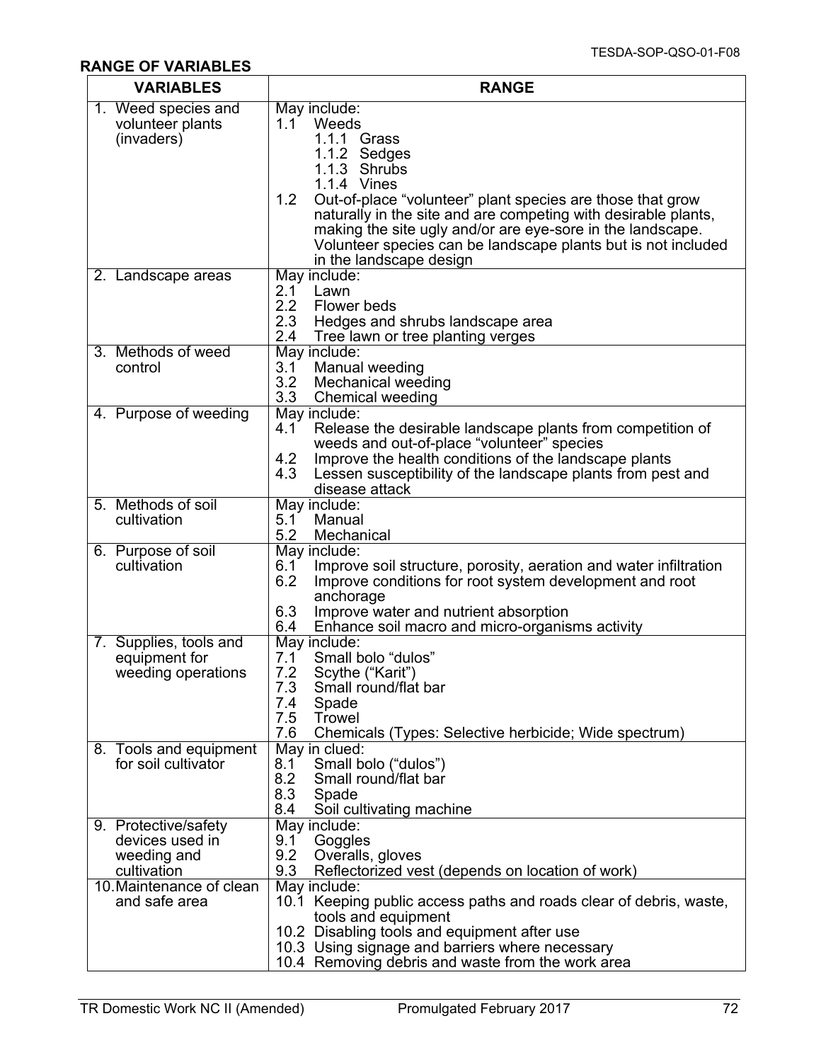**RANGE OF VARIABLES**

| VARIABLES | RANGE |
|---|---|
| 1. Weed species and volunteer plants (invaders) | May include:<br>1.1 Weeds<br>1.1.1 Grass<br>1.1.2 Sedges<br>1.1.3 Shrubs<br>1.1.4 Vines<br>1.2 Out-of-place "volunteer" plant species are those that grow naturally in the site and are competing with desirable plants, making the site ugly and/or are eye-sore in the landscape. Volunteer species can be landscape plants but is not included in the landscape design |
| 2. Landscape areas | May include:<br>2.1 Lawn<br>2.2 Flower beds<br>2.3 Hedges and shrubs landscape area<br>2.4 Tree lawn or tree planting verges |
| 3. Methods of weed control | May include:<br>3.1 Manual weeding<br>3.2 Mechanical weeding<br>3.3 Chemical weeding |
| 4. Purpose of weeding | May include:<br>4.1 Release the desirable landscape plants from competition of weeds and out-of-place "volunteer" species<br>4.2 Improve the health conditions of the landscape plants<br>4.3 Lessen susceptibility of the landscape plants from pest and disease attack |
| 5. Methods of soil cultivation | May include:<br>5.1 Manual<br>5.2 Mechanical |
| 6. Purpose of soil cultivation | May include:<br>6.1 Improve soil structure, porosity, aeration and water infiltration<br>6.2 Improve conditions for root system development and root anchorage<br>6.3 Improve water and nutrient absorption<br>6.4 Enhance soil macro and micro-organisms activity |
| 7. Supplies, tools and equipment for weeding operations | May include:<br>7.1 Small bolo "dulos"<br>7.2 Scythe ("Karit")<br>7.3 Small round/flat bar<br>7.4 Spade<br>7.5 Trowel<br>7.6 Chemicals (Types: Selective herbicide; Wide spectrum) |
| 8. Tools and equipment for soil cultivator | May in clued:<br>8.1 Small bolo ("dulos")<br>8.2 Small round/flat bar<br>8.3 Spade<br>8.4 Soil cultivating machine |
| 9. Protective/safety devices used in weeding and cultivation | May include:<br>9.1 Goggles<br>9.2 Overalls, gloves<br>9.3 Reflectorized vest (depends on location of work) |
| 10. Maintenance of clean and safe area | May include:<br>10.1 Keeping public access paths and roads clear of debris, waste, tools and equipment<br>10.2 Disabling tools and equipment after use<br>10.3 Using signage and barriers where necessary<br>10.4 Removing debris and waste from the work area |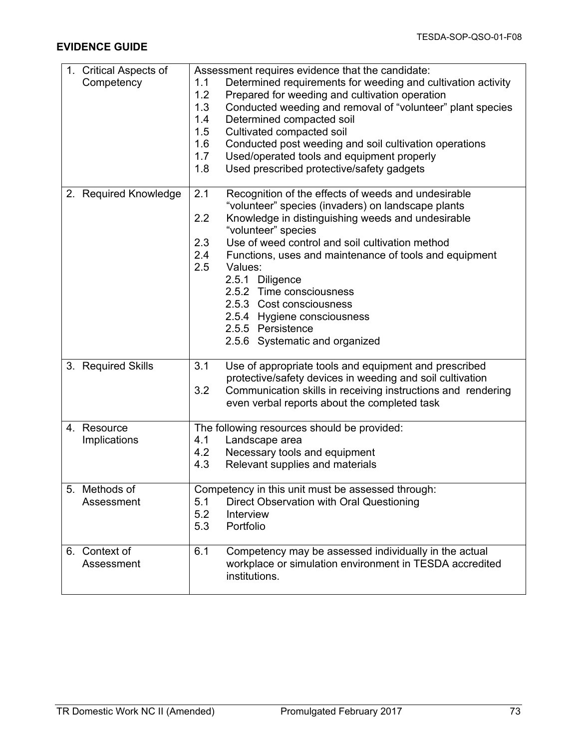## EVIDENCE GUIDE

| | |
|---|---|
| 1. Critical Aspects of Competency | Assessment requires evidence that the candidate:<br>1.1 Determined requirements for weeding and cultivation activity<br>1.2 Prepared for weeding and cultivation operation<br>1.3 Conducted weeding and removal of "volunteer" plant species<br>1.4 Determined compacted soil<br>1.5 Cultivated compacted soil<br>1.6 Conducted post weeding and soil cultivation operations<br>1.7 Used/operated tools and equipment properly<br>1.8 Used prescribed protective/safety gadgets |
| 2. Required Knowledge | 2.1 Recognition of the effects of weeds and undesirable "volunteer" species (invaders) on landscape plants<br>2.2 Knowledge in distinguishing weeds and undesirable "volunteer" species<br>2.3 Use of weed control and soil cultivation method<br>2.4 Functions, uses and maintenance of tools and equipment<br>2.5 Values:<br>2.5.1 Diligence<br>2.5.2 Time consciousness<br>2.5.3 Cost consciousness<br>2.5.4 Hygiene consciousness<br>2.5.5 Persistence<br>2.5.6 Systematic and organized |
| 3. Required Skills | 3.1 Use of appropriate tools and equipment and prescribed protective/safety devices in weeding and soil cultivation<br>3.2 Communication skills in receiving instructions and rendering even verbal reports about the completed task |
| 4. Resource Implications | The following resources should be provided:<br>4.1 Landscape area<br>4.2 Necessary tools and equipment<br>4.3 Relevant supplies and materials |
| 5. Methods of Assessment | Competency in this unit must be assessed through:<br>5.1 Direct Observation with Oral Questioning<br>5.2 Interview<br>5.3 Portfolio |
| 6. Context of Assessment | 6.1 Competency may be assessed individually in the actual workplace or simulation environment in TESDA accredited institutions. |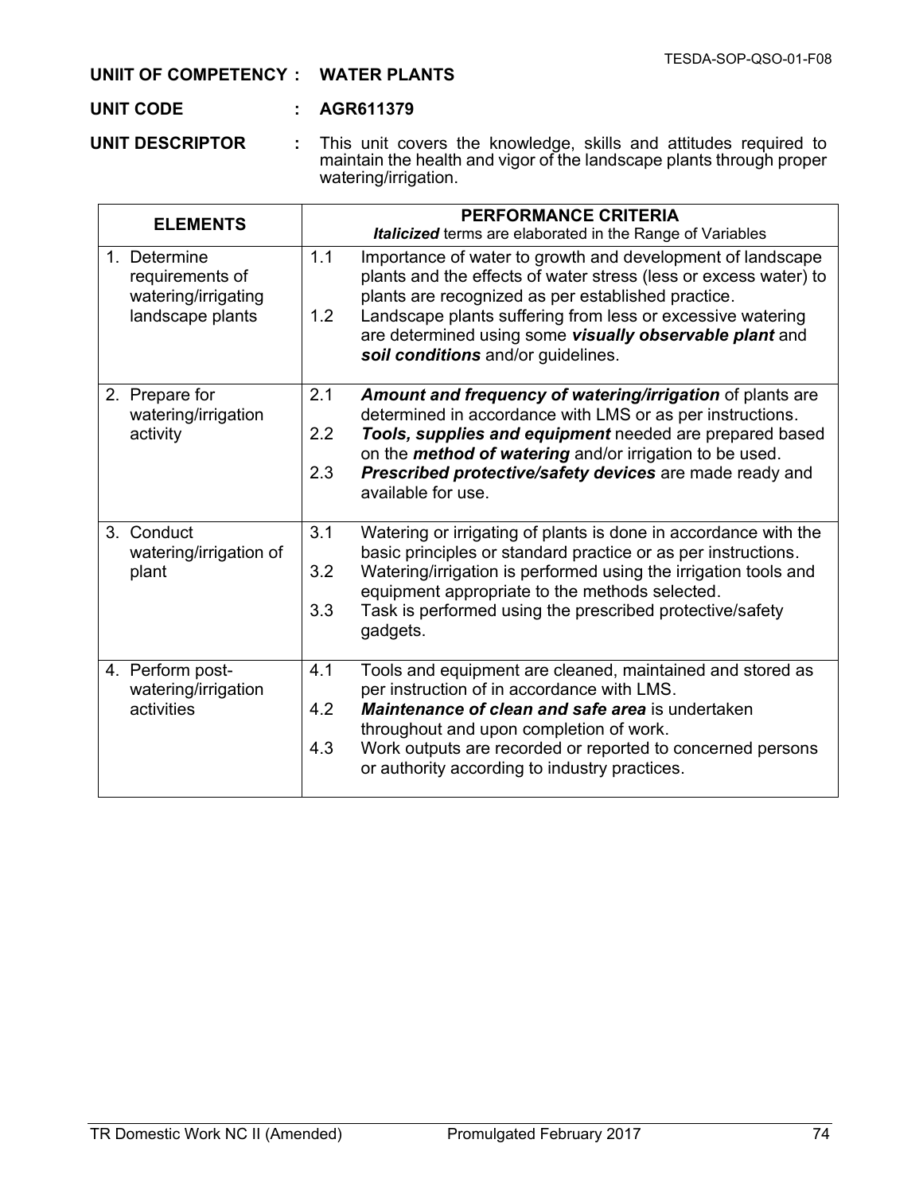**UNIIT OF COMPETENCY : WATER PLANTS**

**UNIT CODE : AGR611379**

**UNIT DESCRIPTOR :** This unit covers the knowledge, skills and attitudes required to maintain the health and vigor of the landscape plants through proper watering/irrigation.

| ELEMENTS | PERFORMANCE CRITERIA<br>***Italicized*** terms are elaborated in the Range of Variables |
|---|---|
| 1. Determine requirements of watering/irrigating landscape plants | 1.1 Importance of water to growth and development of landscape plants and the effects of water stress (less or excess water) to plants are recognized as per established practice.<br>1.2 Landscape plants suffering from less or excessive watering are determined using some ***visually observable plant*** and ***soil conditions*** and/or guidelines. |
| 2. Prepare for watering/irrigation activity | 2.1 ***Amount and frequency of watering/irrigation*** of plants are determined in accordance with LMS or as per instructions.<br>2.2 ***Tools, supplies and equipment*** needed are prepared based on the ***method of watering*** and/or irrigation to be used.<br>2.3 ***Prescribed protective/safety devices*** are made ready and available for use. |
| 3. Conduct watering/irrigation of plant | 3.1 Watering or irrigating of plants is done in accordance with the basic principles or standard practice or as per instructions.<br>3.2 Watering/irrigation is performed using the irrigation tools and equipment appropriate to the methods selected.<br>3.3 Task is performed using the prescribed protective/safety gadgets. |
| 4. Perform post-watering/irrigation activities | 4.1 Tools and equipment are cleaned, maintained and stored as per instruction of in accordance with LMS.<br>4.2 ***Maintenance of clean and safe area*** is undertaken throughout and upon completion of work.<br>4.3 Work outputs are recorded or reported to concerned persons or authority according to industry practices. |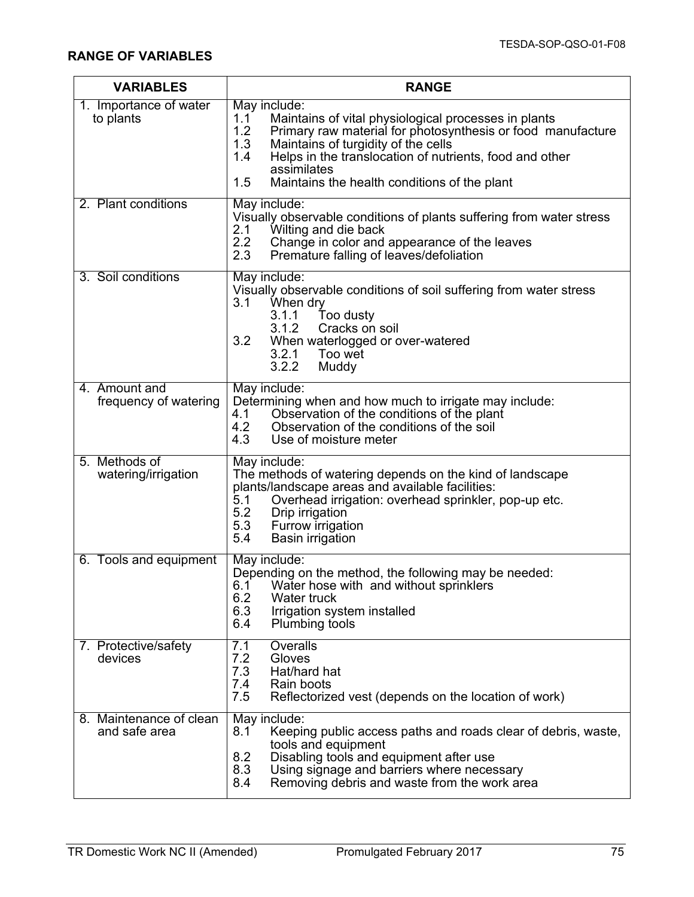## RANGE OF VARIABLES

| VARIABLES | RANGE |
| --- | --- |
| 1. Importance of water to plants | May include:<br>1.1 Maintains of vital physiological processes in plants<br>1.2 Primary raw material for photosynthesis or food manufacture<br>1.3 Maintains of turgidity of the cells<br>1.4 Helps in the translocation of nutrients, food and other assimilates<br>1.5 Maintains the health conditions of the plant |
| 2. Plant conditions | May include:<br>Visually observable conditions of plants suffering from water stress<br>2.1 Wilting and die back<br>2.2 Change in color and appearance of the leaves<br>2.3 Premature falling of leaves/defoliation |
| 3. Soil conditions | May include:<br>Visually observable conditions of soil suffering from water stress<br>3.1 When dry<br>3.1.1 Too dusty<br>3.1.2 Cracks on soil<br>3.2 When waterlogged or over-watered<br>3.2.1 Too wet<br>3.2.2 Muddy |
| 4. Amount and frequency of watering | May include:<br>Determining when and how much to irrigate may include:<br>4.1 Observation of the conditions of the plant<br>4.2 Observation of the conditions of the soil<br>4.3 Use of moisture meter |
| 5. Methods of watering/irrigation | May include:<br>The methods of watering depends on the kind of landscape plants/landscape areas and available facilities:<br>5.1 Overhead irrigation: overhead sprinkler, pop-up etc.<br>5.2 Drip irrigation<br>5.3 Furrow irrigation<br>5.4 Basin irrigation |
| 6. Tools and equipment | May include:<br>Depending on the method, the following may be needed:<br>6.1 Water hose with and without sprinklers<br>6.2 Water truck<br>6.3 Irrigation system installed<br>6.4 Plumbing tools |
| 7. Protective/safety devices | 7.1 Overalls<br>7.2 Gloves<br>7.3 Hat/hard hat<br>7.4 Rain boots<br>7.5 Reflectorized vest (depends on the location of work) |
| 8. Maintenance of clean and safe area | May include:<br>8.1 Keeping public access paths and roads clear of debris, waste, tools and equipment<br>8.2 Disabling tools and equipment after use<br>8.3 Using signage and barriers where necessary<br>8.4 Removing debris and waste from the work area |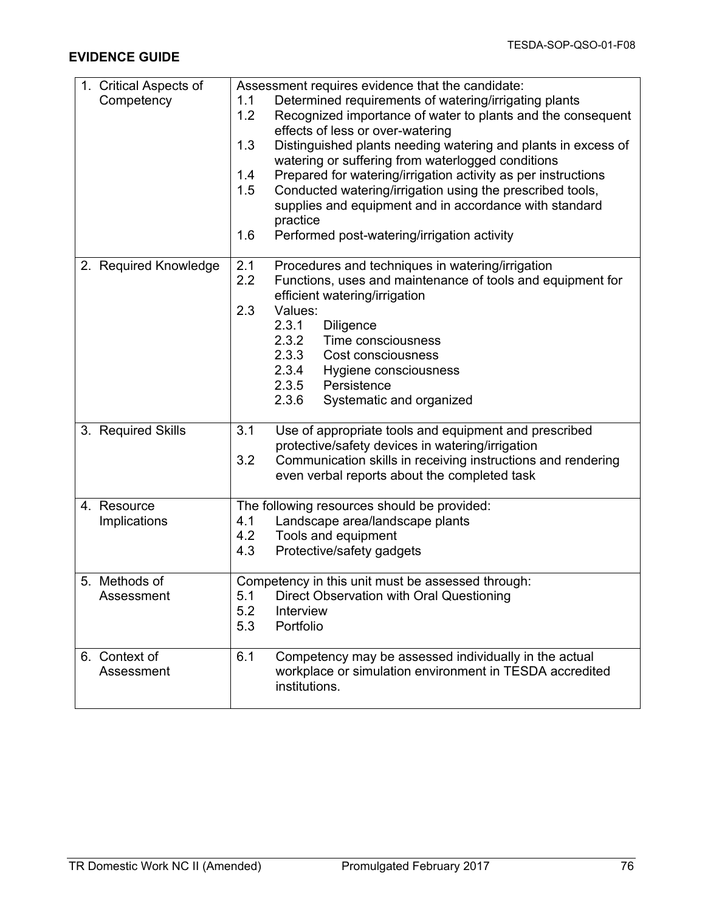## EVIDENCE GUIDE

| | |
|---|---|
| 1. Critical Aspects of Competency | Assessment requires evidence that the candidate:<br>1.1 Determined requirements of watering/irrigating plants<br>1.2 Recognized importance of water to plants and the consequent effects of less or over-watering<br>1.3 Distinguished plants needing watering and plants in excess of watering or suffering from waterlogged conditions<br>1.4 Prepared for watering/irrigation activity as per instructions<br>1.5 Conducted watering/irrigation using the prescribed tools, supplies and equipment and in accordance with standard practice<br>1.6 Performed post-watering/irrigation activity |
| 2. Required Knowledge | 2.1 Procedures and techniques in watering/irrigation<br>2.2 Functions, uses and maintenance of tools and equipment for efficient watering/irrigation<br>2.3 Values:<br>2.3.1 Diligence<br>2.3.2 Time consciousness<br>2.3.3 Cost consciousness<br>2.3.4 Hygiene consciousness<br>2.3.5 Persistence<br>2.3.6 Systematic and organized |
| 3. Required Skills | 3.1 Use of appropriate tools and equipment and prescribed protective/safety devices in watering/irrigation<br>3.2 Communication skills in receiving instructions and rendering even verbal reports about the completed task |
| 4. Resource Implications | The following resources should be provided:<br>4.1 Landscape area/landscape plants<br>4.2 Tools and equipment<br>4.3 Protective/safety gadgets |
| 5. Methods of Assessment | Competency in this unit must be assessed through:<br>5.1 Direct Observation with Oral Questioning<br>5.2 Interview<br>5.3 Portfolio |
| 6. Context of Assessment | 6.1 Competency may be assessed individually in the actual workplace or simulation environment in TESDA accredited institutions. |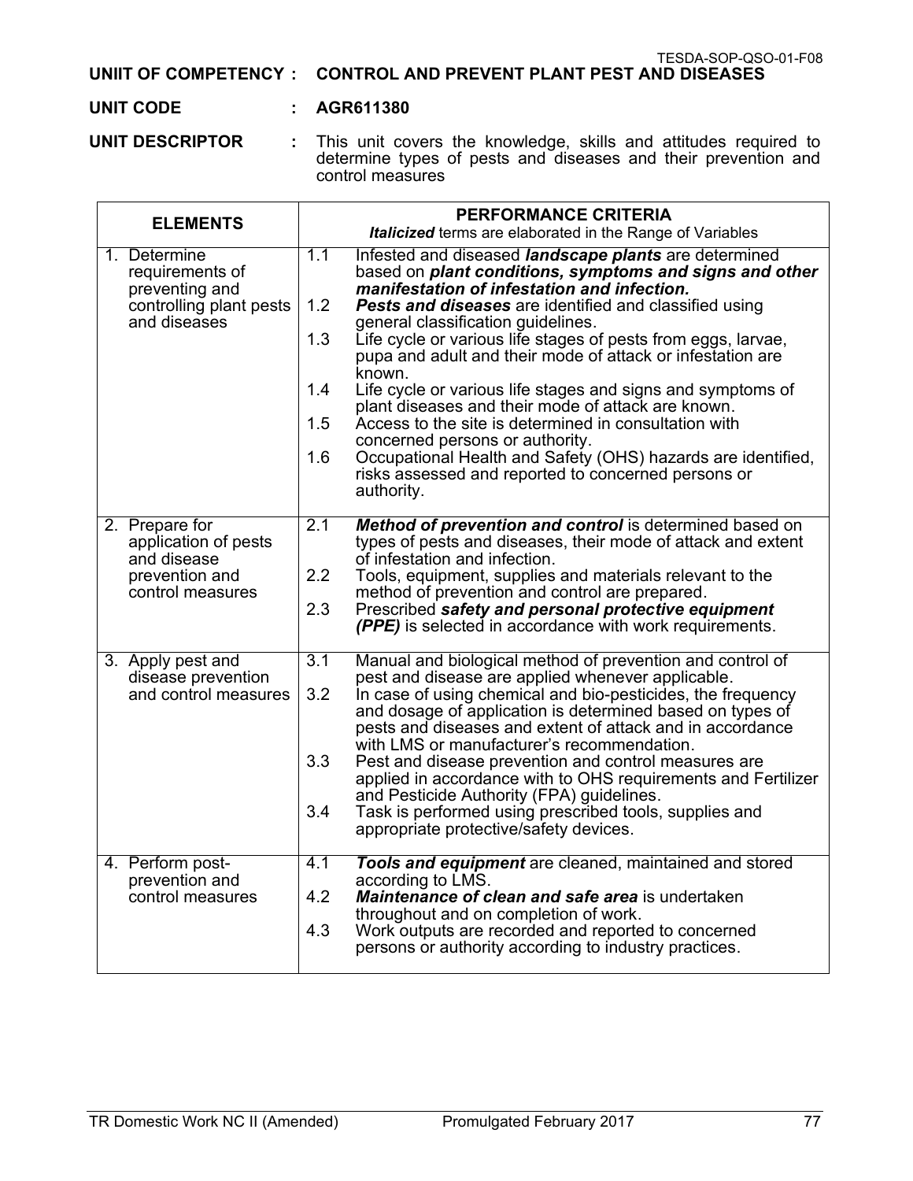TESDA-SOP-QSO-01-F08

**UNIIT OF COMPETENCY : CONTROL AND PREVENT PLANT PEST AND DISEASES**

**UNIT CODE : AGR611380**

**UNIT DESCRIPTOR :** This unit covers the knowledge, skills and attitudes required to determine types of pests and diseases and their prevention and control measures

| ELEMENTS | PERFORMANCE CRITERIA<br>***Italicized*** terms are elaborated in the Range of Variables |
|---|---|
| 1. Determine requirements of preventing and controlling plant pests and diseases | 1.1 Infested and diseased ***landscape plants*** are determined based on ***plant conditions, symptoms and signs and other manifestation of infestation and infection.***<br>1.2 ***Pests and diseases*** are identified and classified using general classification guidelines.<br>1.3 Life cycle or various life stages of pests from eggs, larvae, pupa and adult and their mode of attack or infestation are known.<br>1.4 Life cycle or various life stages and signs and symptoms of plant diseases and their mode of attack are known.<br>1.5 Access to the site is determined in consultation with concerned persons or authority.<br>1.6 Occupational Health and Safety (OHS) hazards are identified, risks assessed and reported to concerned persons or authority. |
| 2. Prepare for application of pests and disease prevention and control measures | 2.1 ***Method of prevention and control*** is determined based on types of pests and diseases, their mode of attack and extent of infestation and infection.<br>2.2 Tools, equipment, supplies and materials relevant to the method of prevention and control are prepared.<br>2.3 Prescribed ***safety and personal protective equipment (PPE)*** is selected in accordance with work requirements. |
| 3. Apply pest and disease prevention and control measures | 3.1 Manual and biological method of prevention and control of pest and disease are applied whenever applicable.<br>3.2 In case of using chemical and bio-pesticides, the frequency and dosage of application is determined based on types of pests and diseases and extent of attack and in accordance with LMS or manufacturer's recommendation.<br>3.3 Pest and disease prevention and control measures are applied in accordance with to OHS requirements and Fertilizer and Pesticide Authority (FPA) guidelines.<br>3.4 Task is performed using prescribed tools, supplies and appropriate protective/safety devices. |
| 4. Perform post-prevention and control measures | 4.1 ***Tools and equipment*** are cleaned, maintained and stored according to LMS.<br>4.2 ***Maintenance of clean and safe area*** is undertaken throughout and on completion of work.<br>4.3 Work outputs are recorded and reported to concerned persons or authority according to industry practices. |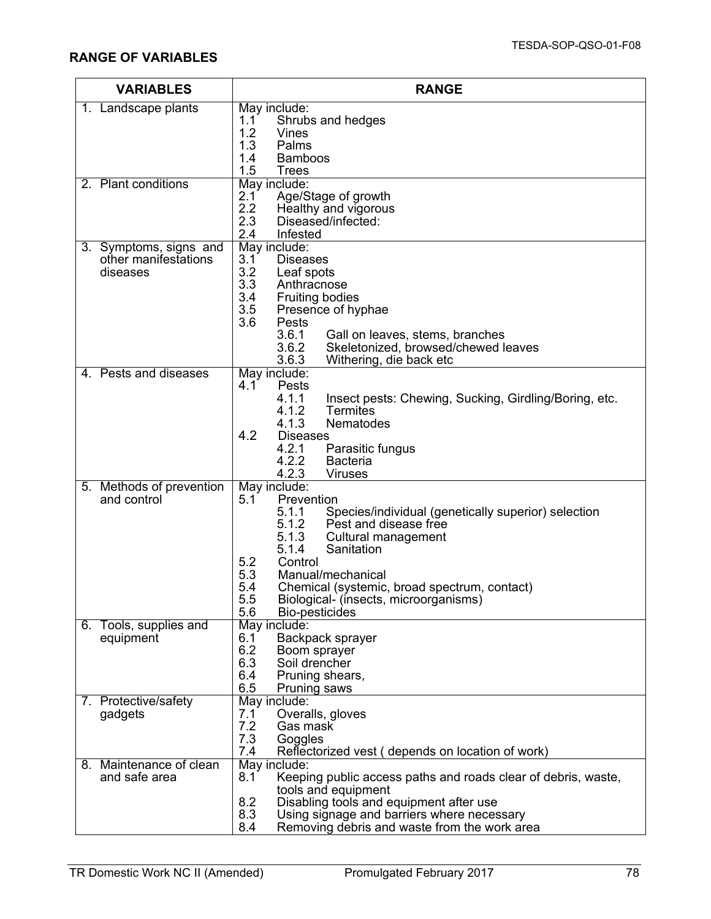**RANGE OF VARIABLES**

| VARIABLES | RANGE |
|---|---|
| 1. Landscape plants | May include:<br>1.1 Shrubs and hedges<br>1.2 Vines<br>1.3 Palms<br>1.4 Bamboos<br>1.5 Trees |
| 2. Plant conditions | May include:<br>2.1 Age/Stage of growth<br>2.2 Healthy and vigorous<br>2.3 Diseased/infected:<br>2.4 Infested |
| 3. Symptoms, signs and other manifestations diseases | May include:<br>3.1 Diseases<br>3.2 Leaf spots<br>3.3 Anthracnose<br>3.4 Fruiting bodies<br>3.5 Presence of hyphae<br>3.6 Pests<br>3.6.1 Gall on leaves, stems, branches<br>3.6.2 Skeletonized, browsed/chewed leaves<br>3.6.3 Withering, die back etc |
| 4. Pests and diseases | May include:<br>4.1 Pests<br>4.1.1 Insect pests: Chewing, Sucking, Girdling/Boring, etc.<br>4.1.2 Termites<br>4.1.3 Nematodes<br>4.2 Diseases<br>4.2.1 Parasitic fungus<br>4.2.2 Bacteria<br>4.2.3 Viruses |
| 5. Methods of prevention and control | May include:<br>5.1 Prevention<br>5.1.1 Species/individual (genetically superior) selection<br>5.1.2 Pest and disease free<br>5.1.3 Cultural management<br>5.1.4 Sanitation<br>5.2 Control<br>5.3 Manual/mechanical<br>5.4 Chemical (systemic, broad spectrum, contact)<br>5.5 Biological- (insects, microorganisms)<br>5.6 Bio-pesticides |
| 6. Tools, supplies and equipment | May include:<br>6.1 Backpack sprayer<br>6.2 Boom sprayer<br>6.3 Soil drencher<br>6.4 Pruning shears,<br>6.5 Pruning saws |
| 7. Protective/safety gadgets | May include:<br>7.1 Overalls, gloves<br>7.2 Gas mask<br>7.3 Goggles<br>7.4 Reflectorized vest ( depends on location of work) |
| 8. Maintenance of clean and safe area | May include:<br>8.1 Keeping public access paths and roads clear of debris, waste, tools and equipment<br>8.2 Disabling tools and equipment after use<br>8.3 Using signage and barriers where necessary<br>8.4 Removing debris and waste from the work area |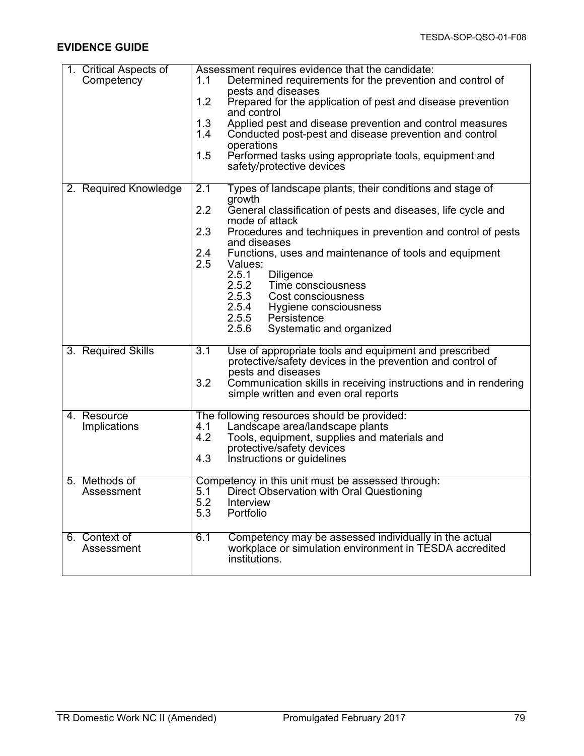## EVIDENCE GUIDE

| | |
|---|---|
| 1. Critical Aspects of Competency | Assessment requires evidence that the candidate:<br>1.1 Determined requirements for the prevention and control of pests and diseases<br>1.2 Prepared for the application of pest and disease prevention and control<br>1.3 Applied pest and disease prevention and control measures<br>1.4 Conducted post-pest and disease prevention and control operations<br>1.5 Performed tasks using appropriate tools, equipment and safety/protective devices |
| 2. Required Knowledge | 2.1 Types of landscape plants, their conditions and stage of growth<br>2.2 General classification of pests and diseases, life cycle and mode of attack<br>2.3 Procedures and techniques in prevention and control of pests and diseases<br>2.4 Functions, uses and maintenance of tools and equipment<br>2.5 Values:<br>2.5.1 Diligence<br>2.5.2 Time consciousness<br>2.5.3 Cost consciousness<br>2.5.4 Hygiene consciousness<br>2.5.5 Persistence<br>2.5.6 Systematic and organized |
| 3. Required Skills | 3.1 Use of appropriate tools and equipment and prescribed protective/safety devices in the prevention and control of pests and diseases<br>3.2 Communication skills in receiving instructions and in rendering simple written and even oral reports |
| 4. Resource Implications | The following resources should be provided:<br>4.1 Landscape area/landscape plants<br>4.2 Tools, equipment, supplies and materials and protective/safety devices<br>4.3 Instructions or guidelines |
| 5. Methods of Assessment | Competency in this unit must be assessed through:<br>5.1 Direct Observation with Oral Questioning<br>5.2 Interview<br>5.3 Portfolio |
| 6. Context of Assessment | 6.1 Competency may be assessed individually in the actual workplace or simulation environment in TESDA accredited institutions. |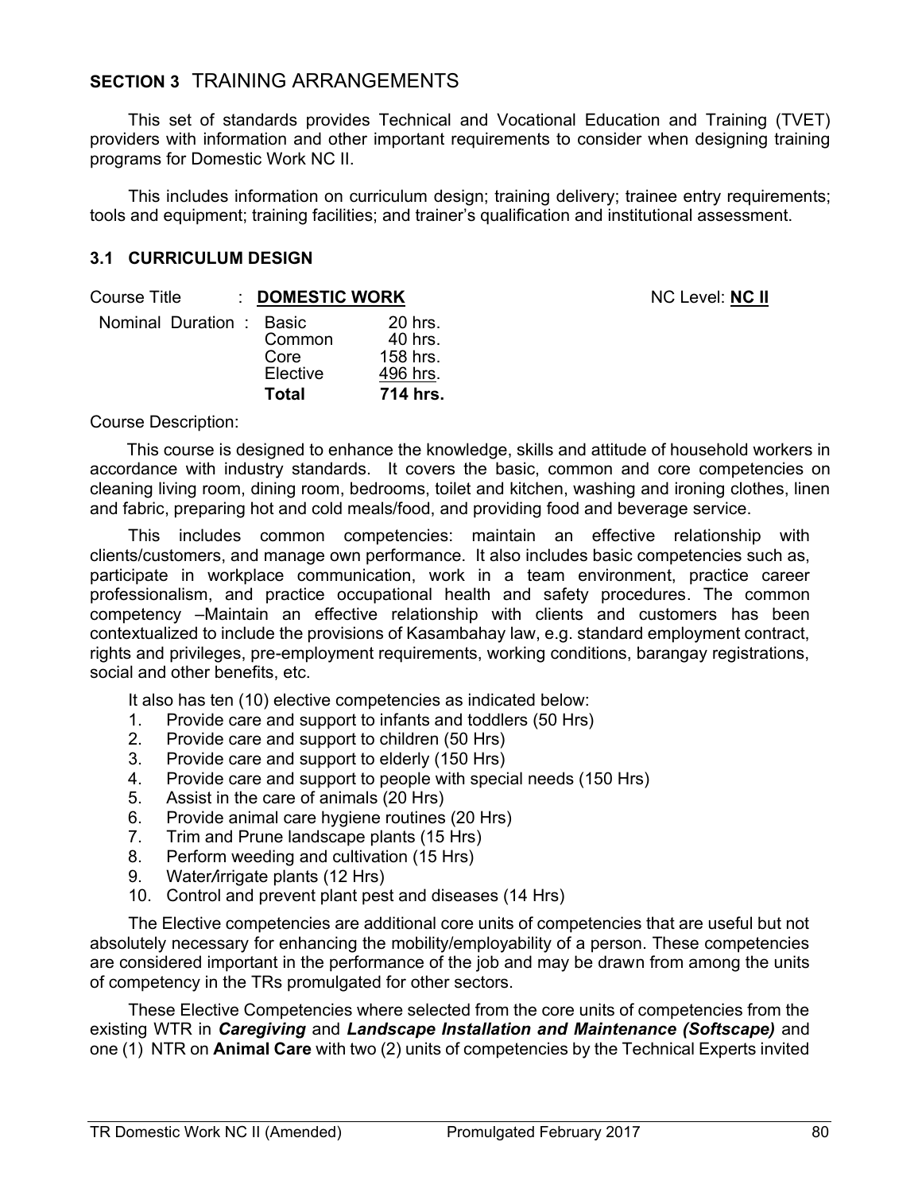## SECTION 3 TRAINING ARRANGEMENTS

This set of standards provides Technical and Vocational Education and Training (TVET) providers with information and other important requirements to consider when designing training programs for Domestic Work NC II.

This includes information on curriculum design; training delivery; trainee entry requirements; tools and equipment; training facilities; and trainer's qualification and institutional assessment.

### 3.1 CURRICULUM DESIGN

Course Title : **DOMESTIC WORK** NC Level: **NC II**

| Nominal Duration : | | |
|---|---|---|
| | Basic | 20 hrs. |
| | Common | 40 hrs. |
| | Core | 158 hrs. |
| | Elective | 496 hrs. |
| | **Total** | **714 hrs.** |

Course Description:

This course is designed to enhance the knowledge, skills and attitude of household workers in accordance with industry standards. It covers the basic, common and core competencies on cleaning living room, dining room, bedrooms, toilet and kitchen, washing and ironing clothes, linen and fabric, preparing hot and cold meals/food, and providing food and beverage service.

This includes common competencies: maintain an effective relationship with clients/customers, and manage own performance. It also includes basic competencies such as, participate in workplace communication, work in a team environment, practice career professionalism, and practice occupational health and safety procedures. The common competency –Maintain an effective relationship with clients and customers has been contextualized to include the provisions of Kasambahay law, e.g. standard employment contract, rights and privileges, pre-employment requirements, working conditions, barangay registrations, social and other benefits, etc.

It also has ten (10) elective competencies as indicated below:

1. Provide care and support to infants and toddlers (50 Hrs)
2. Provide care and support to children (50 Hrs)
3. Provide care and support to elderly (150 Hrs)
4. Provide care and support to people with special needs (150 Hrs)
5. Assist in the care of animals (20 Hrs)
6. Provide animal care hygiene routines (20 Hrs)
7. Trim and Prune landscape plants (15 Hrs)
8. Perform weeding and cultivation (15 Hrs)
9. Water/irrigate plants (12 Hrs)
10. Control and prevent plant pest and diseases (14 Hrs)

The Elective competencies are additional core units of competencies that are useful but not absolutely necessary for enhancing the mobility/employability of a person. These competencies are considered important in the performance of the job and may be drawn from among the units of competency in the TRs promulgated for other sectors.

These Elective Competencies where selected from the core units of competencies from the existing WTR in ***Caregiving*** and ***Landscape Installation and Maintenance (Softscape)*** and one (1) NTR on **Animal Care** with two (2) units of competencies by the Technical Experts invited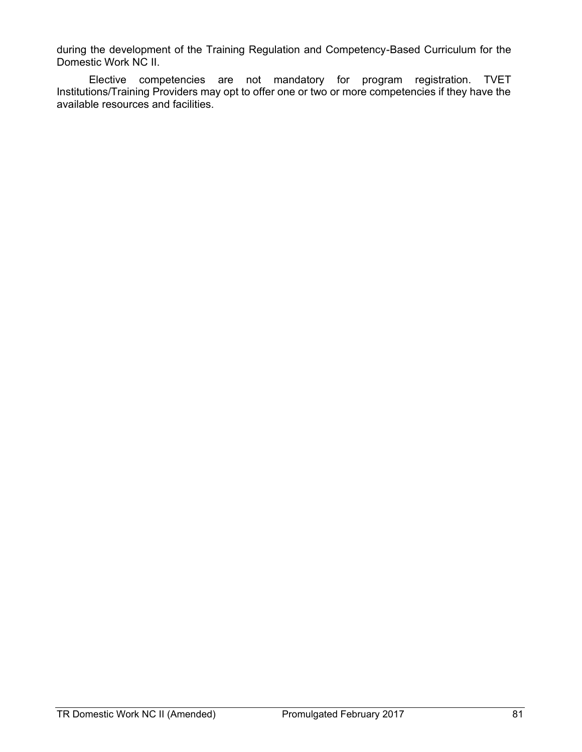during the development of the Training Regulation and Competency-Based Curriculum for the Domestic Work NC II.

Elective competencies are not mandatory for program registration. TVET Institutions/Training Providers may opt to offer one or two or more competencies if they have the available resources and facilities.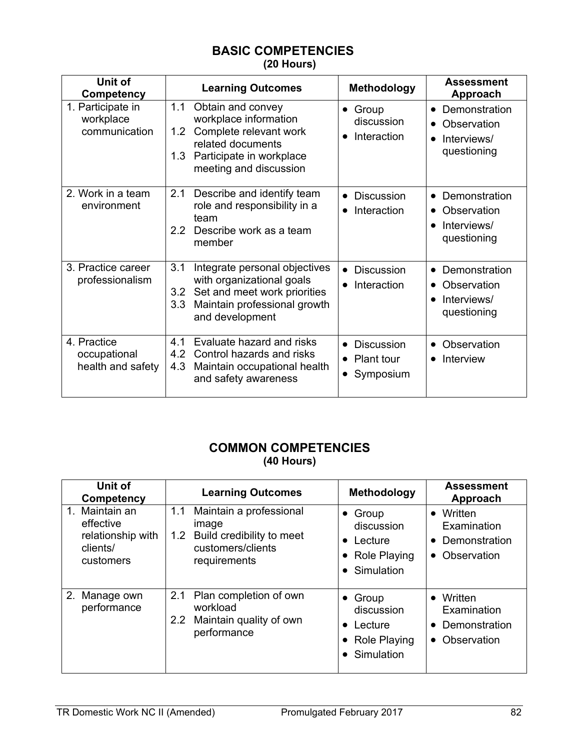## BASIC COMPETENCIES
**(20 Hours)**

| Unit of Competency | Learning Outcomes | Methodology | Assessment Approach |
|---|---|---|---|
| 1. Participate in workplace communication | 1.1 Obtain and convey workplace information<br>1.2 Complete relevant work related documents<br>1.3 Participate in workplace meeting and discussion | • Group discussion<br>• Interaction | • Demonstration<br>• Observation<br>• Interviews/ questioning |
| 2. Work in a team environment | 2.1 Describe and identify team role and responsibility in a team<br>2.2 Describe work as a team member | • Discussion<br>• Interaction | • Demonstration<br>• Observation<br>• Interviews/ questioning |
| 3. Practice career professionalism | 3.1 Integrate personal objectives with organizational goals<br>3.2 Set and meet work priorities<br>3.3 Maintain professional growth and development | • Discussion<br>• Interaction | • Demonstration<br>• Observation<br>• Interviews/ questioning |
| 4. Practice occupational health and safety | 4.1 Evaluate hazard and risks<br>4.2 Control hazards and risks<br>4.3 Maintain occupational health and safety awareness | • Discussion<br>• Plant tour<br>• Symposium | • Observation<br>• Interview |

## COMMON COMPETENCIES
**(40 Hours)**

| Unit of Competency | Learning Outcomes | Methodology | Assessment Approach |
|---|---|---|---|
| 1. Maintain an effective relationship with clients/ customers | 1.1 Maintain a professional image<br>1.2 Build credibility to meet customers/clients requirements | • Group discussion<br>• Lecture<br>• Role Playing<br>• Simulation | • Written Examination<br>• Demonstration<br>• Observation |
| 2. Manage own performance | 2.1 Plan completion of own workload<br>2.2 Maintain quality of own performance | • Group discussion<br>• Lecture<br>• Role Playing<br>• Simulation | • Written Examination<br>• Demonstration<br>• Observation |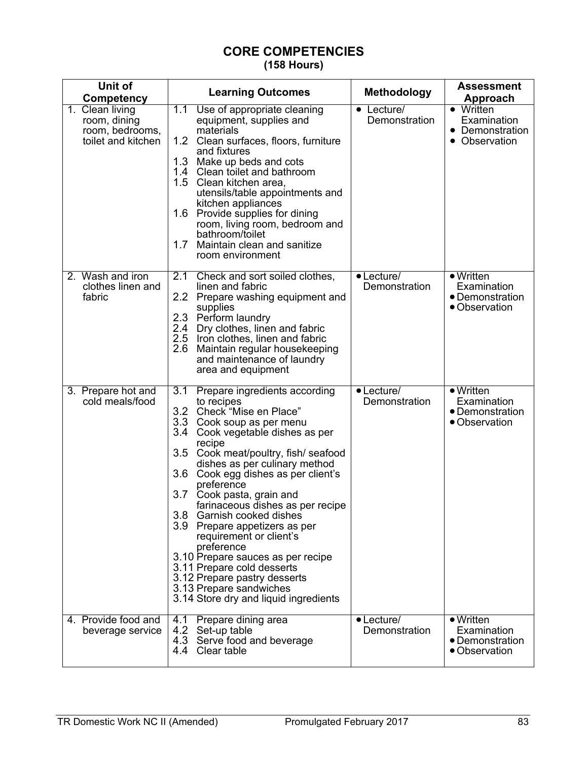## CORE COMPETENCIES
**(158 Hours)**

| Unit of Competency | Learning Outcomes | Methodology | Assessment Approach |
|---|---|---|---|
| 1. Clean living room, dining room, bedrooms, toilet and kitchen | 1.1 Use of appropriate cleaning equipment, supplies and materials<br>1.2 Clean surfaces, floors, furniture and fixtures<br>1.3 Make up beds and cots<br>1.4 Clean toilet and bathroom<br>1.5 Clean kitchen area, utensils/table appointments and kitchen appliances<br>1.6 Provide supplies for dining room, living room, bedroom and bathroom/toilet<br>1.7 Maintain clean and sanitize room environment | • Lecture/ Demonstration | • Written Examination<br>• Demonstration<br>• Observation |
| 2. Wash and iron clothes linen and fabric | 2.1 Check and sort soiled clothes, linen and fabric<br>2.2 Prepare washing equipment and supplies<br>2.3 Perform laundry<br>2.4 Dry clothes, linen and fabric<br>2.5 Iron clothes, linen and fabric<br>2.6 Maintain regular housekeeping and maintenance of laundry area and equipment | • Lecture/ Demonstration | • Written Examination<br>• Demonstration<br>• Observation |
| 3. Prepare hot and cold meals/food | 3.1 Prepare ingredients according to recipes<br>3.2 Check "Mise en Place"<br>3.3 Cook soup as per menu<br>3.4 Cook vegetable dishes as per recipe<br>3.5 Cook meat/poultry, fish/ seafood dishes as per culinary method<br>3.6 Cook egg dishes as per client's preference<br>3.7 Cook pasta, grain and farinaceous dishes as per recipe<br>3.8 Garnish cooked dishes<br>3.9 Prepare appetizers as per requirement or client's preference<br>3.10 Prepare sauces as per recipe<br>3.11 Prepare cold desserts<br>3.12 Prepare pastry desserts<br>3.13 Prepare sandwiches<br>3.14 Store dry and liquid ingredients | • Lecture/ Demonstration | • Written Examination<br>• Demonstration<br>• Observation |
| 4. Provide food and beverage service | 4.1 Prepare dining area<br>4.2 Set-up table<br>4.3 Serve food and beverage<br>4.4 Clear table | • Lecture/ Demonstration | • Written Examination<br>• Demonstration<br>• Observation |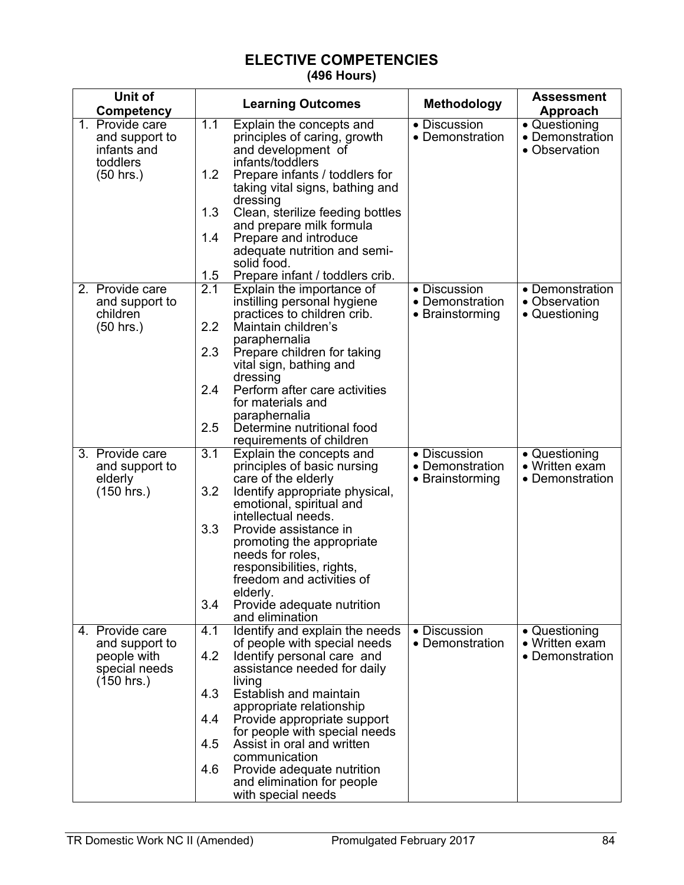# ELECTIVE COMPETENCIES
**(496 Hours)**

| Unit of Competency | Learning Outcomes | Methodology | Assessment Approach |
|---|---|---|---|
| 1. Provide care and support to infants and toddlers (50 hrs.) | 1.1 Explain the concepts and principles of caring, growth and development of infants/toddlers<br>1.2 Prepare infants / toddlers for taking vital signs, bathing and dressing<br>1.3 Clean, sterilize feeding bottles and prepare milk formula<br>1.4 Prepare and introduce adequate nutrition and semi-solid food.<br>1.5 Prepare infant / toddlers crib. | • Discussion<br>• Demonstration | • Questioning<br>• Demonstration<br>• Observation |
| 2. Provide care and support to children (50 hrs.) | 2.1 Explain the importance of instilling personal hygiene practices to children crib.<br>2.2 Maintain children's paraphernalia<br>2.3 Prepare children for taking vital sign, bathing and dressing<br>2.4 Perform after care activities for materials and paraphernalia<br>2.5 Determine nutritional food requirements of children | • Discussion<br>• Demonstration<br>• Brainstorming | • Demonstration<br>• Observation<br>• Questioning |
| 3. Provide care and support to elderly (150 hrs.) | 3.1 Explain the concepts and principles of basic nursing care of the elderly<br>3.2 Identify appropriate physical, emotional, spiritual and intellectual needs.<br>3.3 Provide assistance in promoting the appropriate needs for roles, responsibilities, rights, freedom and activities of elderly.<br>3.4 Provide adequate nutrition and elimination | • Discussion<br>• Demonstration<br>• Brainstorming | • Questioning<br>• Written exam<br>• Demonstration |
| 4. Provide care and support to people with special needs (150 hrs.) | 4.1 Identify and explain the needs of people with special needs<br>4.2 Identify personal care and assistance needed for daily living<br>4.3 Establish and maintain appropriate relationship<br>4.4 Provide appropriate support for people with special needs<br>4.5 Assist in oral and written communication<br>4.6 Provide adequate nutrition and elimination for people with special needs | • Discussion<br>• Demonstration | • Questioning<br>• Written exam<br>• Demonstration |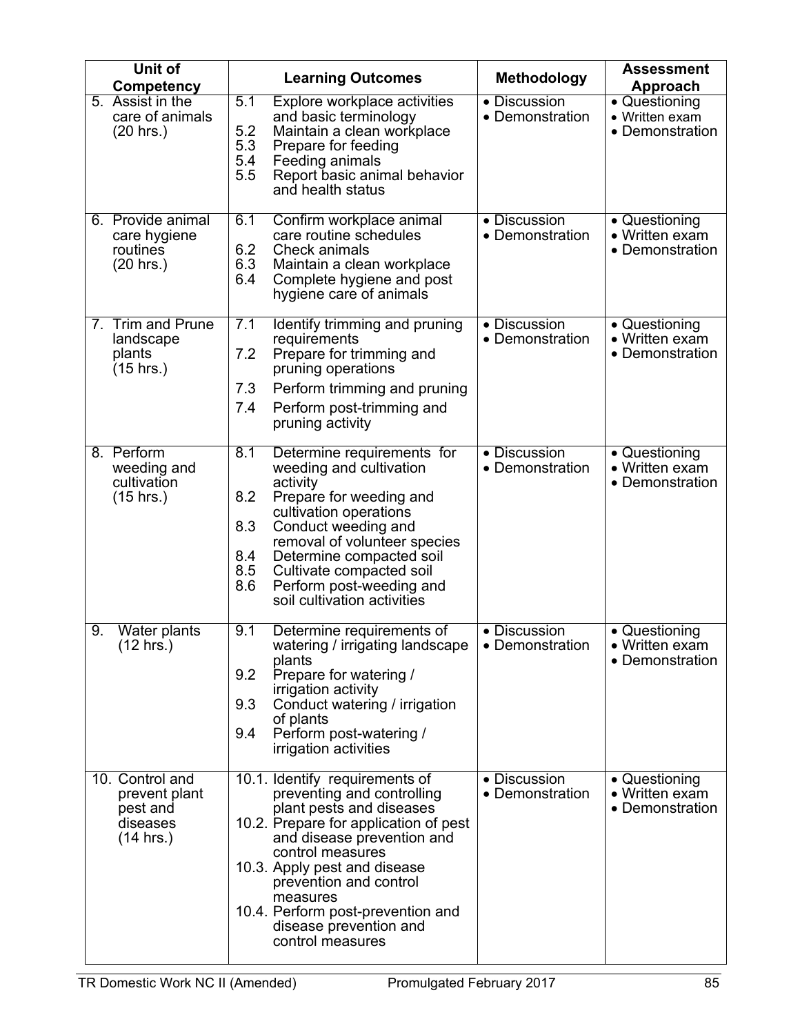| Unit of Competency | Learning Outcomes | Methodology | Assessment Approach |
|---|---|---|---|
| 5. Assist in the care of animals (20 hrs.) | 5.1 Explore workplace activities and basic terminology<br>5.2 Maintain a clean workplace<br>5.3 Prepare for feeding<br>5.4 Feeding animals<br>5.5 Report basic animal behavior and health status | • Discussion<br>• Demonstration | • Questioning<br>• Written exam<br>• Demonstration |
| 6. Provide animal care hygiene routines (20 hrs.) | 6.1 Confirm workplace animal care routine schedules<br>6.2 Check animals<br>6.3 Maintain a clean workplace<br>6.4 Complete hygiene and post hygiene care of animals | • Discussion<br>• Demonstration | • Questioning<br>• Written exam<br>• Demonstration |
| 7. Trim and Prune landscape plants (15 hrs.) | 7.1 Identify trimming and pruning requirements<br>7.2 Prepare for trimming and pruning operations<br>7.3 Perform trimming and pruning<br>7.4 Perform post-trimming and pruning activity | • Discussion<br>• Demonstration | • Questioning<br>• Written exam<br>• Demonstration |
| 8. Perform weeding and cultivation (15 hrs.) | 8.1 Determine requirements for weeding and cultivation activity<br>8.2 Prepare for weeding and cultivation operations<br>8.3 Conduct weeding and removal of volunteer species<br>8.4 Determine compacted soil<br>8.5 Cultivate compacted soil<br>8.6 Perform post-weeding and soil cultivation activities | • Discussion<br>• Demonstration | • Questioning<br>• Written exam<br>• Demonstration |
| 9. Water plants (12 hrs.) | 9.1 Determine requirements of watering / irrigating landscape plants<br>9.2 Prepare for watering / irrigation activity<br>9.3 Conduct watering / irrigation of plants<br>9.4 Perform post-watering / irrigation activities | • Discussion<br>• Demonstration | • Questioning<br>• Written exam<br>• Demonstration |
| 10. Control and prevent plant pest and diseases (14 hrs.) | 10.1. Identify requirements of preventing and controlling plant pests and diseases<br>10.2. Prepare for application of pest and disease prevention and control measures<br>10.3. Apply pest and disease prevention and control measures<br>10.4. Perform post-prevention and disease prevention and control measures | • Discussion<br>• Demonstration | • Questioning<br>• Written exam<br>• Demonstration |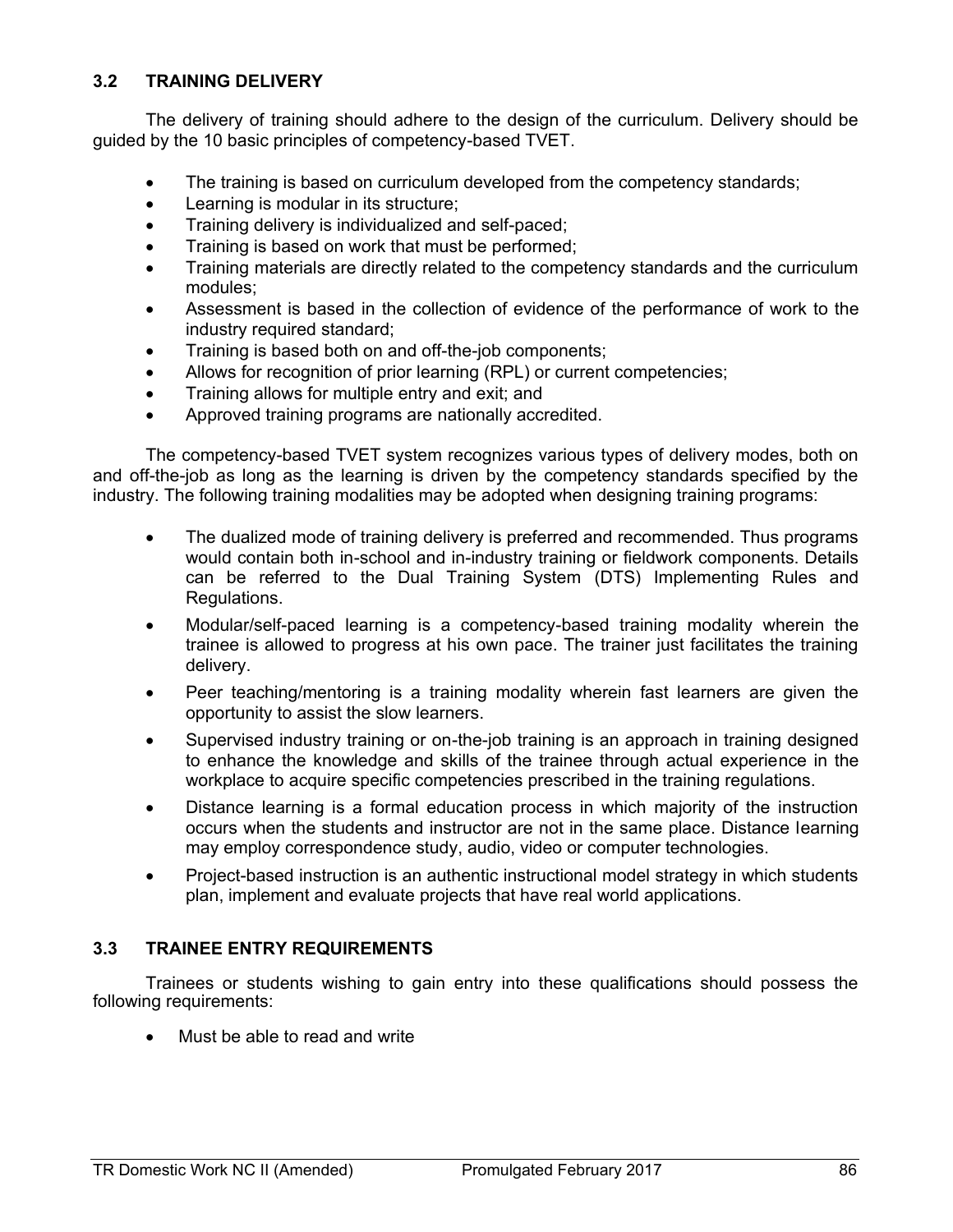## 3.2 TRAINING DELIVERY

The delivery of training should adhere to the design of the curriculum. Delivery should be guided by the 10 basic principles of competency-based TVET.

- The training is based on curriculum developed from the competency standards;
- Learning is modular in its structure;
- Training delivery is individualized and self-paced;
- Training is based on work that must be performed;
- Training materials are directly related to the competency standards and the curriculum modules;
- Assessment is based in the collection of evidence of the performance of work to the industry required standard;
- Training is based both on and off-the-job components;
- Allows for recognition of prior learning (RPL) or current competencies;
- Training allows for multiple entry and exit; and
- Approved training programs are nationally accredited.

The competency-based TVET system recognizes various types of delivery modes, both on and off-the-job as long as the learning is driven by the competency standards specified by the industry. The following training modalities may be adopted when designing training programs:

- The dualized mode of training delivery is preferred and recommended. Thus programs would contain both in-school and in-industry training or fieldwork components. Details can be referred to the Dual Training System (DTS) Implementing Rules and Regulations.
- Modular/self-paced learning is a competency-based training modality wherein the trainee is allowed to progress at his own pace. The trainer just facilitates the training delivery.
- Peer teaching/mentoring is a training modality wherein fast learners are given the opportunity to assist the slow learners.
- Supervised industry training or on-the-job training is an approach in training designed to enhance the knowledge and skills of the trainee through actual experience in the workplace to acquire specific competencies prescribed in the training regulations.
- Distance learning is a formal education process in which majority of the instruction occurs when the students and instructor are not in the same place. Distance learning may employ correspondence study, audio, video or computer technologies.
- Project-based instruction is an authentic instructional model strategy in which students plan, implement and evaluate projects that have real world applications.

## 3.3 TRAINEE ENTRY REQUIREMENTS

Trainees or students wishing to gain entry into these qualifications should possess the following requirements:

- Must be able to read and write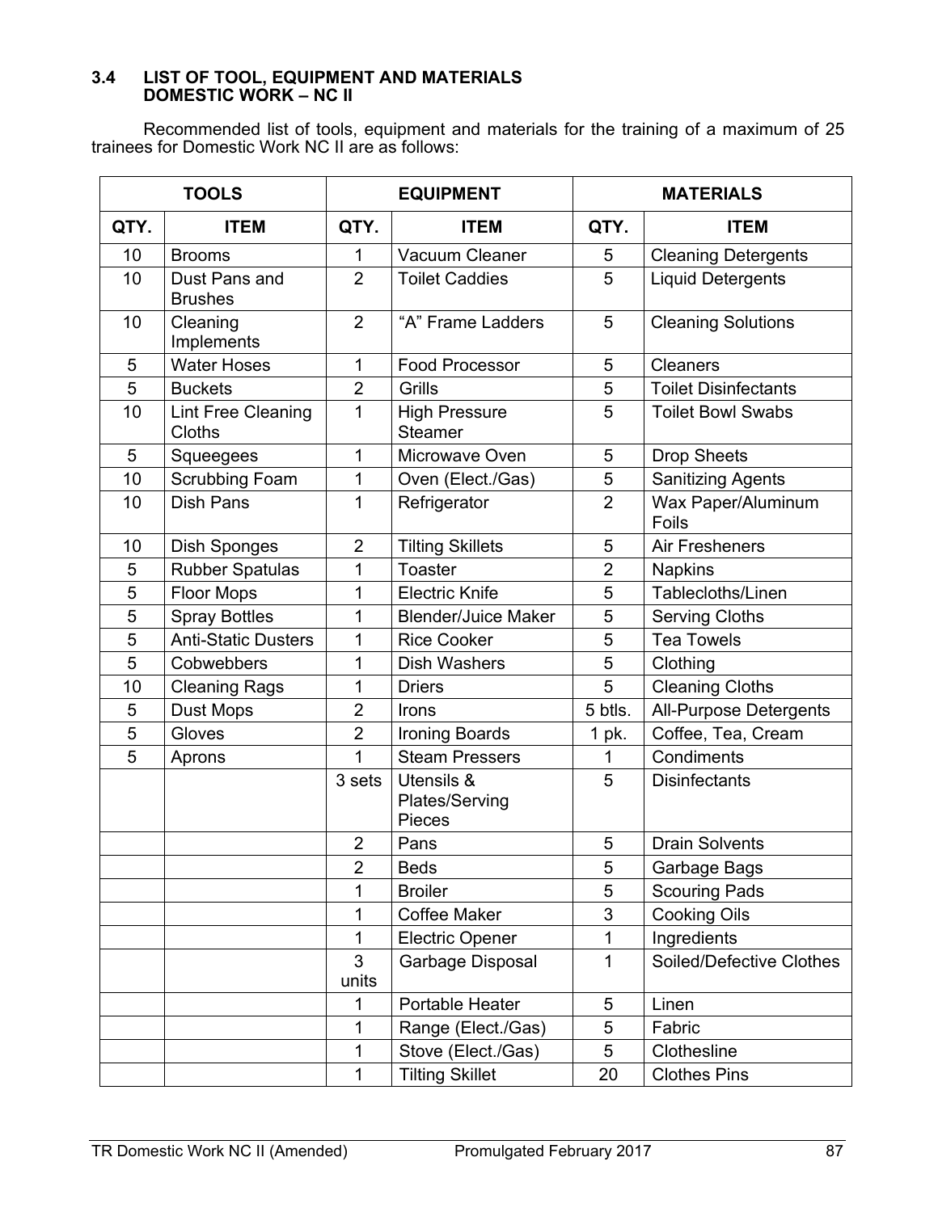### 3.4 LIST OF TOOL, EQUIPMENT AND MATERIALS DOMESTIC WORK – NC II

Recommended list of tools, equipment and materials for the training of a maximum of 25 trainees for Domestic Work NC II are as follows:

| TOOLS | | EQUIPMENT | | MATERIALS | |
|---|---|---|---|---|---|
| **QTY.** | **ITEM** | **QTY.** | **ITEM** | **QTY.** | **ITEM** |
| 10 | Brooms | 1 | Vacuum Cleaner | 5 | Cleaning Detergents |
| 10 | Dust Pans and Brushes | 2 | Toilet Caddies | 5 | Liquid Detergents |
| 10 | Cleaning Implements | 2 | "A" Frame Ladders | 5 | Cleaning Solutions |
| 5 | Water Hoses | 1 | Food Processor | 5 | Cleaners |
| 5 | Buckets | 2 | Grills | 5 | Toilet Disinfectants |
| 10 | Lint Free Cleaning Cloths | 1 | High Pressure Steamer | 5 | Toilet Bowl Swabs |
| 5 | Squeegees | 1 | Microwave Oven | 5 | Drop Sheets |
| 10 | Scrubbing Foam | 1 | Oven (Elect./Gas) | 5 | Sanitizing Agents |
| 10 | Dish Pans | 1 | Refrigerator | 2 | Wax Paper/Aluminum Foils |
| 10 | Dish Sponges | 2 | Tilting Skillets | 5 | Air Fresheners |
| 5 | Rubber Spatulas | 1 | Toaster | 2 | Napkins |
| 5 | Floor Mops | 1 | Electric Knife | 5 | Tablecloths/Linen |
| 5 | Spray Bottles | 1 | Blender/Juice Maker | 5 | Serving Cloths |
| 5 | Anti-Static Dusters | 1 | Rice Cooker | 5 | Tea Towels |
| 5 | Cobwebbers | 1 | Dish Washers | 5 | Clothing |
| 10 | Cleaning Rags | 1 | Driers | 5 | Cleaning Cloths |
| 5 | Dust Mops | 2 | Irons | 5 btls. | All-Purpose Detergents |
| 5 | Gloves | 2 | Ironing Boards | 1 pk. | Coffee, Tea, Cream |
| 5 | Aprons | 1 | Steam Pressers | 1 | Condiments |
| | | 3 sets | Utensils & Plates/Serving Pieces | 5 | Disinfectants |
| | | 2 | Pans | 5 | Drain Solvents |
| | | 2 | Beds | 5 | Garbage Bags |
| | | 1 | Broiler | 5 | Scouring Pads |
| | | 1 | Coffee Maker | 3 | Cooking Oils |
| | | 1 | Electric Opener | 1 | Ingredients |
| | | 3 units | Garbage Disposal | 1 | Soiled/Defective Clothes |
| | | 1 | Portable Heater | 5 | Linen |
| | | 1 | Range (Elect./Gas) | 5 | Fabric |
| | | 1 | Stove (Elect./Gas) | 5 | Clothesline |
| | | 1 | Tilting Skillet | 20 | Clothes Pins |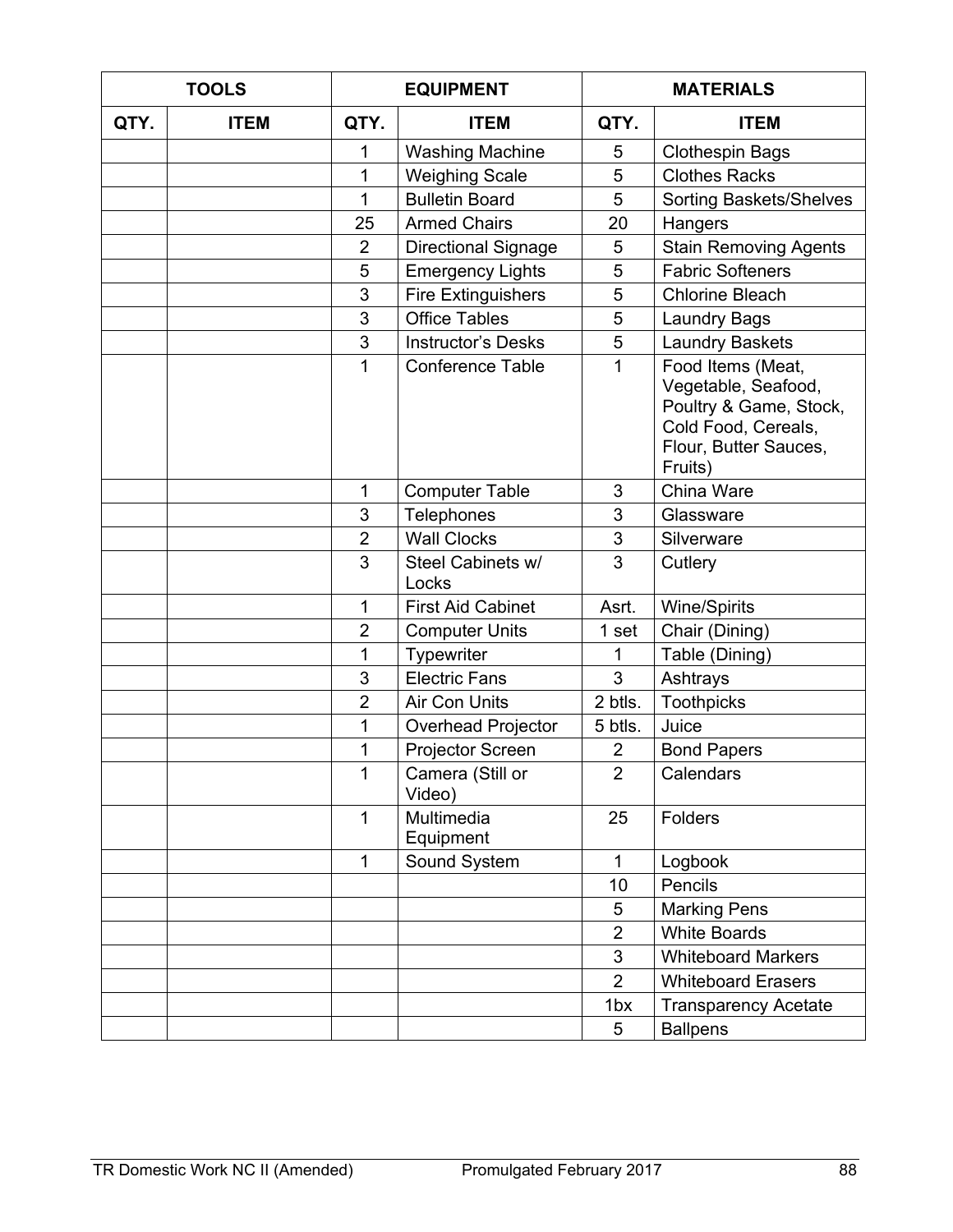| TOOLS | | EQUIPMENT | | MATERIALS | |
|---|---|---|---|---|---|
| QTY. | ITEM | QTY. | ITEM | QTY. | ITEM |
| | | 1 | Washing Machine | 5 | Clothespin Bags |
| | | 1 | Weighing Scale | 5 | Clothes Racks |
| | | 1 | Bulletin Board | 5 | Sorting Baskets/Shelves |
| | | 25 | Armed Chairs | 20 | Hangers |
| | | 2 | Directional Signage | 5 | Stain Removing Agents |
| | | 5 | Emergency Lights | 5 | Fabric Softeners |
| | | 3 | Fire Extinguishers | 5 | Chlorine Bleach |
| | | 3 | Office Tables | 5 | Laundry Bags |
| | | 3 | Instructor's Desks | 5 | Laundry Baskets |
| | | 1 | Conference Table | 1 | Food Items (Meat, Vegetable, Seafood, Poultry & Game, Stock, Cold Food, Cereals, Flour, Butter Sauces, Fruits) |
| | | 1 | Computer Table | 3 | China Ware |
| | | 3 | Telephones | 3 | Glassware |
| | | 2 | Wall Clocks | 3 | Silverware |
| | | 3 | Steel Cabinets w/ Locks | 3 | Cutlery |
| | | 1 | First Aid Cabinet | Asrt. | Wine/Spirits |
| | | 2 | Computer Units | 1 set | Chair (Dining) |
| | | 1 | Typewriter | 1 | Table (Dining) |
| | | 3 | Electric Fans | 3 | Ashtrays |
| | | 2 | Air Con Units | 2 btls. | Toothpicks |
| | | 1 | Overhead Projector | 5 btls. | Juice |
| | | 1 | Projector Screen | 2 | Bond Papers |
| | | 1 | Camera (Still or Video) | 2 | Calendars |
| | | 1 | Multimedia Equipment | 25 | Folders |
| | | 1 | Sound System | 1 | Logbook |
| | | | | 10 | Pencils |
| | | | | 5 | Marking Pens |
| | | | | 2 | White Boards |
| | | | | 3 | Whiteboard Markers |
| | | | | 2 | Whiteboard Erasers |
| | | | | 1bx | Transparency Acetate |
| | | | | 5 | Ballpens |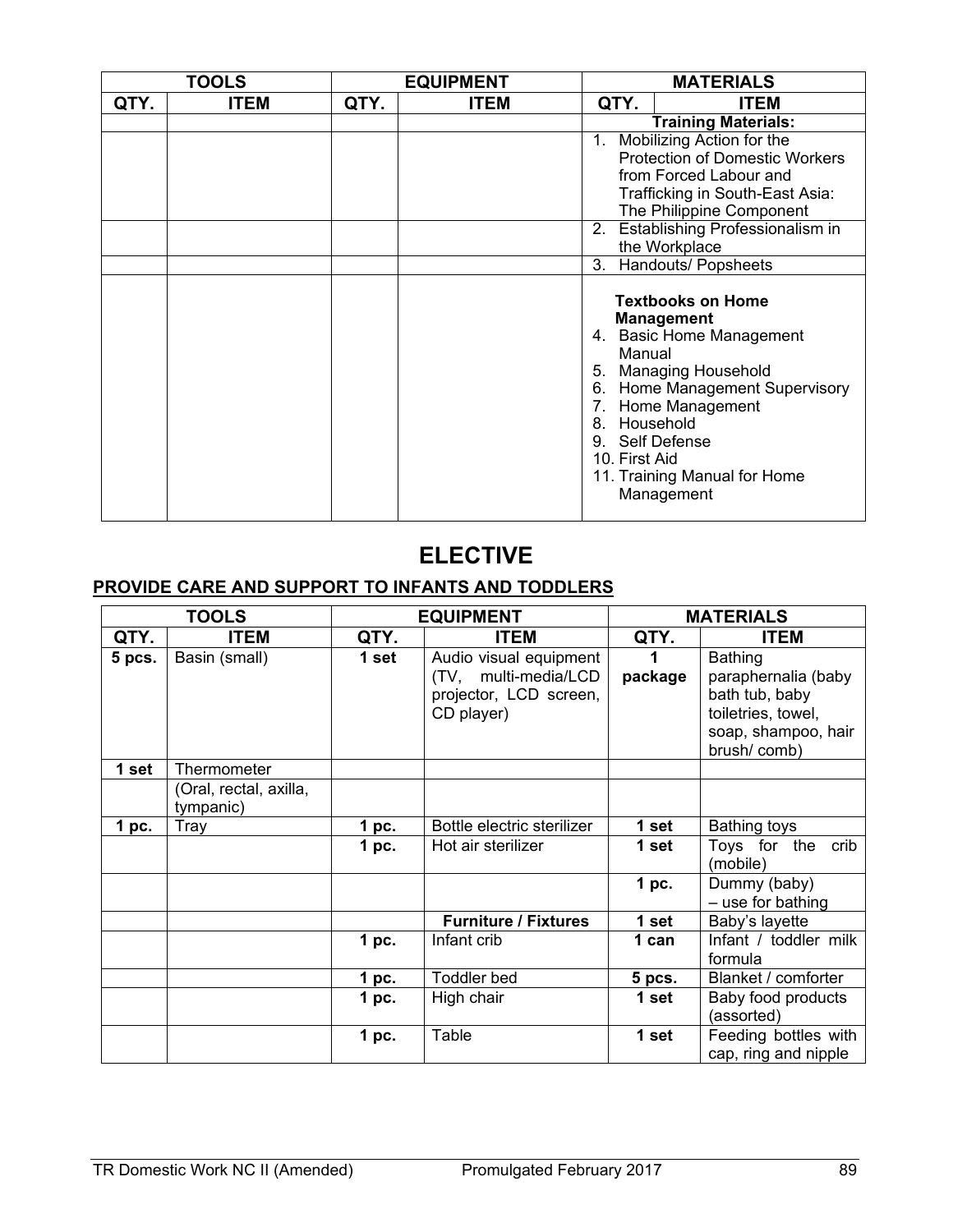| TOOLS | | EQUIPMENT | | MATERIALS | |
|---|---|---|---|---|---|
| **QTY.** | **ITEM** | **QTY.** | **ITEM** | **QTY.** | **ITEM** |
| | | | | | **Training Materials:** |
| | | | | | 1. Mobilizing Action for the Protection of Domestic Workers from Forced Labour and Trafficking in South-East Asia: The Philippine Component |
| | | | | | 2. Establishing Professionalism in the Workplace |
| | | | | | 3. Handouts/ Popsheets |
| | | | | | **Textbooks on Home Management** 4. Basic Home Management Manual 5. Managing Household 6. Home Management Supervisory 7. Home Management 8. Household 9. Self Defense 10. First Aid 11. Training Manual for Home Management |

# ELECTIVE

## PROVIDE CARE AND SUPPORT TO INFANTS AND TODDLERS

| TOOLS | | EQUIPMENT | | MATERIALS | |
|---|---|---|---|---|---|
| **QTY.** | **ITEM** | **QTY.** | **ITEM** | **QTY.** | **ITEM** |
| **5 pcs.** | Basin (small) | **1 set** | Audio visual equipment (TV, multi-media/LCD projector, LCD screen, CD player) | **1 package** | Bathing paraphernalia (baby bath tub, baby toiletries, towel, soap, shampoo, hair brush/ comb) |
| **1 set** | Thermometer | | | | |
| | (Oral, rectal, axilla, tympanic) | | | | |
| **1 pc.** | Tray | **1 pc.** | Bottle electric sterilizer | **1 set** | Bathing toys |
| | | **1 pc.** | Hot air sterilizer | **1 set** | Toys for the crib (mobile) |
| | | | | **1 pc.** | Dummy (baby) – use for bathing |
| | | | **Furniture / Fixtures** | **1 set** | Baby's layette |
| | | **1 pc.** | Infant crib | **1 can** | Infant / toddler milk formula |
| | | **1 pc.** | Toddler bed | **5 pcs.** | Blanket / comforter |
| | | **1 pc.** | High chair | **1 set** | Baby food products (assorted) |
| | | **1 pc.** | Table | **1 set** | Feeding bottles with cap, ring and nipple |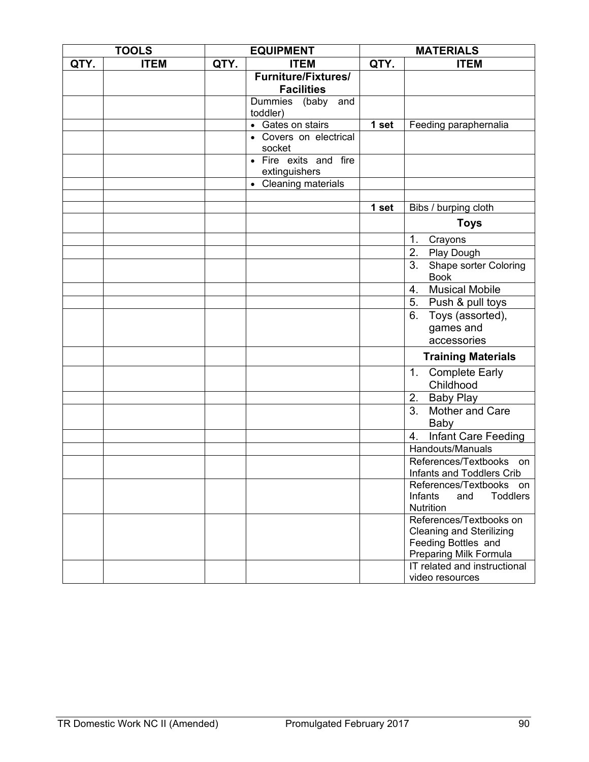| TOOLS | | EQUIPMENT | | MATERIALS | |
|---|---|---|---|---|---|
| QTY. | ITEM | QTY. | ITEM | QTY. | ITEM |
| | | | **Furniture/Fixtures/ Facilities** | | |
| | | | Dummies (baby and toddler) | | |
| | | | • Gates on stairs | **1 set** | Feeding paraphernalia |
| | | | • Covers on electrical socket | | |
| | | | • Fire exits and fire extinguishers | | |
| | | | • Cleaning materials | | |
| | | | | | |
| | | | | **1 set** | Bibs / burping cloth |
| | | | | | **Toys** |
| | | | | | 1. Crayons |
| | | | | | 2. Play Dough |
| | | | | | 3. Shape sorter Coloring Book |
| | | | | | 4. Musical Mobile |
| | | | | | 5. Push & pull toys |
| | | | | | 6. Toys (assorted), games and accessories |
| | | | | | **Training Materials** |
| | | | | | 1. Complete Early Childhood |
| | | | | | 2. Baby Play |
| | | | | | 3. Mother and Care Baby |
| | | | | | 4. Infant Care Feeding |
| | | | | | Handouts/Manuals |
| | | | | | References/Textbooks on Infants and Toddlers Crib |
| | | | | | References/Textbooks on Infants and Toddlers Nutrition |
| | | | | | References/Textbooks on Cleaning and Sterilizing Feeding Bottles and Preparing Milk Formula |
| | | | | | IT related and instructional video resources |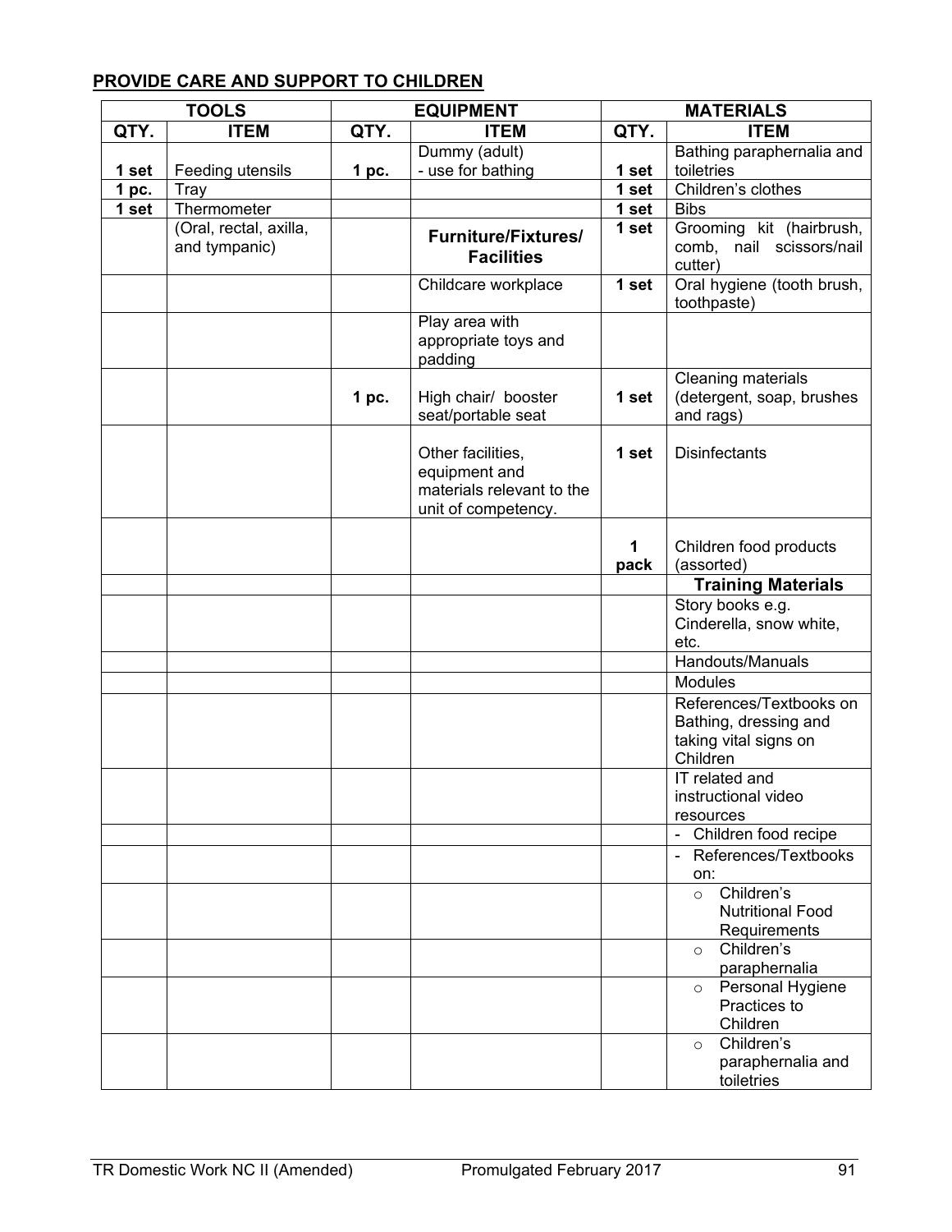## PROVIDE CARE AND SUPPORT TO CHILDREN

| TOOLS | | EQUIPMENT | | MATERIALS | |
|---|---|---|---|---|---|
| QTY. | ITEM | QTY. | ITEM | QTY. | ITEM |
| 1 set | Feeding utensils | 1 pc. | Dummy (adult) - use for bathing | 1 set | Bathing paraphernalia and toiletries |
| 1 pc. | Tray | | | 1 set | Children's clothes |
| 1 set | Thermometer | | | 1 set | Bibs |
| | (Oral, rectal, axilla, and tympanic) | | **Furniture/Fixtures/ Facilities** | 1 set | Grooming kit (hairbrush, comb, nail scissors/nail cutter) |
| | | | Childcare workplace | 1 set | Oral hygiene (tooth brush, toothpaste) |
| | | | Play area with appropriate toys and padding | | |
| | | 1 pc. | High chair/ booster seat/portable seat | 1 set | Cleaning materials (detergent, soap, brushes and rags) |
| | | | Other facilities, equipment and materials relevant to the unit of competency. | 1 set | Disinfectants |
| | | | | 1 pack | Children food products (assorted) |
| | | | | | **Training Materials** |
| | | | | | Story books e.g. Cinderella, snow white, etc. |
| | | | | | Handouts/Manuals |
| | | | | | Modules |
| | | | | | References/Textbooks on Bathing, dressing and taking vital signs on Children |
| | | | | | IT related and instructional video resources |
| | | | | | - Children food recipe |
| | | | | | - References/Textbooks on: |
| | | | | | ○ Children's Nutritional Food Requirements |
| | | | | | ○ Children's paraphernalia |
| | | | | | ○ Personal Hygiene Practices to Children |
| | | | | | ○ Children's paraphernalia and toiletries |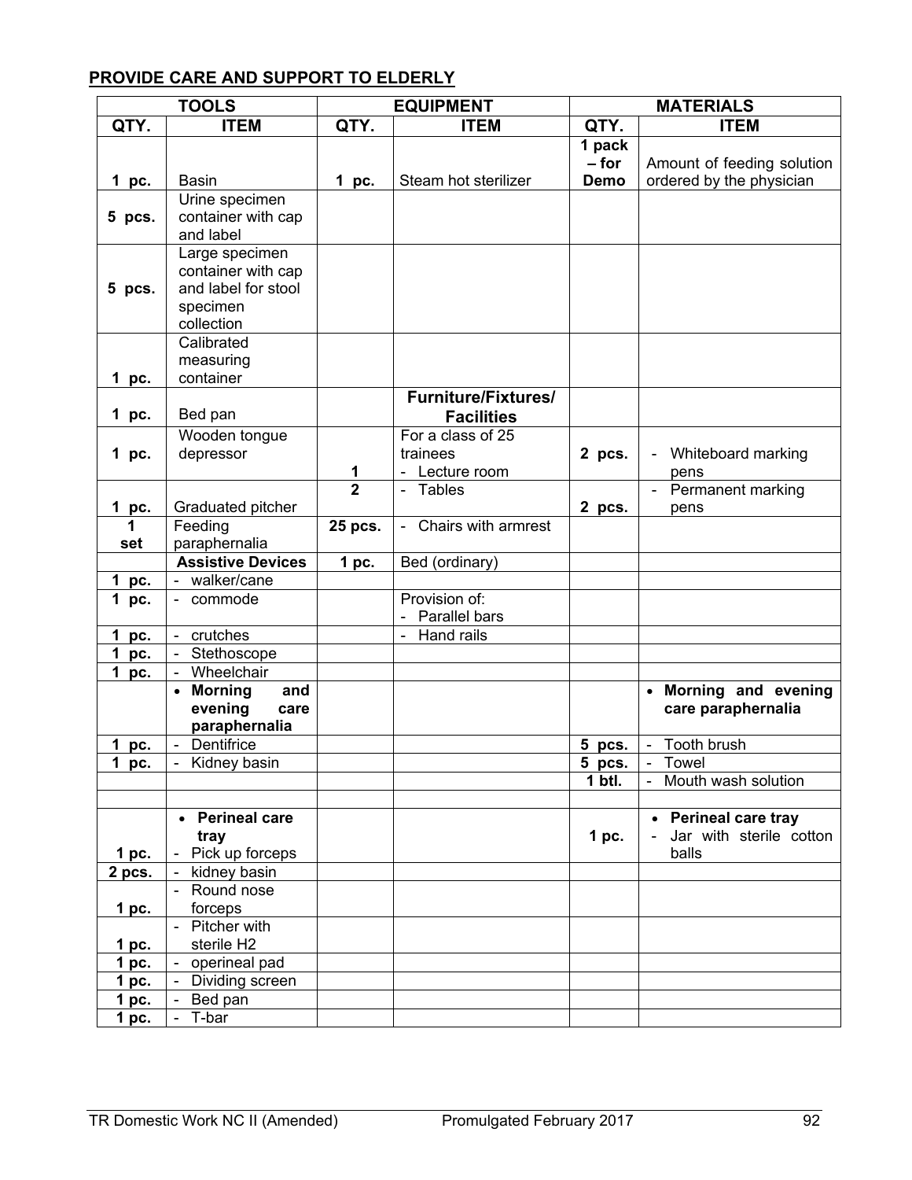## PROVIDE CARE AND SUPPORT TO ELDERLY

| TOOLS | | EQUIPMENT | | MATERIALS | |
|---|---|---|---|---|---|
| **QTY.** | **ITEM** | **QTY.** | **ITEM** | **QTY.** | **ITEM** |
| **1 pc.** | Basin | **1 pc.** | Steam hot sterilizer | **1 pack – for Demo** | Amount of feeding solution ordered by the physician |
| **5 pcs.** | Urine specimen container with cap and label | | | | |
| **5 pcs.** | Large specimen container with cap and label for stool specimen collection | | | | |
| **1 pc.** | Calibrated measuring container | | | | |
| **1 pc.** | Bed pan | | **Furniture/Fixtures/ Facilities** | | |
| **1 pc.** | Wooden tongue depressor | **1** | For a class of 25 trainees<br>- Lecture room | **2 pcs.** | - Whiteboard marking pens |
| **1 pc.** | Graduated pitcher | **2** | - Tables | **2 pcs.** | - Permanent marking pens |
| **1 set** | Feeding paraphernalia | **25 pcs.** | - Chairs with armrest | | |
| | **Assistive Devices** | **1 pc.** | Bed (ordinary) | | |
| **1 pc.** | - walker/cane | | | | |
| **1 pc.** | - commode | | Provision of:<br>- Parallel bars | | |
| **1 pc.** | - crutches | | - Hand rails | | |
| **1 pc.** | - Stethoscope | | | | |
| **1 pc.** | - Wheelchair | | | | |
| | • **Morning and evening care paraphernalia** | | | | • **Morning and evening care paraphernalia** |
| **1 pc.** | - Dentifrice | | | **5 pcs.** | - Tooth brush |
| **1 pc.** | - Kidney basin | | | **5 pcs.** | - Towel |
| | | | | **1 btl.** | - Mouth wash solution |
| | | | | | |
| **1 pc.** | • **Perineal care tray**<br>- Pick up forceps | | | **1 pc.** | • **Perineal care tray**<br>- Jar with sterile cotton balls |
| **2 pcs.** | - kidney basin | | | | |
| **1 pc.** | - Round nose forceps | | | | |
| **1 pc.** | - Pitcher with sterile H2 | | | | |
| **1 pc.** | - operineal pad | | | | |
| **1 pc.** | - Dividing screen | | | | |
| **1 pc.** | - Bed pan | | | | |
| **1 pc.** | - T-bar | | | | |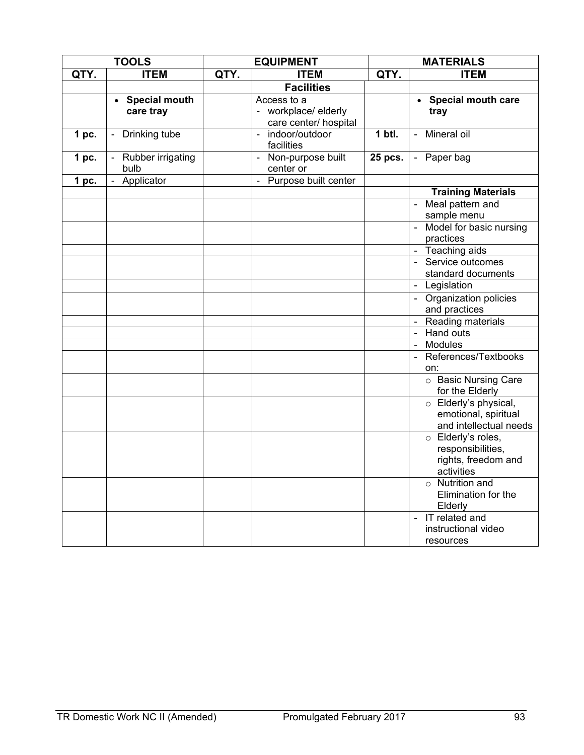| TOOLS | | EQUIPMENT | | MATERIALS | |
|---|---|---|---|---|---|
| **QTY.** | **ITEM** | **QTY.** | **ITEM** | **QTY.** | **ITEM** |
| | | | **Facilities** | | |
| | • **Special mouth care tray** | | Access to a<br>- workplace/ elderly care center/ hospital | | • **Special mouth care tray** |
| **1 pc.** | - Drinking tube | | - indoor/outdoor facilities | **1 btl.** | - Mineral oil |
| **1 pc.** | - Rubber irrigating bulb | | - Non-purpose built center or | **25 pcs.** | - Paper bag |
| **1 pc.** | - Applicator | | - Purpose built center | | |
| | | | | | **Training Materials** |
| | | | | | - Meal pattern and sample menu |
| | | | | | - Model for basic nursing practices |
| | | | | | - Teaching aids |
| | | | | | - Service outcomes standard documents |
| | | | | | - Legislation |
| | | | | | - Organization policies and practices |
| | | | | | - Reading materials |
| | | | | | - Hand outs |
| | | | | | - Modules |
| | | | | | - References/Textbooks on: |
| | | | | | ○ Basic Nursing Care for the Elderly |
| | | | | | ○ Elderly's physical, emotional, spiritual and intellectual needs |
| | | | | | ○ Elderly's roles, responsibilities, rights, freedom and activities |
| | | | | | ○ Nutrition and Elimination for the Elderly |
| | | | | | - IT related and instructional video resources |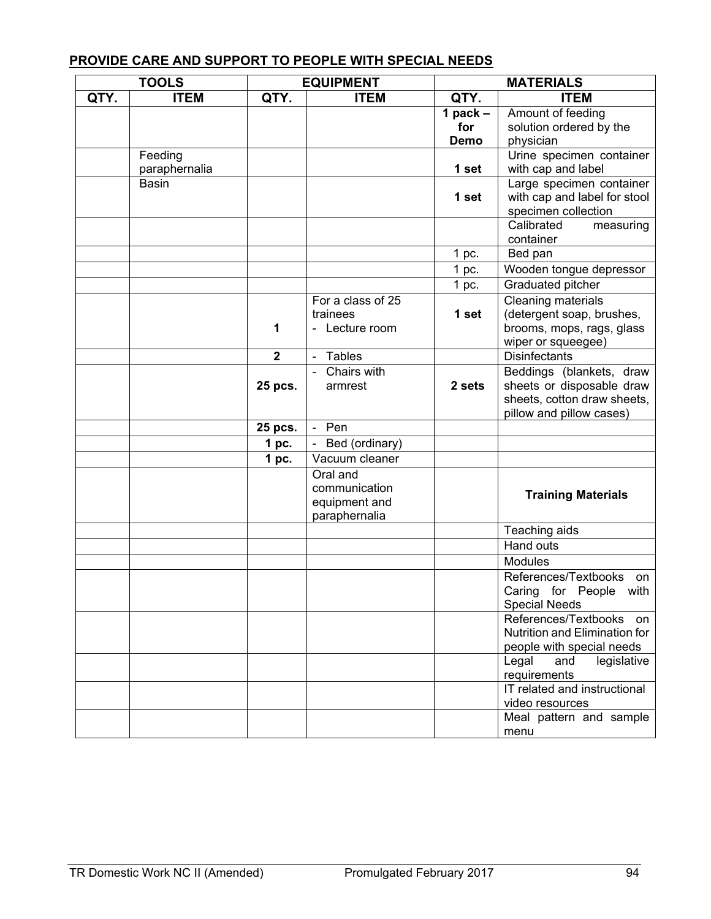## PROVIDE CARE AND SUPPORT TO PEOPLE WITH SPECIAL NEEDS

| TOOLS | | EQUIPMENT | | MATERIALS | |
|---|---|---|---|---|---|
| **QTY.** | **ITEM** | **QTY.** | **ITEM** | **QTY.** | **ITEM** |
| | | | | **1 pack – for Demo** | Amount of feeding solution ordered by the physician |
| | Feeding paraphernalia | | | **1 set** | Urine specimen container with cap and label |
| | Basin | | | **1 set** | Large specimen container with cap and label for stool specimen collection |
| | | | | | Calibrated measuring container |
| | | | | 1 pc. | Bed pan |
| | | | | 1 pc. | Wooden tongue depressor |
| | | | | 1 pc. | Graduated pitcher |
| | | **1** | For a class of 25 trainees<br>- Lecture room | **1 set** | Cleaning materials (detergent soap, brushes, brooms, mops, rags, glass wiper or squeegee) |
| | | **2** | - Tables | | Disinfectants |
| | | **25 pcs.** | - Chairs with armrest | **2 sets** | Beddings (blankets, draw sheets or disposable draw sheets, cotton draw sheets, pillow and pillow cases) |
| | | **25 pcs.** | - Pen | | |
| | | **1 pc.** | - Bed (ordinary) | | |
| | | **1 pc.** | Vacuum cleaner | | |
| | | | Oral and communication equipment and paraphernalia | | **Training Materials** |
| | | | | | Teaching aids |
| | | | | | Hand outs |
| | | | | | Modules |
| | | | | | References/Textbooks on Caring for People with Special Needs |
| | | | | | References/Textbooks on Nutrition and Elimination for people with special needs |
| | | | | | Legal and legislative requirements |
| | | | | | IT related and instructional video resources |
| | | | | | Meal pattern and sample menu |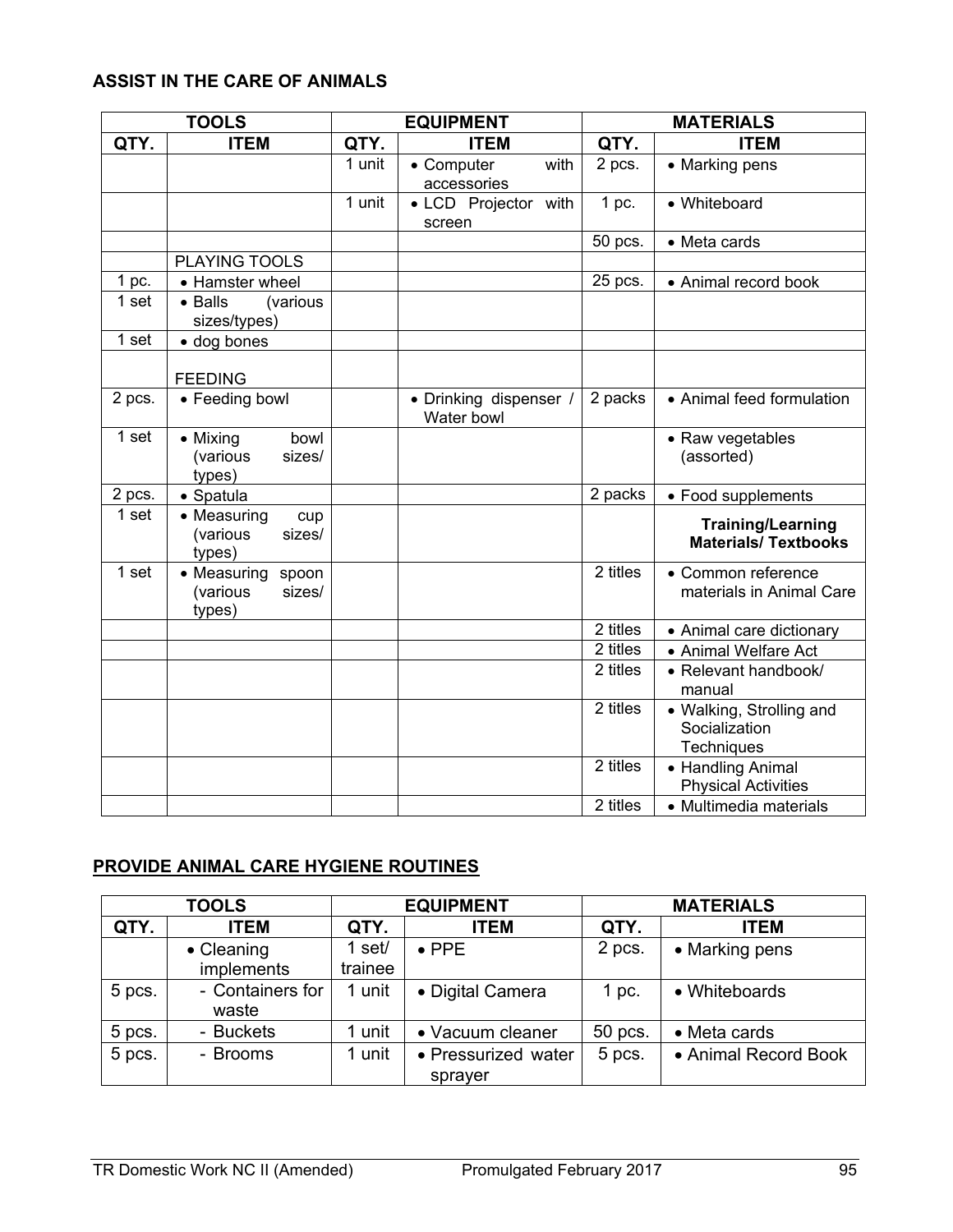### ASSIST IN THE CARE OF ANIMALS

| TOOLS | | EQUIPMENT | | MATERIALS | |
|---|---|---|---|---|---|
| QTY. | ITEM | QTY. | ITEM | QTY. | ITEM |
| | | 1 unit | • Computer with accessories | 2 pcs. | • Marking pens |
| | | 1 unit | • LCD Projector with screen | 1 pc. | • Whiteboard |
| | | | | 50 pcs. | • Meta cards |
| | PLAYING TOOLS | | | | |
| 1 pc. | • Hamster wheel | | | 25 pcs. | • Animal record book |
| 1 set | • Balls (various sizes/types) | | | | |
| 1 set | • dog bones | | | | |
| | FEEDING | | | | |
| 2 pcs. | • Feeding bowl | | • Drinking dispenser / Water bowl | 2 packs | • Animal feed formulation |
| 1 set | • Mixing bowl (various sizes/ types) | | | | • Raw vegetables (assorted) |
| 2 pcs. | • Spatula | | | 2 packs | • Food supplements |
| 1 set | • Measuring cup (various sizes/ types) | | | | **Training/Learning Materials/ Textbooks** |
| 1 set | • Measuring spoon (various sizes/ types) | | | 2 titles | • Common reference materials in Animal Care |
| | | | | 2 titles | • Animal care dictionary |
| | | | | 2 titles | • Animal Welfare Act |
| | | | | 2 titles | • Relevant handbook/ manual |
| | | | | 2 titles | • Walking, Strolling and Socialization Techniques |
| | | | | 2 titles | • Handling Animal Physical Activities |
| | | | | 2 titles | • Multimedia materials |

### PROVIDE ANIMAL CARE HYGIENE ROUTINES

| TOOLS | | EQUIPMENT | | MATERIALS | |
|---|---|---|---|---|---|
| QTY. | ITEM | QTY. | ITEM | QTY. | ITEM |
| | • Cleaning implements | 1 set/ trainee | • PPE | 2 pcs. | • Marking pens |
| 5 pcs. | - Containers for waste | 1 unit | • Digital Camera | 1 pc. | • Whiteboards |
| 5 pcs. | - Buckets | 1 unit | • Vacuum cleaner | 50 pcs. | • Meta cards |
| 5 pcs. | - Brooms | 1 unit | • Pressurized water sprayer | 5 pcs. | • Animal Record Book |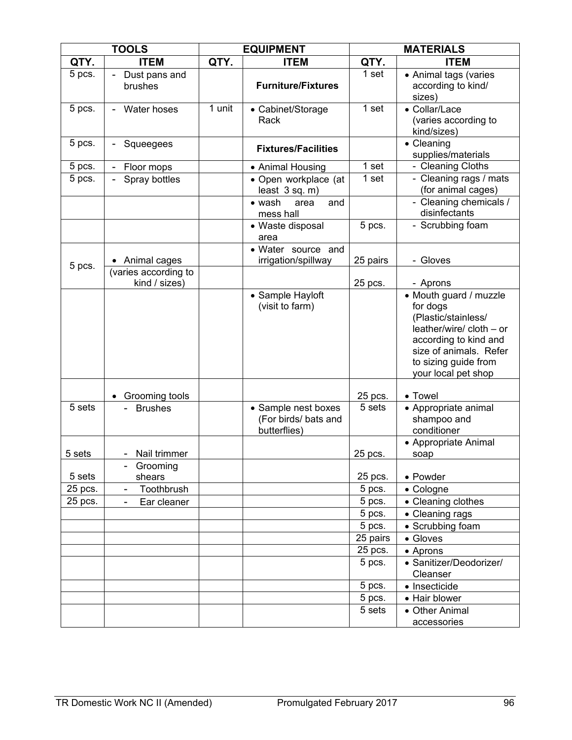| TOOLS | | EQUIPMENT | | MATERIALS | |
|---|---|---|---|---|---|
| QTY. | ITEM | QTY. | ITEM | QTY. | ITEM |
| 5 pcs. | - Dust pans and brushes | | **Furniture/Fixtures** | 1 set | • Animal tags (varies according to kind/ sizes) |
| 5 pcs. | - Water hoses | 1 unit | • Cabinet/Storage Rack | 1 set | • Collar/Lace (varies according to kind/sizes) |
| 5 pcs. | - Squeegees | | **Fixtures/Facilities** | | • Cleaning supplies/materials |
| 5 pcs. | - Floor mops | | • Animal Housing | 1 set | - Cleaning Cloths |
| 5 pcs. | - Spray bottles | | • Open workplace (at least 3 sq. m) | 1 set | - Cleaning rags / mats (for animal cages) |
| | | | • wash area and mess hall | | - Cleaning chemicals / disinfectants |
| | | | • Waste disposal area | 5 pcs. | - Scrubbing foam |
| 5 pcs. | • Animal cages | | • Water source and irrigation/spillway | 25 pairs | - Gloves |
| | (varies according to kind / sizes) | | | 25 pcs. | - Aprons |
| | | | • Sample Hayloft (visit to farm) | | • Mouth guard / muzzle for dogs (Plastic/stainless/ leather/wire/ cloth – or according to kind and size of animals. Refer to sizing guide from your local pet shop |
| | • Grooming tools | | | 25 pcs. | • Towel |
| 5 sets | - Brushes | | • Sample nest boxes (For birds/ bats and butterflies) | 5 sets | • Appropriate animal shampoo and conditioner |
| 5 sets | - Nail trimmer | | | 25 pcs. | • Appropriate Animal soap |
| 5 sets | - Grooming shears | | | 25 pcs. | • Powder |
| 25 pcs. | - Toothbrush | | | 5 pcs. | • Cologne |
| 25 pcs. | - Ear cleaner | | | 5 pcs. | • Cleaning clothes |
| | | | | 5 pcs. | • Cleaning rags |
| | | | | 5 pcs. | • Scrubbing foam |
| | | | | 25 pairs | • Gloves |
| | | | | 25 pcs. | • Aprons |
| | | | | 5 pcs. | • Sanitizer/Deodorizer/ Cleanser |
| | | | | 5 pcs. | • Insecticide |
| | | | | 5 pcs. | • Hair blower |
| | | | | 5 sets | • Other Animal accessories |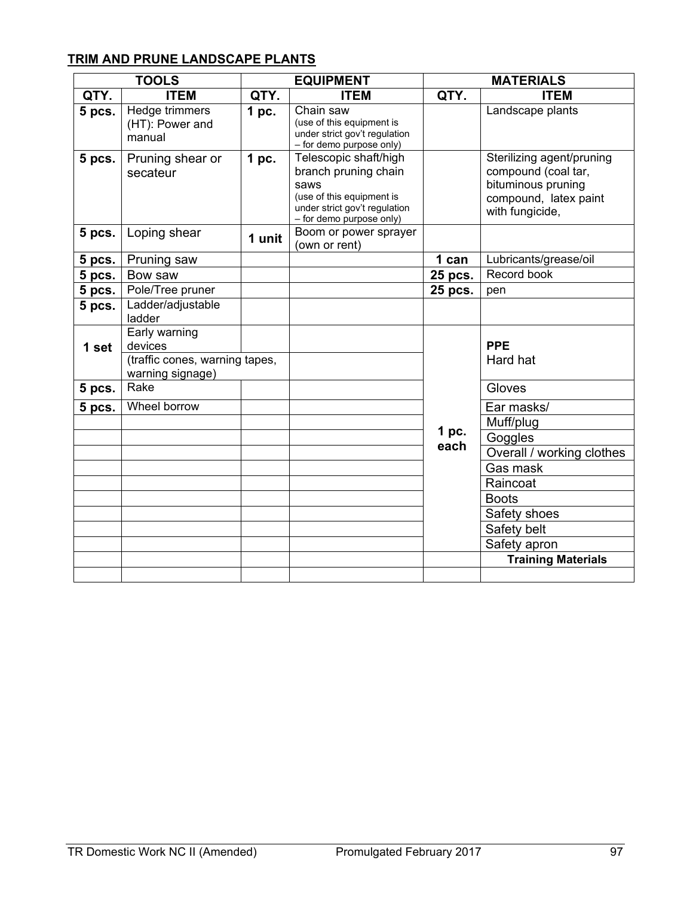**TRIM AND PRUNE LANDSCAPE PLANTS**

| TOOLS | | EQUIPMENT | | MATERIALS | |
|---|---|---|---|---|---|
| QTY. | ITEM | QTY. | ITEM | QTY. | ITEM |
| 5 pcs. | Hedge trimmers (HT): Power and manual | 1 pc. | Chain saw (use of this equipment is under strict gov't regulation – for demo purpose only) | | Landscape plants |
| 5 pcs. | Pruning shear or secateur | 1 pc. | Telescopic shaft/high branch pruning chain saws (use of this equipment is under strict gov't regulation – for demo purpose only) | | Sterilizing agent/pruning compound (coal tar, bituminous pruning compound, latex paint with fungicide, |
| 5 pcs. | Loping shear | 1 unit | Boom or power sprayer (own or rent) | | |
| 5 pcs. | Pruning saw | | | 1 can | Lubricants/grease/oil |
| 5 pcs. | Bow saw | | | 25 pcs. | Record book |
| 5 pcs. | Pole/Tree pruner | | | 25 pcs. | pen |
| 5 pcs. | Ladder/adjustable ladder | | | | |
| 1 set | Early warning devices (traffic cones, warning tapes, warning signage) | | | 1 pc. each | **PPE** Hard hat |
| 5 pcs. | Rake | | | | Gloves |
| 5 pcs. | Wheel borrow | | | | Ear masks/ |
| | | | | | Muff/plug |
| | | | | | Goggles |
| | | | | | Overall / working clothes |
| | | | | | Gas mask |
| | | | | | Raincoat |
| | | | | | Boots |
| | | | | | Safety shoes |
| | | | | | Safety belt |
| | | | | | Safety apron |
| | | | | | **Training Materials** |
| | | | | | |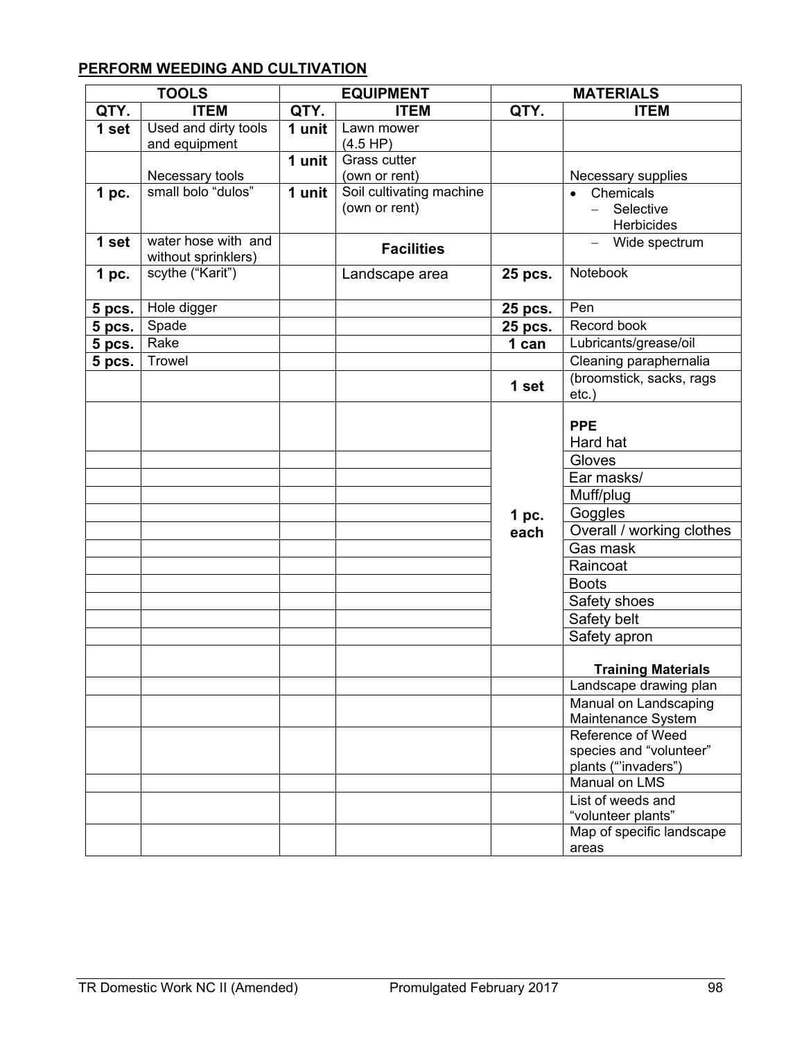**PERFORM WEEDING AND CULTIVATION**

| TOOLS | | EQUIPMENT | | MATERIALS | |
|---|---|---|---|---|---|
| **QTY.** | **ITEM** | **QTY.** | **ITEM** | **QTY.** | **ITEM** |
| **1 set** | Used and dirty tools and equipment | **1 unit** | Lawn mower (4.5 HP) | | |
| | Necessary tools | **1 unit** | Grass cutter (own or rent) | | Necessary supplies |
| **1 pc.** | small bolo "dulos" | **1 unit** | Soil cultivating machine (own or rent) | | • Chemicals<br>– Selective Herbicides |
| **1 set** | water hose with and without sprinklers) | | **Facilities** | | – Wide spectrum |
| **1 pc.** | scythe ("Karit") | | Landscape area | **25 pcs.** | Notebook |
| **5 pcs.** | Hole digger | | | **25 pcs.** | Pen |
| **5 pcs.** | Spade | | | **25 pcs.** | Record book |
| **5 pcs.** | Rake | | | **1 can** | Lubricants/grease/oil |
| **5 pcs.** | Trowel | | | | Cleaning paraphernalia |
| | | | | **1 set** | (broomstick, sacks, rags etc.) |
| | | | | **1 pc. each** | **PPE**<br>Hard hat |
| | | | | | Gloves |
| | | | | | Ear masks/ |
| | | | | | Muff/plug |
| | | | | | Goggles |
| | | | | | Overall / working clothes |
| | | | | | Gas mask |
| | | | | | Raincoat |
| | | | | | Boots |
| | | | | | Safety shoes |
| | | | | | Safety belt |
| | | | | | Safety apron |
| | | | | | **Training Materials** |
| | | | | | Landscape drawing plan |
| | | | | | Manual on Landscaping Maintenance System |
| | | | | | Reference of Weed species and "volunteer" plants ("'invaders") |
| | | | | | Manual on LMS |
| | | | | | List of weeds and "volunteer plants" |
| | | | | | Map of specific landscape areas |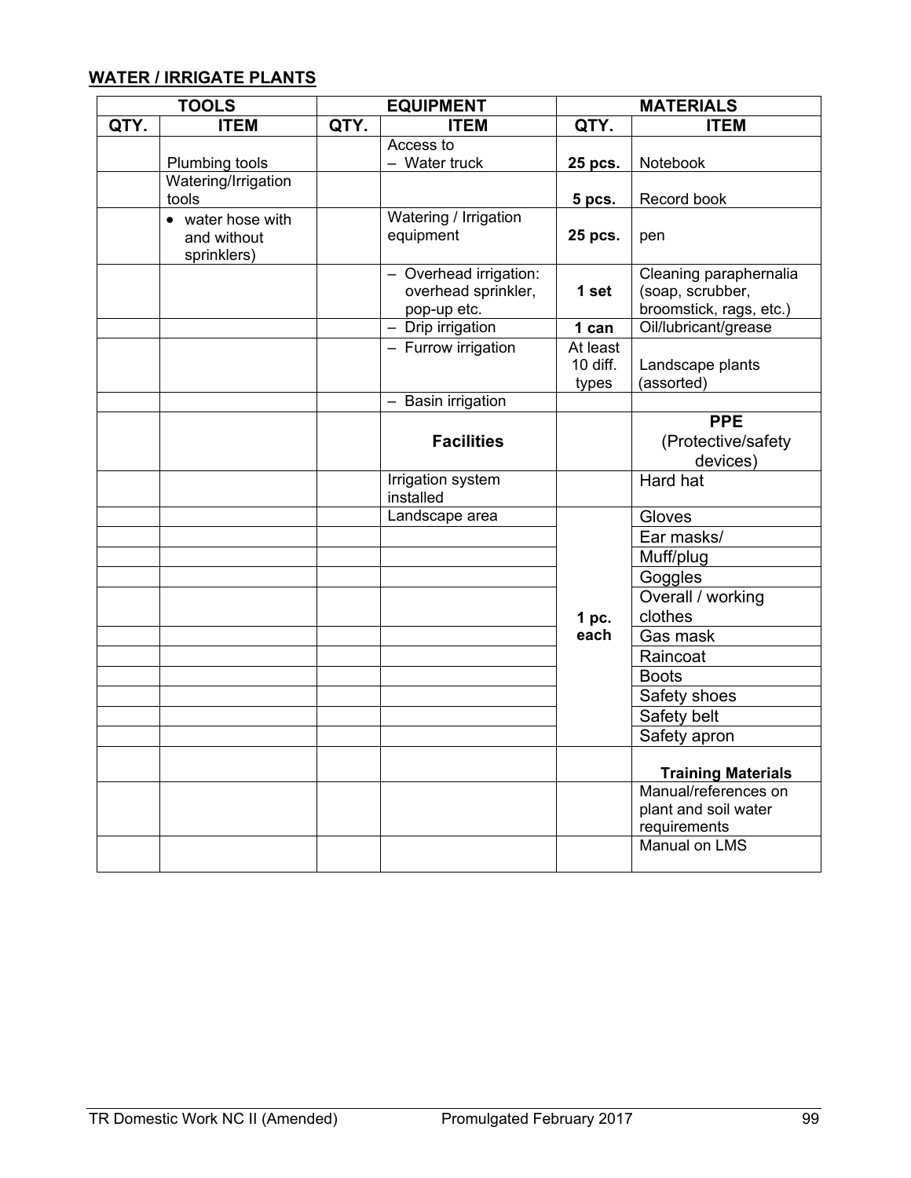## WATER / IRRIGATE PLANTS

| TOOLS | | EQUIPMENT | | MATERIALS | |
|---|---|---|---|---|---|
| QTY. | ITEM | QTY. | ITEM | QTY. | ITEM |
| | Plumbing tools | | Access to – Water truck | **25 pcs.** | Notebook |
| | Watering/Irrigation tools | | | **5 pcs.** | Record book |
| | • water hose with and without sprinklers) | | Watering / Irrigation equipment | **25 pcs.** | pen |
| | | | – Overhead irrigation: overhead sprinkler, pop-up etc. | **1 set** | Cleaning paraphernalia (soap, scrubber, broomstick, rags, etc.) |
| | | | – Drip irrigation | **1 can** | Oil/lubricant/grease |
| | | | – Furrow irrigation | At least 10 diff. types | Landscape plants (assorted) |
| | | | – Basin irrigation | | |
| | | | **Facilities** | | **PPE** (Protective/safety devices) |
| | | | Irrigation system installed | | Hard hat |
| | | | Landscape area | **1 pc. each** | Gloves |
| | | | | | Ear masks/ |
| | | | | | Muff/plug |
| | | | | | Goggles |
| | | | | | Overall / working clothes |
| | | | | | Gas mask |
| | | | | | Raincoat |
| | | | | | Boots |
| | | | | | Safety shoes |
| | | | | | Safety belt |
| | | | | | Safety apron |
| | | | | | **Training Materials** |
| | | | | | Manual/references on plant and soil water requirements |
| | | | | | Manual on LMS |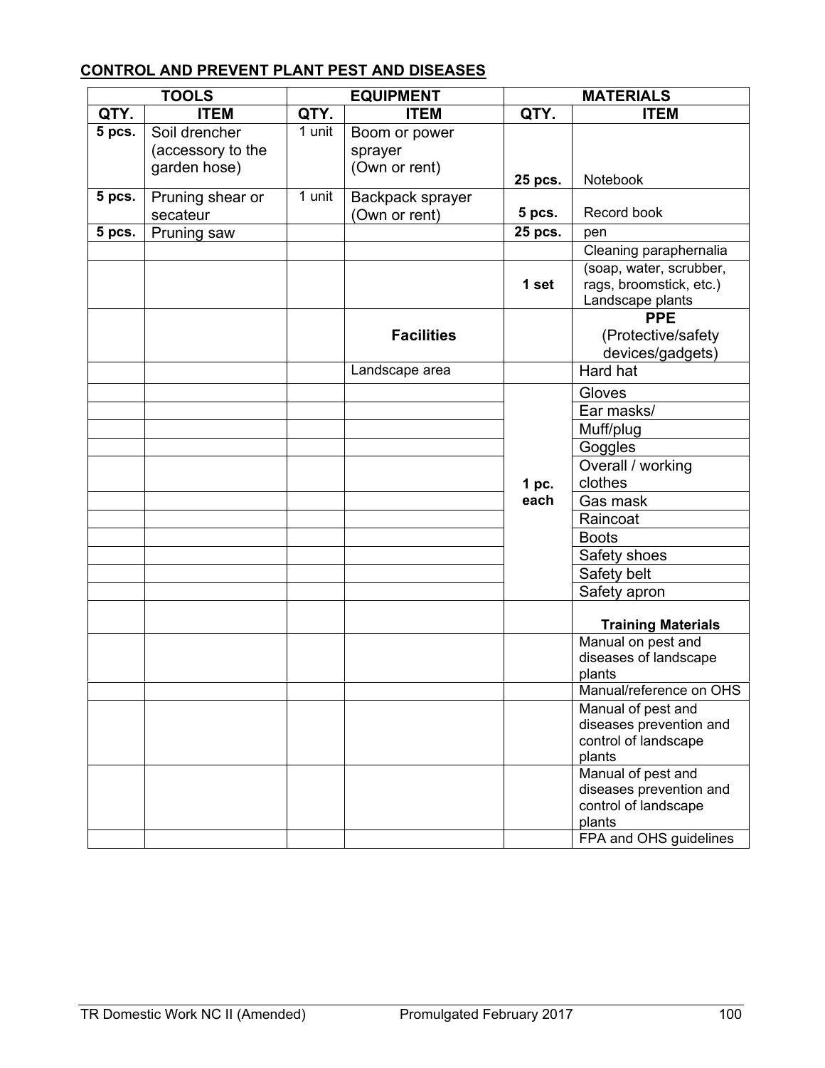## CONTROL AND PREVENT PLANT PEST AND DISEASES

| TOOLS | | EQUIPMENT | | MATERIALS | |
|---|---|---|---|---|---|
| QTY. | ITEM | QTY. | ITEM | QTY. | ITEM |
| 5 pcs. | Soil drencher (accessory to the garden hose) | 1 unit | Boom or power sprayer (Own or rent) | 25 pcs. | Notebook |
| 5 pcs. | Pruning shear or secateur | 1 unit | Backpack sprayer (Own or rent) | 5 pcs. | Record book |
| 5 pcs. | Pruning saw | | | 25 pcs. | pen |
| | | | | | Cleaning paraphernalia |
| | | | | 1 set | (soap, water, scrubber, rags, broomstick, etc.) Landscape plants |
| | | | **Facilities** | | **PPE** (Protective/safety devices/gadgets) |
| | | | Landscape area | | Hard hat |
| | | | | 1 pc. each | Gloves |
| | | | | | Ear masks/ |
| | | | | | Muff/plug |
| | | | | | Goggles |
| | | | | | Overall / working clothes |
| | | | | | Gas mask |
| | | | | | Raincoat |
| | | | | | Boots |
| | | | | | Safety shoes |
| | | | | | Safety belt |
| | | | | | Safety apron |
| | | | | | **Training Materials** |
| | | | | | Manual on pest and diseases of landscape plants |
| | | | | | Manual/reference on OHS |
| | | | | | Manual of pest and diseases prevention and control of landscape plants |
| | | | | | Manual of pest and diseases prevention and control of landscape plants |
| | | | | | FPA and OHS guidelines |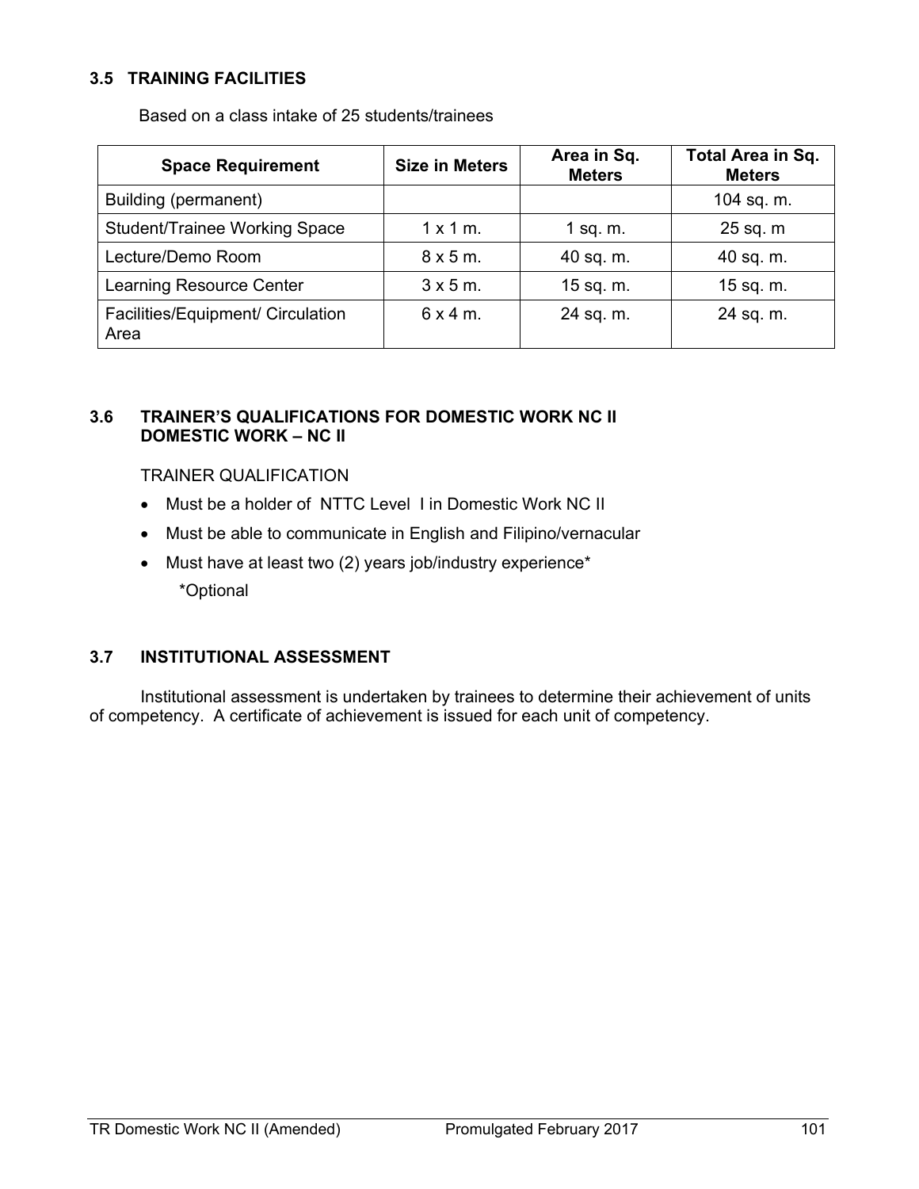### 3.5 TRAINING FACILITIES

Based on a class intake of 25 students/trainees

| Space Requirement | Size in Meters | Area in Sq. Meters | Total Area in Sq. Meters |
|---|---|---|---|
| Building (permanent) | | | 104 sq. m. |
| Student/Trainee Working Space | 1 x 1 m. | 1 sq. m. | 25 sq. m |
| Lecture/Demo Room | 8 x 5 m. | 40 sq. m. | 40 sq. m. |
| Learning Resource Center | 3 x 5 m. | 15 sq. m. | 15 sq. m. |
| Facilities/Equipment/ Circulation Area | 6 x 4 m. | 24 sq. m. | 24 sq. m. |

### 3.6 TRAINER'S QUALIFICATIONS FOR DOMESTIC WORK NC II DOMESTIC WORK – NC II

TRAINER QUALIFICATION

- Must be a holder of NTTC Level I in Domestic Work NC II
- Must be able to communicate in English and Filipino/vernacular
- Must have at least two (2) years job/industry experience*

  *Optional

### 3.7 INSTITUTIONAL ASSESSMENT

Institutional assessment is undertaken by trainees to determine their achievement of units of competency. A certificate of achievement is issued for each unit of competency.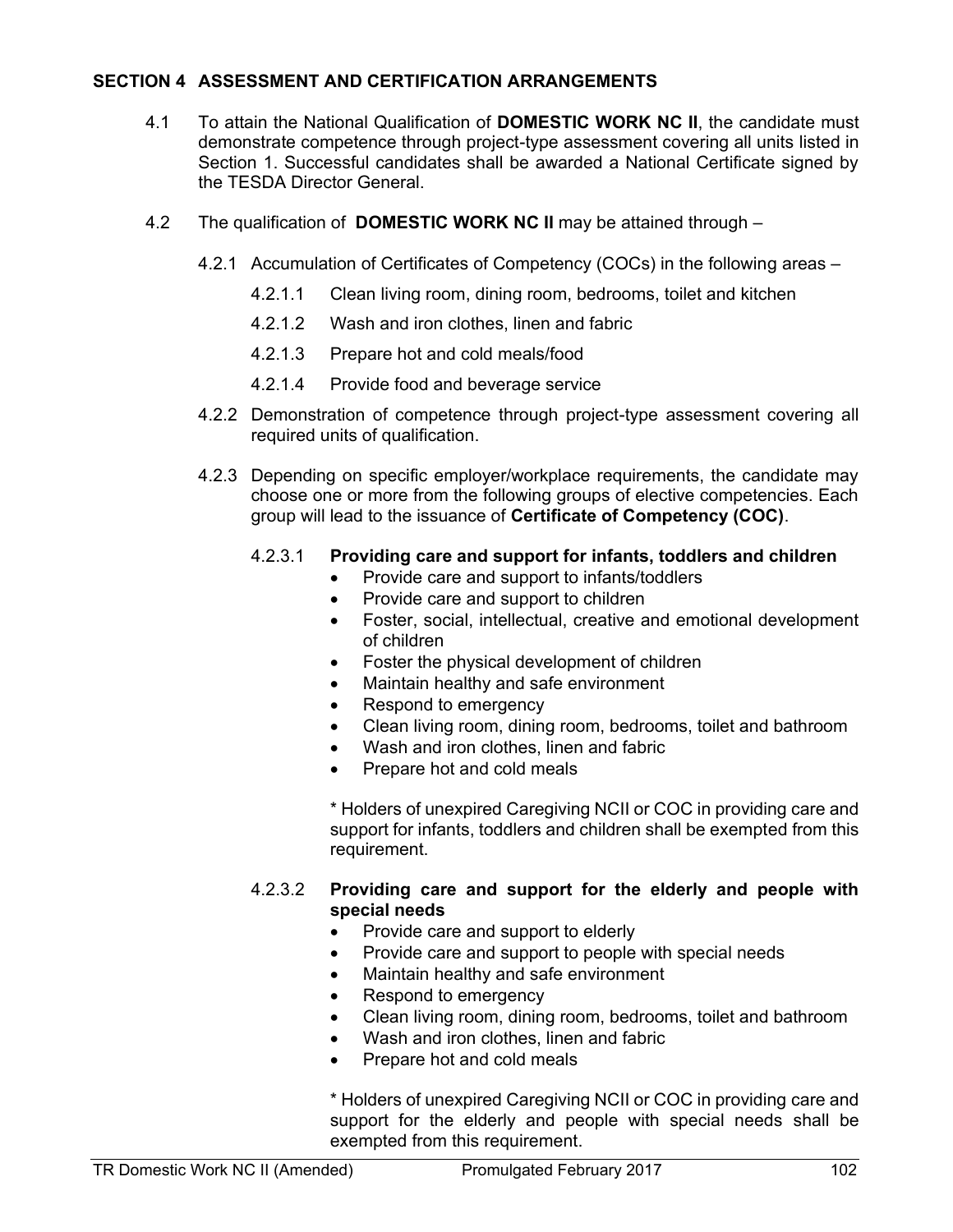## SECTION 4 ASSESSMENT AND CERTIFICATION ARRANGEMENTS

4.1 To attain the National Qualification of **DOMESTIC WORK NC II**, the candidate must demonstrate competence through project-type assessment covering all units listed in Section 1. Successful candidates shall be awarded a National Certificate signed by the TESDA Director General.

4.2 The qualification of **DOMESTIC WORK NC II** may be attained through –

4.2.1 Accumulation of Certificates of Competency (COCs) in the following areas –

4.2.1.1 Clean living room, dining room, bedrooms, toilet and kitchen

4.2.1.2 Wash and iron clothes, linen and fabric

4.2.1.3 Prepare hot and cold meals/food

4.2.1.4 Provide food and beverage service

4.2.2 Demonstration of competence through project-type assessment covering all required units of qualification.

4.2.3 Depending on specific employer/workplace requirements, the candidate may choose one or more from the following groups of elective competencies. Each group will lead to the issuance of **Certificate of Competency (COC)**.

4.2.3.1 **Providing care and support for infants, toddlers and children**

- Provide care and support to infants/toddlers
- Provide care and support to children
- Foster, social, intellectual, creative and emotional development of children
- Foster the physical development of children
- Maintain healthy and safe environment
- Respond to emergency
- Clean living room, dining room, bedrooms, toilet and bathroom
- Wash and iron clothes, linen and fabric
- Prepare hot and cold meals

\* Holders of unexpired Caregiving NCII or COC in providing care and support for infants, toddlers and children shall be exempted from this requirement.

4.2.3.2 **Providing care and support for the elderly and people with special needs**

- Provide care and support to elderly
- Provide care and support to people with special needs
- Maintain healthy and safe environment
- Respond to emergency
- Clean living room, dining room, bedrooms, toilet and bathroom
- Wash and iron clothes, linen and fabric
- Prepare hot and cold meals

\* Holders of unexpired Caregiving NCII or COC in providing care and support for the elderly and people with special needs shall be exempted from this requirement.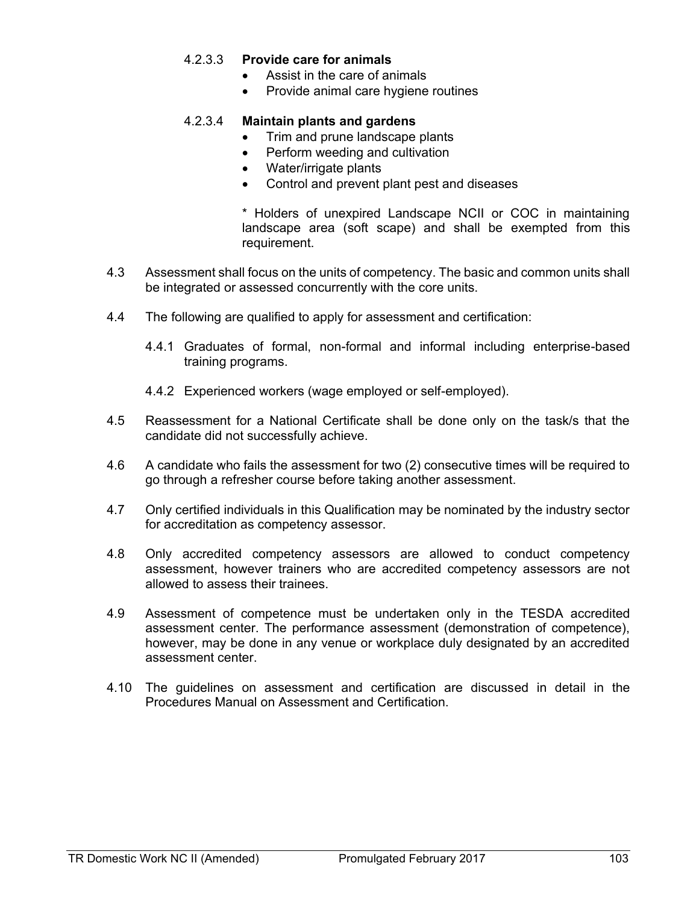4.2.3.3 **Provide care for animals**

- Assist in the care of animals
- Provide animal care hygiene routines

4.2.3.4 **Maintain plants and gardens**

- Trim and prune landscape plants
- Perform weeding and cultivation
- Water/irrigate plants
- Control and prevent plant pest and diseases

\* Holders of unexpired Landscape NCII or COC in maintaining landscape area (soft scape) and shall be exempted from this requirement.

4.3 Assessment shall focus on the units of competency. The basic and common units shall be integrated or assessed concurrently with the core units.

4.4 The following are qualified to apply for assessment and certification:

4.4.1 Graduates of formal, non-formal and informal including enterprise-based training programs.

4.4.2 Experienced workers (wage employed or self-employed).

4.5 Reassessment for a National Certificate shall be done only on the task/s that the candidate did not successfully achieve.

4.6 A candidate who fails the assessment for two (2) consecutive times will be required to go through a refresher course before taking another assessment.

4.7 Only certified individuals in this Qualification may be nominated by the industry sector for accreditation as competency assessor.

4.8 Only accredited competency assessors are allowed to conduct competency assessment, however trainers who are accredited competency assessors are not allowed to assess their trainees.

4.9 Assessment of competence must be undertaken only in the TESDA accredited assessment center. The performance assessment (demonstration of competence), however, may be done in any venue or workplace duly designated by an accredited assessment center.

4.10 The guidelines on assessment and certification are discussed in detail in the Procedures Manual on Assessment and Certification.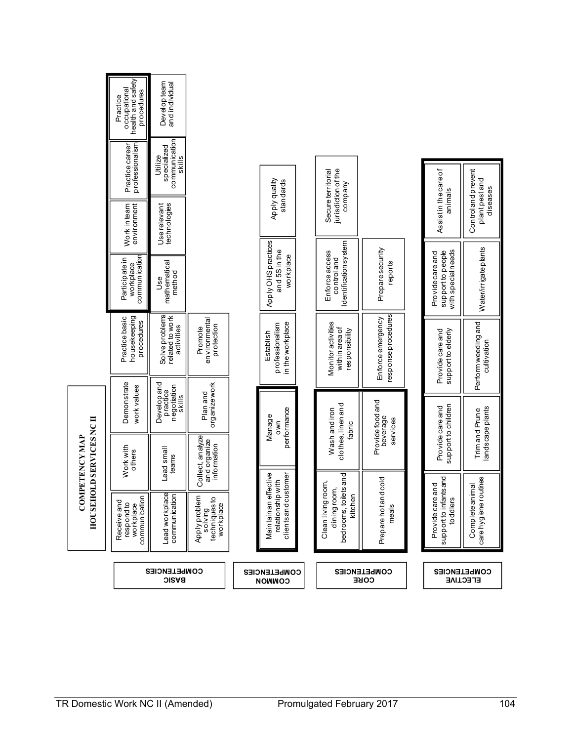# COMPETENCY MAP
## HOUSEHOLD SERVICES NC II

**BASIC COMPETENCIES**

| | | | | | | | |
|---|---|---|---|---|---|---|---|
| Receive and respond to workplace communication | Work with others | Demonstrate work values | Practice basic housekeeping procedures | Participate in workplace communication | Work in team environment | Practice career professionalism | Practice occupational health and safety procedures |
| Lead workplace communication | Lead small teams | Develop and practice negotiation skills | Solve problems related to work activities | Use mathematical method | Use relevant technologies | Utilize specialized communication skills | Develop team and individual |
| Apply problem solving techniques to workplace | Collect, analyze and organize information | Plan and organize work | Promote environmental protection | | | | |

**COMMON COMPETENCIES**

| | | | | |
|---|---|---|---|---|
| Maintain an effective relationship with clients and customer | Manage own performance | Establish professionalism in the workplace | Apply OHS practices and 5S in the workplace | Apply quality standards |

**CORE COMPETENCIES**

| | | | | |
|---|---|---|---|---|
| Clean living room, dining room, bedrooms, toilets and kitchen | Wash and iron clothes, linen and fabric | Monitor activities within area of responsibility | Enforce access control and Identification system | Secure territorial jurisdiction of the company |
| Prepare hot and cold meals | Provide food and beverage services | Enforce emergency response procedures | Prepare security reports | |

**ELECTIVE COMPETENCIES**

| | | | | |
|---|---|---|---|---|
| Provide care and support to infants and toddlers | Provide care and support to children | Provide care and support to elderly | Provide care and support to people with special needs | Assist in the care of animals |
| Complete animal care hygiene routines | Trim and Prune landscape plants | Perform weeding and cultivation | Water/irrigate plants | Control and prevent plant pest and diseases |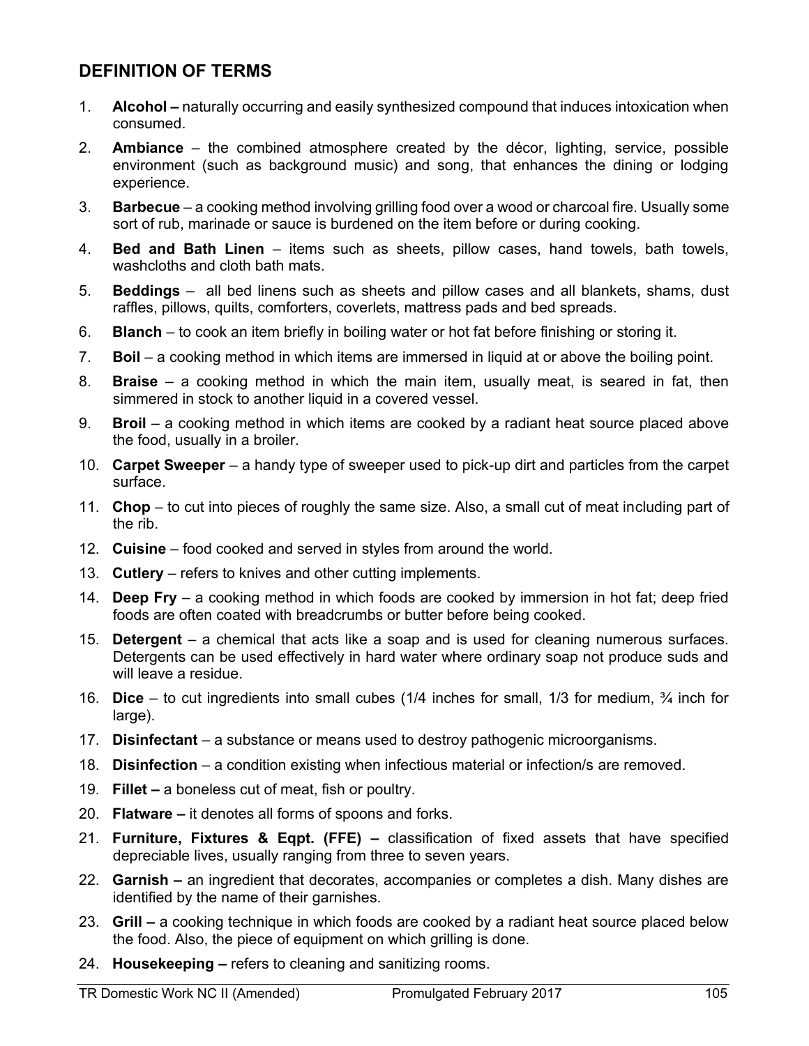## DEFINITION OF TERMS

1. **Alcohol –** naturally occurring and easily synthesized compound that induces intoxication when consumed.
2. **Ambiance** – the combined atmosphere created by the décor, lighting, service, possible environment (such as background music) and song, that enhances the dining or lodging experience.
3. **Barbecue** – a cooking method involving grilling food over a wood or charcoal fire. Usually some sort of rub, marinade or sauce is burdened on the item before or during cooking.
4. **Bed and Bath Linen** – items such as sheets, pillow cases, hand towels, bath towels, washcloths and cloth bath mats.
5. **Beddings** – all bed linens such as sheets and pillow cases and all blankets, shams, dust raffles, pillows, quilts, comforters, coverlets, mattress pads and bed spreads.
6. **Blanch** – to cook an item briefly in boiling water or hot fat before finishing or storing it.
7. **Boil** – a cooking method in which items are immersed in liquid at or above the boiling point.
8. **Braise** – a cooking method in which the main item, usually meat, is seared in fat, then simmered in stock to another liquid in a covered vessel.
9. **Broil** – a cooking method in which items are cooked by a radiant heat source placed above the food, usually in a broiler.
10. **Carpet Sweeper** – a handy type of sweeper used to pick-up dirt and particles from the carpet surface.
11. **Chop** – to cut into pieces of roughly the same size. Also, a small cut of meat including part of the rib.
12. **Cuisine** – food cooked and served in styles from around the world.
13. **Cutlery** – refers to knives and other cutting implements.
14. **Deep Fry** – a cooking method in which foods are cooked by immersion in hot fat; deep fried foods are often coated with breadcrumbs or butter before being cooked.
15. **Detergent** – a chemical that acts like a soap and is used for cleaning numerous surfaces. Detergents can be used effectively in hard water where ordinary soap not produce suds and will leave a residue.
16. **Dice** – to cut ingredients into small cubes (1/4 inches for small, 1/3 for medium, ¾ inch for large).
17. **Disinfectant** – a substance or means used to destroy pathogenic microorganisms.
18. **Disinfection** – a condition existing when infectious material or infection/s are removed.
19. **Fillet –** a boneless cut of meat, fish or poultry.
20. **Flatware –** it denotes all forms of spoons and forks.
21. **Furniture, Fixtures & Eqpt. (FFE) –** classification of fixed assets that have specified depreciable lives, usually ranging from three to seven years.
22. **Garnish –** an ingredient that decorates, accompanies or completes a dish. Many dishes are identified by the name of their garnishes.
23. **Grill –** a cooking technique in which foods are cooked by a radiant heat source placed below the food. Also, the piece of equipment on which grilling is done.
24. **Housekeeping –** refers to cleaning and sanitizing rooms.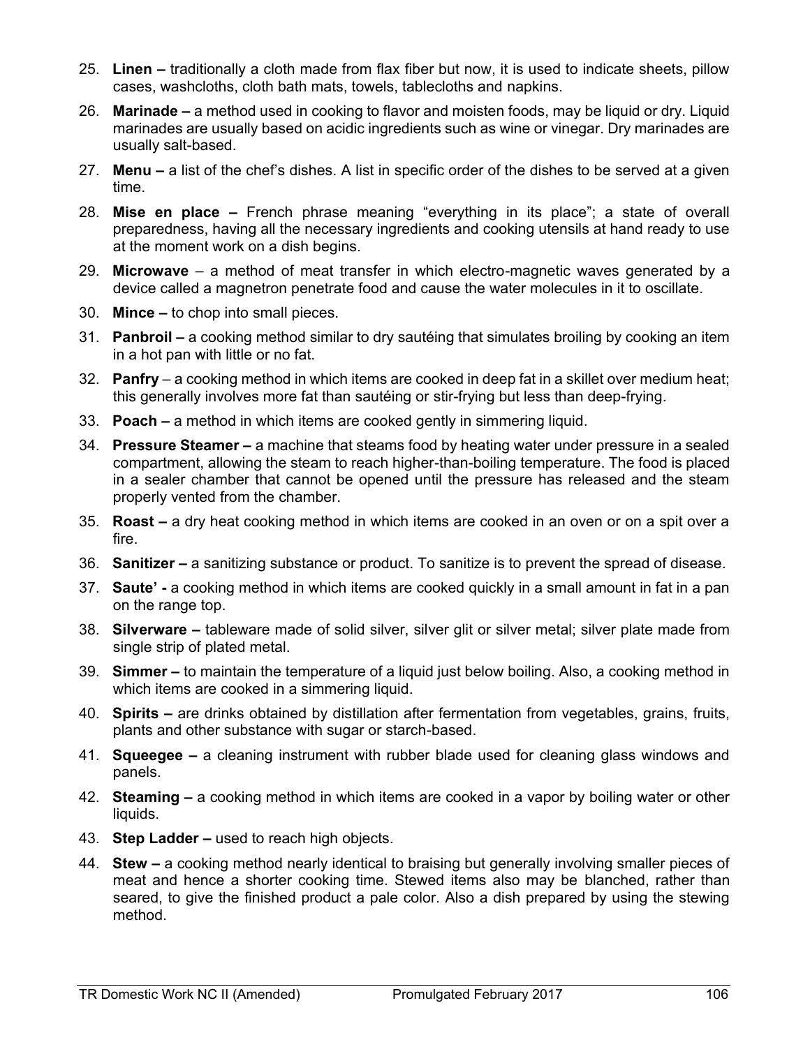25. **Linen –** traditionally a cloth made from flax fiber but now, it is used to indicate sheets, pillow cases, washcloths, cloth bath mats, towels, tablecloths and napkins.
26. **Marinade –** a method used in cooking to flavor and moisten foods, may be liquid or dry. Liquid marinades are usually based on acidic ingredients such as wine or vinegar. Dry marinades are usually salt-based.
27. **Menu –** a list of the chef's dishes. A list in specific order of the dishes to be served at a given time.
28. **Mise en place –** French phrase meaning "everything in its place"; a state of overall preparedness, having all the necessary ingredients and cooking utensils at hand ready to use at the moment work on a dish begins.
29. **Microwave** – a method of meat transfer in which electro-magnetic waves generated by a device called a magnetron penetrate food and cause the water molecules in it to oscillate.
30. **Mince –** to chop into small pieces.
31. **Panbroil –** a cooking method similar to dry sautéing that simulates broiling by cooking an item in a hot pan with little or no fat.
32. **Panfry** – a cooking method in which items are cooked in deep fat in a skillet over medium heat; this generally involves more fat than sautéing or stir-frying but less than deep-frying.
33. **Poach –** a method in which items are cooked gently in simmering liquid.
34. **Pressure Steamer –** a machine that steams food by heating water under pressure in a sealed compartment, allowing the steam to reach higher-than-boiling temperature. The food is placed in a sealer chamber that cannot be opened until the pressure has released and the steam properly vented from the chamber.
35. **Roast –** a dry heat cooking method in which items are cooked in an oven or on a spit over a fire.
36. **Sanitizer –** a sanitizing substance or product. To sanitize is to prevent the spread of disease.
37. **Saute' -** a cooking method in which items are cooked quickly in a small amount in fat in a pan on the range top.
38. **Silverware –** tableware made of solid silver, silver glit or silver metal; silver plate made from single strip of plated metal.
39. **Simmer –** to maintain the temperature of a liquid just below boiling. Also, a cooking method in which items are cooked in a simmering liquid.
40. **Spirits –** are drinks obtained by distillation after fermentation from vegetables, grains, fruits, plants and other substance with sugar or starch-based.
41. **Squeegee –** a cleaning instrument with rubber blade used for cleaning glass windows and panels.
42. **Steaming –** a cooking method in which items are cooked in a vapor by boiling water or other liquids.
43. **Step Ladder –** used to reach high objects.
44. **Stew –** a cooking method nearly identical to braising but generally involving smaller pieces of meat and hence a shorter cooking time. Stewed items also may be blanched, rather than seared, to give the finished product a pale color. Also a dish prepared by using the stewing method.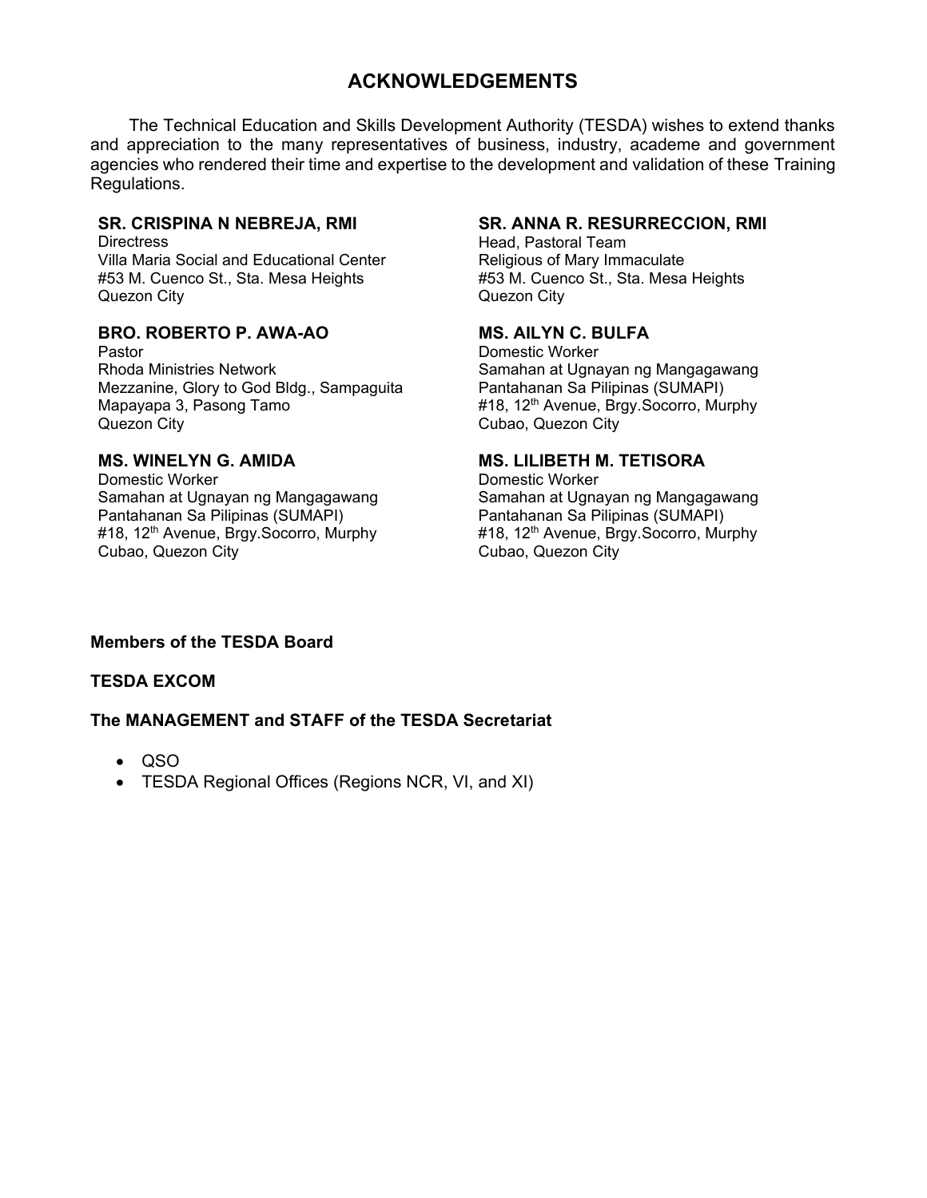# ACKNOWLEDGEMENTS

The Technical Education and Skills Development Authority (TESDA) wishes to extend thanks and appreciation to the many representatives of business, industry, academe and government agencies who rendered their time and expertise to the development and validation of these Training Regulations.

**SR. CRISPINA N NEBREJA, RMI**
Directress
Villa Maria Social and Educational Center
#53 M. Cuenco St., Sta. Mesa Heights
Quezon City

**SR. ANNA R. RESURRECCION, RMI**
Head, Pastoral Team
Religious of Mary Immaculate
#53 M. Cuenco St., Sta. Mesa Heights
Quezon City

**BRO. ROBERTO P. AWA-AO**
Pastor
Rhoda Ministries Network
Mezzanine, Glory to God Bldg., Sampaguita
Mapayapa 3, Pasong Tamo
Quezon City

**MS. AILYN C. BULFA**
Domestic Worker
Samahan at Ugnayan ng Mangagawang
Pantahanan Sa Pilipinas (SUMAPI)
#18, 12th Avenue, Brgy.Socorro, Murphy
Cubao, Quezon City

**MS. WINELYN G. AMIDA**
Domestic Worker
Samahan at Ugnayan ng Mangagawang
Pantahanan Sa Pilipinas (SUMAPI)
#18, 12th Avenue, Brgy.Socorro, Murphy
Cubao, Quezon City

**MS. LILIBETH M. TETISORA**
Domestic Worker
Samahan at Ugnayan ng Mangagawang
Pantahanan Sa Pilipinas (SUMAPI)
#18, 12th Avenue, Brgy.Socorro, Murphy
Cubao, Quezon City

**Members of the TESDA Board**

**TESDA EXCOM**

**The MANAGEMENT and STAFF of the TESDA Secretariat**

- QSO
- TESDA Regional Offices (Regions NCR, VI, and XI)